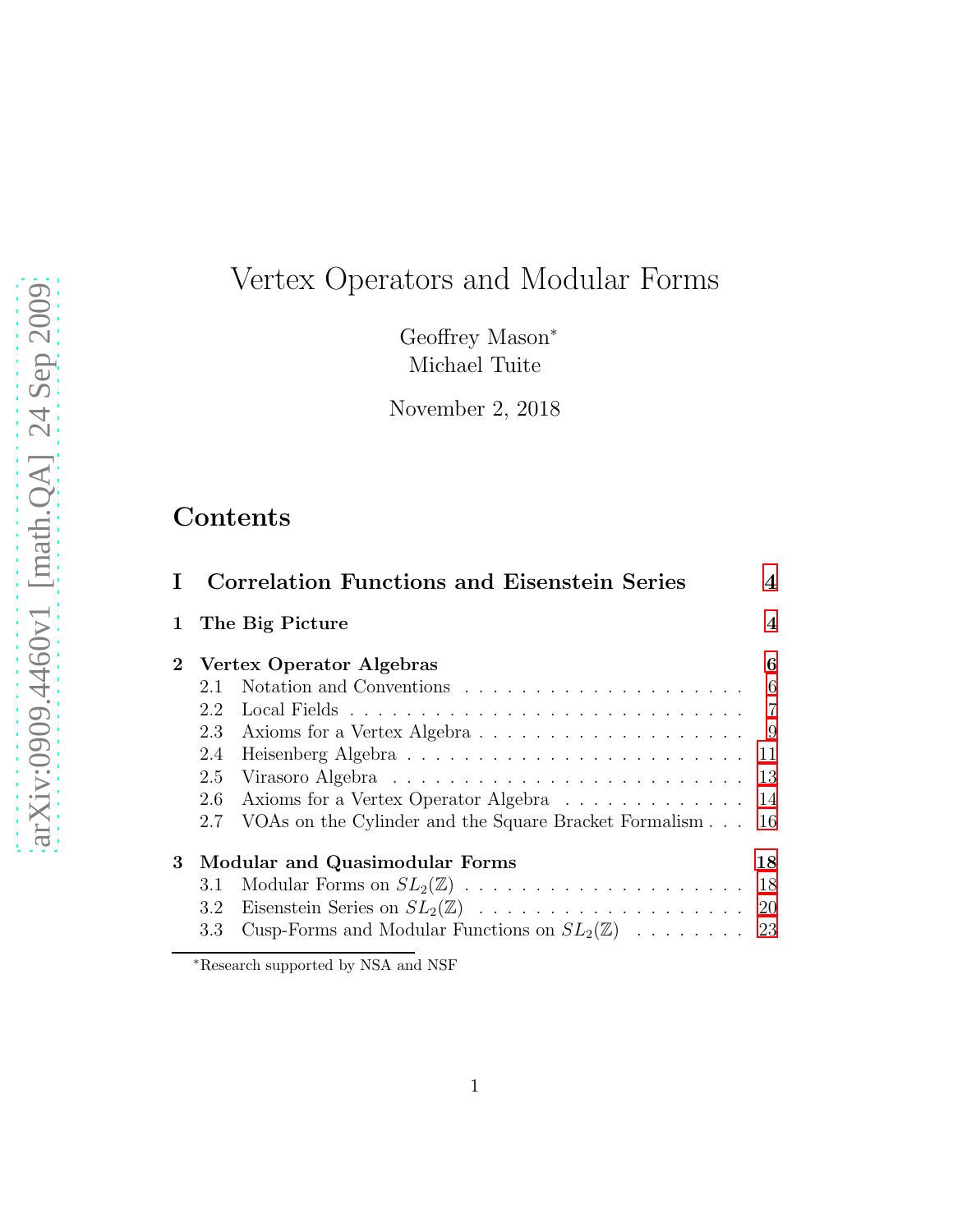# Vertex Operators and Modular Forms

Geoffrey Mason[*]
Michael Tuite

November 2, 2018

## Contents

**I Correlation Functions and Eisenstein Series** **4**

**1 The Big Picture** **4**

**2 Vertex Operator Algebras** **6**
- 2.1 Notation and Conventions . . . . . . . . . . . . . . . . . . . . . 6
- 2.2 Local Fields . . . . . . . . . . . . . . . . . . . . . . . . . . . . 7
- 2.3 Axioms for a Vertex Algebra . . . . . . . . . . . . . . . . . . . 9
- 2.4 Heisenberg Algebra . . . . . . . . . . . . . . . . . . . . . . . . 11
- 2.5 Virasoro Algebra . . . . . . . . . . . . . . . . . . . . . . . . . 13
- 2.6 Axioms for a Vertex Operator Algebra . . . . . . . . . . . . . 14
- 2.7 VOAs on the Cylinder and the Square Bracket Formalism . . . 16

**3 Modular and Quasimodular Forms** **18**
- 3.1 Modular Forms on $SL_2(\mathbb{Z})$ . . . . . . . . . . . . . . . . . . . 18
- 3.2 Eisenstein Series on $SL_2(\mathbb{Z})$ . . . . . . . . . . . . . . . . . . 20
- 3.3 Cusp-Forms and Modular Functions on $SL_2(\mathbb{Z})$ . . . . . . . . 23

[*]Research supported by NSA and NSF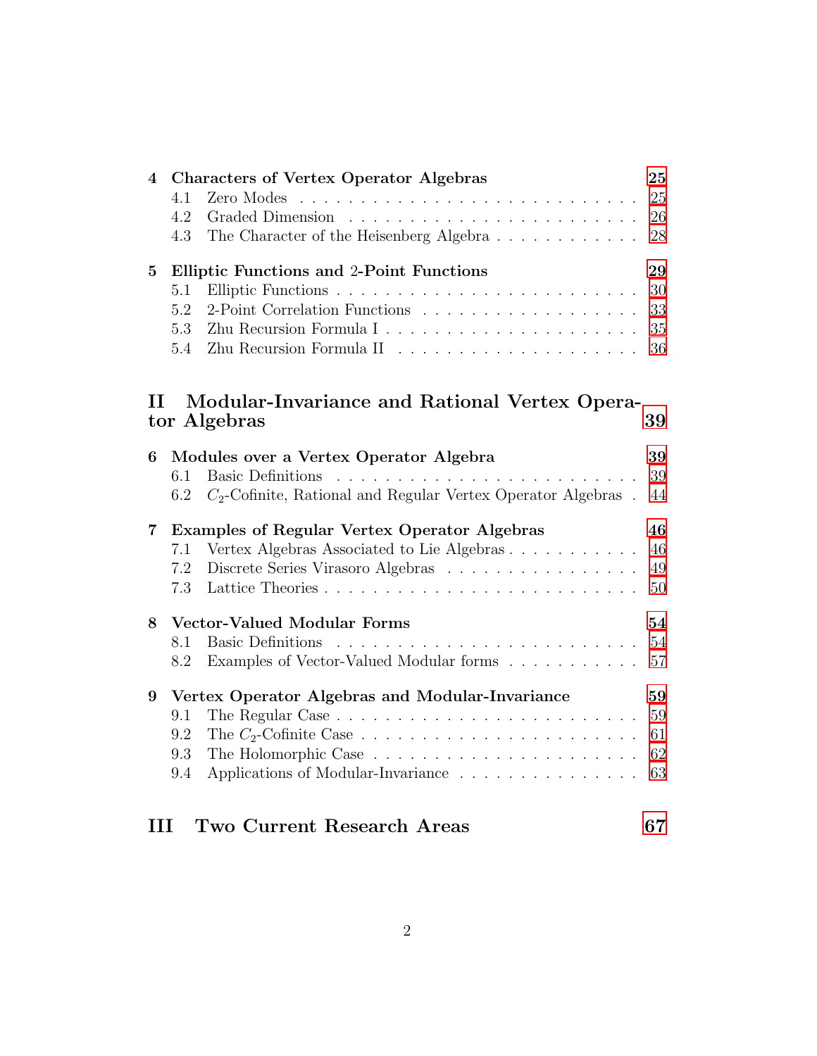**4 Characters of Vertex Operator Algebras** — 25

- 4.1 Zero Modes — 25
- 4.2 Graded Dimension — 26
- 4.3 The Character of the Heisenberg Algebra — 28

**5 Elliptic Functions and 2-Point Functions** — 29

- 5.1 Elliptic Functions — 30
- 5.2 2-Point Correlation Functions — 33
- 5.3 Zhu Recursion Formula I — 35
- 5.4 Zhu Recursion Formula II — 36

## II Modular-Invariance and Rational Vertex Operator Algebras — 39

**6 Modules over a Vertex Operator Algebra** — 39

- 6.1 Basic Definitions — 39
- 6.2 $C_2$-Cofinite, Rational and Regular Vertex Operator Algebras — 44

**7 Examples of Regular Vertex Operator Algebras** — 46

- 7.1 Vertex Algebras Associated to Lie Algebras — 46
- 7.2 Discrete Series Virasoro Algebras — 49
- 7.3 Lattice Theories — 50

**8 Vector-Valued Modular Forms** — 54

- 8.1 Basic Definitions — 54
- 8.2 Examples of Vector-Valued Modular forms — 57

**9 Vertex Operator Algebras and Modular-Invariance** — 59

- 9.1 The Regular Case — 59
- 9.2 The $C_2$-Cofinite Case — 61
- 9.3 The Holomorphic Case — 62
- 9.4 Applications of Modular-Invariance — 63

## III Two Current Research Areas — 67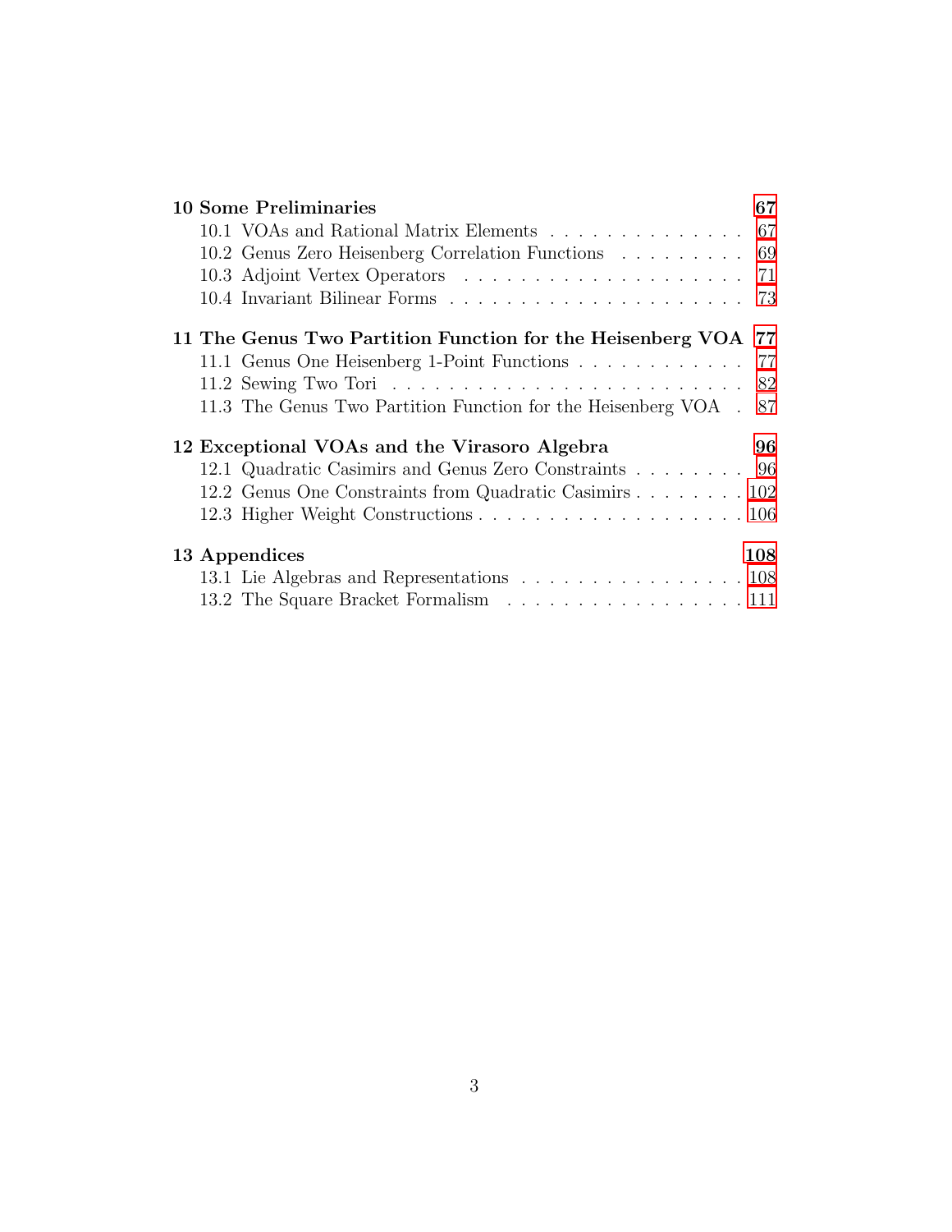**10 Some Preliminaries** 67

- 10.1 VOAs and Rational Matrix Elements . . . . . . . . . . . . . . 67
- 10.2 Genus Zero Heisenberg Correlation Functions . . . . . . . . . 69
- 10.3 Adjoint Vertex Operators . . . . . . . . . . . . . . . . . . . . 71
- 10.4 Invariant Bilinear Forms . . . . . . . . . . . . . . . . . . . . . 73

**11 The Genus Two Partition Function for the Heisenberg VOA** 77

- 11.1 Genus One Heisenberg 1-Point Functions . . . . . . . . . . . . 77
- 11.2 Sewing Two Tori . . . . . . . . . . . . . . . . . . . . . . . . . 82
- 11.3 The Genus Two Partition Function for the Heisenberg VOA . 87

**12 Exceptional VOAs and the Virasoro Algebra** 96

- 12.1 Quadratic Casimirs and Genus Zero Constraints . . . . . . . . 96
- 12.2 Genus One Constraints from Quadratic Casimirs . . . . . . . . 102
- 12.3 Higher Weight Constructions . . . . . . . . . . . . . . . . . . . 106

**13 Appendices** 108

- 13.1 Lie Algebras and Representations . . . . . . . . . . . . . . . . 108
- 13.2 The Square Bracket Formalism . . . . . . . . . . . . . . . . . 111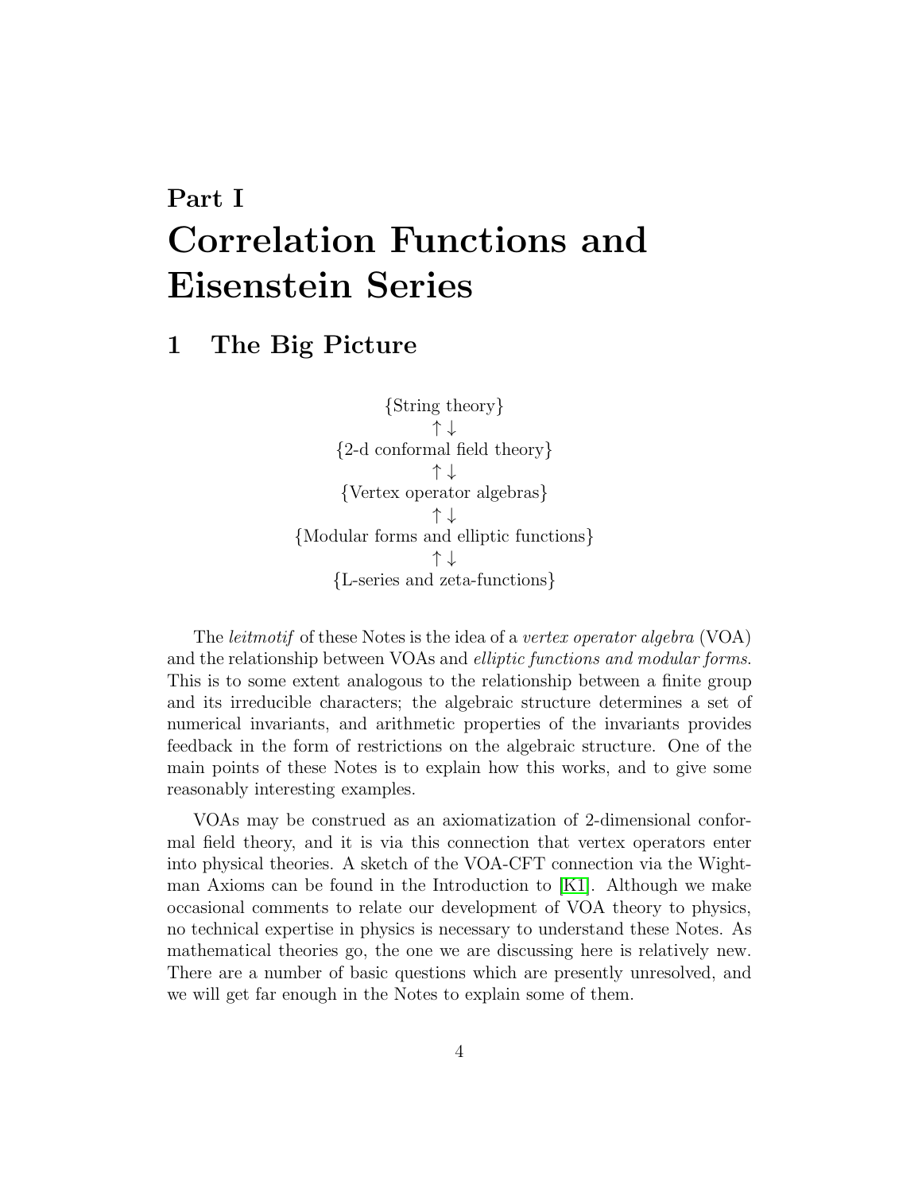# Part I
# Correlation Functions and Eisenstein Series

## 1 The Big Picture

$$
\begin{array}{c}
\{\text{String theory}\} \\
\uparrow\downarrow \\
\{\text{2-d conformal field theory}\} \\
\uparrow\downarrow \\
\{\text{Vertex operator algebras}\} \\
\uparrow\downarrow \\
\{\text{Modular forms and elliptic functions}\} \\
\uparrow\downarrow \\
\{\text{L-series and zeta-functions}\}
\end{array}
$$

The *leitmotif* of these Notes is the idea of a *vertex operator algebra* (VOA) and the relationship between VOAs and *elliptic functions and modular forms*. This is to some extent analogous to the relationship between a finite group and its irreducible characters; the algebraic structure determines a set of numerical invariants, and arithmetic properties of the invariants provides feedback in the form of restrictions on the algebraic structure. One of the main points of these Notes is to explain how this works, and to give some reasonably interesting examples.

VOAs may be construed as an axiomatization of 2-dimensional conformal field theory, and it is via this connection that vertex operators enter into physical theories. A sketch of the VOA-CFT connection via the Wightman Axioms can be found in the Introduction to [K1]. Although we make occasional comments to relate our development of VOA theory to physics, no technical expertise in physics is necessary to understand these Notes. As mathematical theories go, the one we are discussing here is relatively new. There are a number of basic questions which are presently unresolved, and we will get far enough in the Notes to explain some of them.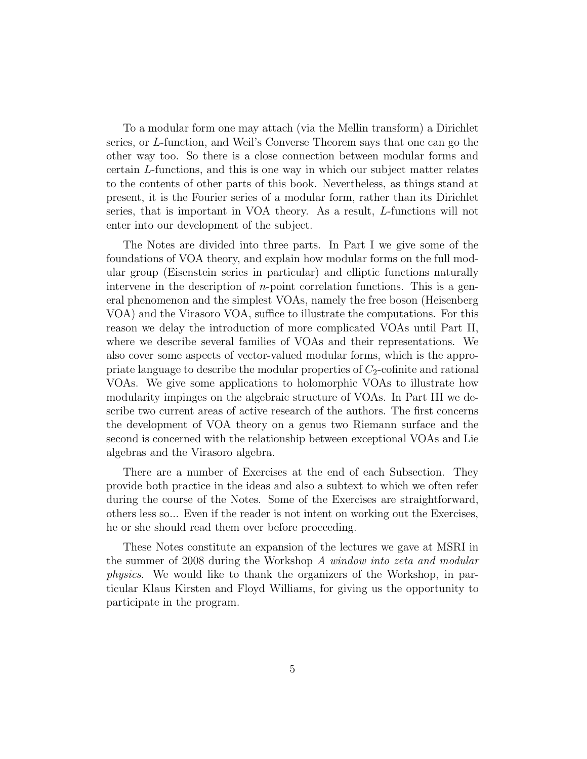To a modular form one may attach (via the Mellin transform) a Dirichlet series, or $L$-function, and Weil's Converse Theorem says that one can go the other way too. So there is a close connection between modular forms and certain $L$-functions, and this is one way in which our subject matter relates to the contents of other parts of this book. Nevertheless, as things stand at present, it is the Fourier series of a modular form, rather than its Dirichlet series, that is important in VOA theory. As a result, $L$-functions will not enter into our development of the subject.

The Notes are divided into three parts. In Part I we give some of the foundations of VOA theory, and explain how modular forms on the full modular group (Eisenstein series in particular) and elliptic functions naturally intervene in the description of $n$-point correlation functions. This is a general phenomenon and the simplest VOAs, namely the free boson (Heisenberg VOA) and the Virasoro VOA, suffice to illustrate the computations. For this reason we delay the introduction of more complicated VOAs until Part II, where we describe several families of VOAs and their representations. We also cover some aspects of vector-valued modular forms, which is the appropriate language to describe the modular properties of $C_2$-cofinite and rational VOAs. We give some applications to holomorphic VOAs to illustrate how modularity impinges on the algebraic structure of VOAs. In Part III we describe two current areas of active research of the authors. The first concerns the development of VOA theory on a genus two Riemann surface and the second is concerned with the relationship between exceptional VOAs and Lie algebras and the Virasoro algebra.

There are a number of Exercises at the end of each Subsection. They provide both practice in the ideas and also a subtext to which we often refer during the course of the Notes. Some of the Exercises are straightforward, others less so... Even if the reader is not intent on working out the Exercises, he or she should read them over before proceeding.

These Notes constitute an expansion of the lectures we gave at MSRI in the summer of 2008 during the Workshop *A window into zeta and modular physics*. We would like to thank the organizers of the Workshop, in particular Klaus Kirsten and Floyd Williams, for giving us the opportunity to participate in the program.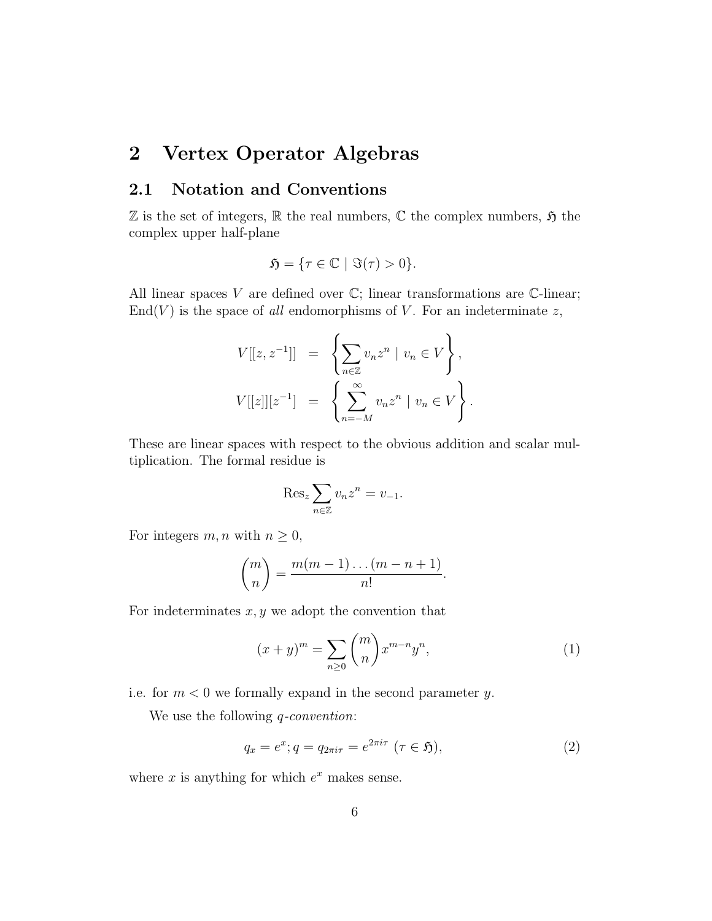# 2 Vertex Operator Algebras

## 2.1 Notation and Conventions

$\mathbb{Z}$ is the set of integers, $\mathbb{R}$ the real numbers, $\mathbb{C}$ the complex numbers, $\mathfrak{H}$ the complex upper half-plane

$$\mathfrak{H} = \{\tau \in \mathbb{C} \mid \Im(\tau) > 0\}.$$

All linear spaces $V$ are defined over $\mathbb{C}$; linear transformations are $\mathbb{C}$-linear; $\mathrm{End}(V)$ is the space of *all* endomorphisms of $V$. For an indeterminate $z$,

$$\begin{aligned} V[[z, z^{-1}]] &= \left\{ \sum_{n\in\mathbb{Z}} v_n z^n \mid v_n \in V \right\}, \\ V[[z]][z^{-1}] &= \left\{ \sum_{n=-M}^{\infty} v_n z^n \mid v_n \in V \right\}. \end{aligned}$$

These are linear spaces with respect to the obvious addition and scalar multiplication. The formal residue is

$$\mathrm{Res}_z \sum_{n\in\mathbb{Z}} v_n z^n = v_{-1}.$$

For integers $m, n$ with $n \geq 0$,

$$\binom{m}{n} = \frac{m(m-1)\dots(m-n+1)}{n!}.$$

For indeterminates $x, y$ we adopt the convention that

$$(x+y)^m = \sum_{n\geq 0} \binom{m}{n} x^{m-n} y^n, \tag{1}$$

i.e. for $m < 0$ we formally expand in the second parameter $y$.

We use the following *q-convention*:

$$q_x = e^x; q = q_{2\pi i\tau} = e^{2\pi i\tau} \ (\tau \in \mathfrak{H}), \tag{2}$$

where $x$ is anything for which $e^x$ makes sense.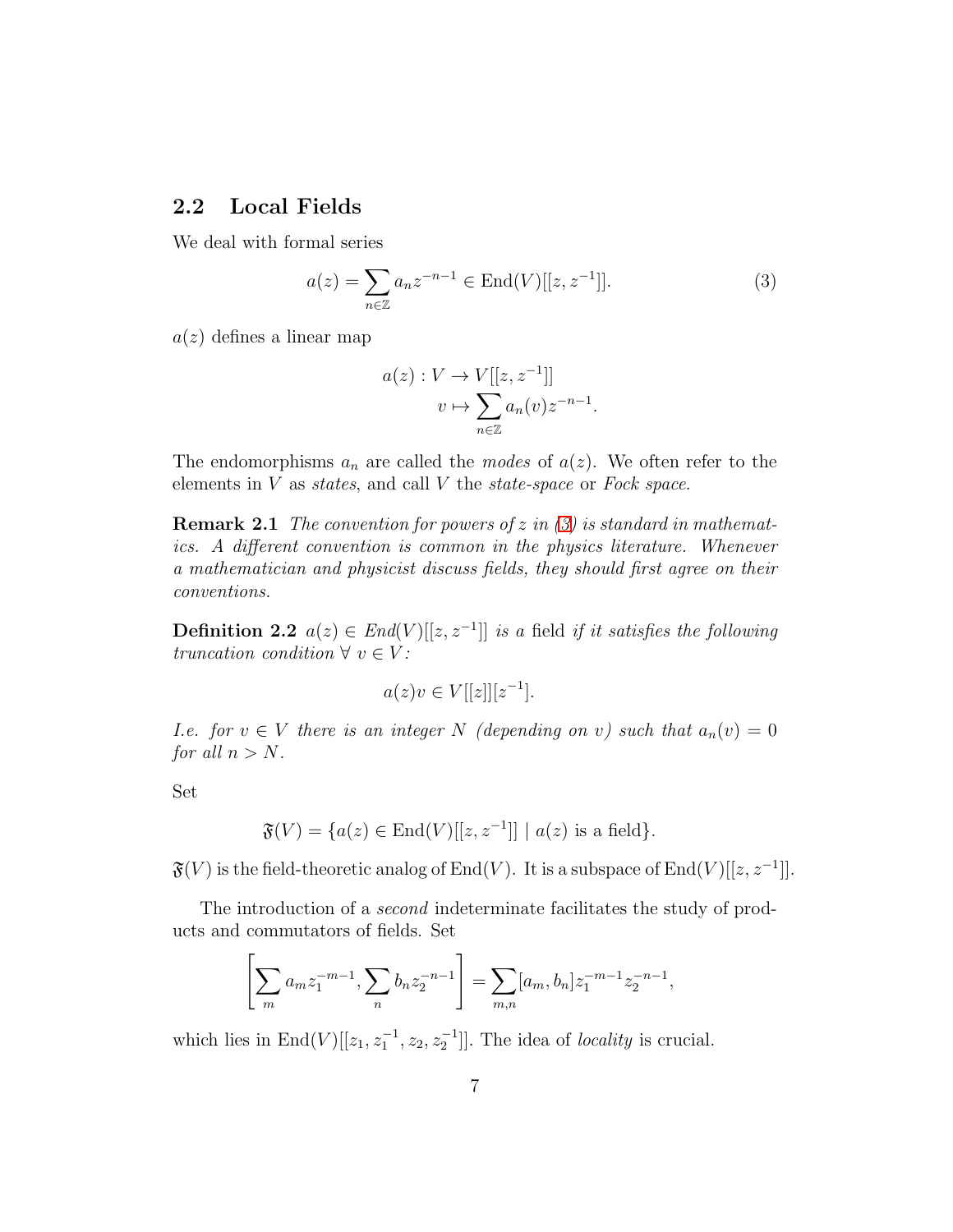## 2.2 Local Fields

We deal with formal series

$$a(z) = \sum_{n \in \mathbb{Z}} a_n z^{-n-1} \in \mathrm{End}(V)[[z, z^{-1}]]. \tag{3}$$

$a(z)$ defines a linear map

$$\begin{aligned} a(z) : V &\to V[[z, z^{-1}]] \\ v &\mapsto \sum_{n \in \mathbb{Z}} a_n(v) z^{-n-1}. \end{aligned}$$

The endomorphisms $a_n$ are called the *modes* of $a(z)$. We often refer to the elements in $V$ as *states*, and call $V$ the *state-space* or *Fock space*.

**Remark 2.1** *The convention for powers of $z$ in (3) is standard in mathematics. A different convention is common in the physics literature. Whenever a mathematician and physicist discuss fields, they should first agree on their conventions.*

**Definition 2.2** *$a(z) \in End(V)[[z, z^{-1}]]$ is a* field *if it satisfies the following truncation condition $\forall\ v \in V$:*

$$a(z)v \in V[[z]][z^{-1}].$$

*I.e. for $v \in V$ there is an integer $N$ (depending on $v$) such that $a_n(v) = 0$ for all $n > N$.*

Set

$$\mathfrak{F}(V) = \{a(z) \in \mathrm{End}(V)[[z, z^{-1}]] \mid a(z) \text{ is a field}\}.$$

$\mathfrak{F}(V)$ is the field-theoretic analog of $\mathrm{End}(V)$. It is a subspace of $\mathrm{End}(V)[[z, z^{-1}]]$.

The introduction of a *second* indeterminate facilitates the study of products and commutators of fields. Set

$$\left[ \sum_m a_m z_1^{-m-1}, \sum_n b_n z_2^{-n-1} \right] = \sum_{m,n} [a_m, b_n] z_1^{-m-1} z_2^{-n-1},$$

which lies in $\mathrm{End}(V)[[z_1, z_1^{-1}, z_2, z_2^{-1}]]$. The idea of *locality* is crucial.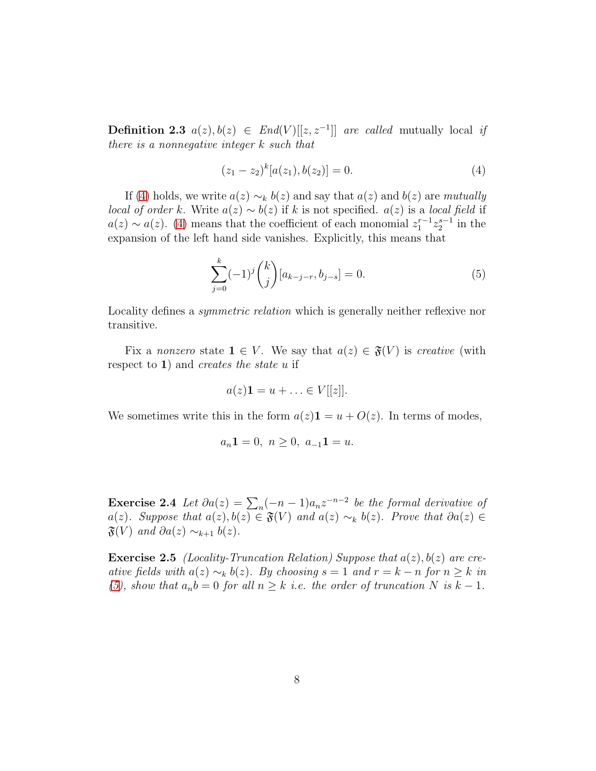**Definition 2.3** *$a(z), b(z) \in End(V)[[z, z^{-1}]]$ are called* mutually local *if there is a nonnegative integer $k$ such that*

$$(z_1 - z_2)^k [a(z_1), b(z_2)] = 0. \tag{4}$$

If (4) holds, we write $a(z) \sim_k b(z)$ and say that $a(z)$ and $b(z)$ are *mutually local of order $k$*. Write $a(z) \sim b(z)$ if $k$ is not specified. $a(z)$ is a *local field* if $a(z) \sim a(z)$. (4) means that the coefficient of each monomial $z_1^{r-1} z_2^{s-1}$ in the expansion of the left hand side vanishes. Explicitly, this means that

$$\sum_{j=0}^{k} (-1)^j \binom{k}{j} [a_{k-j-r}, b_{j-s}] = 0. \tag{5}$$

Locality defines a *symmetric relation* which is generally neither reflexive nor transitive.

Fix a *nonzero* state $\mathbf{1} \in V$. We say that $a(z) \in \mathfrak{F}(V)$ is *creative* (with respect to $\mathbf{1}$) and *creates the state $u$* if

$$a(z)\mathbf{1} = u + \ldots \in V[[z]].$$

We sometimes write this in the form $a(z)\mathbf{1} = u + O(z)$. In terms of modes,

$$a_n \mathbf{1} = 0, \; n \geq 0, \; a_{-1}\mathbf{1} = u.$$

**Exercise 2.4** *Let $\partial a(z) = \sum_n (-n-1) a_n z^{-n-2}$ be the formal derivative of $a(z)$. Suppose that $a(z), b(z) \in \mathfrak{F}(V)$ and $a(z) \sim_k b(z)$. Prove that $\partial a(z) \in \mathfrak{F}(V)$ and $\partial a(z) \sim_{k+1} b(z)$.*

**Exercise 2.5** *(Locality-Truncation Relation) Suppose that $a(z), b(z)$ are creative fields with $a(z) \sim_k b(z)$. By choosing $s = 1$ and $r = k - n$ for $n \geq k$ in (5), show that $a_n b = 0$ for all $n \geq k$ i.e. the order of truncation $N$ is $k - 1$.*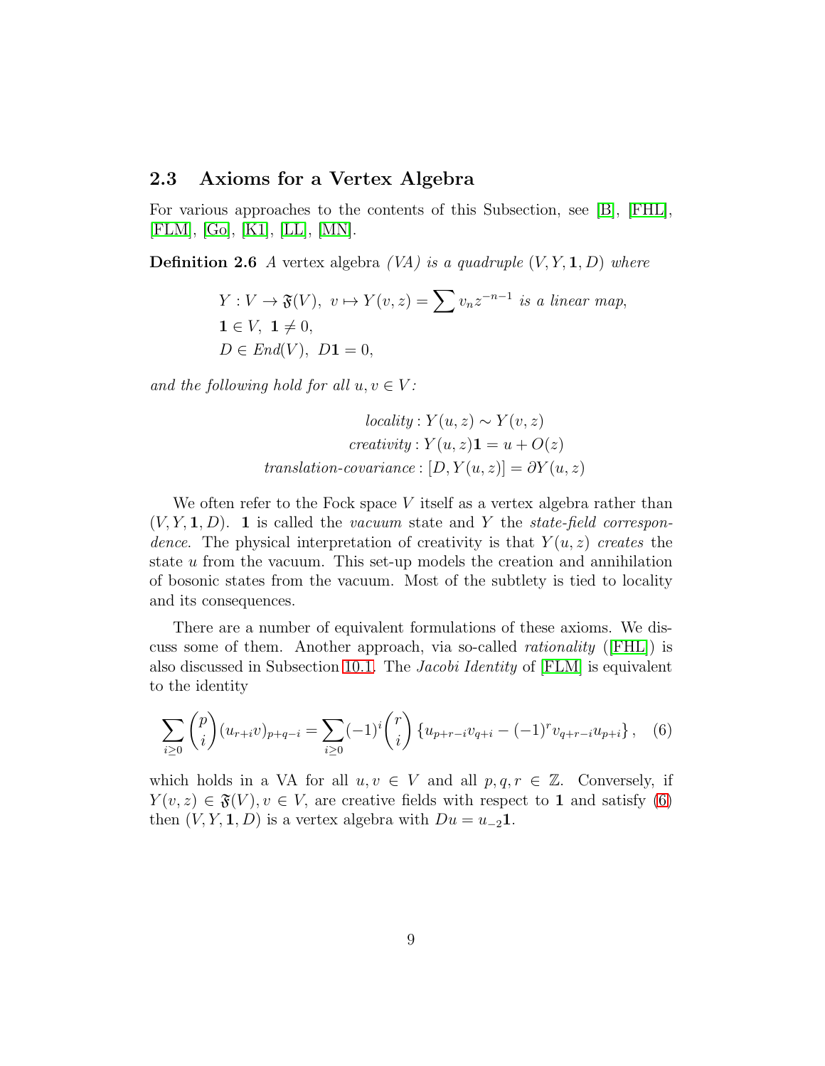### 2.3 Axioms for a Vertex Algebra

For various approaches to the contents of this Subsection, see [B], [FHL], [FLM], [Go], [K1], [LL], [MN].

**Definition 2.6** *A* vertex algebra *(VA) is a quadruple* $(V, Y, \mathbf{1}, D)$ *where*

$$
\begin{aligned}
&Y : V \to \mathfrak{F}(V),\ v \mapsto Y(v,z) = \sum v_n z^{-n-1} \text{ is a linear map,}\\
&\mathbf{1} \in V,\ \mathbf{1} \neq 0,\\
&D \in End(V),\ D\mathbf{1} = 0,
\end{aligned}
$$

*and the following hold for all* $u, v \in V$*:*

$$
\begin{aligned}
\textit{locality} &: Y(u,z) \sim Y(v,z)\\
\textit{creativity} &: Y(u,z)\mathbf{1} = u + O(z)\\
\textit{translation-covariance} &: [D, Y(u,z)] = \partial Y(u,z)
\end{aligned}
$$

We often refer to the Fock space $V$ itself as a vertex algebra rather than $(V, Y, \mathbf{1}, D)$. $\mathbf{1}$ is called the *vacuum* state and $Y$ the *state-field correspondence*. The physical interpretation of creativity is that $Y(u,z)$ *creates* the state $u$ from the vacuum. This set-up models the creation and annihilation of bosonic states from the vacuum. Most of the subtlety is tied to locality and its consequences.

There are a number of equivalent formulations of these axioms. We discuss some of them. Another approach, via so-called *rationality* ([FHL]) is also discussed in Subsection 10.1. The *Jacobi Identity* of [FLM] is equivalent to the identity

$$
\sum_{i \geq 0} \binom{p}{i} (u_{r+i}v)_{p+q-i} = \sum_{i \geq 0} (-1)^i \binom{r}{i} \left\{ u_{p+r-i}v_{q+i} - (-1)^r v_{q+r-i}u_{p+i} \right\}, \quad (6)
$$

which holds in a VA for all $u, v \in V$ and all $p, q, r \in \mathbb{Z}$. Conversely, if $Y(v,z) \in \mathfrak{F}(V), v \in V$, are creative fields with respect to $\mathbf{1}$ and satisfy (6) then $(V, Y, \mathbf{1}, D)$ is a vertex algebra with $Du = u_{-2}\mathbf{1}$.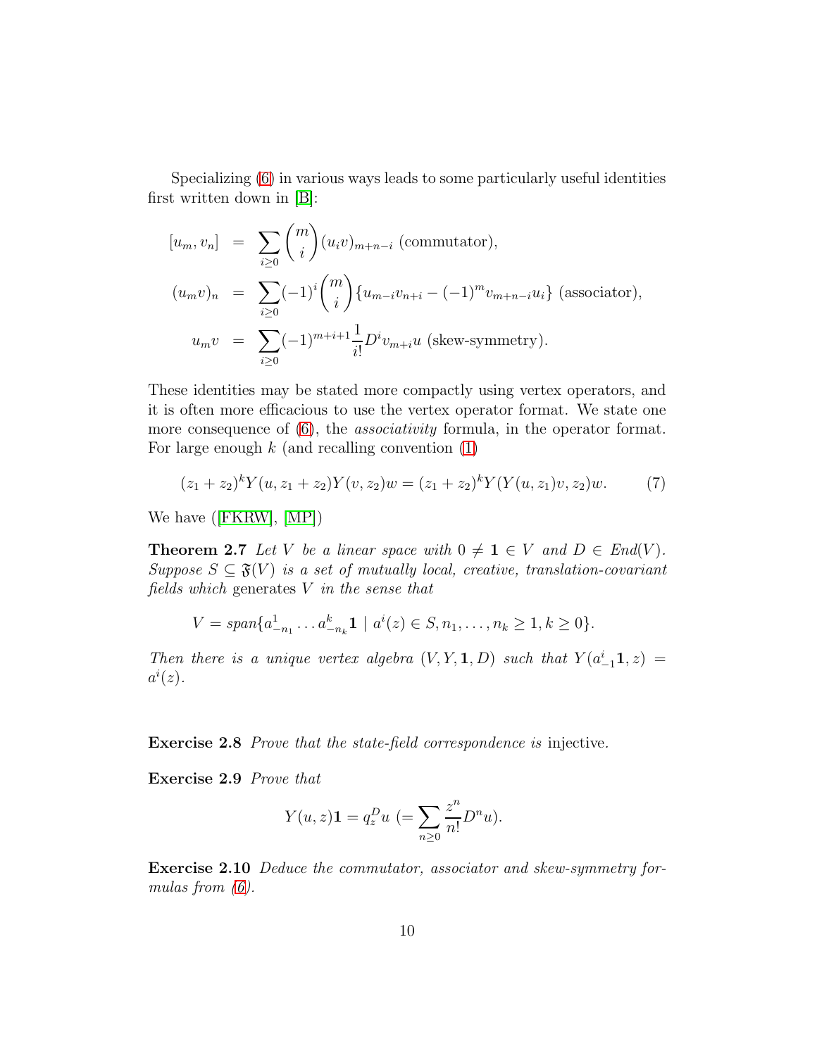Specializing (6) in various ways leads to some particularly useful identities first written down in [B]:

$$
\begin{aligned}
[u_m, v_n] &= \sum_{i\geq 0} \binom{m}{i} (u_i v)_{m+n-i} \text{ (commutator)}, \\
(u_m v)_n &= \sum_{i\geq 0} (-1)^i \binom{m}{i} \{u_{m-i} v_{n+i} - (-1)^m v_{m+n-i} u_i\} \text{ (associator)}, \\
u_m v &= \sum_{i\geq 0} (-1)^{m+i+1} \frac{1}{i!} D^i v_{m+i} u \text{ (skew-symmetry)}.
\end{aligned}
$$

These identities may be stated more compactly using vertex operators, and it is often more efficacious to use the vertex operator format. We state one more consequence of (6), the *associativity* formula, in the operator format. For large enough $k$ (and recalling convention (1)

$$
(z_1 + z_2)^k Y(u, z_1 + z_2) Y(v, z_2) w = (z_1 + z_2)^k Y(Y(u, z_1) v, z_2) w. \tag{7}
$$

We have ([FKRW], [MP])

**Theorem 2.7** *Let $V$ be a linear space with $0 \neq \mathbf{1} \in V$ and $D \in End(V)$. Suppose $S \subseteq \mathfrak{F}(V)$ is a set of mutually local, creative, translation-covariant fields which* generates *$V$ in the sense that*

$$
V = span\{a^1_{-n_1} \dots a^k_{-n_k} \mathbf{1} \mid a^i(z) \in S, n_1, \dots, n_k \geq 1, k \geq 0\}.
$$

*Then there is a unique vertex algebra $(V, Y, \mathbf{1}, D)$ such that $Y(a^i_{-1}\mathbf{1}, z) = a^i(z)$.*

**Exercise 2.8** *Prove that the state-field correspondence is* injective.

**Exercise 2.9** *Prove that*

$$
Y(u, z)\mathbf{1} = q_z^D u \ (= \sum_{n\geq 0} \frac{z^n}{n!} D^n u).
$$

**Exercise 2.10** *Deduce the commutator, associator and skew-symmetry formulas from (6).*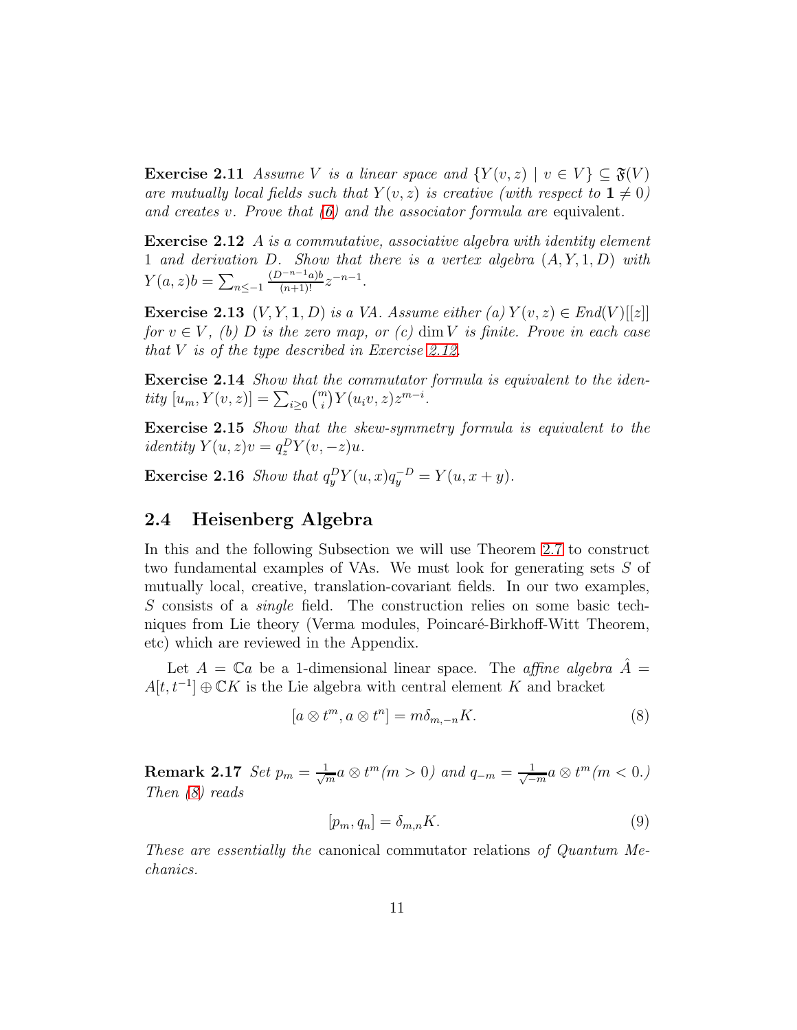**Exercise 2.11** *Assume $V$ is a linear space and $\{Y(v,z) \mid v \in V\} \subseteq \mathfrak{F}(V)$ are mutually local fields such that $Y(v,z)$ is creative (with respect to $\mathbf{1} \neq 0$) and creates $v$. Prove that (6) and the associator formula are* equivalent.

**Exercise 2.12** *$A$ is a commutative, associative algebra with identity element 1 and derivation $D$. Show that there is a vertex algebra $(A, Y, 1, D)$ with $Y(a,z)b = \sum_{n \leq -1} \frac{(D^{-n-1}a)b}{(n+1)!} z^{-n-1}$.*

**Exercise 2.13** *$(V, Y, \mathbf{1}, D)$ is a VA. Assume either (a) $Y(v,z) \in End(V)[[z]]$ for $v \in V$, (b) $D$ is the zero map, or (c) $\dim V$ is finite. Prove in each case that $V$ is of the type described in Exercise 2.12.*

**Exercise 2.14** *Show that the commutator formula is equivalent to the identity $[u_m, Y(v,z)] = \sum_{i \geq 0} \binom{m}{i} Y(u_i v, z) z^{m-i}$.*

**Exercise 2.15** *Show that the skew-symmetry formula is equivalent to the identity $Y(u,z)v = q_z^D Y(v,-z)u$.*

**Exercise 2.16** *Show that $q_y^D Y(u,x) q_y^{-D} = Y(u, x+y)$.*

## 2.4 Heisenberg Algebra

In this and the following Subsection we will use Theorem 2.7 to construct two fundamental examples of VAs. We must look for generating sets $S$ of mutually local, creative, translation-covariant fields. In our two examples, $S$ consists of a *single* field. The construction relies on some basic techniques from Lie theory (Verma modules, Poincaré-Birkhoff-Witt Theorem, etc) which are reviewed in the Appendix.

Let $A = \mathbb{C}a$ be a 1-dimensional linear space. The *affine algebra* $\hat{A} = A[t, t^{-1}] \oplus \mathbb{C}K$ is the Lie algebra with central element $K$ and bracket

$$[a \otimes t^m, a \otimes t^n] = m\delta_{m,-n} K. \tag{8}$$

**Remark 2.17** *Set $p_m = \frac{1}{\sqrt{m}} a \otimes t^m (m > 0)$ and $q_{-m} = \frac{1}{\sqrt{-m}} a \otimes t^m (m < 0.)$ Then (8) reads*

$$[p_m, q_n] = \delta_{m,n} K. \tag{9}$$

*These are essentially the* canonical commutator relations *of Quantum Mechanics.*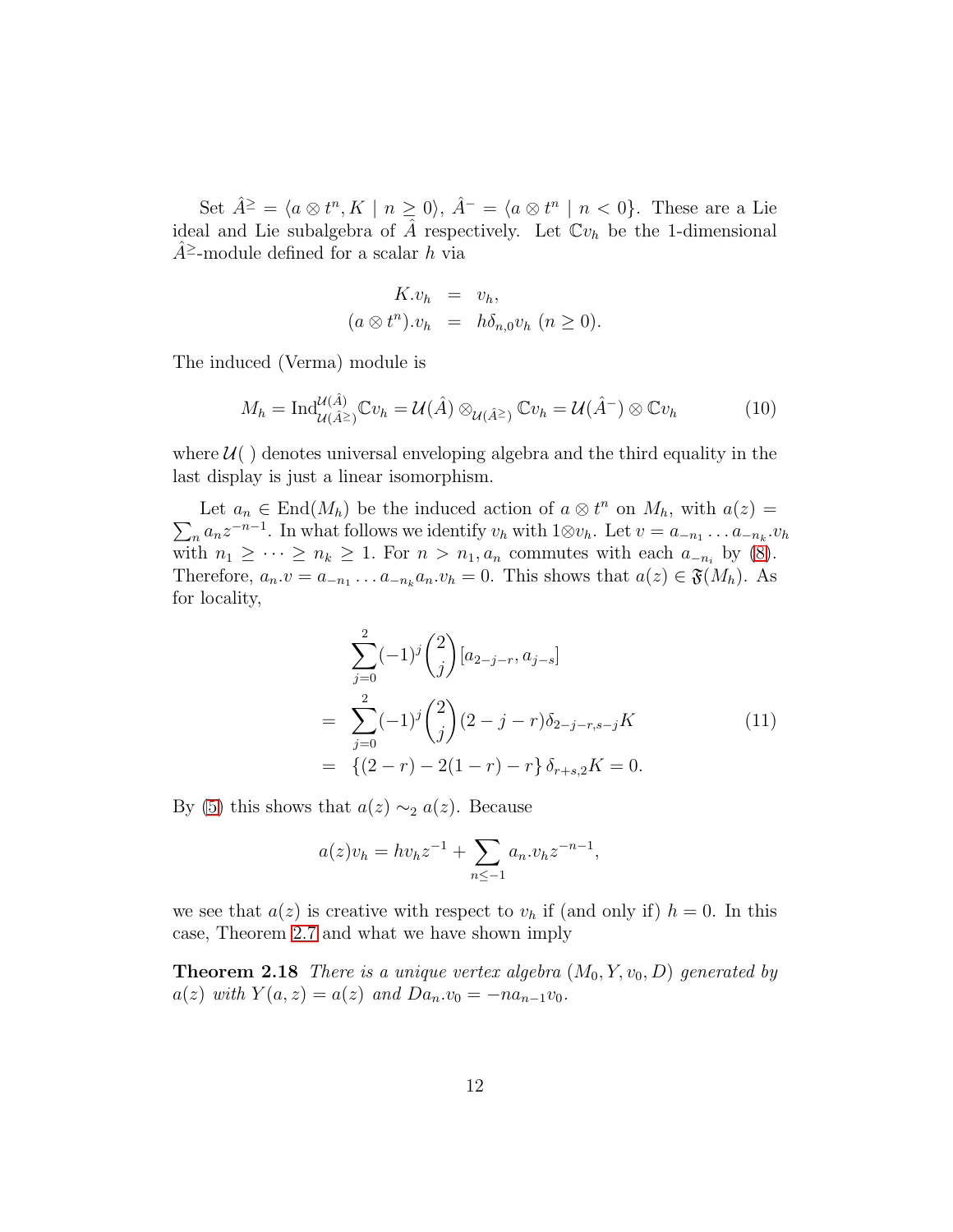Set $\hat{A}^{\geq} = \langle a \otimes t^n, K \mid n \geq 0 \rangle$, $\hat{A}^{-} = \langle a \otimes t^n \mid n < 0 \}$. These are a Lie ideal and Lie subalgebra of $\hat{A}$ respectively. Let $\mathbb{C}v_h$ be the 1-dimensional $\hat{A}^{\geq}$-module defined for a scalar $h$ via

$$
\begin{aligned}
K.v_h &= v_h, \\
(a \otimes t^n).v_h &= h\delta_{n,0} v_h \ (n \geq 0).
\end{aligned}
$$

The induced (Verma) module is

$$
M_h = \mathrm{Ind}_{\mathcal{U}(\hat{A}^{\geq})}^{\mathcal{U}(\hat{A})} \mathbb{C}v_h = \mathcal{U}(\hat{A}) \otimes_{\mathcal{U}(\hat{A}^{\geq})} \mathbb{C}v_h = \mathcal{U}(\hat{A}^{-}) \otimes \mathbb{C}v_h \tag{10}
$$

where $\mathcal{U}(\ )$ denotes universal enveloping algebra and the third equality in the last display is just a linear isomorphism.

Let $a_n \in \mathrm{End}(M_h)$ be the induced action of $a \otimes t^n$ on $M_h$, with $a(z) = \sum_n a_n z^{-n-1}$. In what follows we identify $v_h$ with $1 \otimes v_h$. Let $v = a_{-n_1} \ldots a_{-n_k}.v_h$ with $n_1 \geq \cdots \geq n_k \geq 1$. For $n > n_1, a_n$ commutes with each $a_{-n_i}$ by (8). Therefore, $a_n.v = a_{-n_1} \ldots a_{-n_k} a_n.v_h = 0$. This shows that $a(z) \in \mathfrak{F}(M_h)$. As for locality,

$$
\begin{aligned}
& \sum_{j=0}^{2} (-1)^j \binom{2}{j} [a_{2-j-r}, a_{j-s}] \\
=\ & \sum_{j=0}^{2} (-1)^j \binom{2}{j} (2-j-r)\delta_{2-j-r,s-j} K \\
=\ & \{(2-r) - 2(1-r) - r\} \, \delta_{r+s,2} K = 0.
\end{aligned} \tag{11}
$$

By (5) this shows that $a(z) \sim_2 a(z)$. Because

$$
a(z)v_h = hv_h z^{-1} + \sum_{n \leq -1} a_n.v_h z^{-n-1},
$$

we see that $a(z)$ is creative with respect to $v_h$ if (and only if) $h = 0$. In this case, Theorem 2.7 and what we have shown imply

**Theorem 2.18** *There is a unique vertex algebra $(M_0, Y, v_0, D)$ generated by $a(z)$ with $Y(a, z) = a(z)$ and $Da_n.v_0 = -na_{n-1}v_0$.*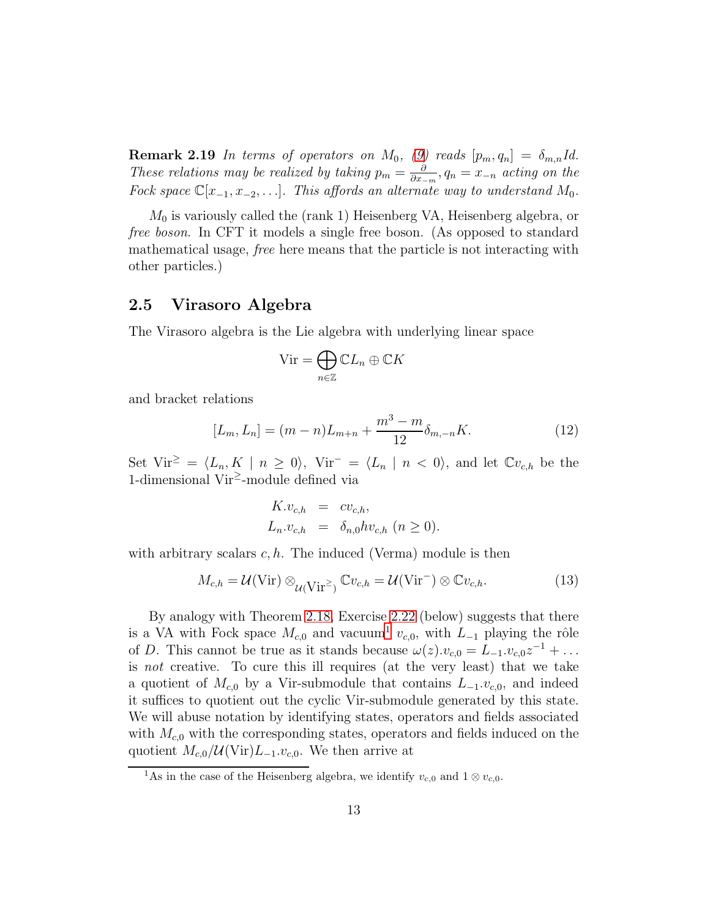**Remark 2.19** *In terms of operators on $M_0$, (9) reads $[p_m, q_n] = \delta_{m,n} Id$. These relations may be realized by taking $p_m = \frac{\partial}{\partial x_{-m}}, q_n = x_{-n}$ acting on the Fock space $\mathbb{C}[x_{-1}, x_{-2}, \ldots]$. This affords an alternate way to understand $M_0$.*

$M_0$ is variously called the (rank 1) Heisenberg VA, Heisenberg algebra, or *free boson*. In CFT it models a single free boson. (As opposed to standard mathematical usage, *free* here means that the particle is not interacting with other particles.)

## 2.5 Virasoro Algebra

The Virasoro algebra is the Lie algebra with underlying linear space

$$\mathrm{Vir} = \bigoplus_{n \in \mathbb{Z}} \mathbb{C} L_n \oplus \mathbb{C} K$$

and bracket relations

$$[L_m, L_n] = (m - n) L_{m+n} + \frac{m^3 - m}{12} \delta_{m,-n} K. \tag{12}$$

Set $\mathrm{Vir}^{\geq} = \langle L_n, K \mid n \geq 0 \rangle$, $\mathrm{Vir}^{-} = \langle L_n \mid n < 0 \rangle$, and let $\mathbb{C} v_{c,h}$ be the 1-dimensional $\mathrm{Vir}^{\geq}$-module defined via

$$\begin{aligned} K.v_{c,h} &= c v_{c,h}, \\ L_n.v_{c,h} &= \delta_{n,0} h v_{c,h} \ (n \geq 0). \end{aligned}$$

with arbitrary scalars $c, h$. The induced (Verma) module is then

$$M_{c,h} = \mathcal{U}(\mathrm{Vir}) \otimes_{\mathcal{U}(\mathrm{Vir}^{\geq})} \mathbb{C} v_{c,h} = \mathcal{U}(\mathrm{Vir}^{-}) \otimes \mathbb{C} v_{c,h}. \tag{13}$$

By analogy with Theorem 2.18, Exercise 2.22 (below) suggests that there is a VA with Fock space $M_{c,0}$ and vacuum[1] $v_{c,0}$, with $L_{-1}$ playing the rôle of $D$. This cannot be true as it stands because $\omega(z).v_{c,0} = L_{-1}.v_{c,0} z^{-1} + \ldots$ is *not* creative. To cure this ill requires (at the very least) that we take a quotient of $M_{c,0}$ by a Vir-submodule that contains $L_{-1}.v_{c,0}$, and indeed it suffices to quotient out the cyclic Vir-submodule generated by this state. We will abuse notation by identifying states, operators and fields associated with $M_{c,0}$ with the corresponding states, operators and fields induced on the quotient $M_{c,0}/\mathcal{U}(\mathrm{Vir}) L_{-1}.v_{c,0}$. We then arrive at

[1] As in the case of the Heisenberg algebra, we identify $v_{c,0}$ and $1 \otimes v_{c,0}$.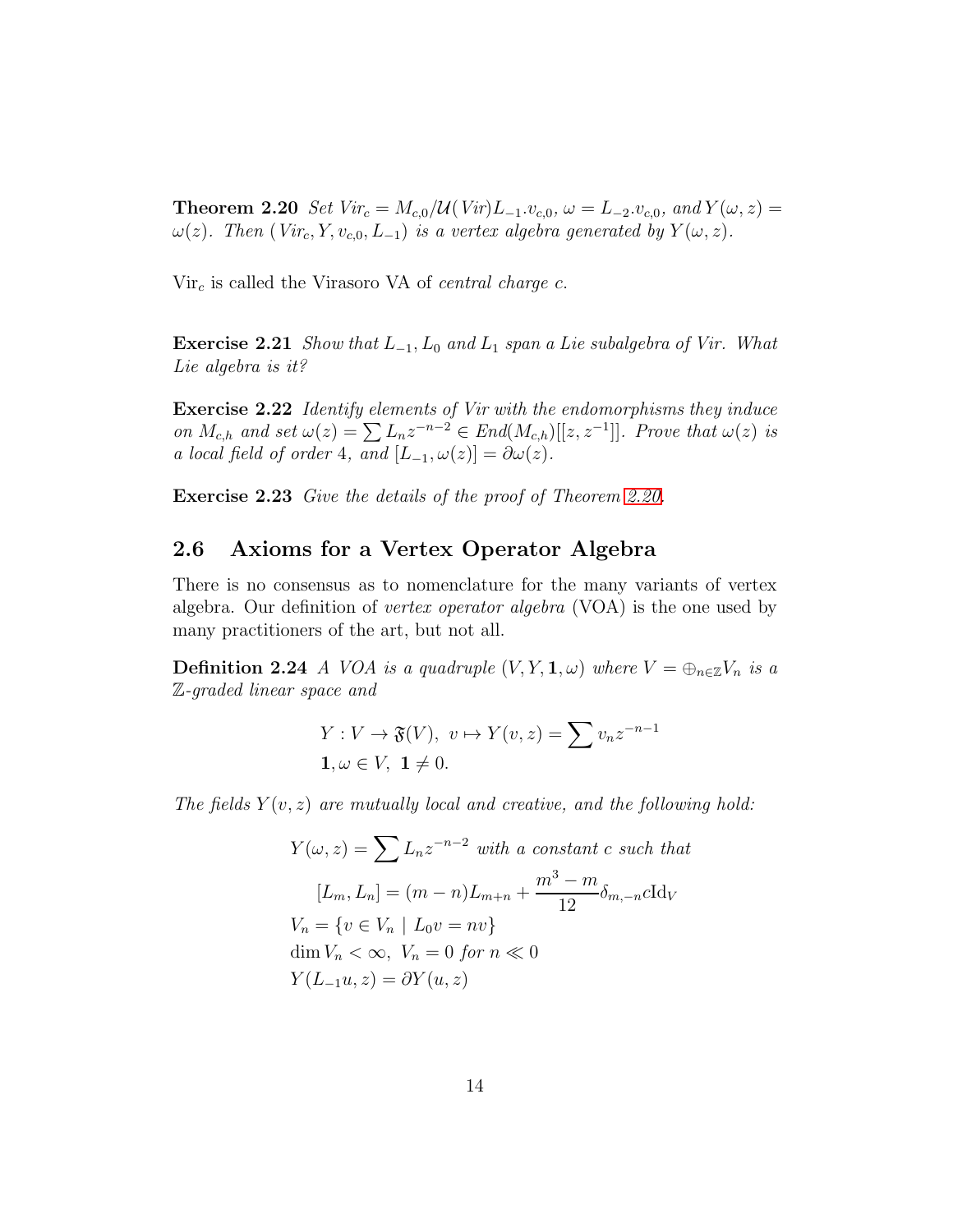**Theorem 2.20** *Set $Vir_c = M_{c,0}/\mathcal{U}(Vir)L_{-1}.v_{c,0}$, $\omega = L_{-2}.v_{c,0}$, and $Y(\omega, z) = \omega(z)$. Then $(Vir_c, Y, v_{c,0}, L_{-1})$ is a vertex algebra generated by $Y(\omega, z)$.*

$\text{Vir}_c$ is called the Virasoro VA of *central charge c*.

**Exercise 2.21** *Show that $L_{-1}, L_0$ and $L_1$ span a Lie subalgebra of Vir. What Lie algebra is it?*

**Exercise 2.22** *Identify elements of Vir with the endomorphisms they induce on $M_{c,h}$ and set $\omega(z) = \sum L_n z^{-n-2} \in End(M_{c,h})[[z, z^{-1}]]$. Prove that $\omega(z)$ is a local field of order 4, and $[L_{-1}, \omega(z)] = \partial\omega(z)$.*

**Exercise 2.23** *Give the details of the proof of Theorem 2.20.*

## 2.6 Axioms for a Vertex Operator Algebra

There is no consensus as to nomenclature for the many variants of vertex algebra. Our definition of *vertex operator algebra* (VOA) is the one used by many practitioners of the art, but not all.

**Definition 2.24** *A VOA is a quadruple $(V, Y, \mathbf{1}, \omega)$ where $V = \oplus_{n\in\mathbb{Z}} V_n$ is a $\mathbb{Z}$-graded linear space and*

$$Y : V \to \mathfrak{F}(V),\ v \mapsto Y(v, z) = \sum v_n z^{-n-1}$$
$$\mathbf{1}, \omega \in V,\ \mathbf{1} \neq 0.$$

*The fields $Y(v, z)$ are mutually local and creative, and the following hold:*

$$Y(\omega, z) = \sum L_n z^{-n-2} \text{ with a constant } c \text{ such that}$$
$$[L_m, L_n] = (m-n)L_{m+n} + \frac{m^3 - m}{12}\delta_{m,-n} c \mathrm{Id}_V$$
$$V_n = \{v \in V_n \mid L_0 v = nv\}$$
$$\dim V_n < \infty,\ V_n = 0 \text{ for } n \ll 0$$
$$Y(L_{-1}u, z) = \partial Y(u, z)$$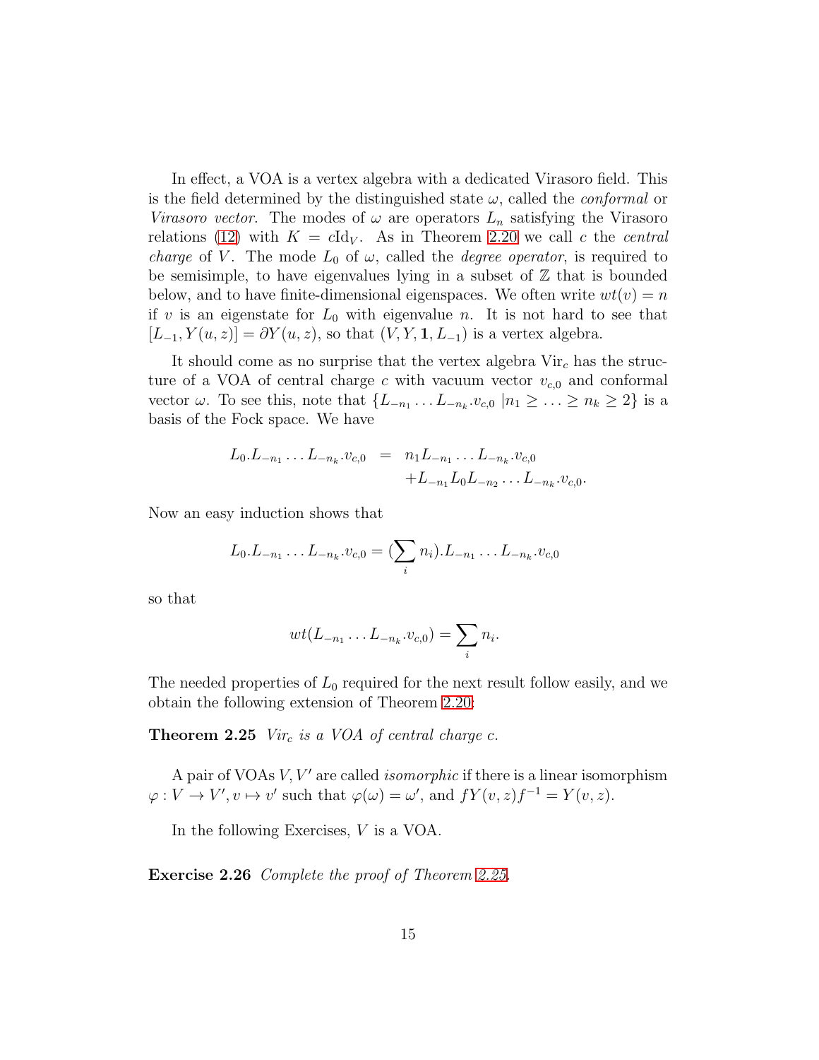In effect, a VOA is a vertex algebra with a dedicated Virasoro field. This is the field determined by the distinguished state $\omega$, called the *conformal* or *Virasoro vector*. The modes of $\omega$ are operators $L_n$ satisfying the Virasoro relations (12) with $K = c\mathrm{Id}_V$. As in Theorem 2.20 we call $c$ the *central charge* of $V$. The mode $L_0$ of $\omega$, called the *degree operator*, is required to be semisimple, to have eigenvalues lying in a subset of $\mathbb{Z}$ that is bounded below, and to have finite-dimensional eigenspaces. We often write $wt(v) = n$ if $v$ is an eigenstate for $L_0$ with eigenvalue $n$. It is not hard to see that $[L_{-1}, Y(u, z)] = \partial Y(u, z)$, so that $(V, Y, \mathbf{1}, L_{-1})$ is a vertex algebra.

It should come as no surprise that the vertex algebra $\mathrm{Vir}_c$ has the structure of a VOA of central charge $c$ with vacuum vector $v_{c,0}$ and conformal vector $\omega$. To see this, note that $\{L_{-n_1} \ldots L_{-n_k}.v_{c,0} \mid n_1 \geq \ldots \geq n_k \geq 2\}$ is a basis of the Fock space. We have

$$
\begin{aligned}
L_0.L_{-n_1} \ldots L_{-n_k}.v_{c,0} &= n_1 L_{-n_1} \ldots L_{-n_k}.v_{c,0} \\
&\quad + L_{-n_1} L_0 L_{-n_2} \ldots L_{-n_k}.v_{c,0}.
\end{aligned}
$$

Now an easy induction shows that

$$
L_0.L_{-n_1} \ldots L_{-n_k}.v_{c,0} = (\sum_i n_i).L_{-n_1} \ldots L_{-n_k}.v_{c,0}
$$

so that

$$
wt(L_{-n_1} \ldots L_{-n_k}.v_{c,0}) = \sum_i n_i.
$$

The needed properties of $L_0$ required for the next result follow easily, and we obtain the following extension of Theorem 2.20:

**Theorem 2.25** *$\mathrm{Vir}_c$ is a VOA of central charge $c$.*

A pair of VOAs $V, V'$ are called *isomorphic* if there is a linear isomorphism $\varphi : V \to V', v \mapsto v'$ such that $\varphi(\omega) = \omega'$, and $fY(v, z)f^{-1} = Y(v, z)$.

In the following Exercises, $V$ is a VOA.

**Exercise 2.26** *Complete the proof of Theorem 2.25.*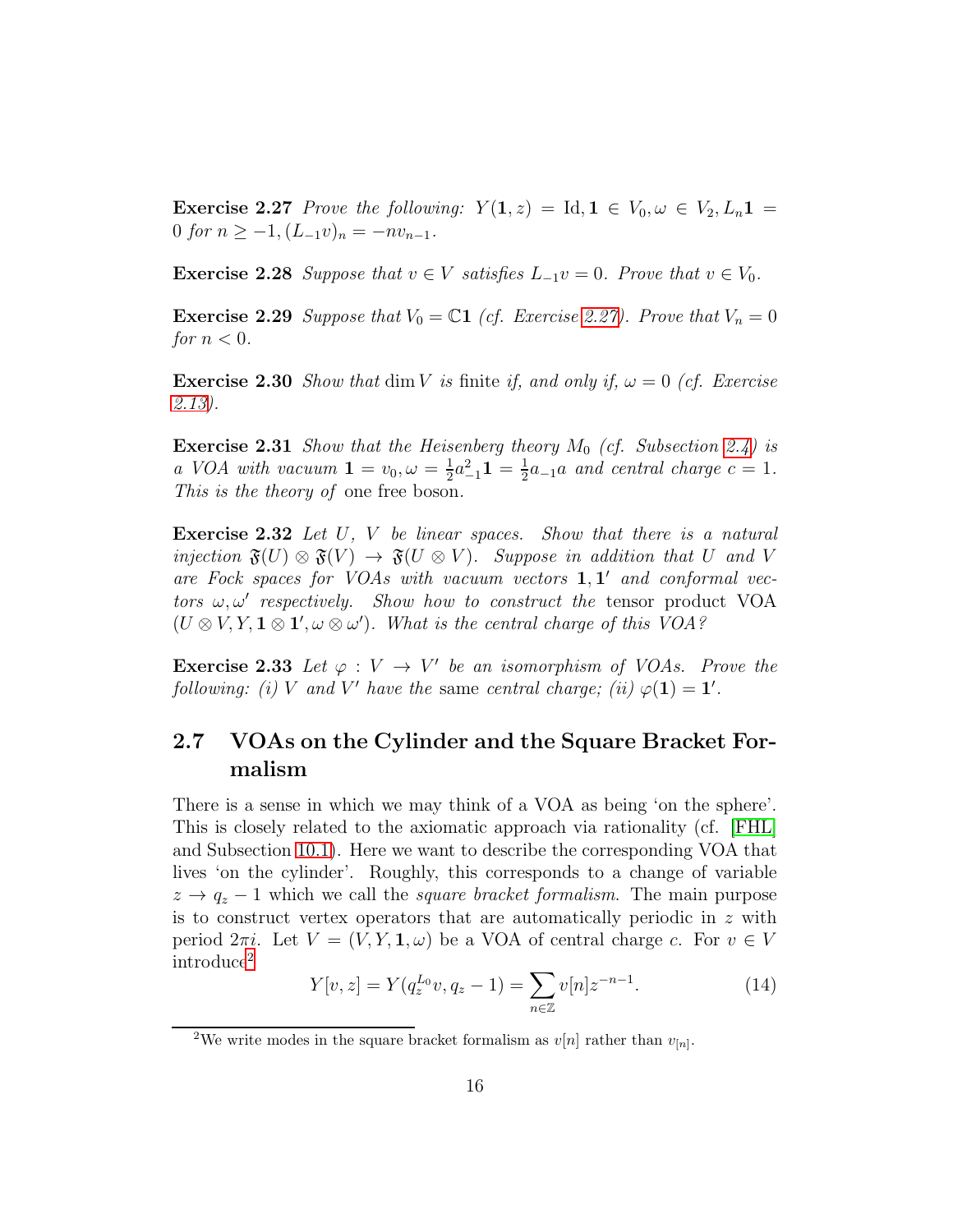**Exercise 2.27** *Prove the following:* $Y(\mathbf{1}, z) = \mathrm{Id}, \mathbf{1} \in V_0, \omega \in V_2, L_n\mathbf{1} = 0$ *for* $n \geq -1, (L_{-1}v)_n = -nv_{n-1}$.

**Exercise 2.28** *Suppose that* $v \in V$ *satisfies* $L_{-1}v = 0$. *Prove that* $v \in V_0$.

**Exercise 2.29** *Suppose that* $V_0 = \mathbb{C}\mathbf{1}$ *(cf. Exercise 2.27). Prove that* $V_n = 0$ *for* $n < 0$.

**Exercise 2.30** *Show that* $\dim V$ *is* finite *if, and only if,* $\omega = 0$ *(cf. Exercise 2.13).*

**Exercise 2.31** *Show that the Heisenberg theory* $M_0$ *(cf. Subsection 2.4) is a VOA with vacuum* $\mathbf{1} = v_0, \omega = \frac{1}{2}a_{-1}^2\mathbf{1} = \frac{1}{2}a_{-1}a$ *and central charge* $c = 1$. *This is the theory of* one free boson.

**Exercise 2.32** *Let* $U$, $V$ *be linear spaces. Show that there is a natural injection* $\mathfrak{F}(U) \otimes \mathfrak{F}(V) \to \mathfrak{F}(U \otimes V)$. *Suppose in addition that* $U$ *and* $V$ *are Fock spaces for VOAs with vacuum vectors* $\mathbf{1}, \mathbf{1}'$ *and conformal vectors* $\omega, \omega'$ *respectively. Show how to construct the* tensor product VOA $(U \otimes V, Y, \mathbf{1} \otimes \mathbf{1}', \omega \otimes \omega')$. *What is the central charge of this VOA?*

**Exercise 2.33** *Let* $\varphi : V \to V'$ *be an isomorphism of VOAs. Prove the following: (i)* $V$ *and* $V'$ *have the* same *central charge; (ii)* $\varphi(\mathbf{1}) = \mathbf{1}'$.

## 2.7 VOAs on the Cylinder and the Square Bracket Formalism

There is a sense in which we may think of a VOA as being 'on the sphere'. This is closely related to the axiomatic approach via rationality (cf. [FHL] and Subsection 10.1). Here we want to describe the corresponding VOA that lives 'on the cylinder'. Roughly, this corresponds to a change of variable $z \to q_z - 1$ which we call the *square bracket formalism*. The main purpose is to construct vertex operators that are automatically periodic in $z$ with period $2\pi i$. Let $V = (V, Y, \mathbf{1}, \omega)$ be a VOA of central charge $c$. For $v \in V$ introduce[2]

$$Y[v, z] = Y(q_z^{L_0}v, q_z - 1) = \sum_{n \in \mathbb{Z}} v[n]z^{-n-1}. \tag{14}$$

[2] We write modes in the square bracket formalism as $v[n]$ rather than $v_{[n]}$.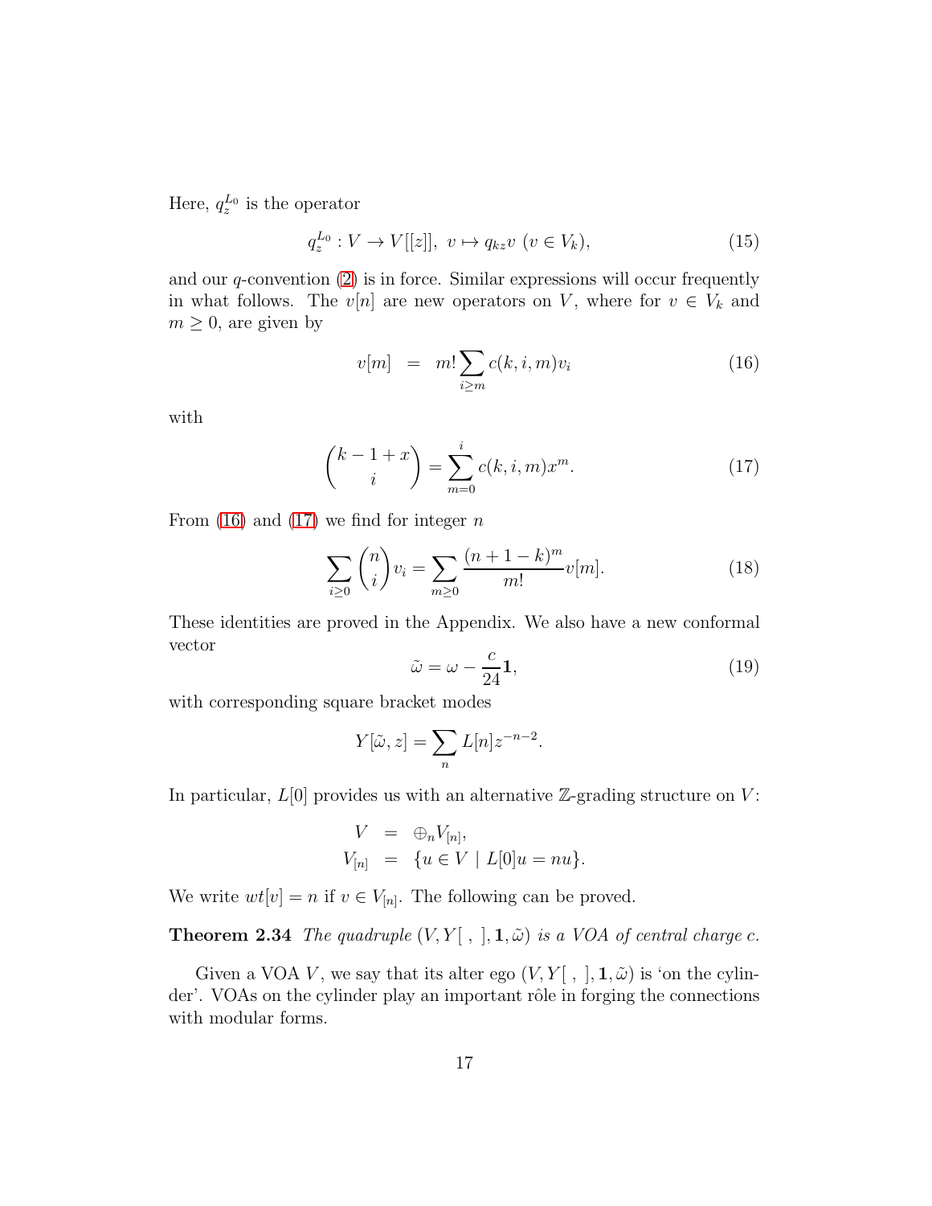Here, $q_z^{L_0}$ is the operator

$$q_z^{L_0} : V \to V[[z]],\ v \mapsto q_{kz} v \ (v \in V_k), \tag{15}$$

and our $q$-convention (2) is in force. Similar expressions will occur frequently in what follows. The $v[n]$ are new operators on $V$, where for $v \in V_k$ and $m \geq 0$, are given by

$$v[m] \quad = \quad m! \sum_{i \geq m} c(k, i, m) v_i \tag{16}$$

with

$$\binom{k-1+x}{i} = \sum_{m=0}^{i} c(k, i, m) x^m. \tag{17}$$

From (16) and (17) we find for integer $n$

$$\sum_{i \geq 0} \binom{n}{i} v_i = \sum_{m \geq 0} \frac{(n+1-k)^m}{m!} v[m]. \tag{18}$$

These identities are proved in the Appendix. We also have a new conformal vector

$$\tilde{\omega} = \omega - \frac{c}{24} \mathbf{1}, \tag{19}$$

with corresponding square bracket modes

$$Y[\tilde{\omega}, z] = \sum_n L[n] z^{-n-2}.$$

In particular, $L[0]$ provides us with an alternative $\mathbb{Z}$-grading structure on $V$:

$$\begin{aligned} V &= \oplus_n V_{[n]}, \\ V_{[n]} &= \{u \in V \mid L[0]u = nu\}. \end{aligned}$$

We write $wt[v] = n$ if $v \in V_{[n]}$. The following can be proved.

**Theorem 2.34** *The quadruple $(V, Y[\ ,\ ], \mathbf{1}, \tilde{\omega})$ is a VOA of central charge $c$.*

Given a VOA $V$, we say that its alter ego $(V, Y[\ ,\ ], \mathbf{1}, \tilde{\omega})$ is 'on the cylinder'. VOAs on the cylinder play an important rôle in forging the connections with modular forms.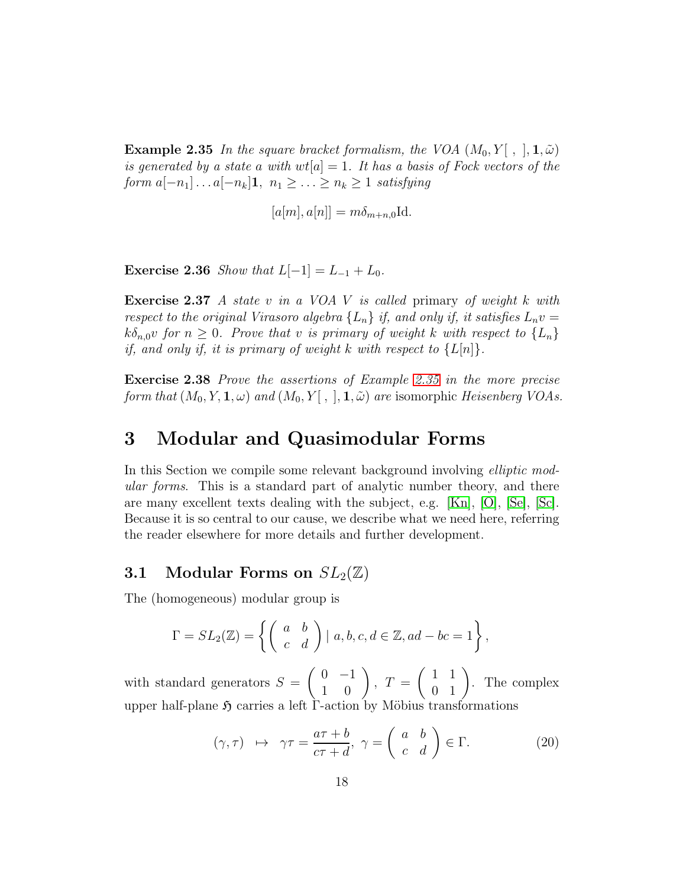**Example 2.35** *In the square bracket formalism, the VOA $(M_0, Y[\ ,\ ], \mathbf{1}, \tilde{\omega})$ is generated by a state $a$ with $wt[a] = 1$. It has a basis of Fock vectors of the form $a[-n_1] \ldots a[-n_k]\mathbf{1},\ n_1 \geq \ldots \geq n_k \geq 1$ satisfying*

$$[a[m], a[n]] = m\delta_{m+n,0}\mathrm{Id}.$$

**Exercise 2.36** *Show that $L[-1] = L_{-1} + L_0$.*

**Exercise 2.37** *A state $v$ in a VOA $V$ is called* primary *of weight $k$ with respect to the original Virasoro algebra $\{L_n\}$ if, and only if, it satisfies $L_n v = k\delta_{n,0} v$ for $n \geq 0$. Prove that $v$ is primary of weight $k$ with respect to $\{L_n\}$ if, and only if, it is primary of weight $k$ with respect to $\{L[n]\}$.*

**Exercise 2.38** *Prove the assertions of Example 2.35 in the more precise form that $(M_0, Y, \mathbf{1}, \omega)$ and $(M_0, Y[\ ,\ ], \mathbf{1}, \tilde{\omega})$ are* isomorphic *Heisenberg VOAs.*

# 3 Modular and Quasimodular Forms

In this Section we compile some relevant background involving *elliptic modular forms*. This is a standard part of analytic number theory, and there are many excellent texts dealing with the subject, e.g. [Kn], [O], [Se], [Sc]. Because it is so central to our cause, we describe what we need here, referring the reader elsewhere for more details and further development.

## 3.1 Modular Forms on $SL_2(\mathbb{Z})$

The (homogeneous) modular group is

$$\Gamma = SL_2(\mathbb{Z}) = \left\{ \begin{pmatrix} a & b \\ c & d \end{pmatrix} \mid a, b, c, d \in \mathbb{Z}, ad - bc = 1 \right\},$$

with standard generators $S = \begin{pmatrix} 0 & -1 \\ 1 & 0 \end{pmatrix}$, $T = \begin{pmatrix} 1 & 1 \\ 0 & 1 \end{pmatrix}$. The complex upper half-plane $\mathfrak{H}$ carries a left $\Gamma$-action by Möbius transformations

$$(\gamma, \tau) \ \mapsto \ \gamma\tau = \frac{a\tau + b}{c\tau + d},\ \gamma = \begin{pmatrix} a & b \\ c & d \end{pmatrix} \in \Gamma. \tag{20}$$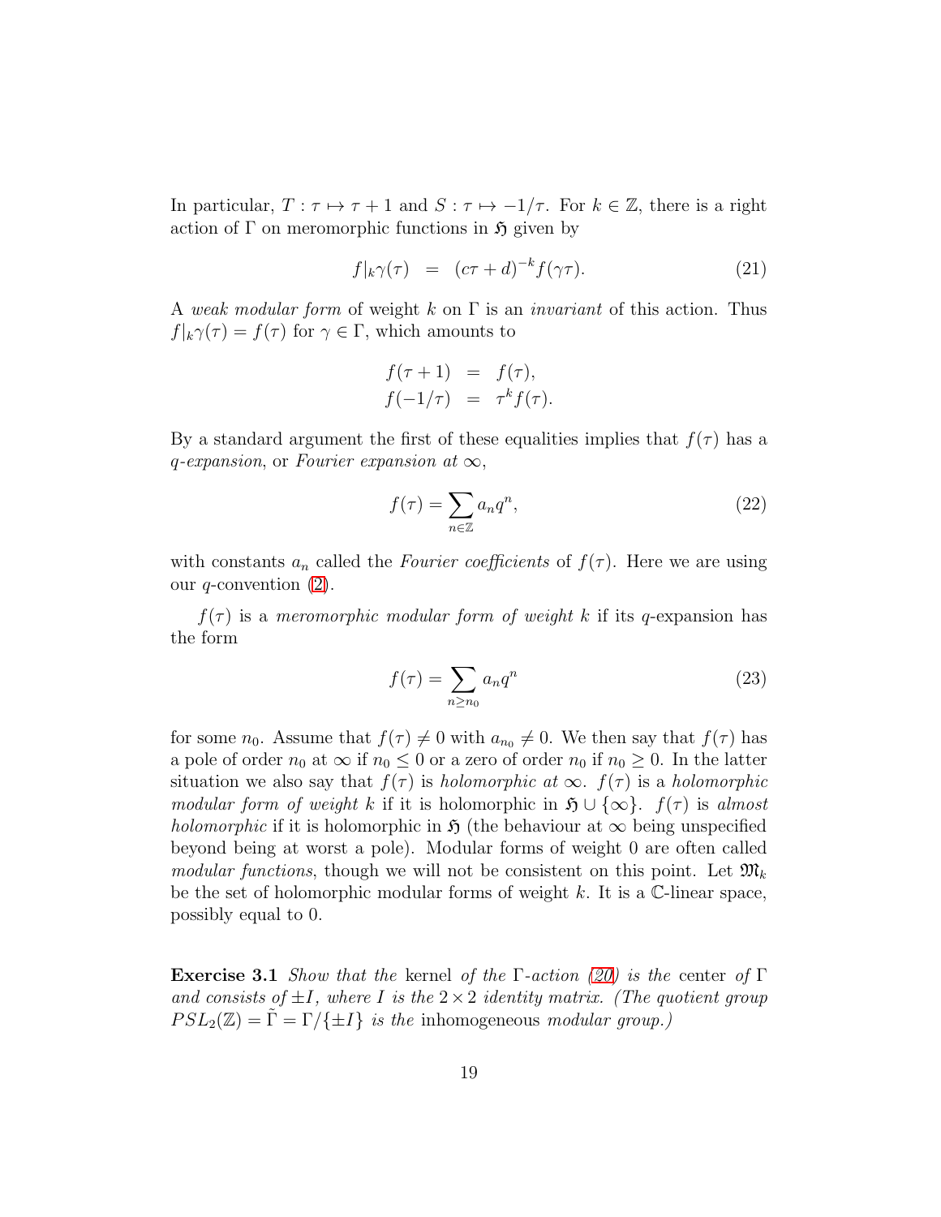In particular, $T : \tau \mapsto \tau + 1$ and $S : \tau \mapsto -1/\tau$. For $k \in \mathbb{Z}$, there is a right action of $\Gamma$ on meromorphic functions in $\mathfrak{H}$ given by

$$f|_k\gamma(\tau) = (c\tau + d)^{-k} f(\gamma\tau). \tag{21}$$

A *weak modular form* of weight $k$ on $\Gamma$ is an *invariant* of this action. Thus $f|_k\gamma(\tau) = f(\tau)$ for $\gamma \in \Gamma$, which amounts to

$$\begin{aligned} f(\tau + 1) &= f(\tau), \\ f(-1/\tau) &= \tau^k f(\tau). \end{aligned}$$

By a standard argument the first of these equalities implies that $f(\tau)$ has a *q-expansion*, or *Fourier expansion at* $\infty$,

$$f(\tau) = \sum_{n \in \mathbb{Z}} a_n q^n, \tag{22}$$

with constants $a_n$ called the *Fourier coefficients* of $f(\tau)$. Here we are using our $q$-convention (2).

$f(\tau)$ is a *meromorphic modular form of weight* $k$ if its $q$-expansion has the form

$$f(\tau) = \sum_{n \geq n_0} a_n q^n \tag{23}$$

for some $n_0$. Assume that $f(\tau) \neq 0$ with $a_{n_0} \neq 0$. We then say that $f(\tau)$ has a pole of order $n_0$ at $\infty$ if $n_0 \leq 0$ or a zero of order $n_0$ if $n_0 \geq 0$. In the latter situation we also say that $f(\tau)$ is *holomorphic at* $\infty$. $f(\tau)$ is a *holomorphic modular form of weight* $k$ if it is holomorphic in $\mathfrak{H} \cup \{\infty\}$. $f(\tau)$ is *almost holomorphic* if it is holomorphic in $\mathfrak{H}$ (the behaviour at $\infty$ being unspecified beyond being at worst a pole). Modular forms of weight 0 are often called *modular functions*, though we will not be consistent on this point. Let $\mathfrak{M}_k$ be the set of holomorphic modular forms of weight $k$. It is a $\mathbb{C}$-linear space, possibly equal to 0.

**Exercise 3.1** *Show that the* kernel *of the* $\Gamma$*-action (20) is the* center *of* $\Gamma$ *and consists of* $\pm I$*, where* $I$ *is the* $2 \times 2$ *identity matrix. (The quotient group* $PSL_2(\mathbb{Z}) = \tilde{\Gamma} = \Gamma/\{\pm I\}$ *is the* inhomogeneous *modular group.)*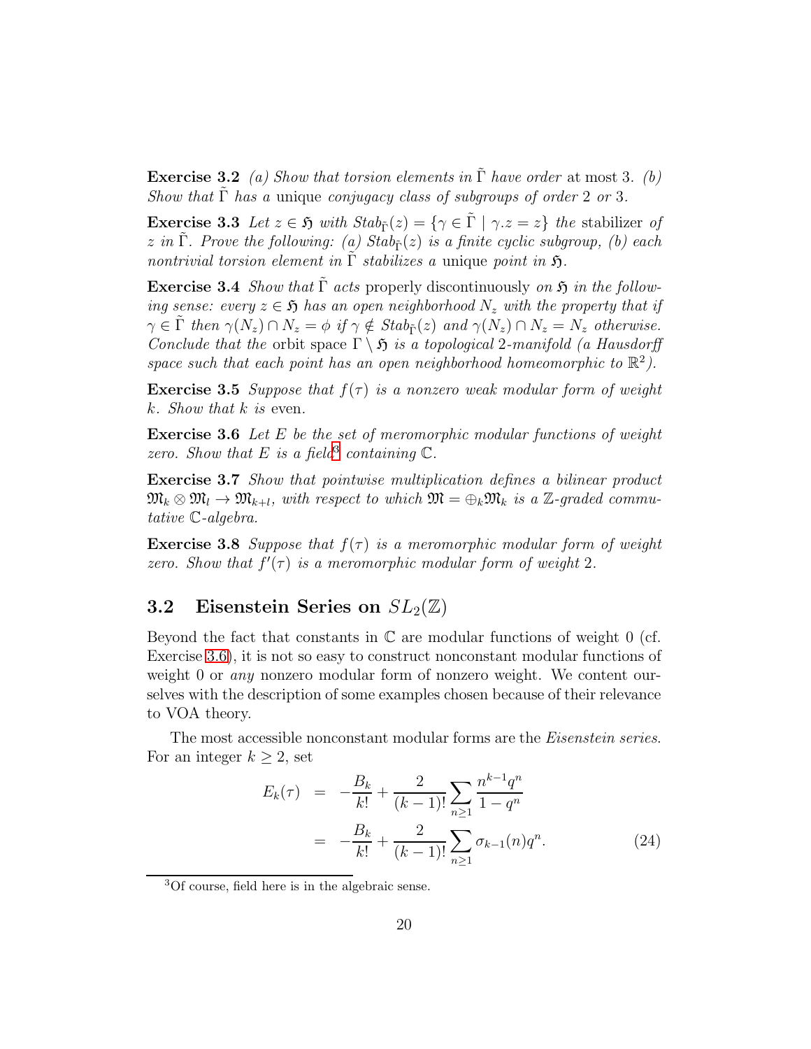**Exercise 3.2** *(a) Show that torsion elements in $\tilde{\Gamma}$ have order* at most 3. *(b) Show that $\tilde{\Gamma}$ has a* unique *conjugacy class of subgroups of order* 2 *or* 3.

**Exercise 3.3** *Let $z \in \mathfrak{H}$ with $Stab_{\tilde{\Gamma}}(z) = \{\gamma \in \tilde{\Gamma} \mid \gamma.z = z\}$ the* stabilizer *of $z$ in $\tilde{\Gamma}$. Prove the following: (a) $Stab_{\tilde{\Gamma}}(z)$ is a finite cyclic subgroup, (b) each nontrivial torsion element in $\tilde{\Gamma}$ stabilizes a* unique *point in $\mathfrak{H}$.*

**Exercise 3.4** *Show that $\tilde{\Gamma}$ acts* properly discontinuously *on $\mathfrak{H}$ in the following sense: every $z \in \mathfrak{H}$ has an open neighborhood $N_z$ with the property that if $\gamma \in \tilde{\Gamma}$ then $\gamma(N_z) \cap N_z = \phi$ if $\gamma \notin Stab_{\tilde{\Gamma}}(z)$ and $\gamma(N_z) \cap N_z = N_z$ otherwise. Conclude that the* orbit space *$\Gamma \setminus \mathfrak{H}$ is a topological 2-manifold (a Hausdorff space such that each point has an open neighborhood homeomorphic to $\mathbb{R}^2$).*

**Exercise 3.5** *Suppose that $f(\tau)$ is a nonzero weak modular form of weight $k$. Show that $k$ is* even.

**Exercise 3.6** *Let $E$ be the set of meromorphic modular functions of weight zero. Show that $E$ is a field*[3] *containing $\mathbb{C}$.*

**Exercise 3.7** *Show that pointwise multiplication defines a bilinear product $\mathfrak{M}_k \otimes \mathfrak{M}_l \to \mathfrak{M}_{k+l}$, with respect to which $\mathfrak{M} = \oplus_k \mathfrak{M}_k$ is a $\mathbb{Z}$-graded commutative $\mathbb{C}$-algebra.*

**Exercise 3.8** *Suppose that $f(\tau)$ is a meromorphic modular form of weight zero. Show that $f'(\tau)$ is a meromorphic modular form of weight 2.*

## 3.2 Eisenstein Series on $SL_2(\mathbb{Z})$

Beyond the fact that constants in $\mathbb{C}$ are modular functions of weight 0 (cf. Exercise 3.6), it is not so easy to construct nonconstant modular functions of weight 0 or *any* nonzero modular form of nonzero weight. We content ourselves with the description of some examples chosen because of their relevance to VOA theory.

The most accessible nonconstant modular forms are the *Eisenstein series*. For an integer $k \geq 2$, set

$$\begin{aligned} E_k(\tau) &= -\frac{B_k}{k!} + \frac{2}{(k-1)!}\sum_{n\geq 1}\frac{n^{k-1}q^n}{1-q^n} \\ &= -\frac{B_k}{k!} + \frac{2}{(k-1)!}\sum_{n\geq 1}\sigma_{k-1}(n)q^n. \end{aligned} \qquad (24)$$

[3] Of course, field here is in the algebraic sense.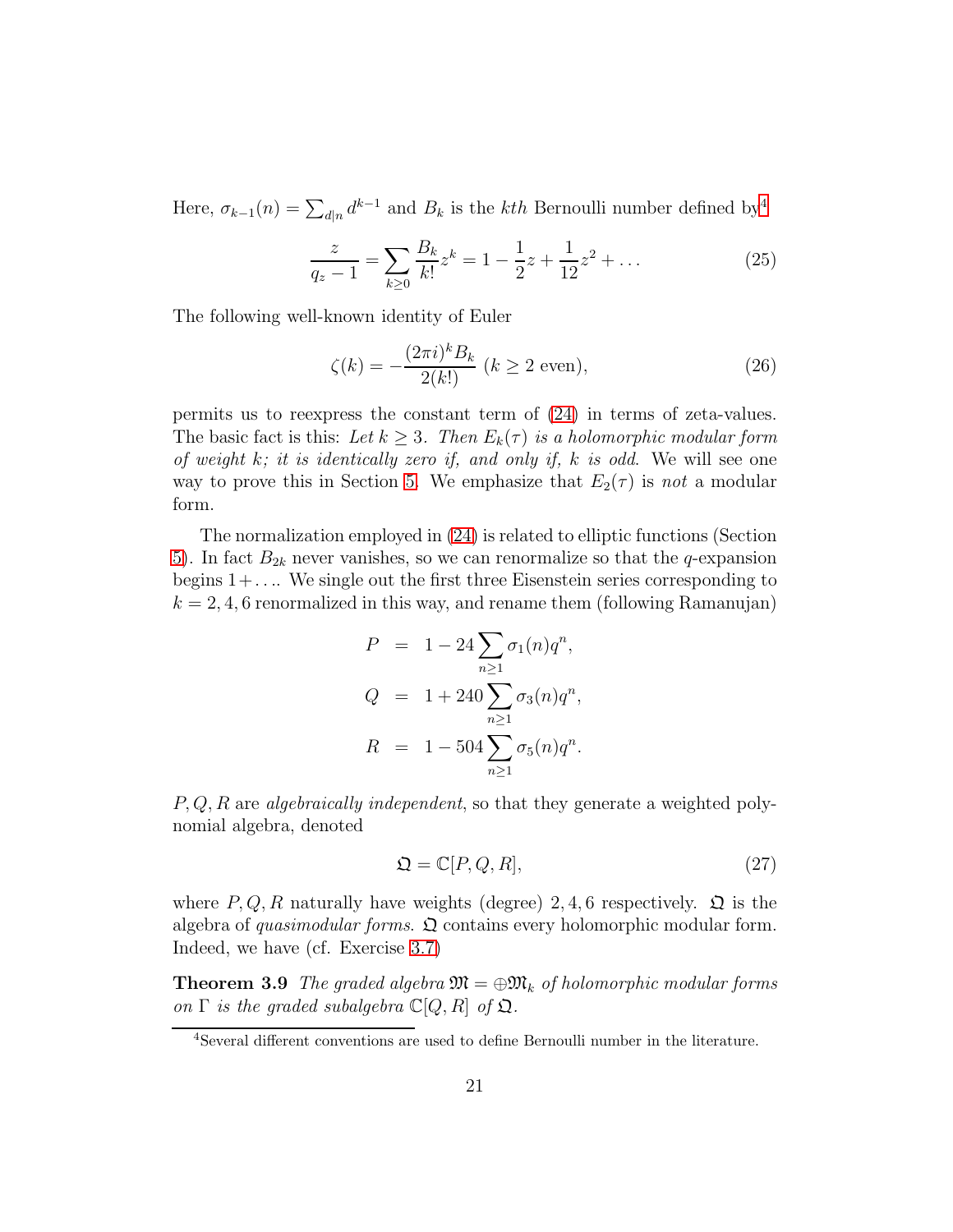Here, $\sigma_{k-1}(n) = \sum_{d|n} d^{k-1}$ and $B_k$ is the $kth$ Bernoulli number defined by[4]

$$\frac{z}{q_z - 1} = \sum_{k \geq 0} \frac{B_k}{k!} z^k = 1 - \frac{1}{2}z + \frac{1}{12}z^2 + \ldots \tag{25}$$

The following well-known identity of Euler

$$\zeta(k) = -\frac{(2\pi i)^k B_k}{2(k!)} \ (k \geq 2 \text{ even}), \tag{26}$$

permits us to reexpress the constant term of (24) in terms of zeta-values. The basic fact is this: *Let $k \geq 3$. Then $E_k(\tau)$ is a holomorphic modular form of weight $k$; it is identically zero if, and only if, $k$ is odd*. We will see one way to prove this in Section 5. We emphasize that $E_2(\tau)$ is *not* a modular form.

The normalization employed in (24) is related to elliptic functions (Section 5). In fact $B_{2k}$ never vanishes, so we can renormalize so that the $q$-expansion begins $1 + \ldots$. We single out the first three Eisenstein series corresponding to $k = 2, 4, 6$ renormalized in this way, and rename them (following Ramanujan)

$$\begin{aligned}
P &= 1 - 24 \sum_{n \geq 1} \sigma_1(n) q^n, \\
Q &= 1 + 240 \sum_{n \geq 1} \sigma_3(n) q^n, \\
R &= 1 - 504 \sum_{n \geq 1} \sigma_5(n) q^n.
\end{aligned}$$

$P, Q, R$ are *algebraically independent*, so that they generate a weighted polynomial algebra, denoted

$$\mathfrak{Q} = \mathbb{C}[P, Q, R], \tag{27}$$

where $P, Q, R$ naturally have weights (degree) $2, 4, 6$ respectively. $\mathfrak{Q}$ is the algebra of *quasimodular forms*. $\mathfrak{Q}$ contains every holomorphic modular form. Indeed, we have (cf. Exercise 3.7)

**Theorem 3.9** *The graded algebra $\mathfrak{M} = \oplus \mathfrak{M}_k$ of holomorphic modular forms on $\Gamma$ is the graded subalgebra $\mathbb{C}[Q, R]$ of $\mathfrak{Q}$.*

---

[4] Several different conventions are used to define Bernoulli number in the literature.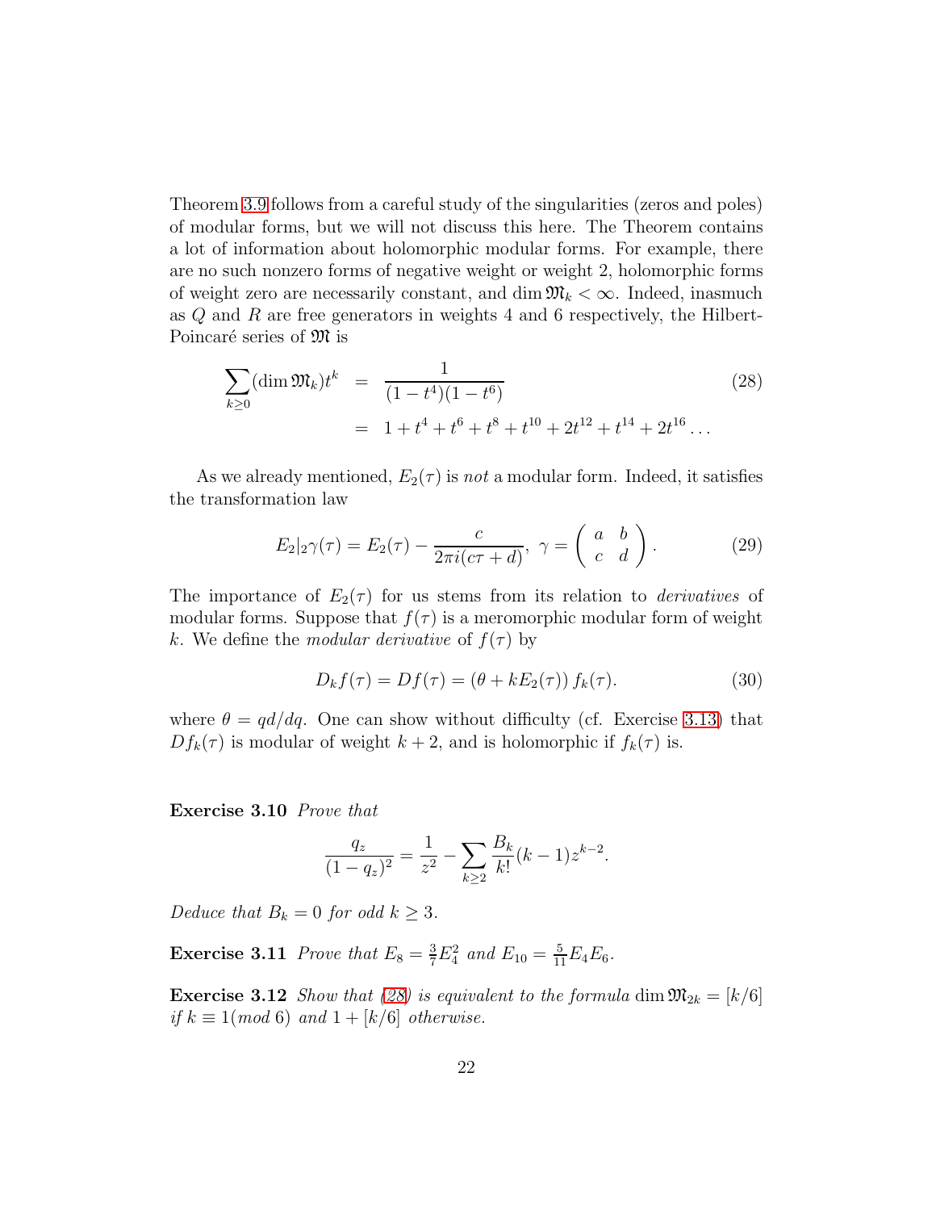Theorem 3.9 follows from a careful study of the singularities (zeros and poles) of modular forms, but we will not discuss this here. The Theorem contains a lot of information about holomorphic modular forms. For example, there are no such nonzero forms of negative weight or weight 2, holomorphic forms of weight zero are necessarily constant, and $\dim \mathfrak{M}_k < \infty$. Indeed, inasmuch as $Q$ and $R$ are free generators in weights 4 and 6 respectively, the Hilbert-Poincaré series of $\mathfrak{M}$ is

$$
\begin{aligned}
\sum_{k \geq 0} (\dim \mathfrak{M}_k) t^k &= \frac{1}{(1-t^4)(1-t^6)} \qquad (28) \\
&= 1 + t^4 + t^6 + t^8 + t^{10} + 2t^{12} + t^{14} + 2t^{16} \ldots
\end{aligned}
$$

As we already mentioned, $E_2(\tau)$ is *not* a modular form. Indeed, it satisfies the transformation law

$$
E_2|_2\gamma(\tau) = E_2(\tau) - \frac{c}{2\pi i(c\tau + d)}, \ \gamma = \begin{pmatrix} a & b \\ c & d \end{pmatrix}. \qquad (29)
$$

The importance of $E_2(\tau)$ for us stems from its relation to *derivatives* of modular forms. Suppose that $f(\tau)$ is a meromorphic modular form of weight $k$. We define the *modular derivative* of $f(\tau)$ by

$$
D_k f(\tau) = Df(\tau) = (\theta + kE_2(\tau))\, f_k(\tau). \qquad (30)
$$

where $\theta = q d/dq$. One can show without difficulty (cf. Exercise 3.13) that $Df_k(\tau)$ is modular of weight $k+2$, and is holomorphic if $f_k(\tau)$ is.

**Exercise 3.10** *Prove that*

$$
\frac{q_z}{(1-q_z)^2} = \frac{1}{z^2} - \sum_{k \geq 2} \frac{B_k}{k!}(k-1)z^{k-2}.
$$

*Deduce that $B_k = 0$ for odd $k \geq 3$.*

**Exercise 3.11** *Prove that $E_8 = \frac{3}{7}E_4^2$ and $E_{10} = \frac{5}{11}E_4E_6$.*

**Exercise 3.12** *Show that (28) is equivalent to the formula* $\dim \mathfrak{M}_{2k} = [k/6]$ *if $k \equiv 1 (mod\ 6)$ and $1 + [k/6]$ otherwise.*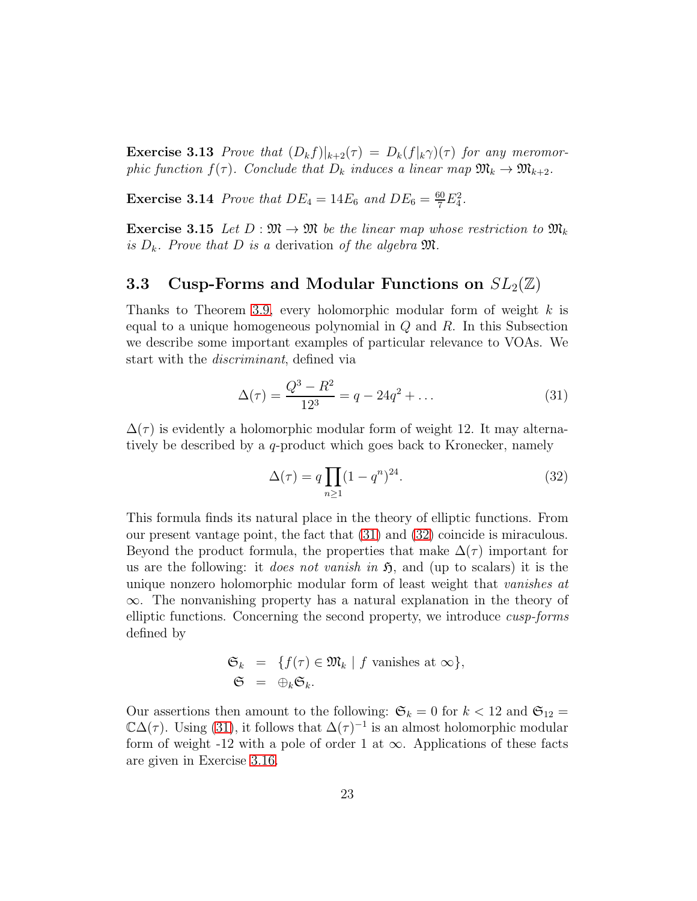**Exercise 3.13** *Prove that $(D_k f)|_{k+2}(\tau) = D_k(f|_k\gamma)(\tau)$ for any meromorphic function $f(\tau)$. Conclude that $D_k$ induces a linear map $\mathfrak{M}_k \to \mathfrak{M}_{k+2}$.*

**Exercise 3.14** *Prove that $DE_4 = 14E_6$ and $DE_6 = \frac{60}{7}E_4^2$.*

**Exercise 3.15** *Let $D : \mathfrak{M} \to \mathfrak{M}$ be the linear map whose restriction to $\mathfrak{M}_k$ is $D_k$. Prove that $D$ is a* derivation *of the algebra $\mathfrak{M}$.*

## 3.3 Cusp-Forms and Modular Functions on $SL_2(\mathbb{Z})$

Thanks to Theorem 3.9, every holomorphic modular form of weight $k$ is equal to a unique homogeneous polynomial in $Q$ and $R$. In this Subsection we describe some important examples of particular relevance to VOAs. We start with the *discriminant*, defined via

$$\Delta(\tau) = \frac{Q^3 - R^2}{12^3} = q - 24q^2 + \dots \tag{31}$$

$\Delta(\tau)$ is evidently a holomorphic modular form of weight 12. It may alternatively be described by a $q$-product which goes back to Kronecker, namely

$$\Delta(\tau) = q \prod_{n \geq 1} (1 - q^n)^{24}. \tag{32}$$

This formula finds its natural place in the theory of elliptic functions. From our present vantage point, the fact that (31) and (32) coincide is miraculous. Beyond the product formula, the properties that make $\Delta(\tau)$ important for us are the following: it *does not vanish in* $\mathfrak{H}$, and (up to scalars) it is the unique nonzero holomorphic modular form of least weight that *vanishes at* $\infty$. The nonvanishing property has a natural explanation in the theory of elliptic functions. Concerning the second property, we introduce *cusp-forms* defined by

$$\begin{aligned} \mathfrak{S}_k &= \{f(\tau) \in \mathfrak{M}_k \mid f \text{ vanishes at } \infty\}, \\ \mathfrak{S} &= \oplus_k \mathfrak{S}_k. \end{aligned}$$

Our assertions then amount to the following: $\mathfrak{S}_k = 0$ for $k < 12$ and $\mathfrak{S}_{12} = \mathbb{C}\Delta(\tau)$. Using (31), it follows that $\Delta(\tau)^{-1}$ is an almost holomorphic modular form of weight -12 with a pole of order 1 at $\infty$. Applications of these facts are given in Exercise 3.16.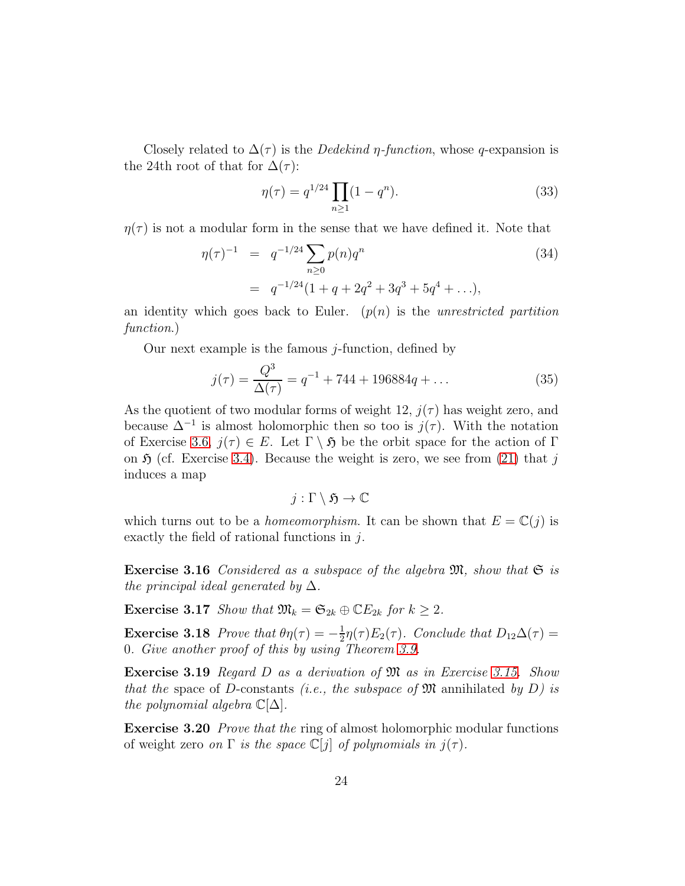Closely related to $\Delta(\tau)$ is the *Dedekind $\eta$-function*, whose $q$-expansion is the 24th root of that for $\Delta(\tau)$:

$$\eta(\tau) = q^{1/24} \prod_{n \geq 1} (1 - q^n). \tag{33}$$

$\eta(\tau)$ is not a modular form in the sense that we have defined it. Note that

$$\begin{aligned} \eta(\tau)^{-1} &= q^{-1/24} \sum_{n \geq 0} p(n) q^n \qquad (34) \\ &= q^{-1/24}(1 + q + 2q^2 + 3q^3 + 5q^4 + \ldots), \end{aligned}$$

an identity which goes back to Euler. ($p(n)$ is the *unrestricted partition function*.)

Our next example is the famous $j$-function, defined by

$$j(\tau) = \frac{Q^3}{\Delta(\tau)} = q^{-1} + 744 + 196884q + \ldots \tag{35}$$

As the quotient of two modular forms of weight 12, $j(\tau)$ has weight zero, and because $\Delta^{-1}$ is almost holomorphic then so too is $j(\tau)$. With the notation of Exercise 3.6, $j(\tau) \in E$. Let $\Gamma \setminus \mathfrak{H}$ be the orbit space for the action of $\Gamma$ on $\mathfrak{H}$ (cf. Exercise 3.4). Because the weight is zero, we see from (21) that $j$ induces a map

$$j : \Gamma \setminus \mathfrak{H} \to \mathbb{C}$$

which turns out to be a *homeomorphism*. It can be shown that $E = \mathbb{C}(j)$ is exactly the field of rational functions in $j$.

**Exercise 3.16** *Considered as a subspace of the algebra $\mathfrak{M}$, show that $\mathfrak{S}$ is the principal ideal generated by $\Delta$.*

**Exercise 3.17** *Show that $\mathfrak{M}_k = \mathfrak{S}_{2k} \oplus \mathbb{C}E_{2k}$ for $k \geq 2$.*

**Exercise 3.18** *Prove that $\theta\eta(\tau) = -\frac{1}{2}\eta(\tau)E_2(\tau)$. Conclude that $D_{12}\Delta(\tau) = 0$. Give another proof of this by using Theorem 3.9.*

**Exercise 3.19** *Regard $D$ as a derivation of $\mathfrak{M}$ as in Exercise 3.15. Show that the* space of $D$-constants *(i.e., the subspace of $\mathfrak{M}$* annihilated *by $D$) is the polynomial algebra $\mathbb{C}[\Delta]$.*

**Exercise 3.20** *Prove that the* ring of almost holomorphic modular functions of weight zero *on $\Gamma$ is the space $\mathbb{C}[j]$ of polynomials in $j(\tau)$.*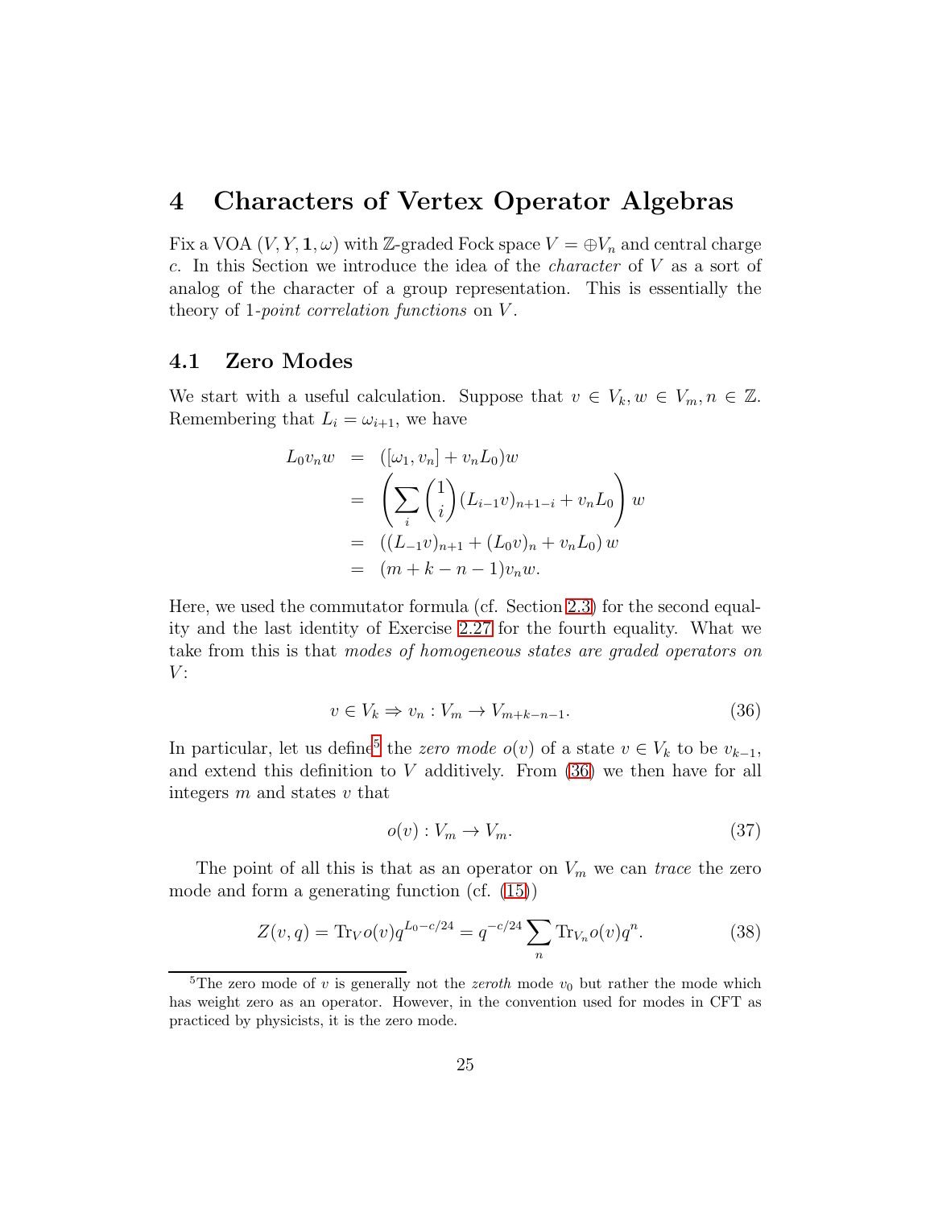# 4 Characters of Vertex Operator Algebras

Fix a VOA $(V, Y, \mathbf{1}, \omega)$ with $\mathbb{Z}$-graded Fock space $V = \oplus V_n$ and central charge $c$. In this Section we introduce the idea of the *character* of $V$ as a sort of analog of the character of a group representation. This is essentially the theory of 1-*point correlation functions* on $V$.

## 4.1 Zero Modes

We start with a useful calculation. Suppose that $v \in V_k, w \in V_m, n \in \mathbb{Z}$. Remembering that $L_i = \omega_{i+1}$, we have

$$
\begin{aligned}
L_0 v_n w &= ([\omega_1, v_n] + v_n L_0) w \\
&= \left( \sum_i \binom{1}{i} (L_{i-1} v)_{n+1-i} + v_n L_0 \right) w \\
&= ((L_{-1} v)_{n+1} + (L_0 v)_n + v_n L_0) w \\
&= (m + k - n - 1) v_n w.
\end{aligned}
$$

Here, we used the commutator formula (cf. Section 2.3) for the second equality and the last identity of Exercise 2.27 for the fourth equality. What we take from this is that *modes of homogeneous states are graded operators on* $V$:

$$
v \in V_k \Rightarrow v_n : V_m \to V_{m+k-n-1}. \tag{36}
$$

In particular, let us define[5] the *zero mode* $o(v)$ of a state $v \in V_k$ to be $v_{k-1}$, and extend this definition to $V$ additively. From (36) we then have for all integers $m$ and states $v$ that

$$
o(v) : V_m \to V_m. \tag{37}
$$

The point of all this is that as an operator on $V_m$ we can *trace* the zero mode and form a generating function (cf. (15))

$$
Z(v, q) = \mathrm{Tr}_V o(v) q^{L_0 - c/24} = q^{-c/24} \sum_n \mathrm{Tr}_{V_n} o(v) q^n. \tag{38}
$$

[5] The zero mode of $v$ is generally not the *zeroth* mode $v_0$ but rather the mode which has weight zero as an operator. However, in the convention used for modes in CFT as practiced by physicists, it is the zero mode.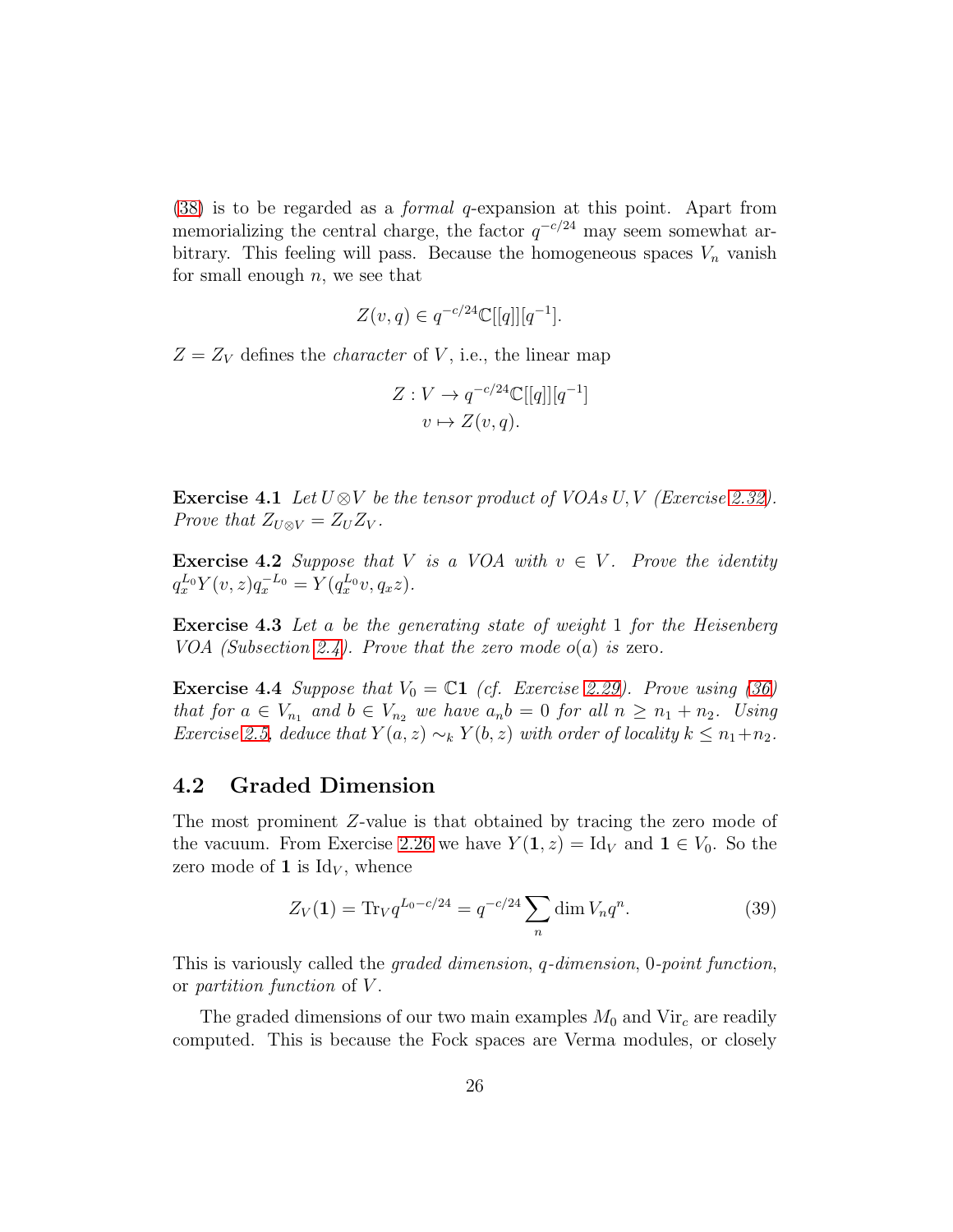(38) is to be regarded as a *formal* $q$-expansion at this point. Apart from memorializing the central charge, the factor $q^{-c/24}$ may seem somewhat arbitrary. This feeling will pass. Because the homogeneous spaces $V_n$ vanish for small enough $n$, we see that

$$Z(v,q) \in q^{-c/24}\mathbb{C}[[q]][q^{-1}].$$

$Z = Z_V$ defines the *character* of $V$, i.e., the linear map

$$\begin{aligned} Z : V &\to q^{-c/24}\mathbb{C}[[q]][q^{-1}] \\ v &\mapsto Z(v,q). \end{aligned}$$

**Exercise 4.1** *Let $U \otimes V$ be the tensor product of VOAs $U, V$ (Exercise 2.32). Prove that $Z_{U\otimes V} = Z_U Z_V$.*

**Exercise 4.2** *Suppose that $V$ is a VOA with $v \in V$. Prove the identity $q_x^{L_0} Y(v,z) q_x^{-L_0} = Y(q_x^{L_0} v, q_x z)$.*

**Exercise 4.3** *Let $a$ be the generating state of weight 1 for the Heisenberg VOA (Subsection 2.4). Prove that the zero mode $o(a)$ is* zero*.*

**Exercise 4.4** *Suppose that $V_0 = \mathbb{C}\mathbf{1}$ (cf. Exercise 2.29). Prove using (36) that for $a \in V_{n_1}$ and $b \in V_{n_2}$ we have $a_n b = 0$ for all $n \geq n_1 + n_2$. Using Exercise 2.5, deduce that $Y(a,z) \sim_k Y(b,z)$ with order of locality $k \leq n_1 + n_2$.*

## 4.2 Graded Dimension

The most prominent $Z$-value is that obtained by tracing the zero mode of the vacuum. From Exercise 2.26 we have $Y(\mathbf{1}, z) = \mathrm{Id}_V$ and $\mathbf{1} \in V_0$. So the zero mode of $\mathbf{1}$ is $\mathrm{Id}_V$, whence

$$Z_V(\mathbf{1}) = \mathrm{Tr}_V q^{L_0 - c/24} = q^{-c/24} \sum_n \dim V_n q^n. \tag{39}$$

This is variously called the *graded dimension*, *$q$-dimension*, *0-point function*, or *partition function* of $V$.

The graded dimensions of our two main examples $M_0$ and $\mathrm{Vir}_c$ are readily computed. This is because the Fock spaces are Verma modules, or closely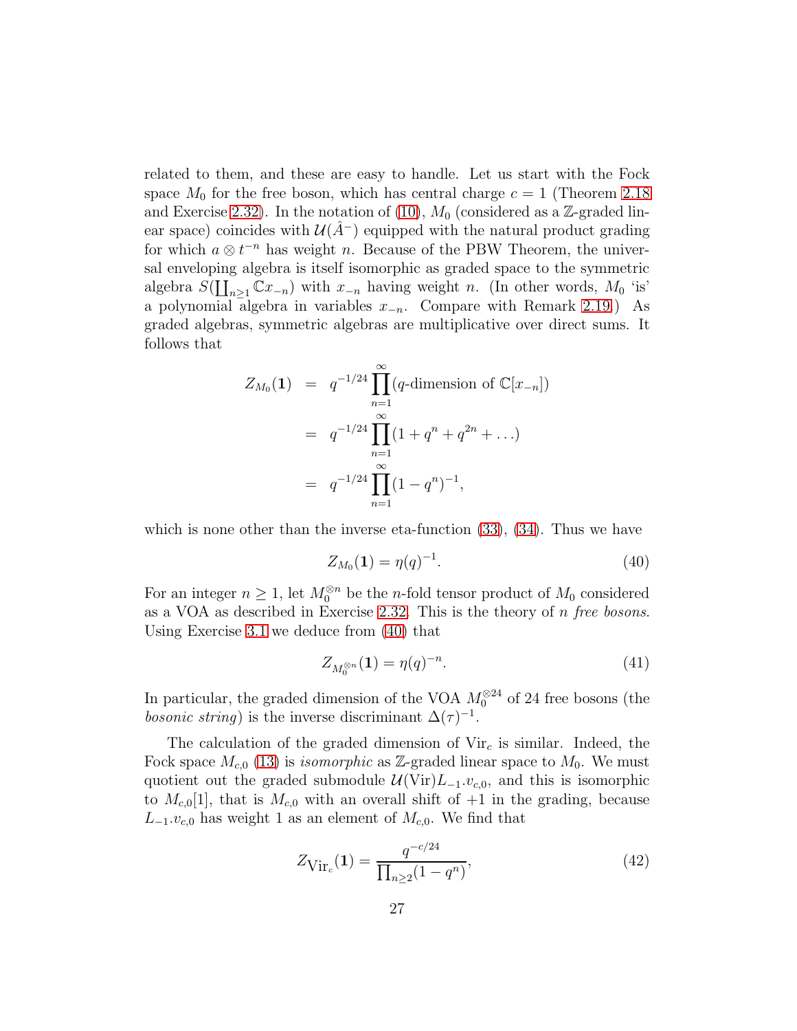related to them, and these are easy to handle. Let us start with the Fock space $M_0$ for the free boson, which has central charge $c = 1$ (Theorem 2.18 and Exercise 2.32). In the notation of (10), $M_0$ (considered as a $\mathbb{Z}$-graded linear space) coincides with $\mathcal{U}(\hat{A}^-)$ equipped with the natural product grading for which $a \otimes t^{-n}$ has weight $n$. Because of the PBW Theorem, the universal enveloping algebra is itself isomorphic as graded space to the symmetric algebra $S(\coprod_{n\geq 1} \mathbb{C}x_{-n})$ with $x_{-n}$ having weight $n$. (In other words, $M_0$ 'is' a polynomial algebra in variables $x_{-n}$. Compare with Remark 2.19.) As graded algebras, symmetric algebras are multiplicative over direct sums. It follows that

$$
\begin{aligned}
Z_{M_0}(\mathbf{1}) &= q^{-1/24} \prod_{n=1}^{\infty} (q\text{-dimension of } \mathbb{C}[x_{-n}]) \\
&= q^{-1/24} \prod_{n=1}^{\infty} (1 + q^n + q^{2n} + \ldots) \\
&= q^{-1/24} \prod_{n=1}^{\infty} (1 - q^n)^{-1},
\end{aligned}
$$

which is none other than the inverse eta-function (33), (34). Thus we have

$$
Z_{M_0}(\mathbf{1}) = \eta(q)^{-1}. \tag{40}
$$

For an integer $n \geq 1$, let $M_0^{\otimes n}$ be the $n$-fold tensor product of $M_0$ considered as a VOA as described in Exercise 2.32. This is the theory of $n$ *free bosons*. Using Exercise 3.1 we deduce from (40) that

$$
Z_{M_0^{\otimes n}}(\mathbf{1}) = \eta(q)^{-n}. \tag{41}
$$

In particular, the graded dimension of the VOA $M_0^{\otimes 24}$ of 24 free bosons (the *bosonic string*) is the inverse discriminant $\Delta(\tau)^{-1}$.

The calculation of the graded dimension of $\mathrm{Vir}_c$ is similar. Indeed, the Fock space $M_{c,0}$ (13) is *isomorphic* as $\mathbb{Z}$-graded linear space to $M_0$. We must quotient out the graded submodule $\mathcal{U}(\mathrm{Vir})L_{-1}.v_{c,0}$, and this is isomorphic to $M_{c,0}[1]$, that is $M_{c,0}$ with an overall shift of $+1$ in the grading, because $L_{-1}.v_{c,0}$ has weight 1 as an element of $M_{c,0}$. We find that

$$
Z_{\mathrm{Vir}_c}(\mathbf{1}) = \frac{q^{-c/24}}{\prod_{n\geq 2}(1 - q^n)}, \tag{42}
$$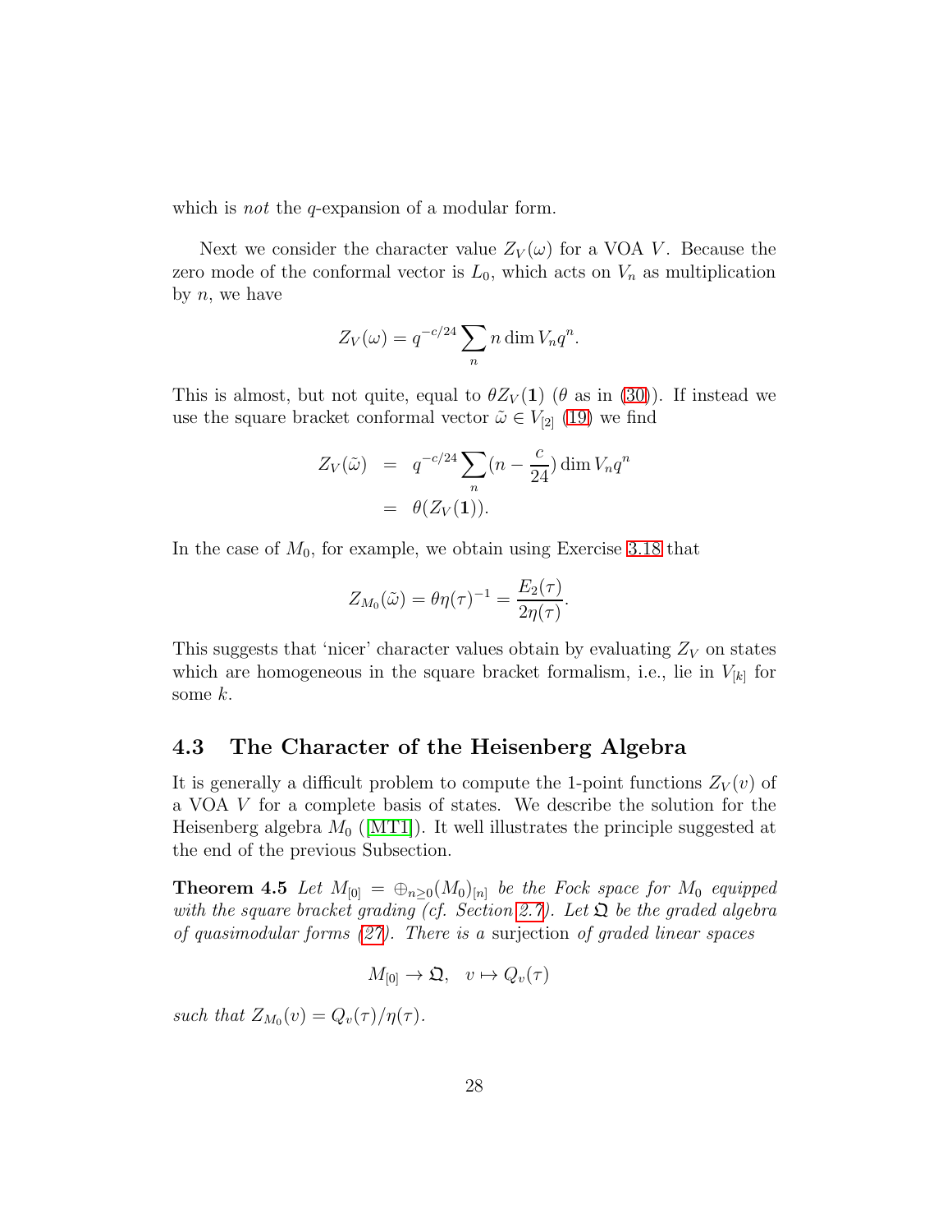which is *not* the $q$-expansion of a modular form.

Next we consider the character value $Z_V(\omega)$ for a VOA $V$. Because the zero mode of the conformal vector is $L_0$, which acts on $V_n$ as multiplication by $n$, we have

$$Z_V(\omega) = q^{-c/24} \sum_n n \dim V_n q^n.$$

This is almost, but not quite, equal to $\theta Z_V(\mathbf{1})$ ($\theta$ as in (30)). If instead we use the square bracket conformal vector $\tilde{\omega} \in V_{[2]}$ (19) we find

$$\begin{aligned} Z_V(\tilde{\omega}) &= q^{-c/24} \sum_n (n - \frac{c}{24}) \dim V_n q^n \\ &= \theta(Z_V(\mathbf{1})). \end{aligned}$$

In the case of $M_0$, for example, we obtain using Exercise 3.18 that

$$Z_{M_0}(\tilde{\omega}) = \theta \eta(\tau)^{-1} = \frac{E_2(\tau)}{2\eta(\tau)}.$$

This suggests that 'nicer' character values obtain by evaluating $Z_V$ on states which are homogeneous in the square bracket formalism, i.e., lie in $V_{[k]}$ for some $k$.

## 4.3 The Character of the Heisenberg Algebra

It is generally a difficult problem to compute the 1-point functions $Z_V(v)$ of a VOA $V$ for a complete basis of states. We describe the solution for the Heisenberg algebra $M_0$ ([MT1]). It well illustrates the principle suggested at the end of the previous Subsection.

**Theorem 4.5** *Let $M_{[0]} = \oplus_{n \geq 0} (M_0)_{[n]}$ be the Fock space for $M_0$ equipped with the square bracket grading (cf. Section 2.7). Let $\mathfrak{Q}$ be the graded algebra of quasimodular forms (27). There is a* surjection *of graded linear spaces*

$$M_{[0]} \to \mathfrak{Q}, \quad v \mapsto Q_v(\tau)$$

*such that $Z_{M_0}(v) = Q_v(\tau)/\eta(\tau)$.*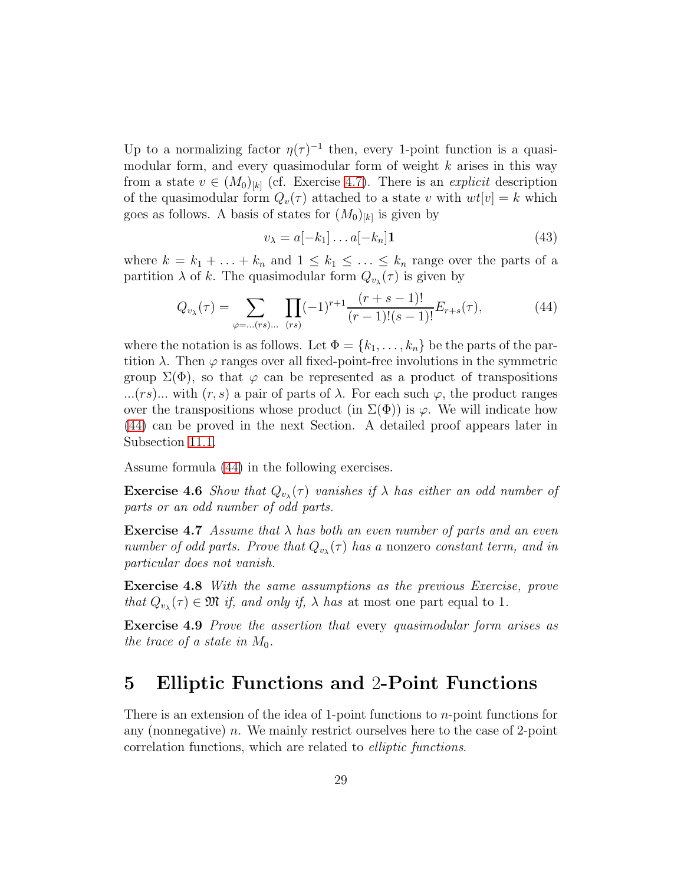Up to a normalizing factor $\eta(\tau)^{-1}$ then, every 1-point function is a quasimodular form, and every quasimodular form of weight $k$ arises in this way from a state $v \in (M_0)_{[k]}$ (cf. Exercise 4.7). There is an *explicit* description of the quasimodular form $Q_v(\tau)$ attached to a state $v$ with $wt[v] = k$ which goes as follows. A basis of states for $(M_0)_{[k]}$ is given by

$$v_\lambda = a[-k_1] \dots a[-k_n]\mathbf{1} \tag{43}$$

where $k = k_1 + \dots + k_n$ and $1 \le k_1 \le \dots \le k_n$ range over the parts of a partition $\lambda$ of $k$. The quasimodular form $Q_{v_\lambda}(\tau)$ is given by

$$Q_{v_\lambda}(\tau) = \sum_{\varphi = \dots(rs)\dots} \prod_{(rs)} (-1)^{r+1} \frac{(r+s-1)!}{(r-1)!(s-1)!} E_{r+s}(\tau), \tag{44}$$

where the notation is as follows. Let $\Phi = \{k_1, \dots, k_n\}$ be the parts of the partition $\lambda$. Then $\varphi$ ranges over all fixed-point-free involutions in the symmetric group $\Sigma(\Phi)$, so that $\varphi$ can be represented as a product of transpositions $\dots(rs)\dots$ with $(r, s)$ a pair of parts of $\lambda$. For each such $\varphi$, the product ranges over the transpositions whose product (in $\Sigma(\Phi)$) is $\varphi$. We will indicate how (44) can be proved in the next Section. A detailed proof appears later in Subsection 11.1.

Assume formula (44) in the following exercises.

**Exercise 4.6** *Show that $Q_{v_\lambda}(\tau)$ vanishes if $\lambda$ has either an odd number of parts or an odd number of odd parts.*

**Exercise 4.7** *Assume that $\lambda$ has both an even number of parts and an even number of odd parts. Prove that $Q_{v_\lambda}(\tau)$ has a* nonzero *constant term, and in particular does not vanish.*

**Exercise 4.8** *With the same assumptions as the previous Exercise, prove that $Q_{v_\lambda}(\tau) \in \mathfrak{M}$ if, and only if, $\lambda$ has* at most one part equal to 1.

**Exercise 4.9** *Prove the assertion that* every *quasimodular form arises as the trace of a state in $M_0$.*

# 5 Elliptic Functions and 2-Point Functions

There is an extension of the idea of 1-point functions to $n$-point functions for any (nonnegative) $n$. We mainly restrict ourselves here to the case of 2-point correlation functions, which are related to *elliptic functions*.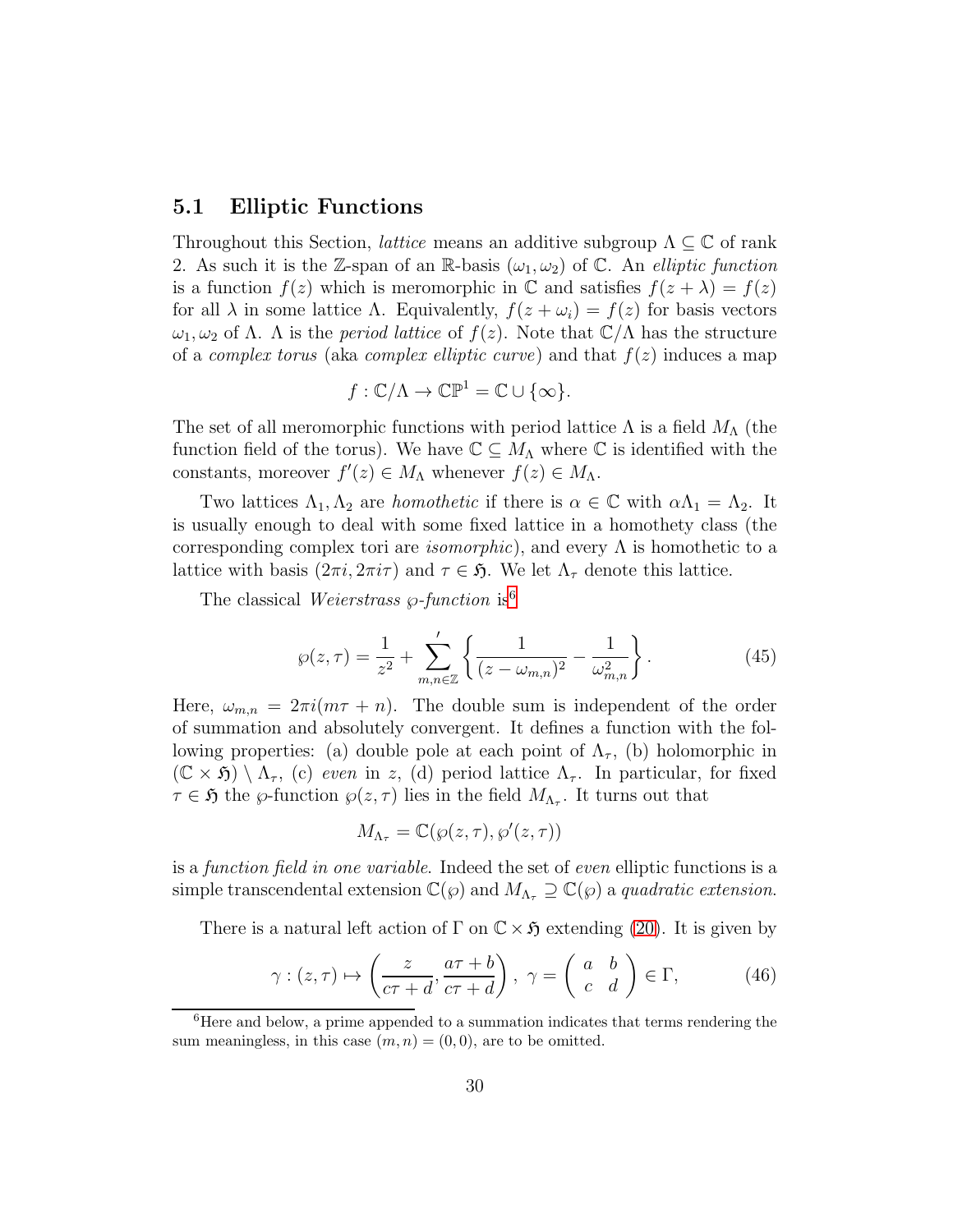## 5.1 Elliptic Functions

Throughout this Section, *lattice* means an additive subgroup $\Lambda \subseteq \mathbb{C}$ of rank 2. As such it is the $\mathbb{Z}$-span of an $\mathbb{R}$-basis $(\omega_1, \omega_2)$ of $\mathbb{C}$. An *elliptic function* is a function $f(z)$ which is meromorphic in $\mathbb{C}$ and satisfies $f(z+\lambda) = f(z)$ for all $\lambda$ in some lattice $\Lambda$. Equivalently, $f(z+\omega_i) = f(z)$ for basis vectors $\omega_1, \omega_2$ of $\Lambda$. $\Lambda$ is the *period lattice* of $f(z)$. Note that $\mathbb{C}/\Lambda$ has the structure of a *complex torus* (aka *complex elliptic curve*) and that $f(z)$ induces a map

$$f : \mathbb{C}/\Lambda \to \mathbb{CP}^1 = \mathbb{C} \cup \{\infty\}.$$

The set of all meromorphic functions with period lattice $\Lambda$ is a field $M_\Lambda$ (the function field of the torus). We have $\mathbb{C} \subseteq M_\Lambda$ where $\mathbb{C}$ is identified with the constants, moreover $f'(z) \in M_\Lambda$ whenever $f(z) \in M_\Lambda$.

Two lattices $\Lambda_1, \Lambda_2$ are *homothetic* if there is $\alpha \in \mathbb{C}$ with $\alpha\Lambda_1 = \Lambda_2$. It is usually enough to deal with some fixed lattice in a homothety class (the corresponding complex tori are *isomorphic*), and every $\Lambda$ is homothetic to a lattice with basis $(2\pi i, 2\pi i\tau)$ and $\tau \in \mathfrak{H}$. We let $\Lambda_\tau$ denote this lattice.

The classical *Weierstrass $\wp$-function* is[6]

$$\wp(z,\tau) = \frac{1}{z^2} + {\sum_{m,n\in\mathbb{Z}}}' \left\{ \frac{1}{(z-\omega_{m,n})^2} - \frac{1}{\omega_{m,n}^2} \right\}. \tag{45}$$

Here, $\omega_{m,n} = 2\pi i(m\tau + n)$. The double sum is independent of the order of summation and absolutely convergent. It defines a function with the following properties: (a) double pole at each point of $\Lambda_\tau$, (b) holomorphic in $(\mathbb{C} \times \mathfrak{H}) \setminus \Lambda_\tau$, (c) *even* in $z$, (d) period lattice $\Lambda_\tau$. In particular, for fixed $\tau \in \mathfrak{H}$ the $\wp$-function $\wp(z,\tau)$ lies in the field $M_{\Lambda_\tau}$. It turns out that

$$M_{\Lambda_\tau} = \mathbb{C}(\wp(z,\tau), \wp'(z,\tau))$$

is a *function field in one variable*. Indeed the set of *even* elliptic functions is a simple transcendental extension $\mathbb{C}(\wp)$ and $M_{\Lambda_\tau} \supseteq \mathbb{C}(\wp)$ a *quadratic extension*.

There is a natural left action of $\Gamma$ on $\mathbb{C} \times \mathfrak{H}$ extending (20). It is given by

$$\gamma : (z,\tau) \mapsto \left( \frac{z}{c\tau+d}, \frac{a\tau+b}{c\tau+d} \right),\ \gamma = \begin{pmatrix} a & b \\ c & d \end{pmatrix} \in \Gamma, \tag{46}$$

[6] Here and below, a prime appended to a summation indicates that terms rendering the sum meaningless, in this case $(m,n) = (0,0)$, are to be omitted.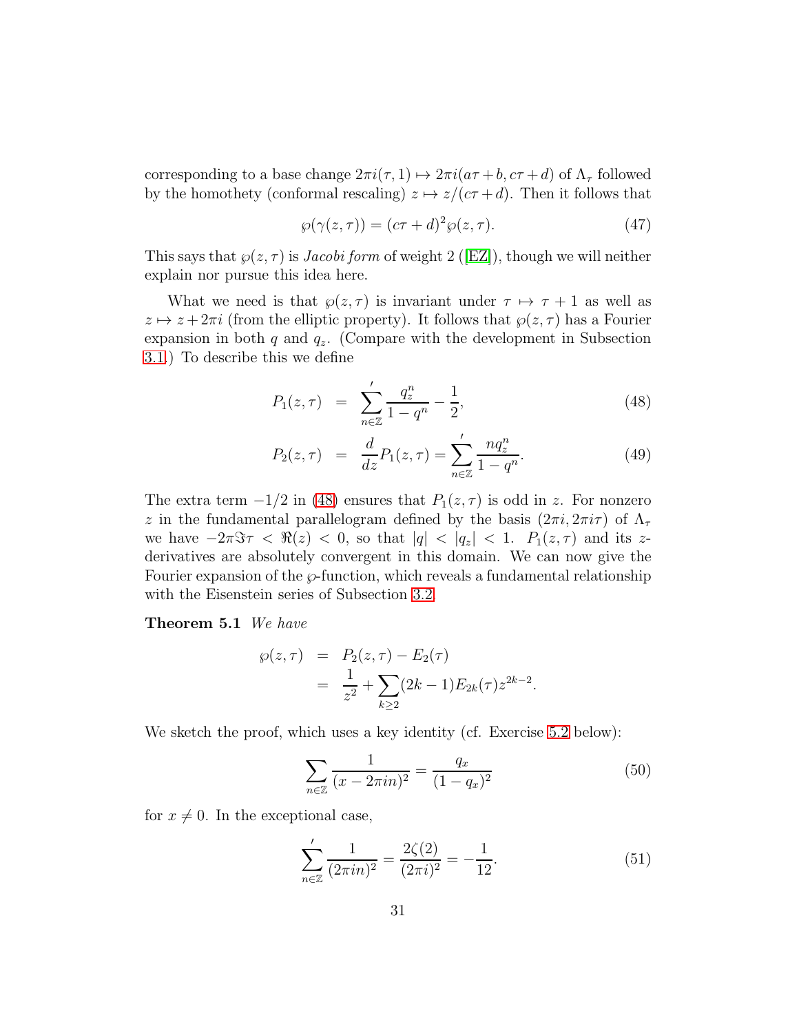corresponding to a base change $2\pi i(\tau, 1) \mapsto 2\pi i(a\tau + b, c\tau + d)$ of $\Lambda_\tau$ followed by the homothety (conformal rescaling) $z \mapsto z/(c\tau + d)$. Then it follows that

$$\wp(\gamma(z,\tau)) = (c\tau + d)^2 \wp(z,\tau). \tag{47}$$

This says that $\wp(z,\tau)$ is *Jacobi form* of weight 2 ([EZ]), though we will neither explain nor pursue this idea here.

What we need is that $\wp(z,\tau)$ is invariant under $\tau \mapsto \tau + 1$ as well as $z \mapsto z + 2\pi i$ (from the elliptic property). It follows that $\wp(z,\tau)$ has a Fourier expansion in both $q$ and $q_z$. (Compare with the development in Subsection 3.1.) To describe this we define

$$P_1(z,\tau) = \sum_{n\in\mathbb{Z}}{}' \frac{q_z^n}{1-q^n} - \frac{1}{2}, \tag{48}$$

$$P_2(z,\tau) = \frac{d}{dz} P_1(z,\tau) = \sum_{n\in\mathbb{Z}}{}' \frac{n q_z^n}{1-q^n}. \tag{49}$$

The extra term $-1/2$ in (48) ensures that $P_1(z,\tau)$ is odd in $z$. For nonzero $z$ in the fundamental parallelogram defined by the basis $(2\pi i, 2\pi i\tau)$ of $\Lambda_\tau$ we have $-2\pi\Im\tau < \Re(z) < 0$, so that $|q| < |q_z| < 1$. $P_1(z,\tau)$ and its $z$-derivatives are absolutely convergent in this domain. We can now give the Fourier expansion of the $\wp$-function, which reveals a fundamental relationship with the Eisenstein series of Subsection 3.2.

**Theorem 5.1** *We have*

$$\begin{aligned}
\wp(z,\tau) &= P_2(z,\tau) - E_2(\tau) \\
&= \frac{1}{z^2} + \sum_{k\geq 2}(2k-1)E_{2k}(\tau) z^{2k-2}.
\end{aligned}$$

We sketch the proof, which uses a key identity (cf. Exercise 5.2 below):

$$\sum_{n\in\mathbb{Z}} \frac{1}{(x - 2\pi i n)^2} = \frac{q_x}{(1-q_x)^2} \tag{50}$$

for $x \neq 0$. In the exceptional case,

$$\sum_{n\in\mathbb{Z}}{}' \frac{1}{(2\pi i n)^2} = \frac{2\zeta(2)}{(2\pi i)^2} = -\frac{1}{12}. \tag{51}$$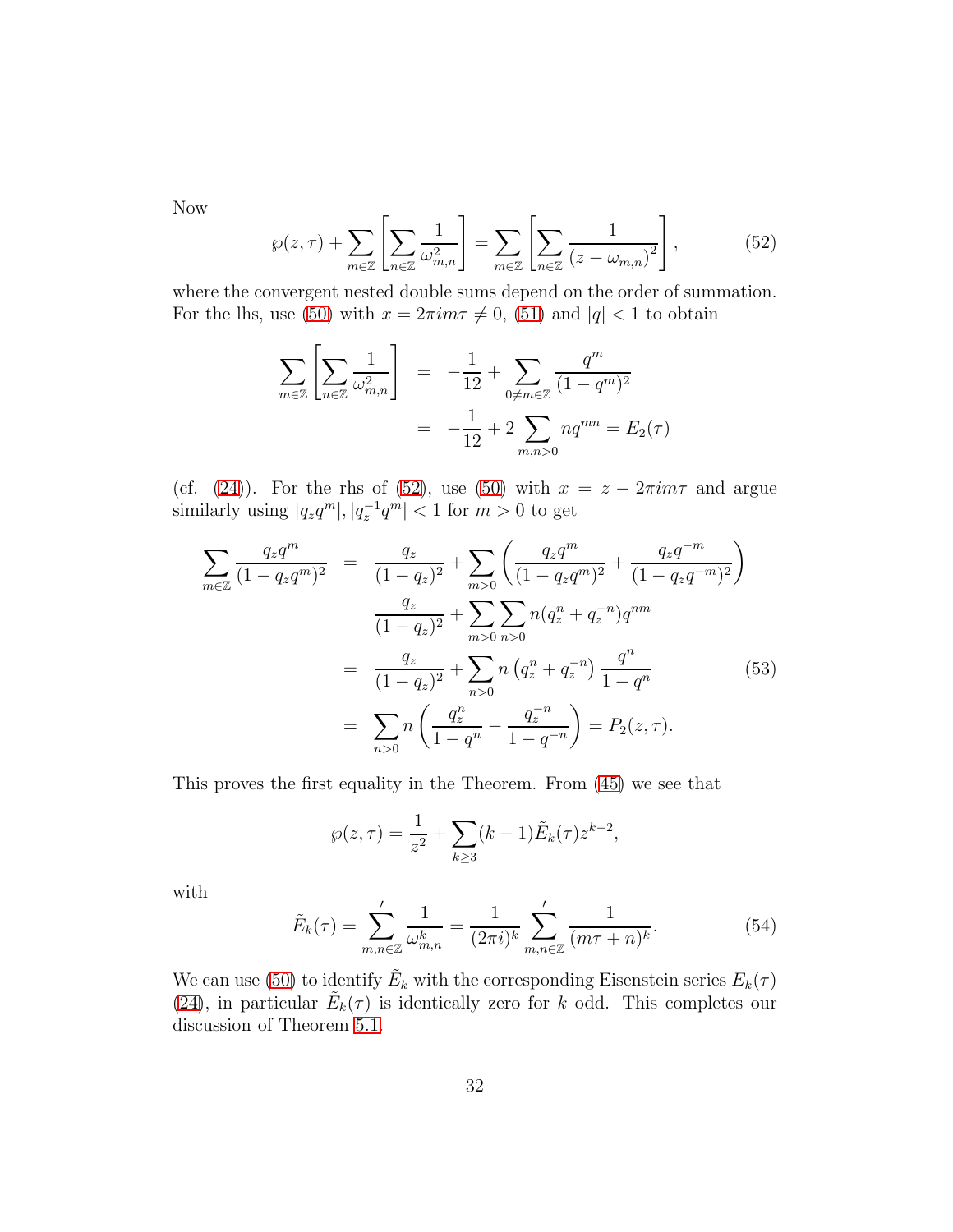Now

$$\wp(z,\tau) + \sum_{m\in\mathbb{Z}} \left[ \sum_{n\in\mathbb{Z}} \frac{1}{\omega_{m,n}^2} \right] = \sum_{m\in\mathbb{Z}} \left[ \sum_{n\in\mathbb{Z}} \frac{1}{(z-\omega_{m,n})^2} \right], \tag{52}$$

where the convergent nested double sums depend on the order of summation. For the lhs, use (50) with $x = 2\pi i m\tau \neq 0$, (51) and $|q| < 1$ to obtain

$$\begin{aligned}
\sum_{m\in\mathbb{Z}} \left[ \sum_{n\in\mathbb{Z}} \frac{1}{\omega_{m,n}^2} \right] &= -\frac{1}{12} + \sum_{0\neq m\in\mathbb{Z}} \frac{q^m}{(1-q^m)^2} \\
&= -\frac{1}{12} + 2\sum_{m,n>0} n q^{mn} = E_2(\tau)
\end{aligned}$$

(cf. (24)). For the rhs of (52), use (50) with $x = z - 2\pi i m\tau$ and argue similarly using $|q_z q^m|, |q_z^{-1} q^m| < 1$ for $m > 0$ to get

$$\begin{aligned}
\sum_{m\in\mathbb{Z}} \frac{q_z q^m}{(1-q_z q^m)^2} &= \frac{q_z}{(1-q_z)^2} + \sum_{m>0} \left( \frac{q_z q^m}{(1-q_z q^m)^2} + \frac{q_z q^{-m}}{(1-q_z q^{-m})^2} \right) \\
& \phantom{=} \frac{q_z}{(1-q_z)^2} + \sum_{m>0}\sum_{n>0} n(q_z^n + q_z^{-n}) q^{nm} \\
&= \frac{q_z}{(1-q_z)^2} + \sum_{n>0} n\left(q_z^n + q_z^{-n}\right) \frac{q^n}{1-q^n} \\
&= \sum_{n>0} n \left( \frac{q_z^n}{1-q^n} - \frac{q_z^{-n}}{1-q^{-n}} \right) = P_2(z,\tau).
\end{aligned} \tag{53}$$

This proves the first equality in the Theorem. From (45) we see that

$$\wp(z,\tau) = \frac{1}{z^2} + \sum_{k\geq 3} (k-1)\tilde{E}_k(\tau) z^{k-2},$$

with

$$\tilde{E}_k(\tau) = \sum_{m,n\in\mathbb{Z}}' \frac{1}{\omega_{m,n}^k} = \frac{1}{(2\pi i)^k} \sum_{m,n\in\mathbb{Z}}' \frac{1}{(m\tau+n)^k}. \tag{54}$$

We can use (50) to identify $\tilde{E}_k$ with the corresponding Eisenstein series $E_k(\tau)$ (24), in particular $\tilde{E}_k(\tau)$ is identically zero for $k$ odd. This completes our discussion of Theorem 5.1.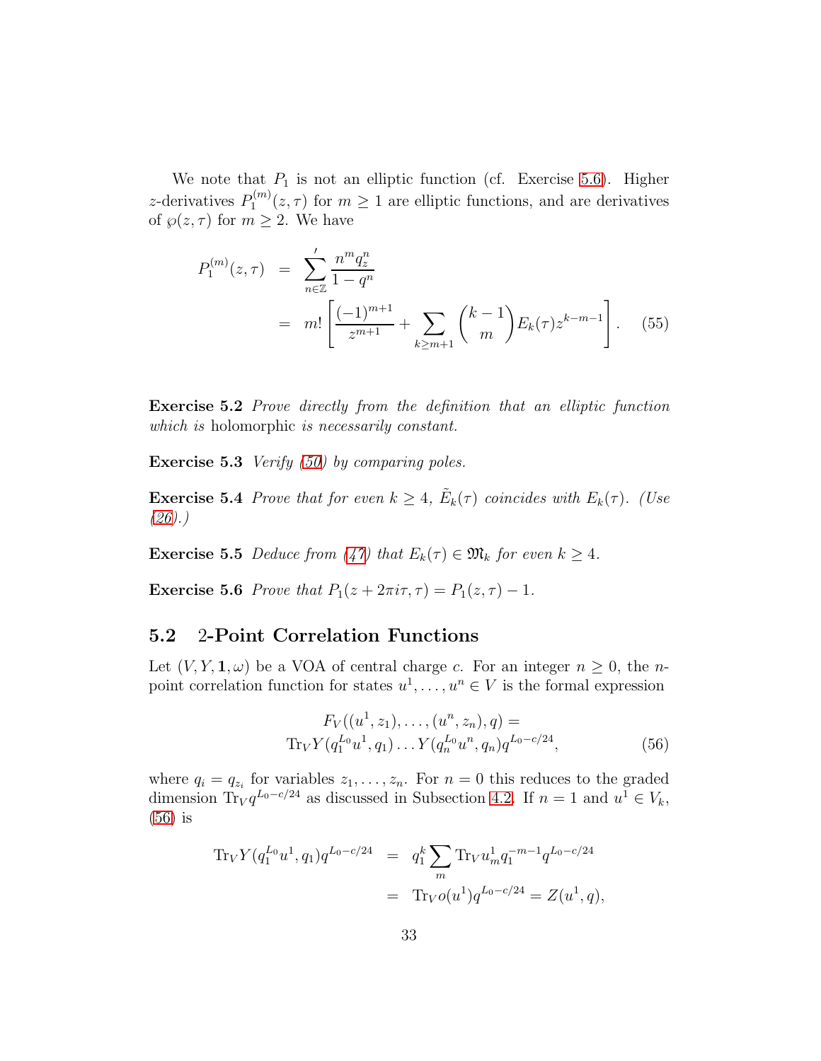We note that $P_1$ is not an elliptic function (cf. Exercise 5.6). Higher $z$-derivatives $P_1^{(m)}(z,\tau)$ for $m \geq 1$ are elliptic functions, and are derivatives of $\wp(z,\tau)$ for $m \geq 2$. We have

$$
\begin{aligned}
P_1^{(m)}(z,\tau) &= \sum_{n\in\mathbb{Z}}{}' \frac{n^m q_z^n}{1-q^n} \\
&= m!\left[\frac{(-1)^{m+1}}{z^{m+1}} + \sum_{k\geq m+1} \binom{k-1}{m} E_k(\tau) z^{k-m-1}\right]. \qquad (55)
\end{aligned}
$$

**Exercise 5.2** *Prove directly from the definition that an elliptic function which is* holomorphic *is necessarily constant.*

**Exercise 5.3** *Verify (50) by comparing poles.*

**Exercise 5.4** *Prove that for even $k \geq 4$, $\tilde{E}_k(\tau)$ coincides with $E_k(\tau)$. (Use (26).)*

**Exercise 5.5** *Deduce from (47) that $E_k(\tau) \in \mathfrak{M}_k$ for even $k \geq 4$.*

**Exercise 5.6** *Prove that $P_1(z + 2\pi i\tau, \tau) = P_1(z,\tau) - 1$.*

## 5.2 2-Point Correlation Functions

Let $(V, Y, \mathbf{1}, \omega)$ be a VOA of central charge $c$. For an integer $n \geq 0$, the $n$-point correlation function for states $u^1, \ldots, u^n \in V$ is the formal expression

$$
\begin{aligned}
&F_V((u^1, z_1), \ldots, (u^n, z_n), q) = \\
&\mathrm{Tr}_V Y(q_1^{L_0} u^1, q_1) \ldots Y(q_n^{L_0} u^n, q_n) q^{L_0 - c/24}, \qquad (56)
\end{aligned}
$$

where $q_i = q_{z_i}$ for variables $z_1, \ldots, z_n$. For $n = 0$ this reduces to the graded dimension $\mathrm{Tr}_V q^{L_0 - c/24}$ as discussed in Subsection 4.2. If $n = 1$ and $u^1 \in V_k$, (56) is

$$
\begin{aligned}
\mathrm{Tr}_V Y(q_1^{L_0} u^1, q_1) q^{L_0 - c/24} &= q_1^k \sum_m \mathrm{Tr}_V u_m^1 q_1^{-m-1} q^{L_0 - c/24} \\
&= \mathrm{Tr}_V o(u^1) q^{L_0 - c/24} = Z(u^1, q),
\end{aligned}
$$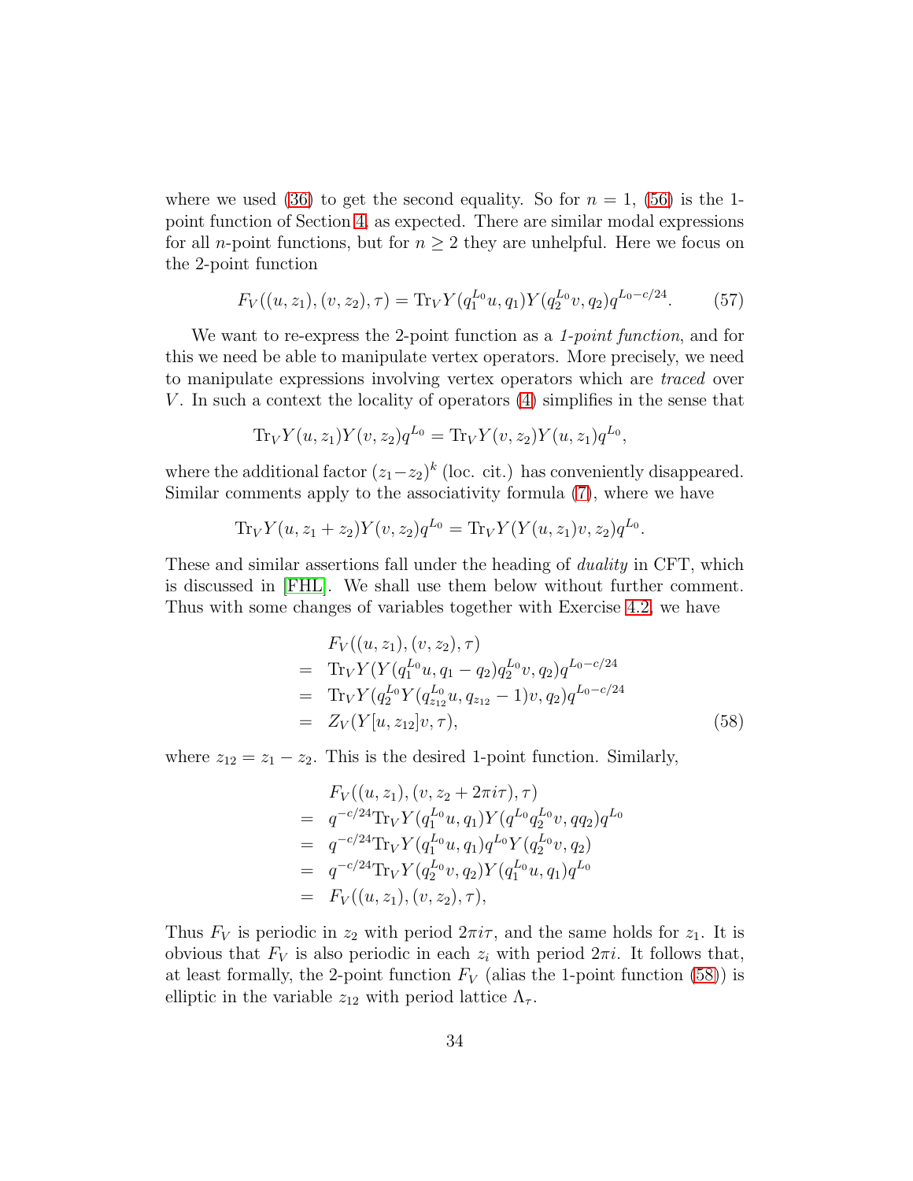where we used (36) to get the second equality. So for $n = 1$, (56) is the 1-point function of Section 4, as expected. There are similar modal expressions for all $n$-point functions, but for $n \geq 2$ they are unhelpful. Here we focus on the 2-point function

$$F_V((u, z_1), (v, z_2), \tau) = \mathrm{Tr}_V Y(q_1^{L_0} u, q_1) Y(q_2^{L_0} v, q_2) q^{L_0 - c/24}. \tag{57}$$

We want to re-express the 2-point function as a *1-point function*, and for this we need be able to manipulate vertex operators. More precisely, we need to manipulate expressions involving vertex operators which are *traced* over $V$. In such a context the locality of operators (4) simplifies in the sense that

$$\mathrm{Tr}_V Y(u, z_1) Y(v, z_2) q^{L_0} = \mathrm{Tr}_V Y(v, z_2) Y(u, z_1) q^{L_0},$$

where the additional factor $(z_1 - z_2)^k$ (loc. cit.) has conveniently disappeared. Similar comments apply to the associativity formula (7), where we have

$$\mathrm{Tr}_V Y(u, z_1 + z_2) Y(v, z_2) q^{L_0} = \mathrm{Tr}_V Y(Y(u, z_1) v, z_2) q^{L_0}.$$

These and similar assertions fall under the heading of *duality* in CFT, which is discussed in [FHL]. We shall use them below without further comment. Thus with some changes of variables together with Exercise 4.2, we have

$$\begin{aligned}
& F_V((u, z_1), (v, z_2), \tau) \\
= \; & \mathrm{Tr}_V Y(Y(q_1^{L_0} u, q_1 - q_2) q_2^{L_0} v, q_2) q^{L_0 - c/24} \\
= \; & \mathrm{Tr}_V Y(q_2^{L_0} Y(q_{z_{12}}^{L_0} u, q_{z_{12}} - 1) v, q_2) q^{L_0 - c/24} \\
= \; & Z_V(Y[u, z_{12}] v, \tau),
\end{aligned} \tag{58}$$

where $z_{12} = z_1 - z_2$. This is the desired 1-point function. Similarly,

$$\begin{aligned}
& F_V((u, z_1), (v, z_2 + 2\pi i \tau), \tau) \\
= \; & q^{-c/24} \mathrm{Tr}_V Y(q_1^{L_0} u, q_1) Y(q^{L_0} q_2^{L_0} v, q q_2) q^{L_0} \\
= \; & q^{-c/24} \mathrm{Tr}_V Y(q_1^{L_0} u, q_1) q^{L_0} Y(q_2^{L_0} v, q_2) \\
= \; & q^{-c/24} \mathrm{Tr}_V Y(q_2^{L_0} v, q_2) Y(q_1^{L_0} u, q_1) q^{L_0} \\
= \; & F_V((u, z_1), (v, z_2), \tau),
\end{aligned}$$

Thus $F_V$ is periodic in $z_2$ with period $2\pi i \tau$, and the same holds for $z_1$. It is obvious that $F_V$ is also periodic in each $z_i$ with period $2\pi i$. It follows that, at least formally, the 2-point function $F_V$ (alias the 1-point function (58)) is elliptic in the variable $z_{12}$ with period lattice $\Lambda_\tau$.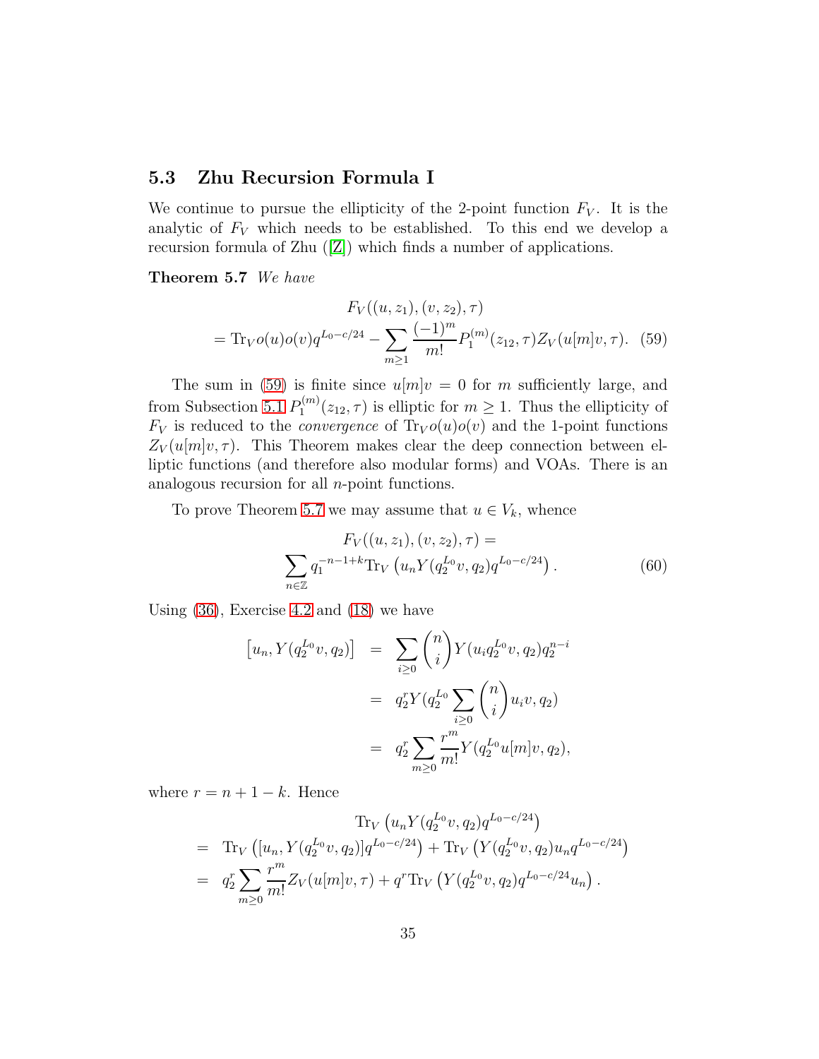### 5.3 Zhu Recursion Formula I

We continue to pursue the ellipticity of the 2-point function $F_V$. It is the analytic of $F_V$ which needs to be established. To this end we develop a recursion formula of Zhu ([Z]) which finds a number of applications.

**Theorem 5.7** *We have*

$$
\begin{aligned}
&F_V((u,z_1),(v,z_2),\tau) \\
&= \mathrm{Tr}_V o(u)o(v)q^{L_0-c/24} - \sum_{m\geq 1} \frac{(-1)^m}{m!} P_1^{(m)}(z_{12},\tau) Z_V(u[m]v,\tau). \quad (59)
\end{aligned}
$$

The sum in (59) is finite since $u[m]v = 0$ for $m$ sufficiently large, and from Subsection 5.1 $P_1^{(m)}(z_{12},\tau)$ is elliptic for $m \geq 1$. Thus the ellipticity of $F_V$ is reduced to the *convergence* of $\mathrm{Tr}_V o(u)o(v)$ and the 1-point functions $Z_V(u[m]v,\tau)$. This Theorem makes clear the deep connection between elliptic functions (and therefore also modular forms) and VOAs. There is an analogous recursion for all $n$-point functions.

To prove Theorem 5.7 we may assume that $u \in V_k$, whence

$$
\begin{aligned}
&F_V((u,z_1),(v,z_2),\tau) = \\
&\sum_{n\in\mathbb{Z}} q_1^{-n-1+k} \mathrm{Tr}_V \left( u_n Y(q_2^{L_0}v, q_2) q^{L_0-c/24} \right). \quad (60)
\end{aligned}
$$

Using (36), Exercise 4.2 and (18) we have

$$
\begin{aligned}
\left[u_n, Y(q_2^{L_0}v,q_2)\right] &= \sum_{i\geq 0} \binom{n}{i} Y(u_i q_2^{L_0} v, q_2) q_2^{n-i} \\
&= q_2^r Y(q_2^{L_0} \sum_{i\geq 0} \binom{n}{i} u_i v, q_2) \\
&= q_2^r \sum_{m\geq 0} \frac{r^m}{m!} Y(q_2^{L_0} u[m]v, q_2),
\end{aligned}
$$

where $r = n+1-k$. Hence

$$
\begin{aligned}
&\mathrm{Tr}_V \left( u_n Y(q_2^{L_0}v,q_2) q^{L_0-c/24} \right) \\
&= \mathrm{Tr}_V \left( [u_n, Y(q_2^{L_0}v,q_2)] q^{L_0-c/24} \right) + \mathrm{Tr}_V \left( Y(q_2^{L_0}v,q_2) u_n q^{L_0-c/24} \right) \\
&= q_2^r \sum_{m\geq 0} \frac{r^m}{m!} Z_V(u[m]v,\tau) + q^r \mathrm{Tr}_V \left( Y(q_2^{L_0}v,q_2) q^{L_0-c/24} u_n \right).
\end{aligned}
$$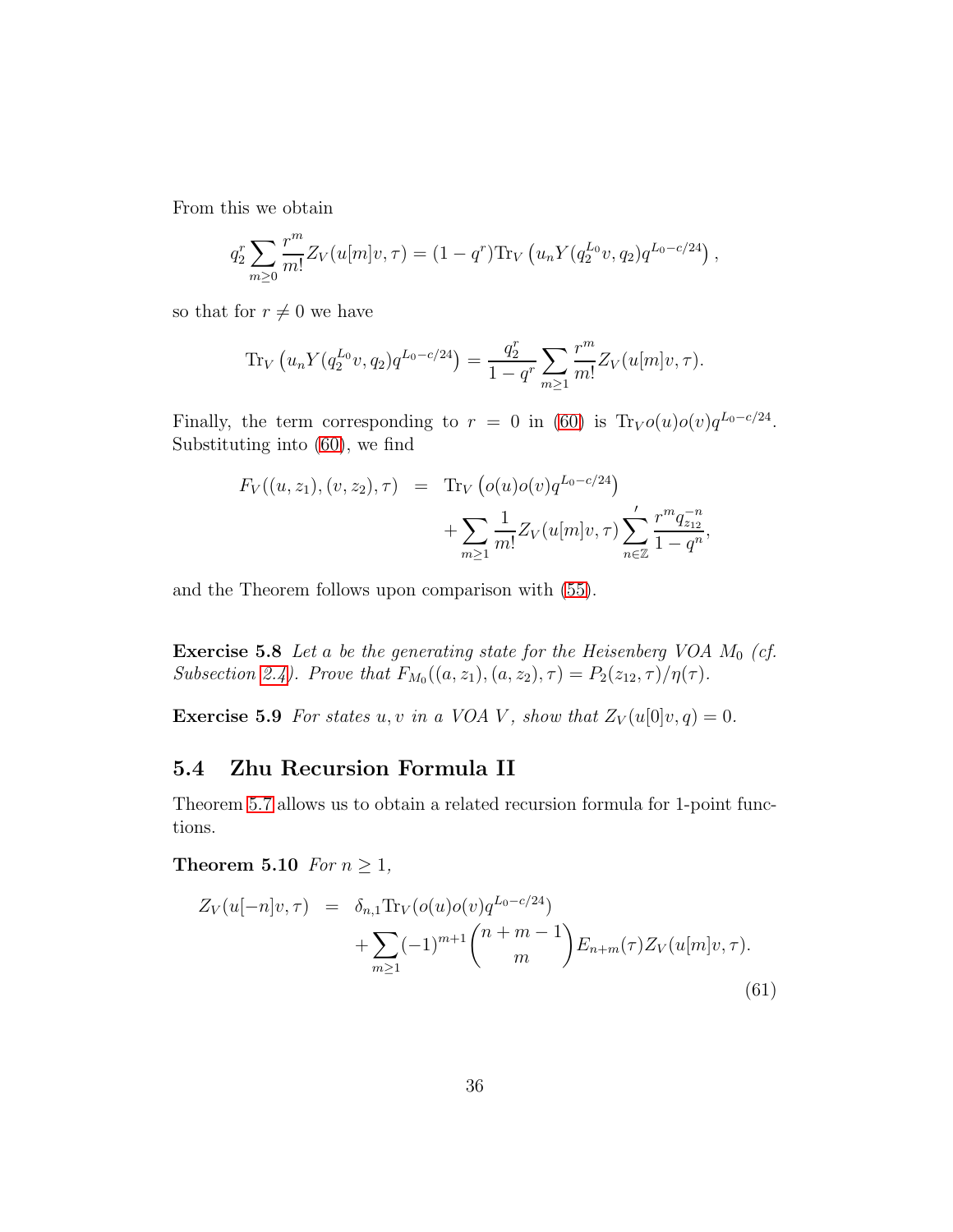From this we obtain

$$q_2^r \sum_{m\geq 0} \frac{r^m}{m!} Z_V(u[m]v,\tau) = (1-q^r)\mathrm{Tr}_V\left(u_n Y(q_2^{L_0}v,q_2)q^{L_0-c/24}\right),$$

so that for $r \neq 0$ we have

$$\mathrm{Tr}_V\left(u_n Y(q_2^{L_0}v,q_2)q^{L_0-c/24}\right) = \frac{q_2^r}{1-q^r}\sum_{m\geq 1}\frac{r^m}{m!}Z_V(u[m]v,\tau).$$

Finally, the term corresponding to $r=0$ in (60) is $\mathrm{Tr}_V o(u)o(v)q^{L_0-c/24}$. Substituting into (60), we find

$$\begin{aligned} F_V((u,z_1),(v,z_2),\tau) &= \mathrm{Tr}_V\left(o(u)o(v)q^{L_0-c/24}\right) \\ &\quad + \sum_{m\geq 1}\frac{1}{m!}Z_V(u[m]v,\tau)\sum_{n\in\mathbb{Z}}{}' \frac{r^m q_{z_{12}}^{-n}}{1-q^n}, \end{aligned}$$

and the Theorem follows upon comparison with (55).

**Exercise 5.8** *Let $a$ be the generating state for the Heisenberg VOA $M_0$ (cf. Subsection 2.4). Prove that $F_{M_0}((a,z_1),(a,z_2),\tau) = P_2(z_{12},\tau)/\eta(\tau)$.*

**Exercise 5.9** *For states $u,v$ in a VOA $V$, show that $Z_V(u[0]v,q) = 0$.*

## 5.4 Zhu Recursion Formula II

Theorem 5.7 allows us to obtain a related recursion formula for 1-point functions.

**Theorem 5.10** *For $n \geq 1$,*

$$\begin{aligned} Z_V(u[-n]v,\tau) &= \delta_{n,1}\mathrm{Tr}_V(o(u)o(v)q^{L_0-c/24}) \\ &\quad + \sum_{m\geq 1}(-1)^{m+1}\binom{n+m-1}{m}E_{n+m}(\tau)Z_V(u[m]v,\tau). \end{aligned} \tag{61}$$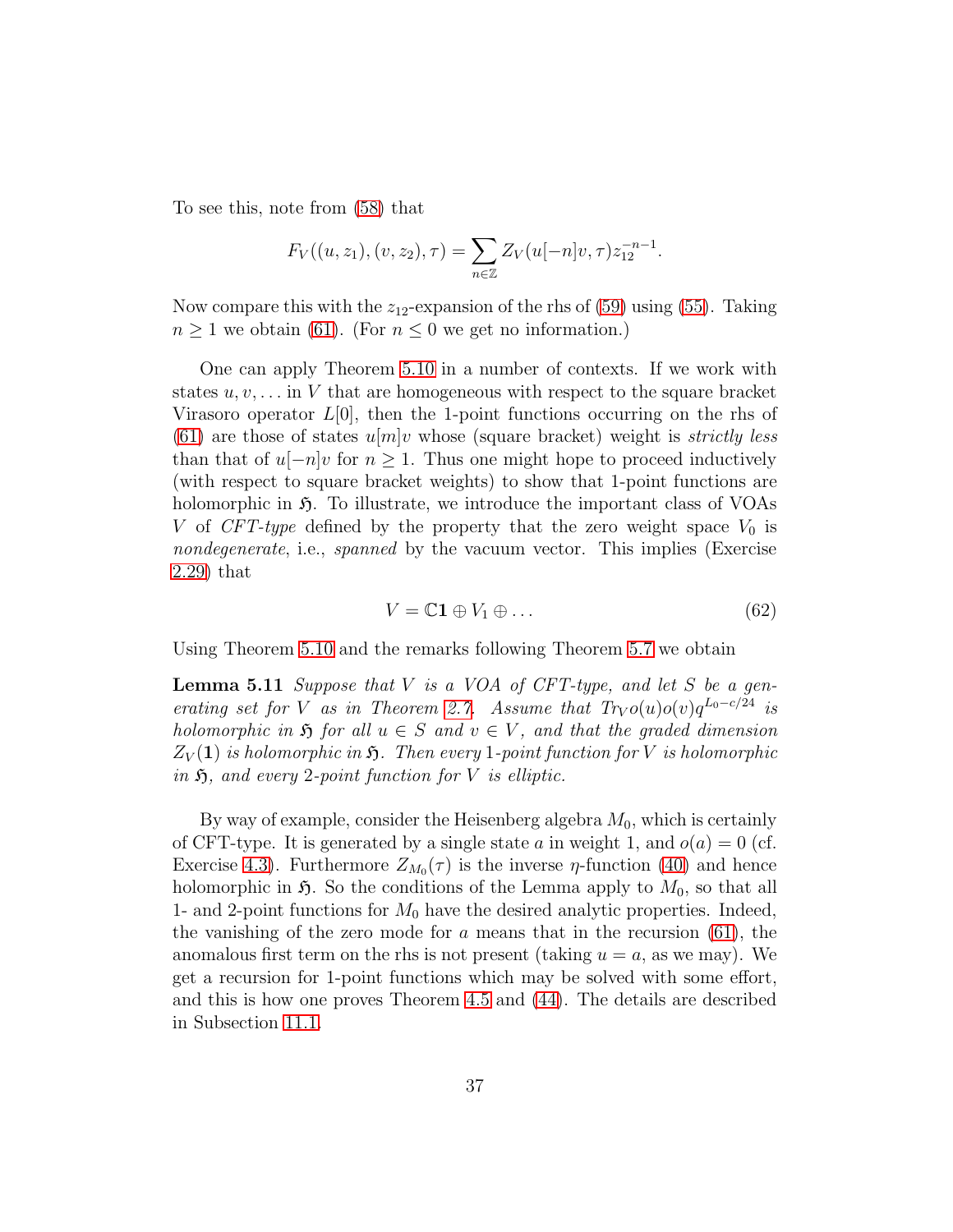To see this, note from (58) that

$$F_V((u, z_1), (v, z_2), \tau) = \sum_{n \in \mathbb{Z}} Z_V(u[-n]v, \tau) z_{12}^{-n-1}.$$

Now compare this with the $z_{12}$-expansion of the rhs of (59) using (55). Taking $n \geq 1$ we obtain (61). (For $n \leq 0$ we get no information.)

One can apply Theorem 5.10 in a number of contexts. If we work with states $u, v, \ldots$ in $V$ that are homogeneous with respect to the square bracket Virasoro operator $L[0]$, then the 1-point functions occurring on the rhs of (61) are those of states $u[m]v$ whose (square bracket) weight is *strictly less* than that of $u[-n]v$ for $n \geq 1$. Thus one might hope to proceed inductively (with respect to square bracket weights) to show that 1-point functions are holomorphic in $\mathfrak{H}$. To illustrate, we introduce the important class of VOAs $V$ of *CFT-type* defined by the property that the zero weight space $V_0$ is *nondegenerate*, i.e., *spanned* by the vacuum vector. This implies (Exercise 2.29) that

$$V = \mathbb{C}\mathbf{1} \oplus V_1 \oplus \ldots \tag{62}$$

Using Theorem 5.10 and the remarks following Theorem 5.7 we obtain

**Lemma 5.11** *Suppose that $V$ is a VOA of CFT-type, and let $S$ be a generating set for $V$ as in Theorem 2.7. Assume that $Tr_V o(u)o(v)q^{L_0 - c/24}$ is holomorphic in $\mathfrak{H}$ for all $u \in S$ and $v \in V$, and that the graded dimension $Z_V(\mathbf{1})$ is holomorphic in $\mathfrak{H}$. Then every 1-point function for $V$ is holomorphic in $\mathfrak{H}$, and every 2-point function for $V$ is elliptic.*

By way of example, consider the Heisenberg algebra $M_0$, which is certainly of CFT-type. It is generated by a single state $a$ in weight 1, and $o(a) = 0$ (cf. Exercise 4.3). Furthermore $Z_{M_0}(\tau)$ is the inverse $\eta$-function (40) and hence holomorphic in $\mathfrak{H}$. So the conditions of the Lemma apply to $M_0$, so that all 1- and 2-point functions for $M_0$ have the desired analytic properties. Indeed, the vanishing of the zero mode for $a$ means that in the recursion (61), the anomalous first term on the rhs is not present (taking $u = a$, as we may). We get a recursion for 1-point functions which may be solved with some effort, and this is how one proves Theorem 4.5 and (44). The details are described in Subsection 11.1.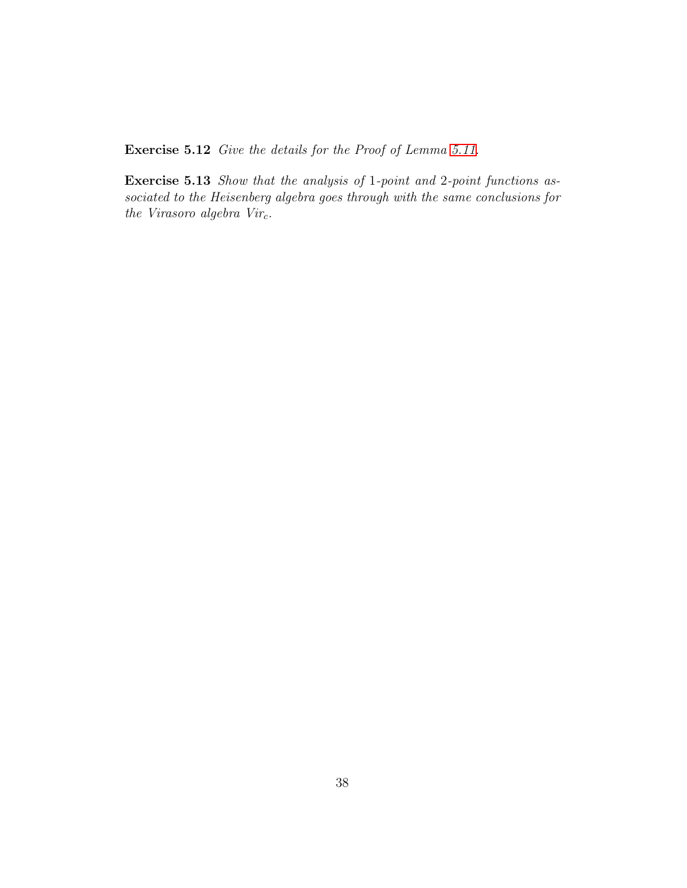**Exercise 5.12** *Give the details for the Proof of Lemma 5.11.*

**Exercise 5.13** *Show that the analysis of* 1*-point and* 2*-point functions associated to the Heisenberg algebra goes through with the same conclusions for the Virasoro algebra* $Vir_c$*.*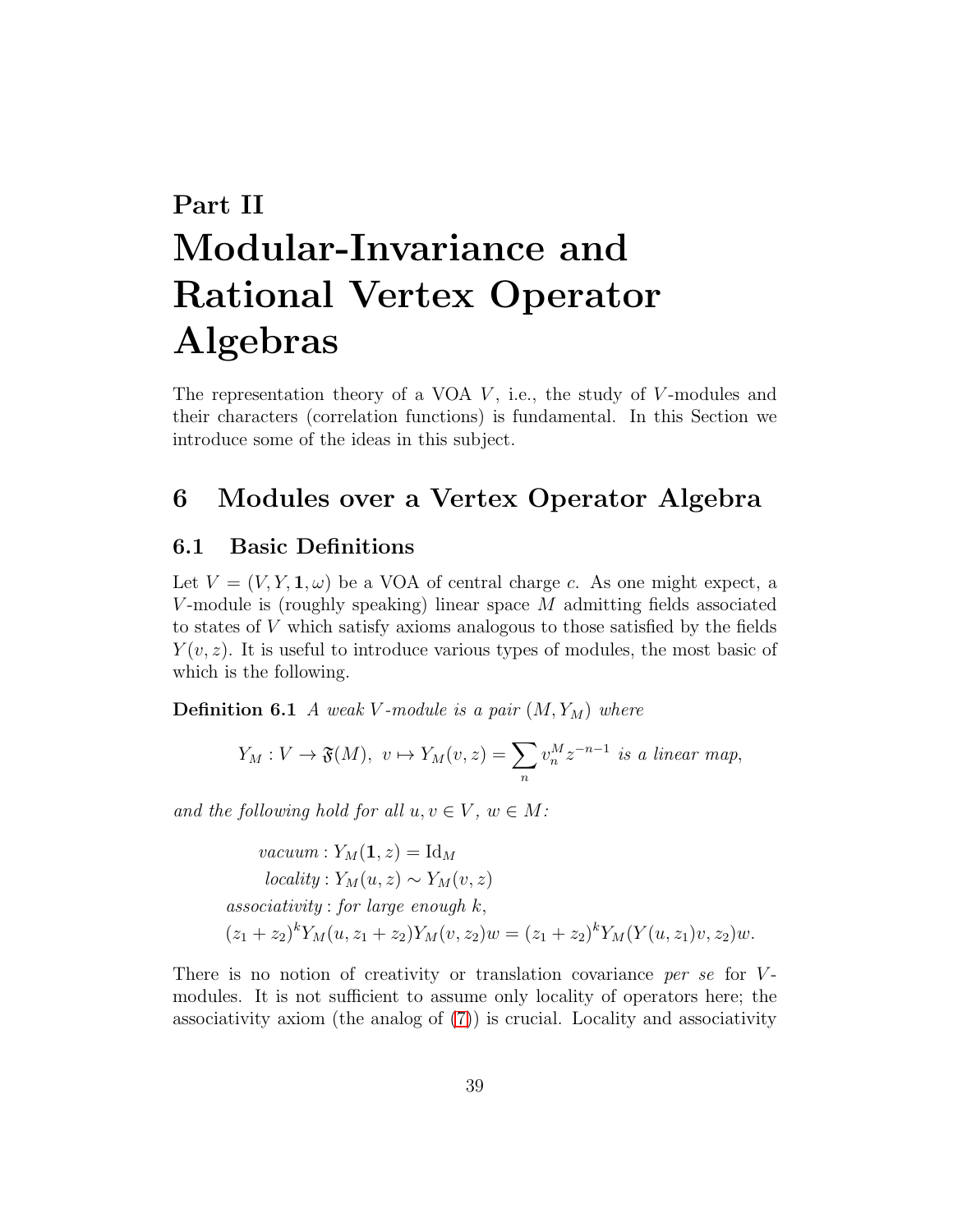# Part II
# Modular-Invariance and Rational Vertex Operator Algebras

The representation theory of a VOA $V$, i.e., the study of $V$-modules and their characters (correlation functions) is fundamental. In this Section we introduce some of the ideas in this subject.

## 6 Modules over a Vertex Operator Algebra

### 6.1 Basic Definitions

Let $V = (V, Y, \mathbf{1}, \omega)$ be a VOA of central charge $c$. As one might expect, a $V$-module is (roughly speaking) linear space $M$ admitting fields associated to states of $V$ which satisfy axioms analogous to those satisfied by the fields $Y(v, z)$. It is useful to introduce various types of modules, the most basic of which is the following.

**Definition 6.1** *A weak $V$-module is a pair $(M, Y_M)$ where*

$$Y_M : V \to \mathfrak{F}(M),\ v \mapsto Y_M(v, z) = \sum_n v_n^M z^{-n-1} \text{ is a linear map,}$$

*and the following hold for all $u, v \in V$, $w \in M$:*

$$\begin{aligned}
&\textit{vacuum} : Y_M(\mathbf{1}, z) = \mathrm{Id}_M \\
&\textit{locality} : Y_M(u, z) \sim Y_M(v, z) \\
&\textit{associativity} : \textit{for large enough } k, \\
&(z_1 + z_2)^k Y_M(u, z_1 + z_2) Y_M(v, z_2) w = (z_1 + z_2)^k Y_M(Y(u, z_1)v, z_2) w.
\end{aligned}$$

There is no notion of creativity or translation covariance *per se* for $V$-modules. It is not sufficient to assume only locality of operators here; the associativity axiom (the analog of (7)) is crucial. Locality and associativity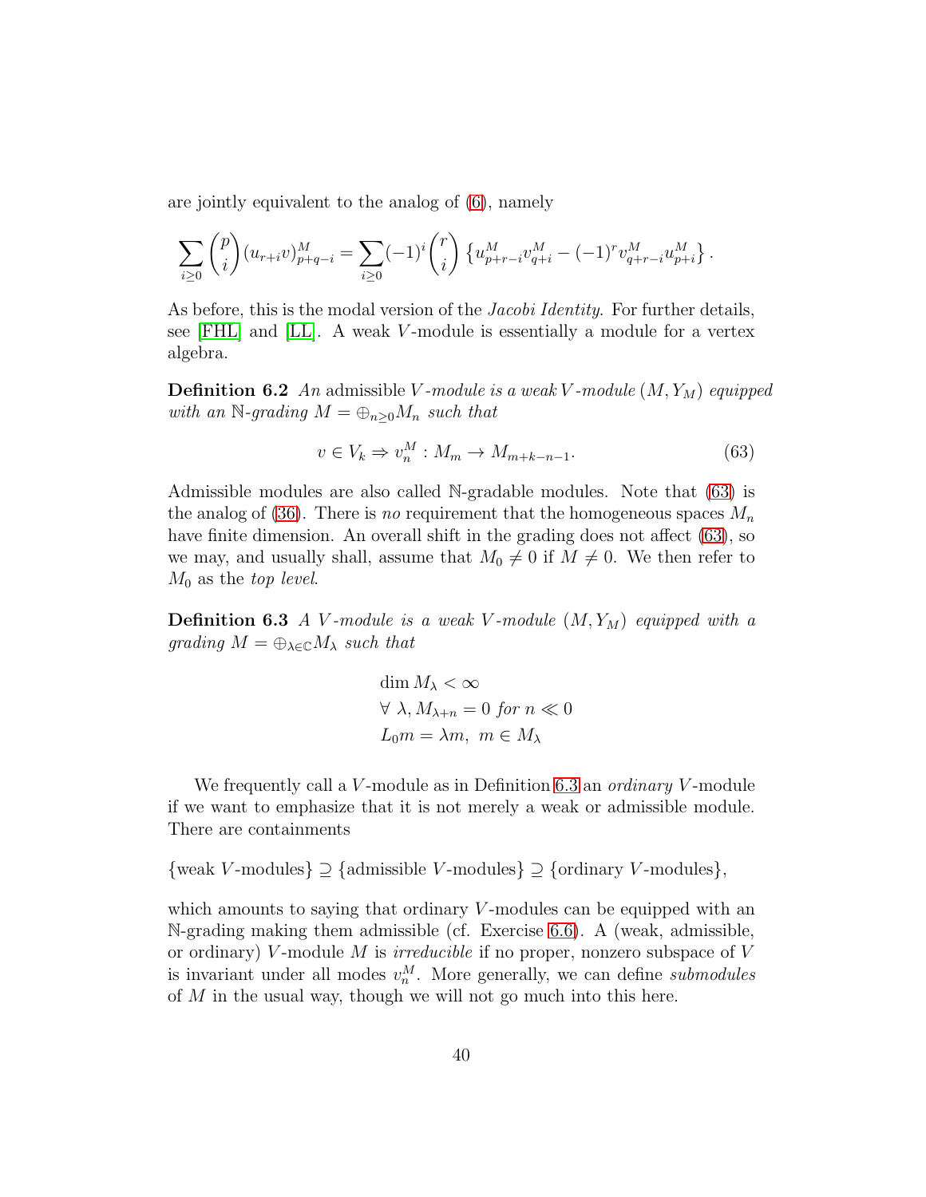are jointly equivalent to the analog of (6), namely

$$\sum_{i\geq 0}\binom{p}{i}(u_{r+i}v)^M_{p+q-i} = \sum_{i\geq 0}(-1)^i\binom{r}{i}\left\{u^M_{p+r-i}v^M_{q+i} - (-1)^r v^M_{q+r-i}u^M_{p+i}\right\}.$$

As before, this is the modal version of the *Jacobi Identity*. For further details, see [FHL] and [LL]. A weak $V$-module is essentially a module for a vertex algebra.

**Definition 6.2** *An* admissible $V$*-module is a weak* $V$*-module* $(M, Y_M)$ *equipped with an* $\mathbb{N}$*-grading* $M = \oplus_{n\geq 0}M_n$ *such that*

$$v \in V_k \Rightarrow v^M_n : M_m \to M_{m+k-n-1}. \tag{63}$$

Admissible modules are also called $\mathbb{N}$-gradable modules. Note that (63) is the analog of (36). There is *no* requirement that the homogeneous spaces $M_n$ have finite dimension. An overall shift in the grading does not affect (63), so we may, and usually shall, assume that $M_0 \neq 0$ if $M \neq 0$. We then refer to $M_0$ as the *top level*.

**Definition 6.3** *A* $V$*-module is a weak* $V$*-module* $(M, Y_M)$ *equipped with a grading* $M = \oplus_{\lambda\in\mathbb{C}}M_\lambda$ *such that*

$$\dim M_\lambda < \infty$$
$$\forall\ \lambda, M_{\lambda+n} = 0 \textit{ for } n \ll 0$$
$$L_0 m = \lambda m,\ m \in M_\lambda$$

We frequently call a $V$-module as in Definition 6.3 an *ordinary* $V$-module if we want to emphasize that it is not merely a weak or admissible module. There are containments

$$\{\text{weak } V\text{-modules}\} \supseteq \{\text{admissible } V\text{-modules}\} \supseteq \{\text{ordinary } V\text{-modules}\},$$

which amounts to saying that ordinary $V$-modules can be equipped with an $\mathbb{N}$-grading making them admissible (cf. Exercise 6.6). A (weak, admissible, or ordinary) $V$-module $M$ is *irreducible* if no proper, nonzero subspace of $V$ is invariant under all modes $v^M_n$. More generally, we can define *submodules* of $M$ in the usual way, though we will not go much into this here.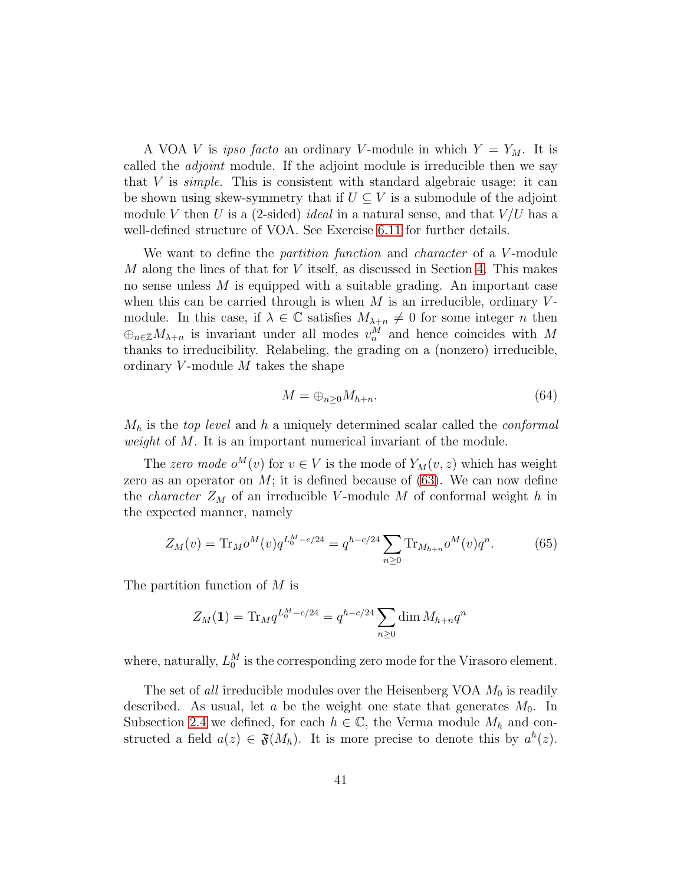A VOA $V$ is *ipso facto* an ordinary $V$-module in which $Y = Y_M$. It is called the *adjoint* module. If the adjoint module is irreducible then we say that $V$ is *simple*. This is consistent with standard algebraic usage: it can be shown using skew-symmetry that if $U \subseteq V$ is a submodule of the adjoint module $V$ then $U$ is a (2-sided) *ideal* in a natural sense, and that $V/U$ has a well-defined structure of VOA. See Exercise 6.11 for further details.

We want to define the *partition function* and *character* of a $V$-module $M$ along the lines of that for $V$ itself, as discussed in Section 4. This makes no sense unless $M$ is equipped with a suitable grading. An important case when this can be carried through is when $M$ is an irreducible, ordinary $V$-module. In this case, if $\lambda \in \mathbb{C}$ satisfies $M_{\lambda+n} \neq 0$ for some integer $n$ then $\oplus_{n\in\mathbb{Z}} M_{\lambda+n}$ is invariant under all modes $v_n^M$ and hence coincides with $M$ thanks to irreducibility. Relabeling, the grading on a (nonzero) irreducible, ordinary $V$-module $M$ takes the shape

$$M = \oplus_{n\geq 0} M_{h+n}. \tag{64}$$

$M_h$ is the *top level* and $h$ a uniquely determined scalar called the *conformal weight* of $M$. It is an important numerical invariant of the module.

The *zero mode* $o^M(v)$ for $v \in V$ is the mode of $Y_M(v, z)$ which has weight zero as an operator on $M$; it is defined because of (63). We can now define the *character* $Z_M$ of an irreducible $V$-module $M$ of conformal weight $h$ in the expected manner, namely

$$Z_M(v) = \mathrm{Tr}_M o^M(v) q^{L_0^M - c/24} = q^{h-c/24} \sum_{n\geq 0} \mathrm{Tr}_{M_{h+n}} o^M(v) q^n. \tag{65}$$

The partition function of $M$ is

$$Z_M(\mathbf{1}) = \mathrm{Tr}_M q^{L_0^M - c/24} = q^{h-c/24} \sum_{n\geq 0} \dim M_{h+n} q^n$$

where, naturally, $L_0^M$ is the corresponding zero mode for the Virasoro element.

The set of *all* irreducible modules over the Heisenberg VOA $M_0$ is readily described. As usual, let $a$ be the weight one state that generates $M_0$. In Subsection 2.4 we defined, for each $h \in \mathbb{C}$, the Verma module $M_h$ and constructed a field $a(z) \in \mathfrak{F}(M_h)$. It is more precise to denote this by $a^h(z)$.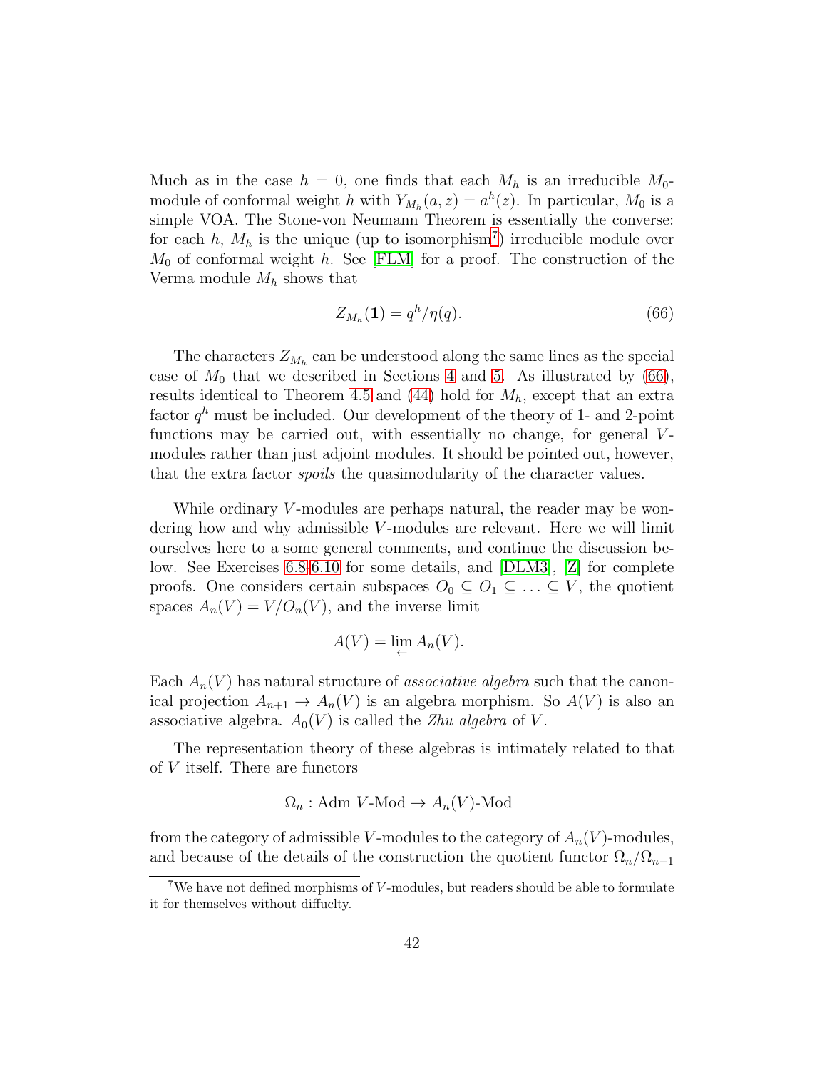Much as in the case $h = 0$, one finds that each $M_h$ is an irreducible $M_0$-module of conformal weight $h$ with $Y_{M_h}(a, z) = a^h(z)$. In particular, $M_0$ is a simple VOA. The Stone-von Neumann Theorem is essentially the converse: for each $h$, $M_h$ is the unique (up to isomorphism[7]) irreducible module over $M_0$ of conformal weight $h$. See [FLM] for a proof. The construction of the Verma module $M_h$ shows that

$$Z_{M_h}(\mathbf{1}) = q^h/\eta(q). \tag{66}$$

The characters $Z_{M_h}$ can be understood along the same lines as the special case of $M_0$ that we described in Sections 4 and 5. As illustrated by (66), results identical to Theorem 4.5 and (44) hold for $M_h$, except that an extra factor $q^h$ must be included. Our development of the theory of 1- and 2-point functions may be carried out, with essentially no change, for general $V$-modules rather than just adjoint modules. It should be pointed out, however, that the extra factor *spoils* the quasimodularity of the character values.

While ordinary $V$-modules are perhaps natural, the reader may be wondering how and why admissible $V$-modules are relevant. Here we will limit ourselves here to a some general comments, and continue the discussion below. See Exercises 6.8-6.10 for some details, and [DLM3], [Z] for complete proofs. One considers certain subspaces $O_0 \subseteq O_1 \subseteq \ldots \subseteq V$, the quotient spaces $A_n(V) = V/O_n(V)$, and the inverse limit

$$A(V) = \lim_{\leftarrow} A_n(V).$$

Each $A_n(V)$ has natural structure of *associative algebra* such that the canonical projection $A_{n+1} \to A_n(V)$ is an algebra morphism. So $A(V)$ is also an associative algebra. $A_0(V)$ is called the *Zhu algebra* of $V$.

The representation theory of these algebras is intimately related to that of $V$ itself. There are functors

$$\Omega_n : \text{Adm } V\text{-Mod} \to A_n(V)\text{-Mod}$$

from the category of admissible $V$-modules to the category of $A_n(V)$-modules, and because of the details of the construction the quotient functor $\Omega_n/\Omega_{n-1}$

[7] We have not defined morphisms of $V$-modules, but readers should be able to formulate it for themselves without diffuclty.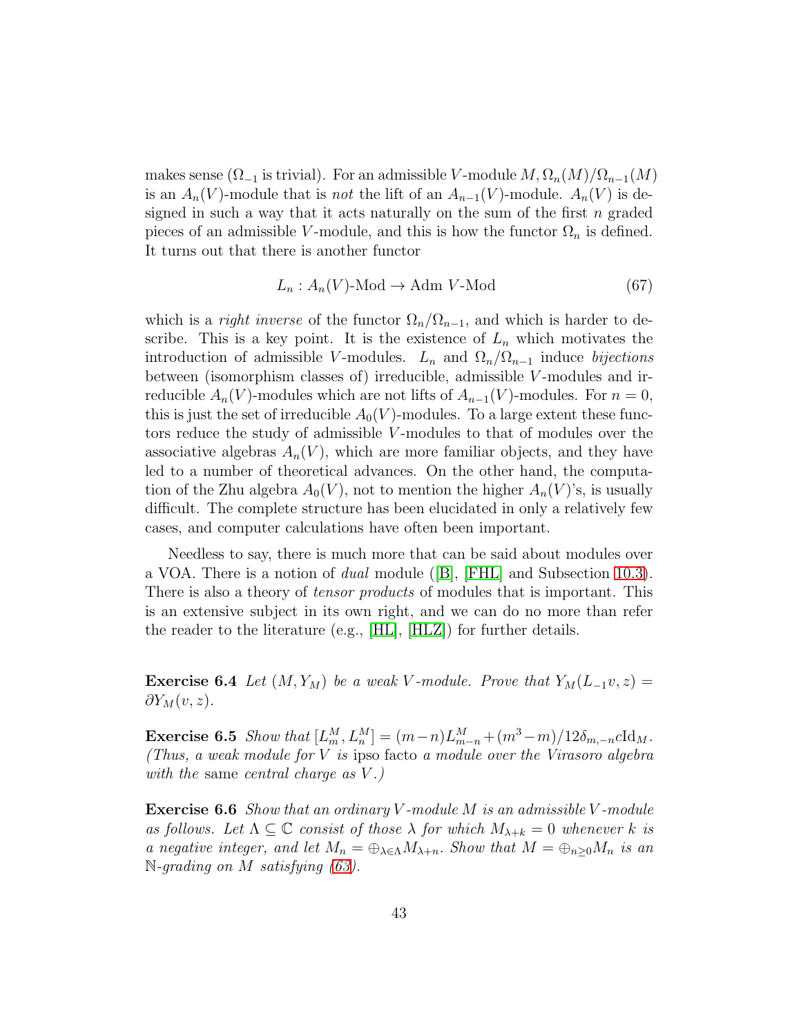makes sense ($\Omega_{-1}$ is trivial). For an admissible $V$-module $M, \Omega_n(M)/\Omega_{n-1}(M)$ is an $A_n(V)$-module that is *not* the lift of an $A_{n-1}(V)$-module. $A_n(V)$ is designed in such a way that it acts naturally on the sum of the first $n$ graded pieces of an admissible $V$-module, and this is how the functor $\Omega_n$ is defined. It turns out that there is another functor

$$L_n : A_n(V)\text{-Mod} \to \text{Adm } V\text{-Mod} \tag{67}$$

which is a *right inverse* of the functor $\Omega_n/\Omega_{n-1}$, and which is harder to describe. This is a key point. It is the existence of $L_n$ which motivates the introduction of admissible $V$-modules. $L_n$ and $\Omega_n/\Omega_{n-1}$ induce *bijections* between (isomorphism classes of) irreducible, admissible $V$-modules and irreducible $A_n(V)$-modules which are not lifts of $A_{n-1}(V)$-modules. For $n = 0$, this is just the set of irreducible $A_0(V)$-modules. To a large extent these functors reduce the study of admissible $V$-modules to that of modules over the associative algebras $A_n(V)$, which are more familiar objects, and they have led to a number of theoretical advances. On the other hand, the computation of the Zhu algebra $A_0(V)$, not to mention the higher $A_n(V)$'s, is usually difficult. The complete structure has been elucidated in only a relatively few cases, and computer calculations have often been important.

Needless to say, there is much more that can be said about modules over a VOA. There is a notion of *dual* module ([B], [FHL] and Subsection 10.3). There is also a theory of *tensor products* of modules that is important. This is an extensive subject in its own right, and we can do no more than refer the reader to the literature (e.g., [HL], [HLZ]) for further details.

**Exercise 6.4** *Let $(M, Y_M)$ be a weak $V$-module. Prove that $Y_M(L_{-1}v, z) = \partial Y_M(v, z)$.*

**Exercise 6.5** *Show that $[L_m^M, L_n^M] = (m-n)L_{m-n}^M + (m^3-m)/12\delta_{m,-n}c\text{Id}_M$. (Thus, a weak module for $V$ is* ipso facto *a module over the Virasoro algebra with the* same *central charge as $V$.)*

**Exercise 6.6** *Show that an ordinary $V$-module $M$ is an admissible $V$-module as follows. Let $\Lambda \subseteq \mathbb{C}$ consist of those $\lambda$ for which $M_{\lambda+k} = 0$ whenever $k$ is a negative integer, and let $M_n = \oplus_{\lambda \in \Lambda} M_{\lambda+n}$. Show that $M = \oplus_{n \geq 0} M_n$ is an $\mathbb{N}$-grading on $M$ satisfying (63).*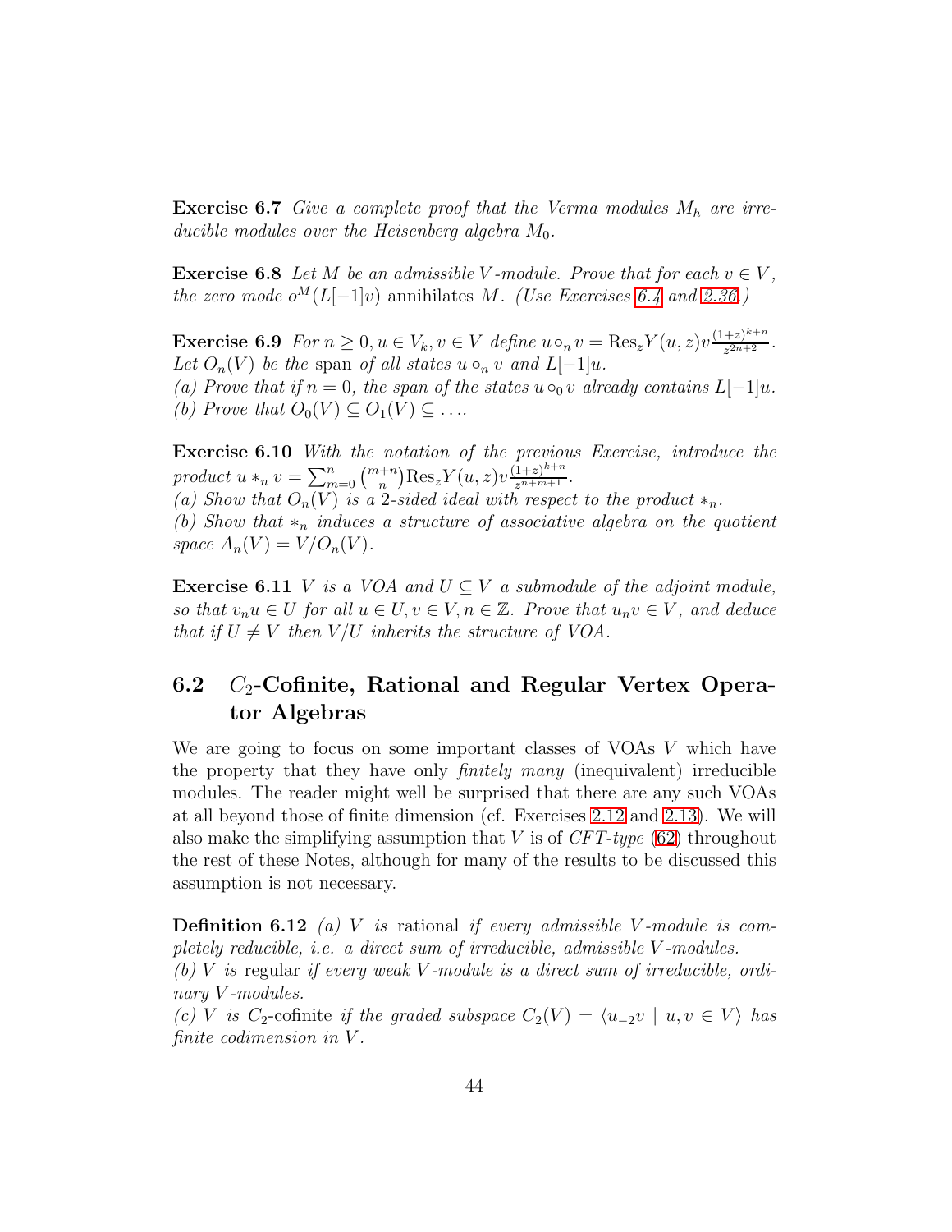**Exercise 6.7** *Give a complete proof that the Verma modules $M_h$ are irreducible modules over the Heisenberg algebra $M_0$.*

**Exercise 6.8** *Let $M$ be an admissible $V$-module. Prove that for each $v \in V$, the zero mode $o^M(L[-1]v)$ annihilates $M$. (Use Exercises 6.4 and 2.36.)*

**Exercise 6.9** *For $n \geq 0, u \in V_k, v \in V$ define $u \circ_n v = \mathrm{Res}_z Y(u,z)v \frac{(1+z)^{k+n}}{z^{2n+2}}$. Let $O_n(V)$ be the span of all states $u \circ_n v$ and $L[-1]u$.*
*(a) Prove that if $n = 0$, the span of the states $u \circ_0 v$ already contains $L[-1]u$.*
*(b) Prove that $O_0(V) \subseteq O_1(V) \subseteq \ldots$.*

**Exercise 6.10** *With the notation of the previous Exercise, introduce the product $u *_n v = \sum_{m=0}^{n} \binom{m+n}{n} \mathrm{Res}_z Y(u,z)v \frac{(1+z)^{k+n}}{z^{n+m+1}}$.*
*(a) Show that $O_n(V)$ is a 2-sided ideal with respect to the product $*_n$.*
*(b) Show that $*_n$ induces a structure of associative algebra on the quotient space $A_n(V) = V/O_n(V)$.*

**Exercise 6.11** *$V$ is a VOA and $U \subseteq V$ a submodule of the adjoint module, so that $v_n u \in U$ for all $u \in U, v \in V, n \in \mathbb{Z}$. Prove that $u_n v \in V$, and deduce that if $U \neq V$ then $V/U$ inherits the structure of VOA.*

## 6.2 $C_2$-Cofinite, Rational and Regular Vertex Operator Algebras

We are going to focus on some important classes of VOAs $V$ which have the property that they have only *finitely many* (inequivalent) irreducible modules. The reader might well be surprised that there are any such VOAs at all beyond those of finite dimension (cf. Exercises 2.12 and 2.13). We will also make the simplifying assumption that $V$ is of *CFT-type* (62) throughout the rest of these Notes, although for many of the results to be discussed this assumption is not necessary.

**Definition 6.12** *(a) $V$ is* rational *if every admissible $V$-module is completely reducible, i.e. a direct sum of irreducible, admissible $V$-modules.*
*(b) $V$ is* regular *if every weak $V$-module is a direct sum of irreducible, ordinary $V$-modules.*
*(c) $V$ is* $C_2$-cofinite *if the graded subspace $C_2(V) = \langle u_{-2}v \mid u, v \in V \rangle$ has finite codimension in $V$.*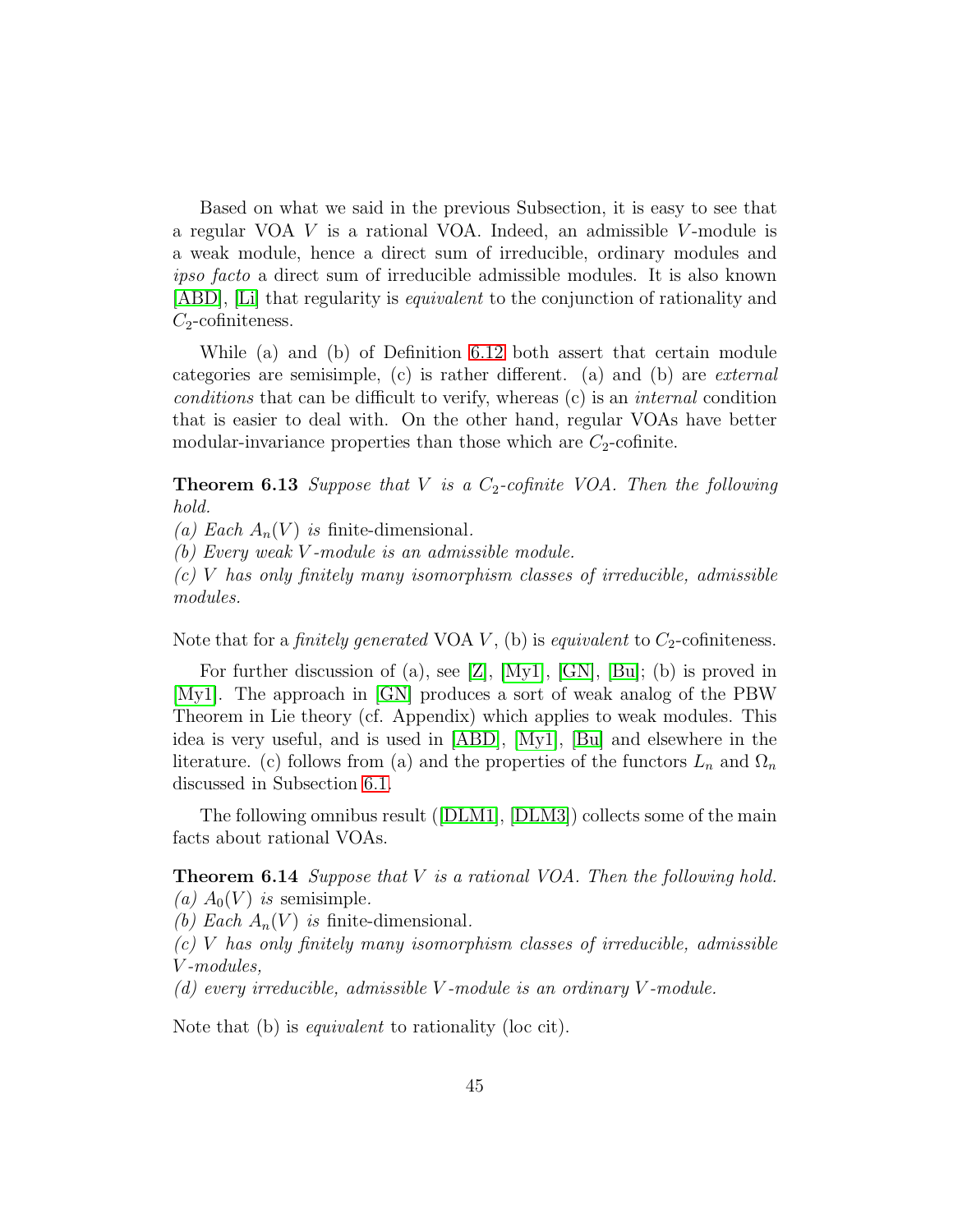Based on what we said in the previous Subsection, it is easy to see that a regular VOA $V$ is a rational VOA. Indeed, an admissible $V$-module is a weak module, hence a direct sum of irreducible, ordinary modules and *ipso facto* a direct sum of irreducible admissible modules. It is also known [ABD], [Li] that regularity is *equivalent* to the conjunction of rationality and $C_2$-cofiniteness.

While (a) and (b) of Definition 6.12 both assert that certain module categories are semisimple, (c) is rather different. (a) and (b) are *external conditions* that can be difficult to verify, whereas (c) is an *internal* condition that is easier to deal with. On the other hand, regular VOAs have better modular-invariance properties than those which are $C_2$-cofinite.

**Theorem 6.13** *Suppose that $V$ is a $C_2$-cofinite VOA. Then the following hold.*
*(a) Each $A_n(V)$ is* finite-dimensional.
*(b) Every weak $V$-module is an admissible module.*
*(c) $V$ has only finitely many isomorphism classes of irreducible, admissible modules.*

Note that for a *finitely generated* VOA $V$, (b) is *equivalent* to $C_2$-cofiniteness.

For further discussion of (a), see [Z], [My1], [GN], [Bu]; (b) is proved in [My1]. The approach in [GN] produces a sort of weak analog of the PBW Theorem in Lie theory (cf. Appendix) which applies to weak modules. This idea is very useful, and is used in [ABD], [My1], [Bu] and elsewhere in the literature. (c) follows from (a) and the properties of the functors $L_n$ and $\Omega_n$ discussed in Subsection 6.1.

The following omnibus result ([DLM1], [DLM3]) collects some of the main facts about rational VOAs.

**Theorem 6.14** *Suppose that $V$ is a rational VOA. Then the following hold.*
*(a) $A_0(V)$ is* semisimple.
*(b) Each $A_n(V)$ is* finite-dimensional.
*(c) $V$ has only finitely many isomorphism classes of irreducible, admissible $V$-modules,*
*(d) every irreducible, admissible $V$-module is an ordinary $V$-module.*

Note that (b) is *equivalent* to rationality (loc cit).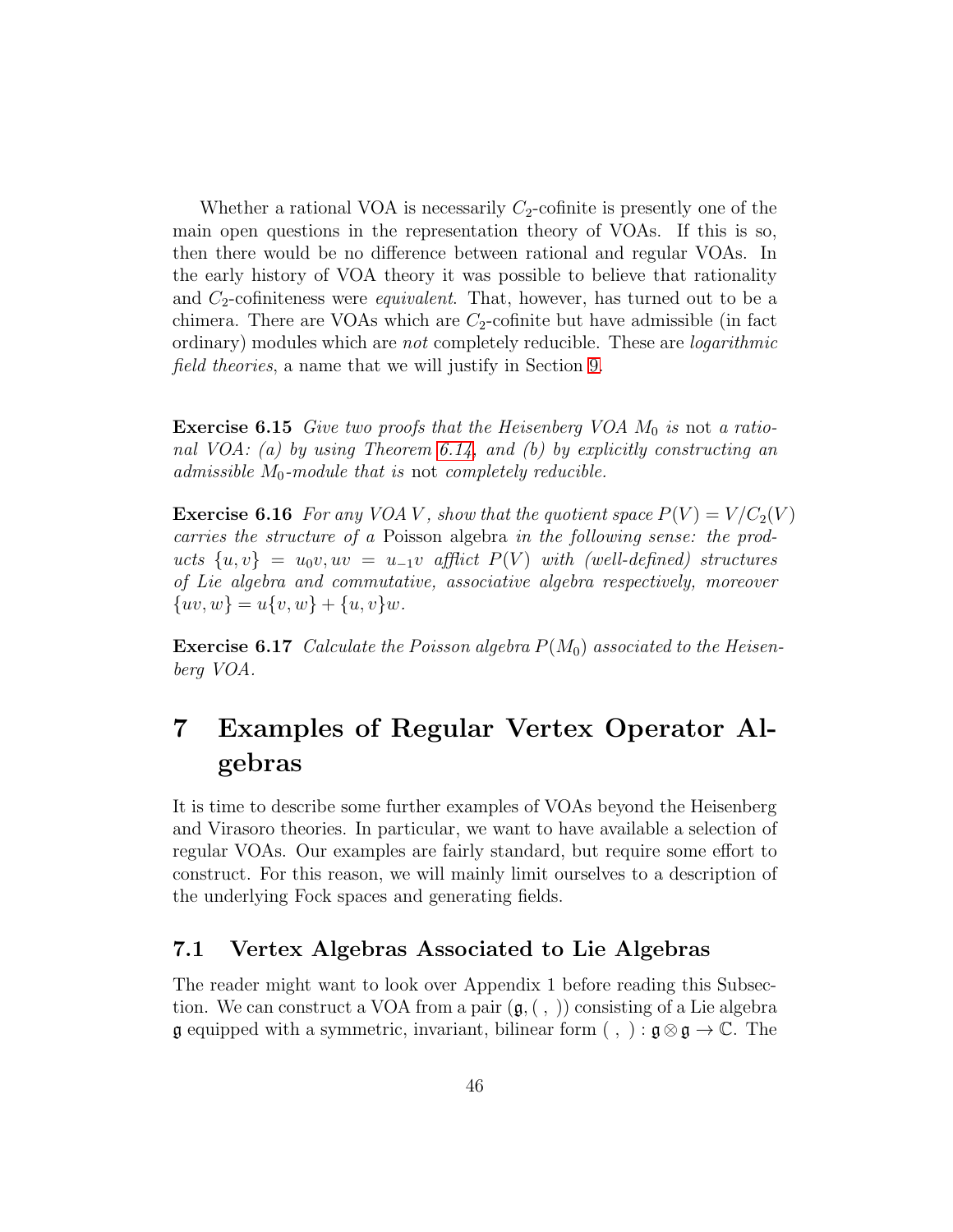Whether a rational VOA is necessarily $C_2$-cofinite is presently one of the main open questions in the representation theory of VOAs. If this is so, then there would be no difference between rational and regular VOAs. In the early history of VOA theory it was possible to believe that rationality and $C_2$-cofiniteness were *equivalent*. That, however, has turned out to be a chimera. There are VOAs which are $C_2$-cofinite but have admissible (in fact ordinary) modules which are *not* completely reducible. These are *logarithmic field theories*, a name that we will justify in Section 9.

**Exercise 6.15** *Give two proofs that the Heisenberg VOA $M_0$ is* not *a rational VOA: (a) by using Theorem 6.14, and (b) by explicitly constructing an admissible $M_0$-module that is* not *completely reducible.*

**Exercise 6.16** *For any VOA $V$, show that the quotient space $P(V) = V/C_2(V)$ carries the structure of a* Poisson algebra *in the following sense: the products $\{u, v\} = u_0 v, uv = u_{-1}v$ afflict $P(V)$ with (well-defined) structures of Lie algebra and commutative, associative algebra respectively, moreover $\{uv, w\} = u\{v, w\} + \{u, v\}w$.*

**Exercise 6.17** *Calculate the Poisson algebra $P(M_0)$ associated to the Heisenberg VOA.*

# 7 Examples of Regular Vertex Operator Algebras

It is time to describe some further examples of VOAs beyond the Heisenberg and Virasoro theories. In particular, we want to have available a selection of regular VOAs. Our examples are fairly standard, but require some effort to construct. For this reason, we will mainly limit ourselves to a description of the underlying Fock spaces and generating fields.

## 7.1 Vertex Algebras Associated to Lie Algebras

The reader might want to look over Appendix 1 before reading this Subsection. We can construct a VOA from a pair $(\mathfrak{g}, (\ ,\ ))$ consisting of a Lie algebra $\mathfrak{g}$ equipped with a symmetric, invariant, bilinear form $(\ ,\ ) : \mathfrak{g} \otimes \mathfrak{g} \to \mathbb{C}$. The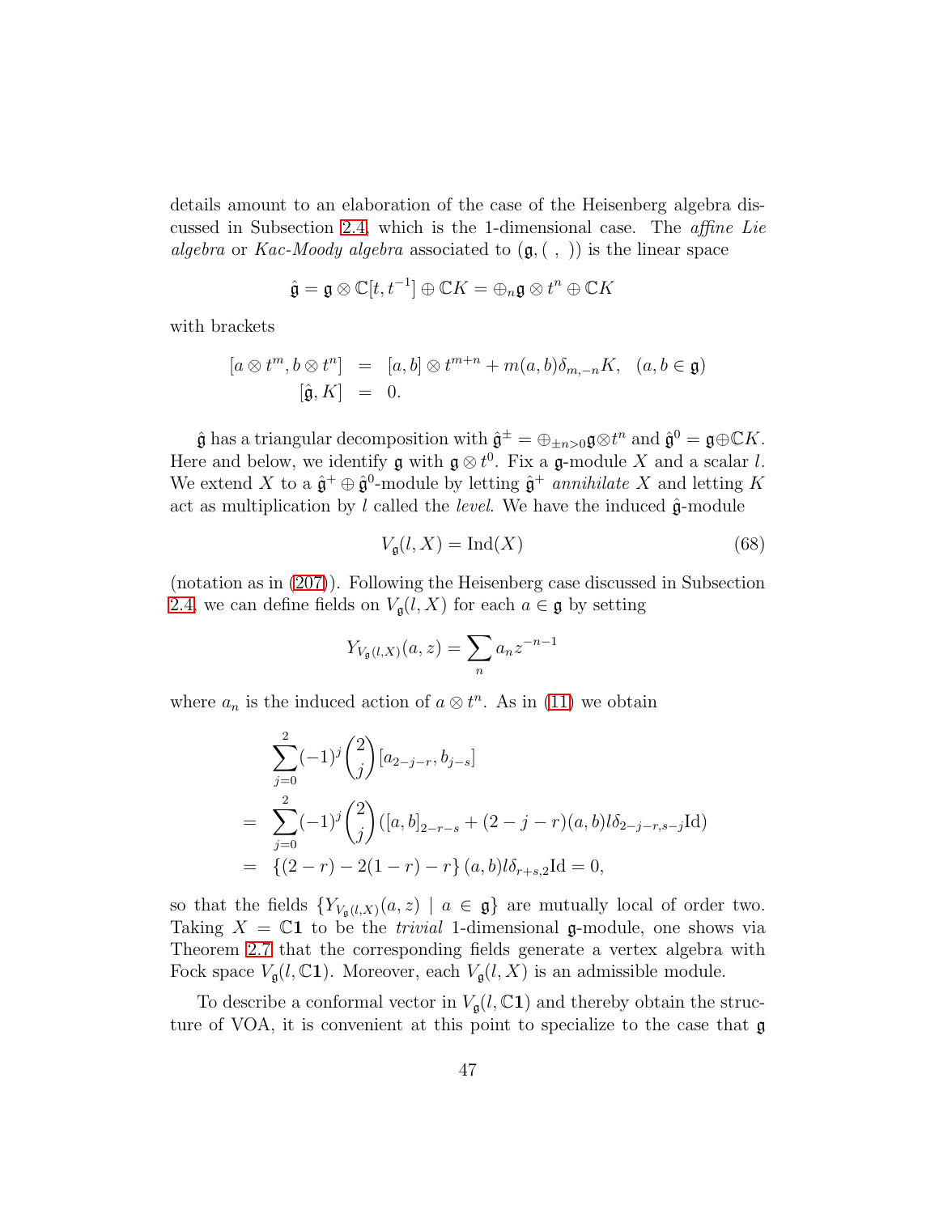details amount to an elaboration of the case of the Heisenberg algebra discussed in Subsection 2.4, which is the 1-dimensional case. The *affine Lie algebra* or *Kac-Moody algebra* associated to $(\mathfrak{g}, (\ ,\ ))$ is the linear space

$$\hat{\mathfrak{g}} = \mathfrak{g} \otimes \mathbb{C}[t, t^{-1}] \oplus \mathbb{C}K = \oplus_n \mathfrak{g} \otimes t^n \oplus \mathbb{C}K$$

with brackets

$$\begin{aligned} [a \otimes t^m, b \otimes t^n] &= [a, b] \otimes t^{m+n} + m(a, b)\delta_{m,-n}K, \quad (a, b \in \mathfrak{g}) \\ [\hat{\mathfrak{g}}, K] &= 0. \end{aligned}$$

$\hat{\mathfrak{g}}$ has a triangular decomposition with $\hat{\mathfrak{g}}^{\pm} = \oplus_{\pm n > 0} \mathfrak{g} \otimes t^n$ and $\hat{\mathfrak{g}}^0 = \mathfrak{g} \oplus \mathbb{C}K$. Here and below, we identify $\mathfrak{g}$ with $\mathfrak{g} \otimes t^0$. Fix a $\mathfrak{g}$-module $X$ and a scalar $l$. We extend $X$ to a $\hat{\mathfrak{g}}^+ \oplus \hat{\mathfrak{g}}^0$-module by letting $\hat{\mathfrak{g}}^+$ *annihilate* $X$ and letting $K$ act as multiplication by $l$ called the *level*. We have the induced $\hat{\mathfrak{g}}$-module

$$V_{\mathfrak{g}}(l, X) = \mathrm{Ind}(X) \tag{68}$$

(notation as in (207)). Following the Heisenberg case discussed in Subsection 2.4, we can define fields on $V_{\mathfrak{g}}(l, X)$ for each $a \in \mathfrak{g}$ by setting

$$Y_{V_{\mathfrak{g}}(l,X)}(a, z) = \sum_n a_n z^{-n-1}$$

where $a_n$ is the induced action of $a \otimes t^n$. As in (11) we obtain

$$\begin{aligned} &\sum_{j=0}^{2} (-1)^j \binom{2}{j} [a_{2-j-r}, b_{j-s}] \\ = \ &\sum_{j=0}^{2} (-1)^j \binom{2}{j} ([a, b]_{2-r-s} + (2 - j - r)(a, b) l \delta_{2-j-r, s-j} \mathrm{Id}) \\ = \ &\{(2 - r) - 2(1 - r) - r\} (a, b) l \delta_{r+s,2} \mathrm{Id} = 0, \end{aligned}$$

so that the fields $\{Y_{V_{\mathfrak{g}}(l,X)}(a, z) \mid a \in \mathfrak{g}\}$ are mutually local of order two. Taking $X = \mathbb{C}\mathbf{1}$ to be the *trivial* 1-dimensional $\mathfrak{g}$-module, one shows via Theorem 2.7 that the corresponding fields generate a vertex algebra with Fock space $V_{\mathfrak{g}}(l, \mathbb{C}\mathbf{1})$. Moreover, each $V_{\mathfrak{g}}(l, X)$ is an admissible module.

To describe a conformal vector in $V_{\mathfrak{g}}(l, \mathbb{C}\mathbf{1})$ and thereby obtain the structure of VOA, it is convenient at this point to specialize to the case that $\mathfrak{g}$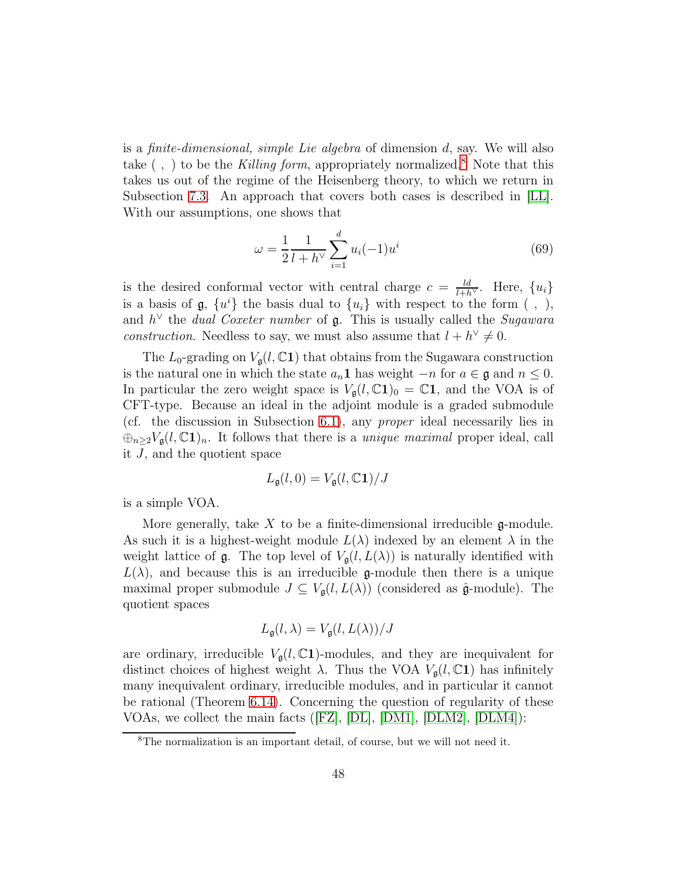is a *finite-dimensional, simple Lie algebra* of dimension $d$, say. We will also take $(\ ,\ )$ to be the *Killing form*, appropriately normalized.[8] Note that this takes us out of the regime of the Heisenberg theory, to which we return in Subsection 7.3. An approach that covers both cases is described in [LL]. With our assumptions, one shows that

$$\omega = \frac{1}{2}\frac{1}{l+h^\vee}\sum_{i=1}^{d} u_i(-1)u^i \tag{69}$$

is the desired conformal vector with central charge $c = \frac{ld}{l+h^\vee}$. Here, $\{u_i\}$ is a basis of $\mathfrak{g}$, $\{u^i\}$ the basis dual to $\{u_i\}$ with respect to the form $(\ ,\ )$, and $h^\vee$ the *dual Coxeter number* of $\mathfrak{g}$. This is usually called the *Sugawara construction*. Needless to say, we must also assume that $l + h^\vee \neq 0$.

The $L_0$-grading on $V_{\mathfrak{g}}(l, \mathbb{C}\mathbf{1})$ that obtains from the Sugawara construction is the natural one in which the state $a_n\mathbf{1}$ has weight $-n$ for $a \in \mathfrak{g}$ and $n \leq 0$. In particular the zero weight space is $V_{\mathfrak{g}}(l, \mathbb{C}\mathbf{1})_0 = \mathbb{C}\mathbf{1}$, and the VOA is of CFT-type. Because an ideal in the adjoint module is a graded submodule (cf. the discussion in Subsection 6.1), any *proper* ideal necessarily lies in $\oplus_{n\geq 2}V_{\mathfrak{g}}(l, \mathbb{C}\mathbf{1})_n$. It follows that there is a *unique maximal* proper ideal, call it $J$, and the quotient space

$$L_{\mathfrak{g}}(l, 0) = V_{\mathfrak{g}}(l, \mathbb{C}\mathbf{1})/J$$

is a simple VOA.

More generally, take $X$ to be a finite-dimensional irreducible $\mathfrak{g}$-module. As such it is a highest-weight module $L(\lambda)$ indexed by an element $\lambda$ in the weight lattice of $\mathfrak{g}$. The top level of $V_{\mathfrak{g}}(l, L(\lambda))$ is naturally identified with $L(\lambda)$, and because this is an irreducible $\mathfrak{g}$-module then there is a unique maximal proper submodule $J \subseteq V_{\mathfrak{g}}(l, L(\lambda))$ (considered as $\hat{\mathfrak{g}}$-module). The quotient spaces

$$L_{\mathfrak{g}}(l, \lambda) = V_{\mathfrak{g}}(l, L(\lambda))/J$$

are ordinary, irreducible $V_{\mathfrak{g}}(l, \mathbb{C}\mathbf{1})$-modules, and they are inequivalent for distinct choices of highest weight $\lambda$. Thus the VOA $V_{\mathfrak{g}}(l, \mathbb{C}\mathbf{1})$ has infinitely many inequivalent ordinary, irreducible modules, and in particular it cannot be rational (Theorem 6.14). Concerning the question of regularity of these VOAs, we collect the main facts ([FZ], [DL], [DM1], [DLM2], [DLM4]):

[8] The normalization is an important detail, of course, but we will not need it.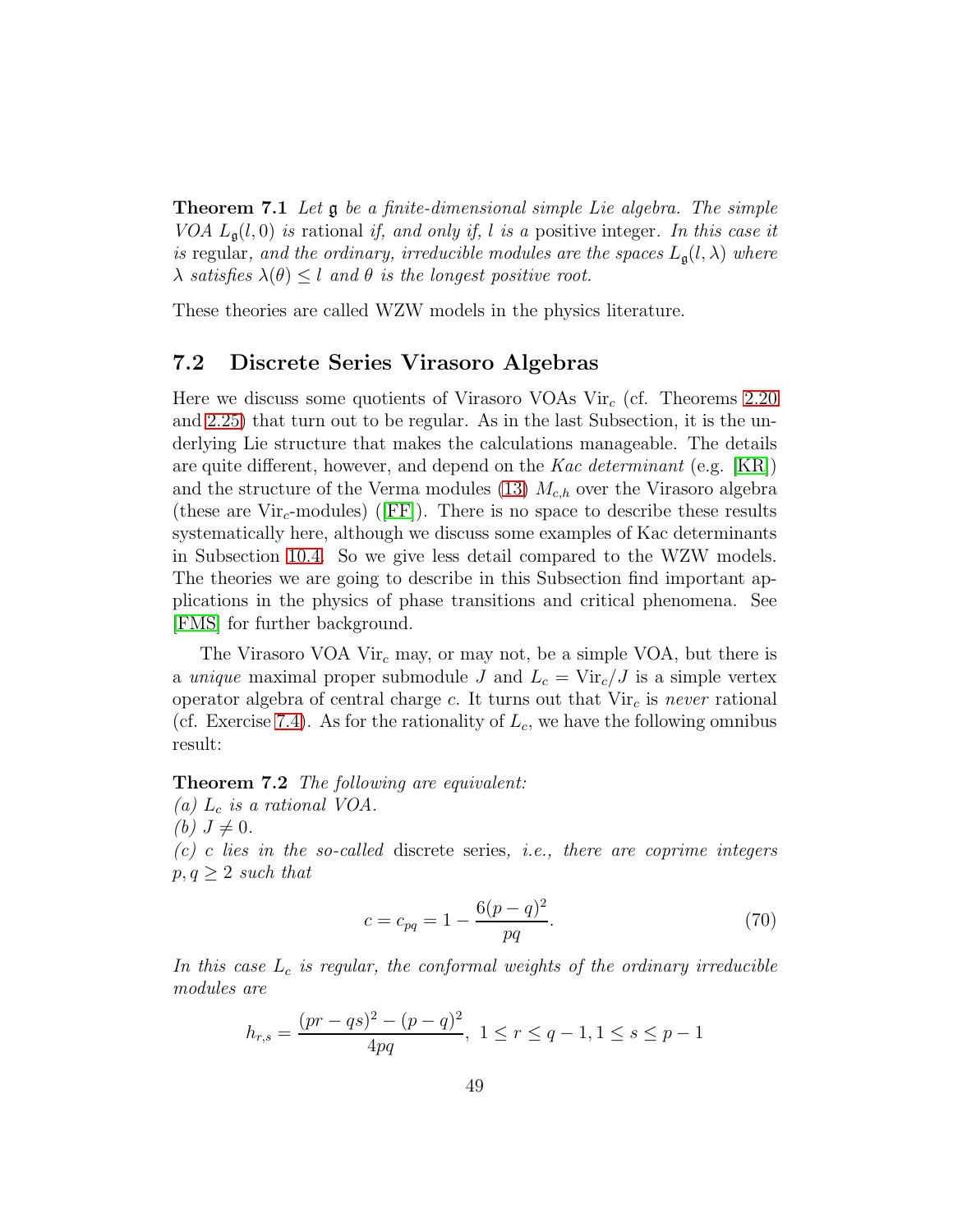**Theorem 7.1** *Let $\mathfrak{g}$ be a finite-dimensional simple Lie algebra. The simple VOA $L_{\mathfrak{g}}(l, 0)$ is* rational *if, and only if, $l$ is a* positive integer*. In this case it is* regular*, and the ordinary, irreducible modules are the spaces $L_{\mathfrak{g}}(l, \lambda)$ where $\lambda$ satisfies $\lambda(\theta) \leq l$ and $\theta$ is the longest positive root.*

These theories are called WZW models in the physics literature.

## 7.2 Discrete Series Virasoro Algebras

Here we discuss some quotients of Virasoro VOAs $\mathrm{Vir}_c$ (cf. Theorems 2.20 and 2.25) that turn out to be regular. As in the last Subsection, it is the underlying Lie structure that makes the calculations manageable. The details are quite different, however, and depend on the *Kac determinant* (e.g. [KR]) and the structure of the Verma modules (13) $M_{c,h}$ over the Virasoro algebra (these are $\mathrm{Vir}_c$-modules) ([FF]). There is no space to describe these results systematically here, although we discuss some examples of Kac determinants in Subsection 10.4. So we give less detail compared to the WZW models. The theories we are going to describe in this Subsection find important applications in the physics of phase transitions and critical phenomena. See [FMS] for further background.

The Virasoro VOA $\mathrm{Vir}_c$ may, or may not, be a simple VOA, but there is a *unique* maximal proper submodule $J$ and $L_c = \mathrm{Vir}_c/J$ is a simple vertex operator algebra of central charge $c$. It turns out that $\mathrm{Vir}_c$ is *never* rational (cf. Exercise 7.4). As for the rationality of $L_c$, we have the following omnibus result:

**Theorem 7.2** *The following are equivalent:*
*(a) $L_c$ is a rational VOA.*
*(b) $J \neq 0$.*
*(c) $c$ lies in the so-called* discrete series*, i.e., there are coprime integers $p, q \geq 2$ such that*

$$c = c_{pq} = 1 - \frac{6(p-q)^2}{pq}. \tag{70}$$

*In this case $L_c$ is regular, the conformal weights of the ordinary irreducible modules are*

$$h_{r,s} = \frac{(pr - qs)^2 - (p-q)^2}{4pq}, \ 1 \leq r \leq q-1, 1 \leq s \leq p-1$$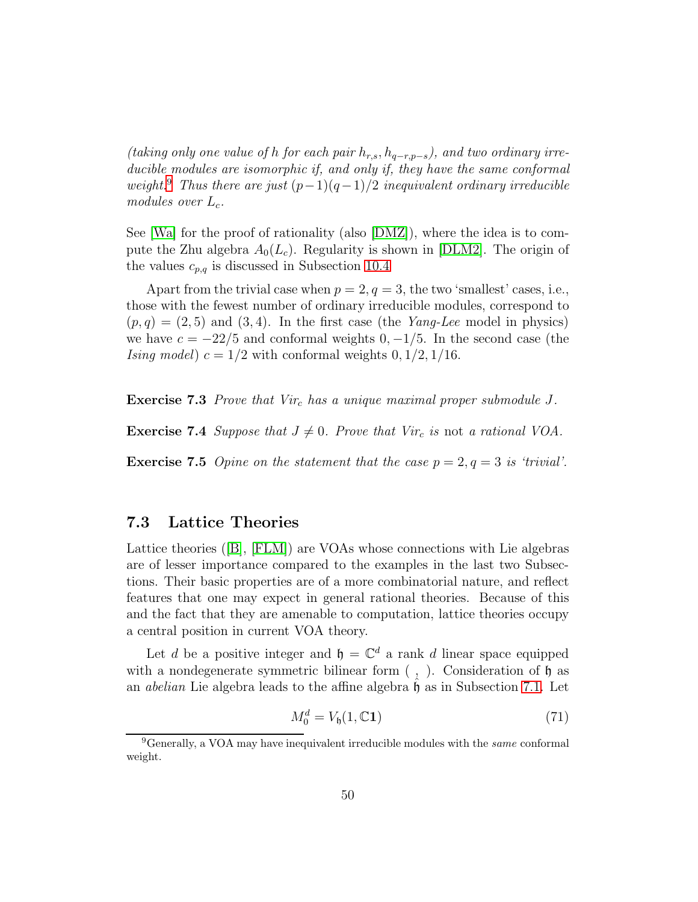*(taking only one value of $h$ for each pair $h_{r,s}, h_{q-r,p-s}$), and two ordinary irreducible modules are isomorphic if, and only if, they have the same conformal weight.*[9] *Thus there are just $(p-1)(q-1)/2$ inequivalent ordinary irreducible modules over $L_c$.*

See [Wa] for the proof of rationality (also [DMZ]), where the idea is to compute the Zhu algebra $A_0(L_c)$. Regularity is shown in [DLM2]. The origin of the values $c_{p,q}$ is discussed in Subsection 10.4.

Apart from the trivial case when $p = 2, q = 3$, the two 'smallest' cases, i.e., those with the fewest number of ordinary irreducible modules, correspond to $(p, q) = (2, 5)$ and $(3, 4)$. In the first case (the *Yang-Lee* model in physics) we have $c = -22/5$ and conformal weights $0, -1/5$. In the second case (the *Ising model*) $c = 1/2$ with conformal weights $0, 1/2, 1/16$.

**Exercise 7.3** *Prove that $Vir_c$ has a unique maximal proper submodule $J$.*

**Exercise 7.4** *Suppose that $J \neq 0$. Prove that $Vir_c$ is* not *a rational VOA.*

**Exercise 7.5** *Opine on the statement that the case $p = 2, q = 3$ is 'trivial'.*

## 7.3 Lattice Theories

Lattice theories ([B], [FLM]) are VOAs whose connections with Lie algebras are of lesser importance compared to the examples in the last two Subsections. Their basic properties are of a more combinatorial nature, and reflect features that one may expect in general rational theories. Because of this and the fact that they are amenable to computation, lattice theories occupy a central position in current VOA theory.

Let $d$ be a positive integer and $\mathfrak{h} = \mathbb{C}^d$ a rank $d$ linear space equipped with a nondegenerate symmetric bilinear form $(\ ,\ )$. Consideration of $\mathfrak{h}$ as an *abelian* Lie algebra leads to the affine algebra $\hat{\mathfrak{h}}$ as in Subsection 7.1. Let

$$M_0^d = V_{\mathfrak{h}}(1, \mathbb{C}\mathbf{1}) \tag{71}$$

[9] Generally, a VOA may have inequivalent irreducible modules with the *same* conformal weight.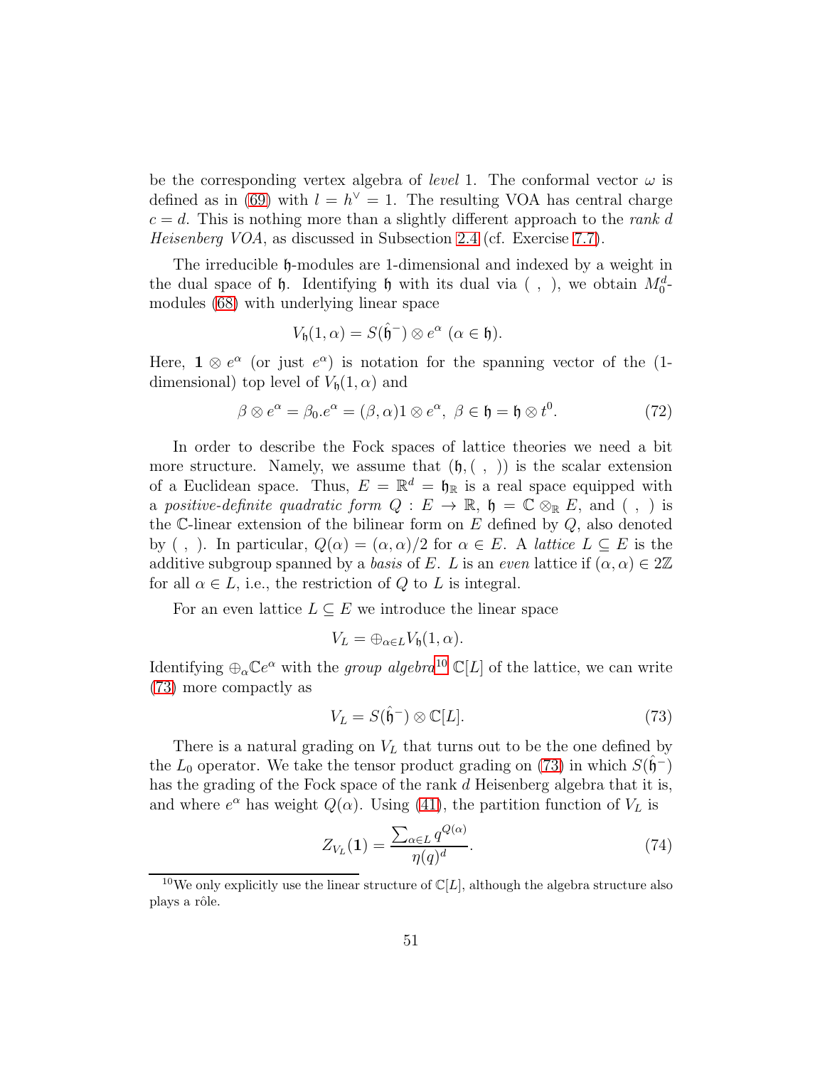be the corresponding vertex algebra of *level* 1. The conformal vector $\omega$ is defined as in (69) with $l = h^\vee = 1$. The resulting VOA has central charge $c = d$. This is nothing more than a slightly different approach to the *rank* $d$ *Heisenberg VOA*, as discussed in Subsection 2.4 (cf. Exercise 7.7).

The irreducible $\mathfrak{h}$-modules are 1-dimensional and indexed by a weight in the dual space of $\mathfrak{h}$. Identifying $\mathfrak{h}$ with its dual via $(\ ,\ )$, we obtain $M_0^d$-modules (68) with underlying linear space

$$V_{\mathfrak{h}}(1, \alpha) = S(\hat{\mathfrak{h}}^-) \otimes e^\alpha \ (\alpha \in \mathfrak{h}).$$

Here, $\mathbf{1} \otimes e^\alpha$ (or just $e^\alpha$) is notation for the spanning vector of the (1-dimensional) top level of $V_{\mathfrak{h}}(1, \alpha)$ and

$$\beta \otimes e^\alpha = \beta_0.e^\alpha = (\beta, \alpha) 1 \otimes e^\alpha, \ \beta \in \mathfrak{h} = \mathfrak{h} \otimes t^0. \tag{72}$$

In order to describe the Fock spaces of lattice theories we need a bit more structure. Namely, we assume that $(\mathfrak{h}, (\ ,\ ))$ is the scalar extension of a Euclidean space. Thus, $E = \mathbb{R}^d = \mathfrak{h}_{\mathbb{R}}$ is a real space equipped with a *positive-definite quadratic form* $Q : E \to \mathbb{R}$, $\mathfrak{h} = \mathbb{C} \otimes_{\mathbb{R}} E$, and $(\ ,\ )$ is the $\mathbb{C}$-linear extension of the bilinear form on $E$ defined by $Q$, also denoted by $(\ ,\ )$. In particular, $Q(\alpha) = (\alpha, \alpha)/2$ for $\alpha \in E$. A *lattice* $L \subseteq E$ is the additive subgroup spanned by a *basis* of $E$. $L$ is an *even* lattice if $(\alpha, \alpha) \in 2\mathbb{Z}$ for all $\alpha \in L$, i.e., the restriction of $Q$ to $L$ is integral.

For an even lattice $L \subseteq E$ we introduce the linear space

$$V_L = \oplus_{\alpha \in L} V_{\mathfrak{h}}(1, \alpha).$$

Identifying $\oplus_\alpha \mathbb{C} e^\alpha$ with the *group algebra*[10] $\mathbb{C}[L]$ of the lattice, we can write (73) more compactly as

$$V_L = S(\hat{\mathfrak{h}}^-) \otimes \mathbb{C}[L]. \tag{73}$$

There is a natural grading on $V_L$ that turns out to be the one defined by the $L_0$ operator. We take the tensor product grading on (73) in which $S(\hat{\mathfrak{h}}^-)$ has the grading of the Fock space of the rank $d$ Heisenberg algebra that it is, and where $e^\alpha$ has weight $Q(\alpha)$. Using (41), the partition function of $V_L$ is

$$Z_{V_L}(\mathbf{1}) = \frac{\sum_{\alpha \in L} q^{Q(\alpha)}}{\eta(q)^d}. \tag{74}$$

[10] We only explicitly use the linear structure of $\mathbb{C}[L]$, although the algebra structure also plays a rôle.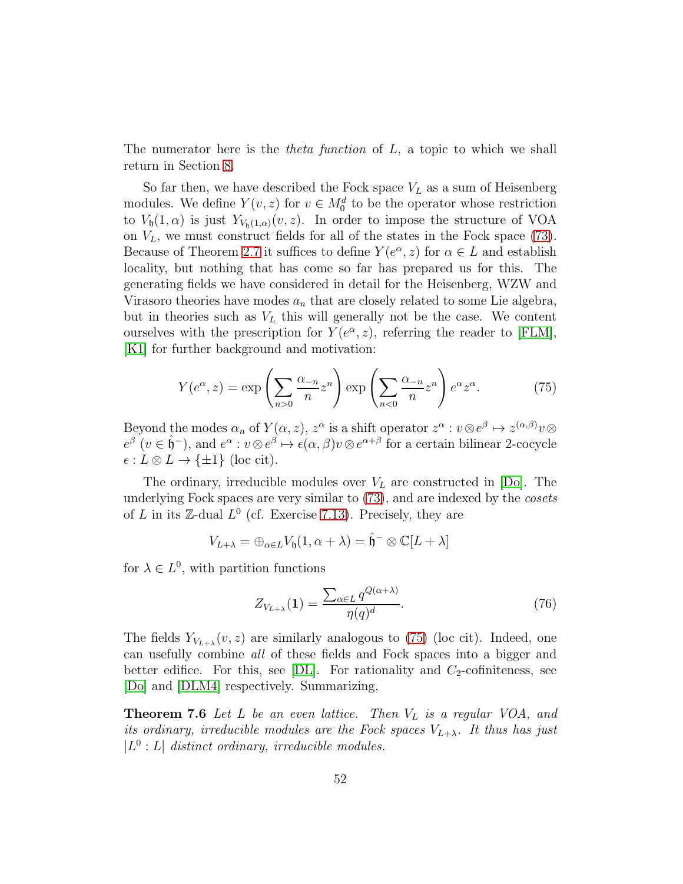The numerator here is the *theta function* of $L$, a topic to which we shall return in Section 8.

So far then, we have described the Fock space $V_L$ as a sum of Heisenberg modules. We define $Y(v,z)$ for $v \in M_0^d$ to be the operator whose restriction to $V_{\mathfrak{h}}(1,\alpha)$ is just $Y_{V_{\mathfrak{h}}(1,\alpha)}(v,z)$. In order to impose the structure of VOA on $V_L$, we must construct fields for all of the states in the Fock space (73). Because of Theorem 2.7 it suffices to define $Y(e^\alpha, z)$ for $\alpha \in L$ and establish locality, but nothing that has come so far has prepared us for this. The generating fields we have considered in detail for the Heisenberg, WZW and Virasoro theories have modes $a_n$ that are closely related to some Lie algebra, but in theories such as $V_L$ this will generally not be the case. We content ourselves with the prescription for $Y(e^\alpha, z)$, referring the reader to [FLM], [K1] for further background and motivation:

$$Y(e^\alpha, z) = \exp\left(\sum_{n>0} \frac{\alpha_{-n}}{n} z^n\right) \exp\left(\sum_{n<0} \frac{\alpha_{-n}}{n} z^n\right) e^\alpha z^\alpha. \tag{75}$$

Beyond the modes $\alpha_n$ of $Y(\alpha, z)$, $z^\alpha$ is a shift operator $z^\alpha : v \otimes e^\beta \mapsto z^{(\alpha,\beta)} v \otimes e^\beta$ ($v \in \hat{\mathfrak{h}}^-$), and $e^\alpha : v \otimes e^\beta \mapsto \epsilon(\alpha,\beta) v \otimes e^{\alpha+\beta}$ for a certain bilinear 2-cocycle $\epsilon : L \otimes L \to \{\pm 1\}$ (loc cit).

The ordinary, irreducible modules over $V_L$ are constructed in [Do]. The underlying Fock spaces are very similar to (73), and are indexed by the *cosets* of $L$ in its $\mathbb{Z}$-dual $L^0$ (cf. Exercise 7.13). Precisely, they are

$$V_{L+\lambda} = \oplus_{\alpha \in L} V_{\mathfrak{h}}(1, \alpha + \lambda) = \hat{\mathfrak{h}}^- \otimes \mathbb{C}[L + \lambda]$$

for $\lambda \in L^0$, with partition functions

$$Z_{V_{L+\lambda}}(\mathbf{1}) = \frac{\sum_{\alpha \in L} q^{Q(\alpha+\lambda)}}{\eta(q)^d}. \tag{76}$$

The fields $Y_{V_{L+\lambda}}(v,z)$ are similarly analogous to (75) (loc cit). Indeed, one can usefully combine *all* of these fields and Fock spaces into a bigger and better edifice. For this, see [DL]. For rationality and $C_2$-cofiniteness, see [Do] and [DLM4] respectively. Summarizing,

**Theorem 7.6** *Let $L$ be an even lattice. Then $V_L$ is a regular VOA, and its ordinary, irreducible modules are the Fock spaces $V_{L+\lambda}$. It thus has just $|L^0 : L|$ distinct ordinary, irreducible modules.*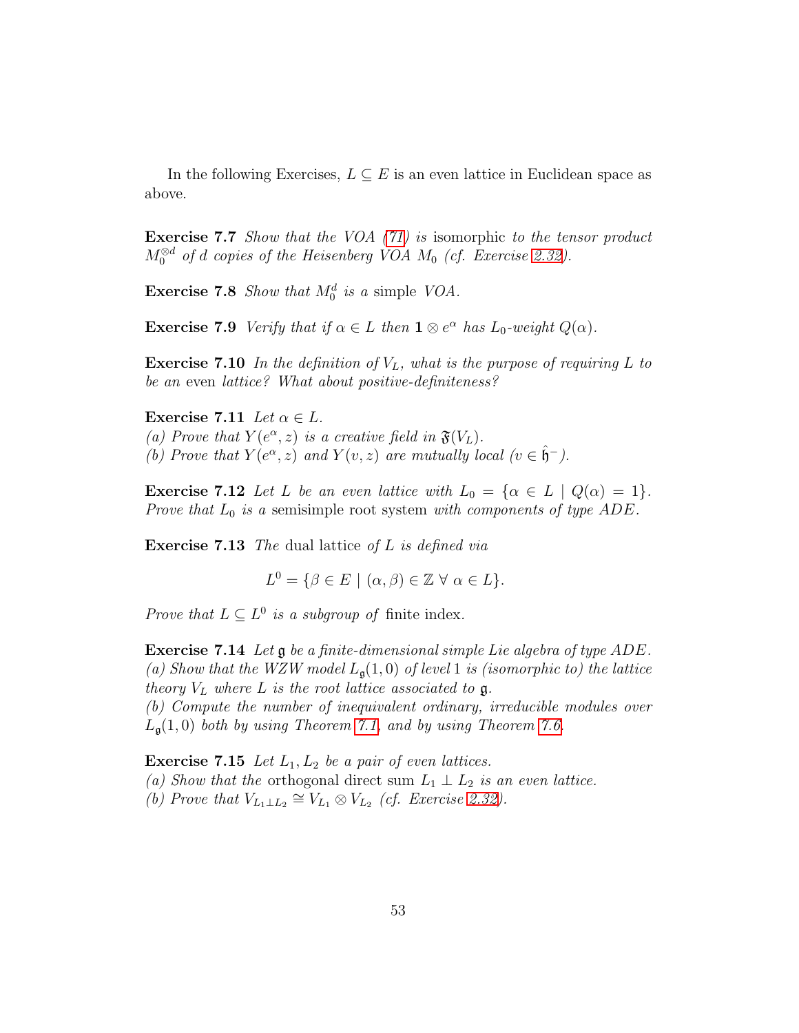In the following Exercises, $L \subseteq E$ is an even lattice in Euclidean space as above.

**Exercise 7.7** *Show that the VOA (71) is* isomorphic *to the tensor product $M_0^{\otimes d}$ of $d$ copies of the Heisenberg VOA $M_0$ (cf. Exercise 2.32).*

**Exercise 7.8** *Show that $M_0^d$ is a* simple *VOA.*

**Exercise 7.9** *Verify that if $\alpha \in L$ then $\mathbf{1} \otimes e^\alpha$ has $L_0$-weight $Q(\alpha)$.*

**Exercise 7.10** *In the definition of $V_L$, what is the purpose of requiring $L$ to be an* even *lattice? What about positive-definiteness?*

**Exercise 7.11** *Let $\alpha \in L$.*
*(a) Prove that $Y(e^\alpha, z)$ is a creative field in $\mathfrak{F}(V_L)$.*
*(b) Prove that $Y(e^\alpha, z)$ and $Y(v, z)$ are mutually local ($v \in \hat{\mathfrak{h}}^-$).*

**Exercise 7.12** *Let $L$ be an even lattice with $L_0 = \{\alpha \in L \mid Q(\alpha) = 1\}$. Prove that $L_0$ is a* semisimple root system *with components of type ADE.*

**Exercise 7.13** *The* dual lattice *of $L$ is defined via*

$$L^0 = \{\beta \in E \mid (\alpha, \beta) \in \mathbb{Z} \ \forall \ \alpha \in L\}.$$

*Prove that $L \subseteq L^0$ is a subgroup of* finite index*.*

**Exercise 7.14** *Let $\mathfrak{g}$ be a finite-dimensional simple Lie algebra of type ADE.*
*(a) Show that the WZW model $L_{\mathfrak{g}}(1, 0)$ of level 1 is (isomorphic to) the lattice theory $V_L$ where $L$ is the root lattice associated to $\mathfrak{g}$.*
*(b) Compute the number of inequivalent ordinary, irreducible modules over $L_{\mathfrak{g}}(1, 0)$ both by using Theorem 7.1, and by using Theorem 7.6.*

**Exercise 7.15** *Let $L_1, L_2$ be a pair of even lattices.*
*(a) Show that the* orthogonal direct sum *$L_1 \perp L_2$ is an even lattice.*
*(b) Prove that $V_{L_1 \perp L_2} \cong V_{L_1} \otimes V_{L_2}$ (cf. Exercise 2.32).*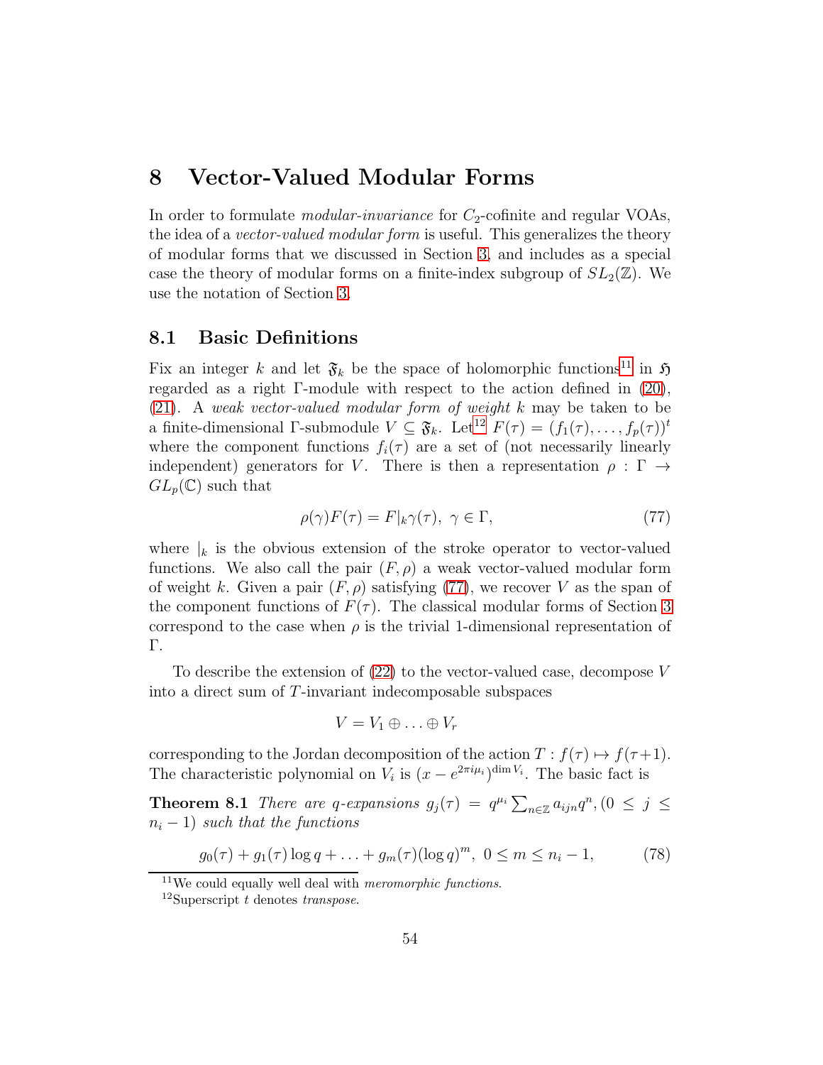# 8 Vector-Valued Modular Forms

In order to formulate *modular-invariance* for $C_2$-cofinite and regular VOAs, the idea of a *vector-valued modular form* is useful. This generalizes the theory of modular forms that we discussed in Section 3, and includes as a special case the theory of modular forms on a finite-index subgroup of $SL_2(\mathbb{Z})$. We use the notation of Section 3.

## 8.1 Basic Definitions

Fix an integer $k$ and let $\mathfrak{F}_k$ be the space of holomorphic functions[11] in $\mathfrak{H}$ regarded as a right $\Gamma$-module with respect to the action defined in (20), (21). A *weak vector-valued modular form of weight* $k$ may be taken to be a finite-dimensional $\Gamma$-submodule $V \subseteq \mathfrak{F}_k$. Let[12] $F(\tau) = (f_1(\tau), \ldots, f_p(\tau))^t$ where the component functions $f_i(\tau)$ are a set of (not necessarily linearly independent) generators for $V$. There is then a representation $\rho : \Gamma \to GL_p(\mathbb{C})$ such that

$$\rho(\gamma)F(\tau) = F|_k\gamma(\tau),\ \gamma \in \Gamma, \tag{77}$$

where $|_k$ is the obvious extension of the stroke operator to vector-valued functions. We also call the pair $(F, \rho)$ a weak vector-valued modular form of weight $k$. Given a pair $(F, \rho)$ satisfying (77), we recover $V$ as the span of the component functions of $F(\tau)$. The classical modular forms of Section 3 correspond to the case when $\rho$ is the trivial 1-dimensional representation of $\Gamma$.

To describe the extension of (22) to the vector-valued case, decompose $V$ into a direct sum of $T$-invariant indecomposable subspaces

$$V = V_1 \oplus \ldots \oplus V_r$$

corresponding to the Jordan decomposition of the action $T : f(\tau) \mapsto f(\tau+1)$. The characteristic polynomial on $V_i$ is $(x - e^{2\pi i\mu_i})^{\dim V_i}$. The basic fact is

**Theorem 8.1** *There are q-expansions* $g_j(\tau) = q^{\mu_i}\sum_{n\in\mathbb{Z}} a_{ijn}q^n, (0 \le j \le n_i - 1)$ *such that the functions*

$$g_0(\tau) + g_1(\tau)\log q + \ldots + g_m(\tau)(\log q)^m,\ 0 \le m \le n_i - 1, \tag{78}$$

[11] We could equally well deal with *meromorphic functions*.

[12] Superscript $t$ denotes *transpose*.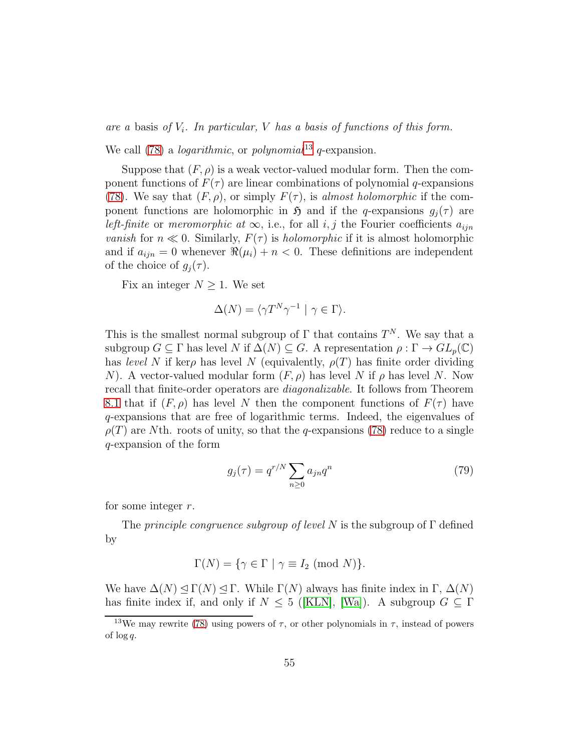*are a* basis *of* $V_i$*. In particular,* $V$ *has a basis of functions of this form.*

We call (78) a *logarithmic*, or *polynomial*[13] $q$-expansion.

Suppose that $(F, \rho)$ is a weak vector-valued modular form. Then the component functions of $F(\tau)$ are linear combinations of polynomial $q$-expansions (78). We say that $(F, \rho)$, or simply $F(\tau)$, is *almost holomorphic* if the component functions are holomorphic in $\mathfrak{H}$ and if the $q$-expansions $g_j(\tau)$ are *left-finite* or *meromorphic at* $\infty$, i.e., for all $i, j$ the Fourier coefficients $a_{ijn}$ *vanish* for $n \ll 0$. Similarly, $F(\tau)$ is *holomorphic* if it is almost holomorphic and if $a_{ijn} = 0$ whenever $\Re(\mu_i) + n < 0$. These definitions are independent of the choice of $g_j(\tau)$.

Fix an integer $N \geq 1$. We set

$$\Delta(N) = \langle \gamma T^N \gamma^{-1} \mid \gamma \in \Gamma \rangle.$$

This is the smallest normal subgroup of $\Gamma$ that contains $T^N$. We say that a subgroup $G \subseteq \Gamma$ has level $N$ if $\Delta(N) \subseteq G$. A representation $\rho : \Gamma \to GL_p(\mathbb{C})$ has *level* $N$ if $\ker\rho$ has level $N$ (equivalently, $\rho(T)$ has finite order dividing $N$). A vector-valued modular form $(F, \rho)$ has level $N$ if $\rho$ has level $N$. Now recall that finite-order operators are *diagonalizable*. It follows from Theorem 8.1 that if $(F, \rho)$ has level $N$ then the component functions of $F(\tau)$ have $q$-expansions that are free of logarithmic terms. Indeed, the eigenvalues of $\rho(T)$ are $N$th. roots of unity, so that the $q$-expansions (78) reduce to a single $q$-expansion of the form

$$g_j(\tau) = q^{r/N} \sum_{n \geq 0} a_{jn} q^n \tag{79}$$

for some integer $r$.

The *principle congruence subgroup of level* $N$ is the subgroup of $\Gamma$ defined by

$$\Gamma(N) = \{\gamma \in \Gamma \mid \gamma \equiv I_2 \pmod{N}\}.$$

We have $\Delta(N) \trianglelefteq \Gamma(N) \trianglelefteq \Gamma$. While $\Gamma(N)$ always has finite index in $\Gamma$, $\Delta(N)$ has finite index if, and only if $N \leq 5$ ([KLN], [Wa]). A subgroup $G \subseteq \Gamma$

[13] We may rewrite (78) using powers of $\tau$, or other polynomials in $\tau$, instead of powers of $\log q$.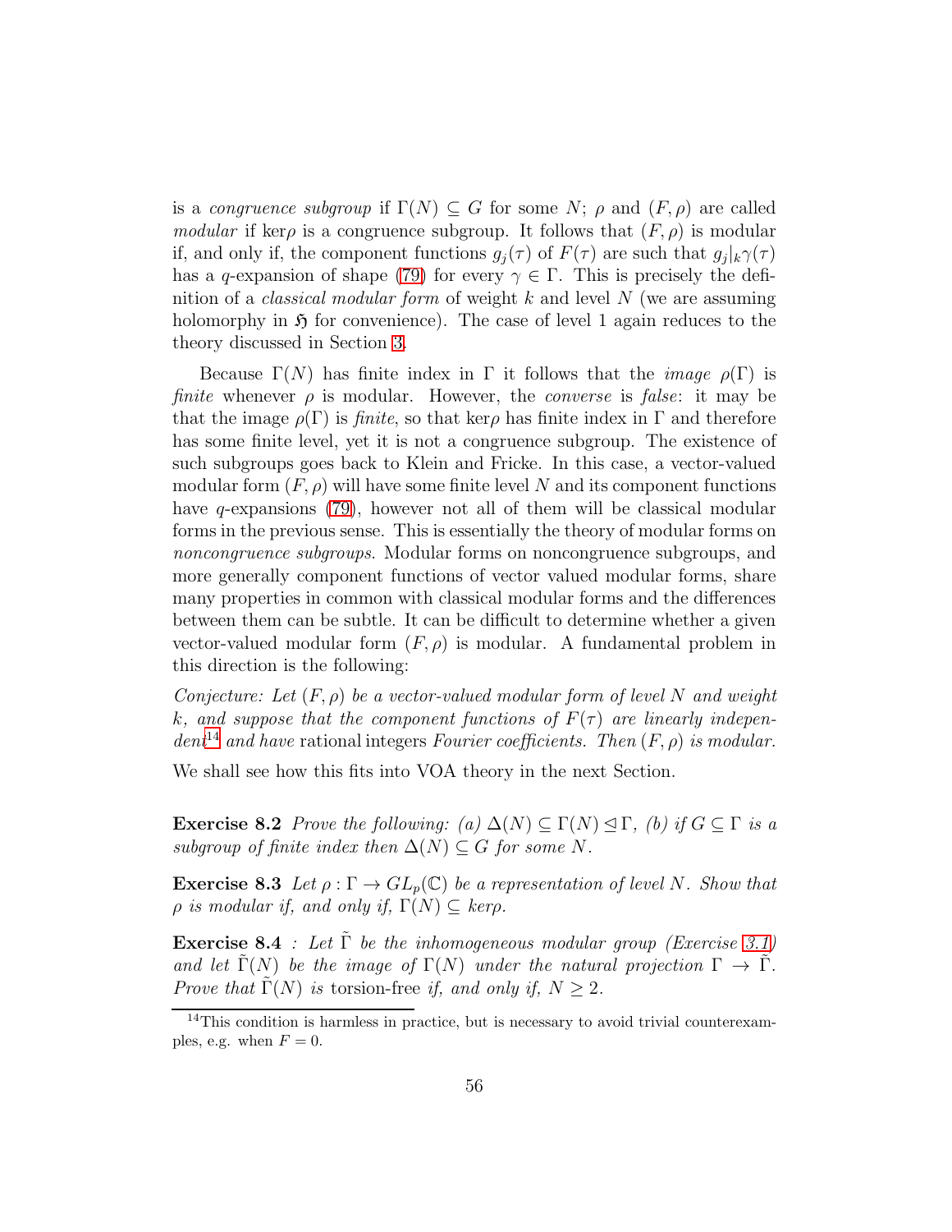is a *congruence subgroup* if $\Gamma(N) \subseteq G$ for some $N$; $\rho$ and $(F, \rho)$ are called *modular* if $\ker\rho$ is a congruence subgroup. It follows that $(F, \rho)$ is modular if, and only if, the component functions $g_j(\tau)$ of $F(\tau)$ are such that $g_j|_k\gamma(\tau)$ has a $q$-expansion of shape (79) for every $\gamma \in \Gamma$. This is precisely the definition of a *classical modular form* of weight $k$ and level $N$ (we are assuming holomorphy in $\mathfrak{H}$ for convenience). The case of level 1 again reduces to the theory discussed in Section 3.

Because $\Gamma(N)$ has finite index in $\Gamma$ it follows that the *image* $\rho(\Gamma)$ is *finite* whenever $\rho$ is modular. However, the *converse* is *false*: it may be that the image $\rho(\Gamma)$ is *finite*, so that $\ker\rho$ has finite index in $\Gamma$ and therefore has some finite level, yet it is not a congruence subgroup. The existence of such subgroups goes back to Klein and Fricke. In this case, a vector-valued modular form $(F, \rho)$ will have some finite level $N$ and its component functions have $q$-expansions (79), however not all of them will be classical modular forms in the previous sense. This is essentially the theory of modular forms on *noncongruence subgroups*. Modular forms on noncongruence subgroups, and more generally component functions of vector valued modular forms, share many properties in common with classical modular forms and the differences between them can be subtle. It can be difficult to determine whether a given vector-valued modular form $(F, \rho)$ is modular. A fundamental problem in this direction is the following:

*Conjecture: Let $(F, \rho)$ be a vector-valued modular form of level $N$ and weight $k$, and suppose that the component functions of $F(\tau)$ are linearly independent*[14] *and have* rational integers *Fourier coefficients. Then $(F, \rho)$ is modular.*

We shall see how this fits into VOA theory in the next Section.

**Exercise 8.2** *Prove the following: (a) $\Delta(N) \subseteq \Gamma(N) \trianglelefteq \Gamma$, (b) if $G \subseteq \Gamma$ is a subgroup of finite index then $\Delta(N) \subseteq G$ for some $N$.*

**Exercise 8.3** *Let $\rho : \Gamma \to GL_p(\mathbb{C})$ be a representation of level $N$. Show that $\rho$ is modular if, and only if, $\Gamma(N) \subseteq ker\rho$.*

**Exercise 8.4** *: Let $\tilde{\Gamma}$ be the inhomogeneous modular group (Exercise 3.1) and let $\tilde{\Gamma}(N)$ be the image of $\Gamma(N)$ under the natural projection $\Gamma \to \tilde{\Gamma}$. Prove that $\tilde{\Gamma}(N)$ is* torsion-free *if, and only if, $N \geq 2$.*

[14] This condition is harmless in practice, but is necessary to avoid trivial counterexamples, e.g. when $F = 0$.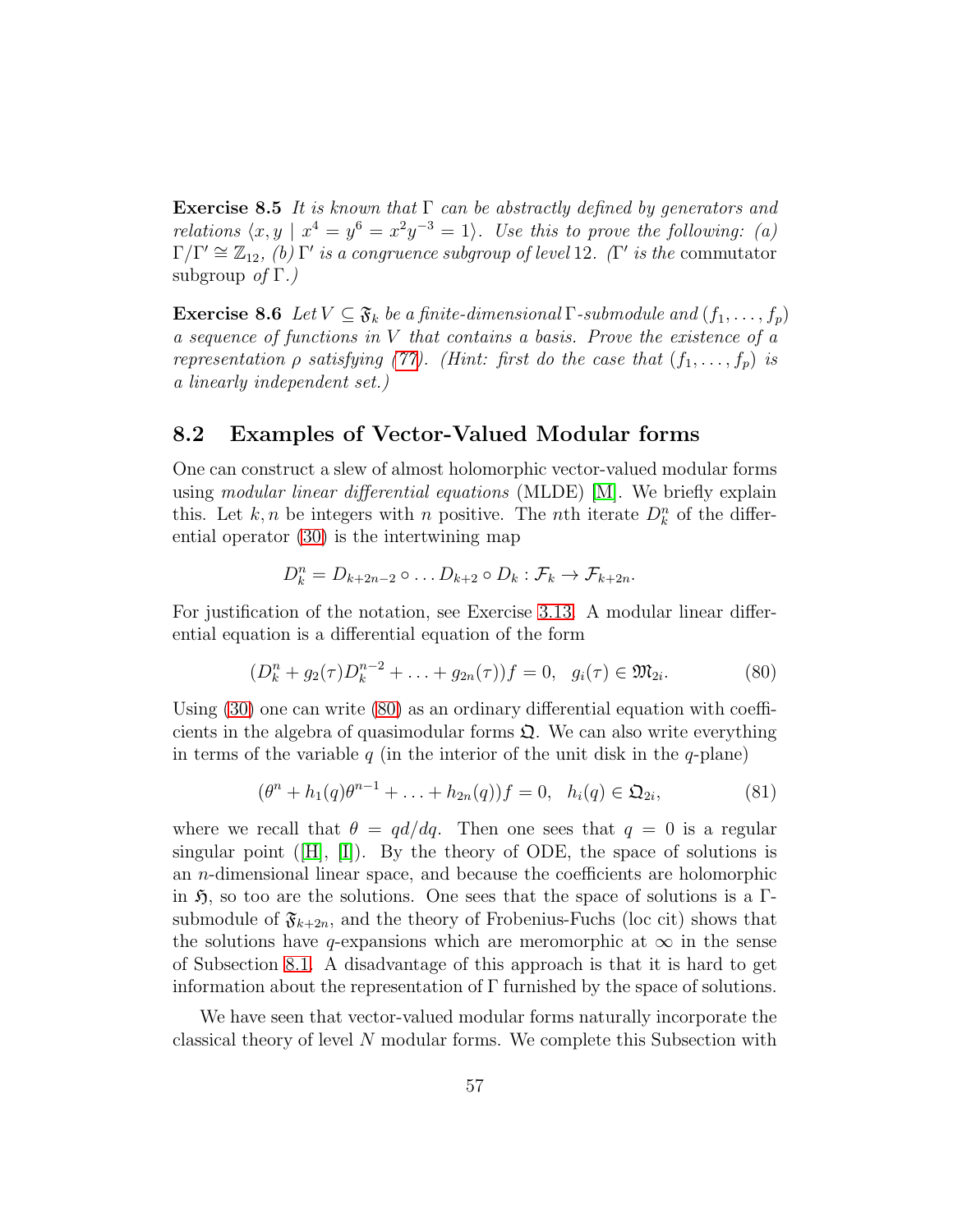**Exercise 8.5** *It is known that $\Gamma$ can be abstractly defined by generators and relations $\langle x, y \mid x^4 = y^6 = x^2y^{-3} = 1\rangle$. Use this to prove the following: (a) $\Gamma/\Gamma' \cong \mathbb{Z}_{12}$, (b) $\Gamma'$ is a congruence subgroup of level 12. ($\Gamma'$ is the* commutator subgroup *of $\Gamma$.)*

**Exercise 8.6** *Let $V \subseteq \mathfrak{F}_k$ be a finite-dimensional $\Gamma$-submodule and $(f_1, \ldots, f_p)$ a sequence of functions in $V$ that contains a basis. Prove the existence of a representation $\rho$ satisfying (77). (Hint: first do the case that $(f_1, \ldots, f_p)$ is a linearly independent set.)*

## 8.2 Examples of Vector-Valued Modular forms

One can construct a slew of almost holomorphic vector-valued modular forms using *modular linear differential equations* (MLDE) [M]. We briefly explain this. Let $k, n$ be integers with $n$ positive. The $n$th iterate $D_k^n$ of the differential operator (30) is the intertwining map

$$D_k^n = D_{k+2n-2} \circ \ldots D_{k+2} \circ D_k : \mathcal{F}_k \to \mathcal{F}_{k+2n}.$$

For justification of the notation, see Exercise 3.13. A modular linear differential equation is a differential equation of the form

$$(D_k^n + g_2(\tau)D_k^{n-2} + \ldots + g_{2n}(\tau))f = 0, \quad g_i(\tau) \in \mathfrak{M}_{2i}. \tag{80}$$

Using (30) one can write (80) as an ordinary differential equation with coefficients in the algebra of quasimodular forms $\mathfrak{Q}$. We can also write everything in terms of the variable $q$ (in the interior of the unit disk in the $q$-plane)

$$(\theta^n + h_1(q)\theta^{n-1} + \ldots + h_{2n}(q))f = 0, \quad h_i(q) \in \mathfrak{Q}_{2i}, \tag{81}$$

where we recall that $\theta = qd/dq$. Then one sees that $q = 0$ is a regular singular point ([H], [I]). By the theory of ODE, the space of solutions is an $n$-dimensional linear space, and because the coefficients are holomorphic in $\mathfrak{H}$, so too are the solutions. One sees that the space of solutions is a $\Gamma$-submodule of $\mathfrak{F}_{k+2n}$, and the theory of Frobenius-Fuchs (loc cit) shows that the solutions have $q$-expansions which are meromorphic at $\infty$ in the sense of Subsection 8.1. A disadvantage of this approach is that it is hard to get information about the representation of $\Gamma$ furnished by the space of solutions.

We have seen that vector-valued modular forms naturally incorporate the classical theory of level $N$ modular forms. We complete this Subsection with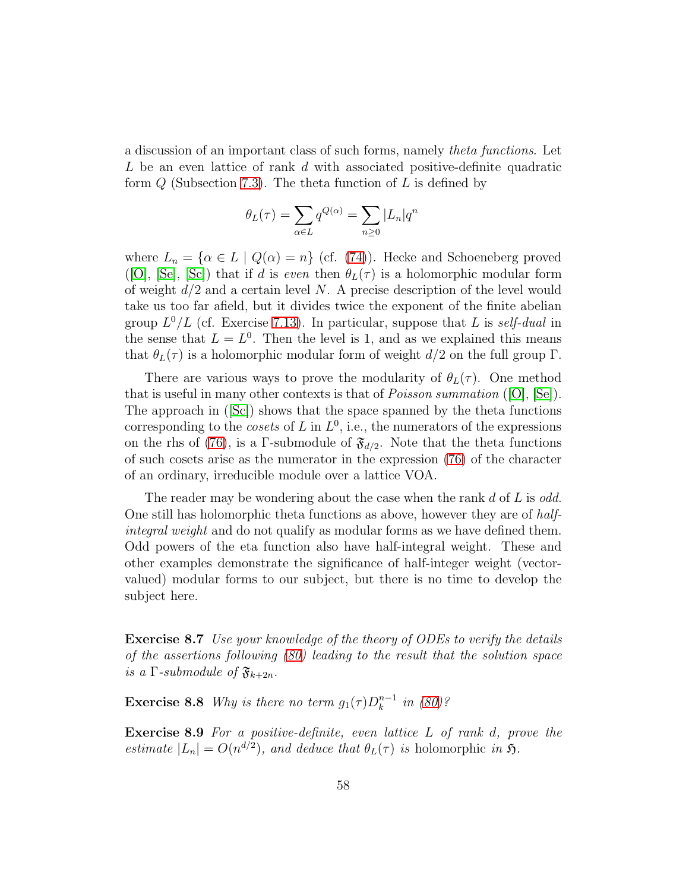a discussion of an important class of such forms, namely *theta functions*. Let $L$ be an even lattice of rank $d$ with associated positive-definite quadratic form $Q$ (Subsection 7.3). The theta function of $L$ is defined by

$$\theta_L(\tau) = \sum_{\alpha \in L} q^{Q(\alpha)} = \sum_{n \geq 0} |L_n| q^n$$

where $L_n = \{\alpha \in L \mid Q(\alpha) = n\}$ (cf. (74)). Hecke and Schoeneberg proved ([O], [Se], [Sc]) that if $d$ is *even* then $\theta_L(\tau)$ is a holomorphic modular form of weight $d/2$ and a certain level $N$. A precise description of the level would take us too far afield, but it divides twice the exponent of the finite abelian group $L^0/L$ (cf. Exercise 7.13). In particular, suppose that $L$ is *self-dual* in the sense that $L = L^0$. Then the level is 1, and as we explained this means that $\theta_L(\tau)$ is a holomorphic modular form of weight $d/2$ on the full group $\Gamma$.

There are various ways to prove the modularity of $\theta_L(\tau)$. One method that is useful in many other contexts is that of *Poisson summation* ([O], [Se]). The approach in ([Sc]) shows that the space spanned by the theta functions corresponding to the *cosets* of $L$ in $L^0$, i.e., the numerators of the expressions on the rhs of (76), is a $\Gamma$-submodule of $\mathfrak{F}_{d/2}$. Note that the theta functions of such cosets arise as the numerator in the expression (76) of the character of an ordinary, irreducible module over a lattice VOA.

The reader may be wondering about the case when the rank $d$ of $L$ is *odd*. One still has holomorphic theta functions as above, however they are of *half-integral weight* and do not qualify as modular forms as we have defined them. Odd powers of the eta function also have half-integral weight. These and other examples demonstrate the significance of half-integer weight (vector-valued) modular forms to our subject, but there is no time to develop the subject here.

**Exercise 8.7** *Use your knowledge of the theory of ODEs to verify the details of the assertions following (80) leading to the result that the solution space is a $\Gamma$-submodule of $\mathfrak{F}_{k+2n}$.*

**Exercise 8.8** *Why is there no term $g_1(\tau)D_k^{n-1}$ in (80)?*

**Exercise 8.9** *For a positive-definite, even lattice $L$ of rank $d$, prove the estimate $|L_n| = O(n^{d/2})$, and deduce that $\theta_L(\tau)$ is* holomorphic *in $\mathfrak{H}$.*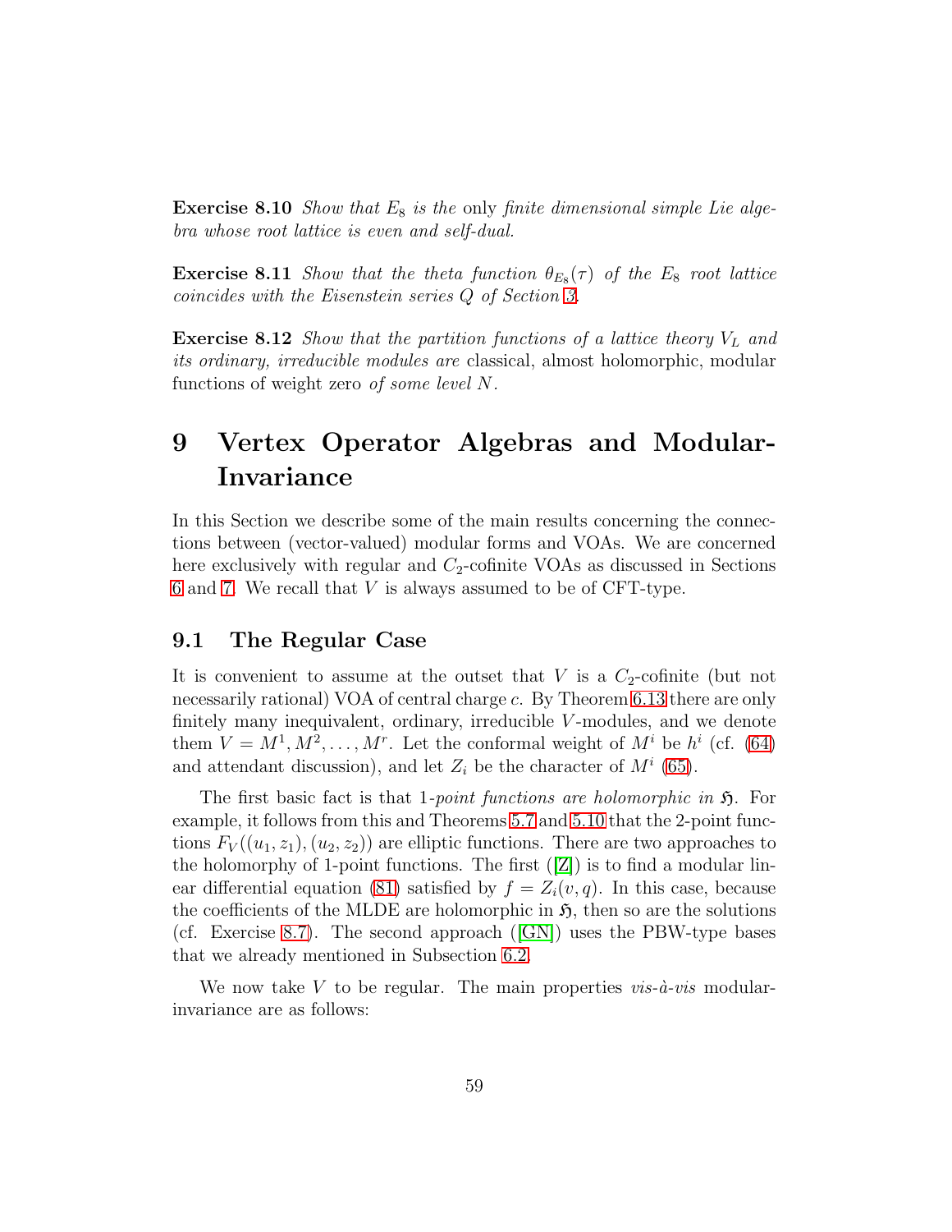**Exercise 8.10** *Show that $E_8$ is the* only *finite dimensional simple Lie algebra whose root lattice is even and self-dual.*

**Exercise 8.11** *Show that the theta function $\theta_{E_8}(\tau)$ of the $E_8$ root lattice coincides with the Eisenstein series $Q$ of Section 3.*

**Exercise 8.12** *Show that the partition functions of a lattice theory $V_L$ and its ordinary, irreducible modules are* classical, almost holomorphic, modular functions of weight zero *of some level $N$.*

# 9 Vertex Operator Algebras and Modular-Invariance

In this Section we describe some of the main results concerning the connections between (vector-valued) modular forms and VOAs. We are concerned here exclusively with regular and $C_2$-cofinite VOAs as discussed in Sections 6 and 7. We recall that $V$ is always assumed to be of CFT-type.

## 9.1 The Regular Case

It is convenient to assume at the outset that $V$ is a $C_2$-cofinite (but not necessarily rational) VOA of central charge $c$. By Theorem 6.13 there are only finitely many inequivalent, ordinary, irreducible $V$-modules, and we denote them $V = M^1, M^2, \ldots, M^r$. Let the conformal weight of $M^i$ be $h^i$ (cf. (64) and attendant discussion), and let $Z_i$ be the character of $M^i$ (65).

The first basic fact is that 1-*point functions are holomorphic in* $\mathfrak{H}$. For example, it follows from this and Theorems 5.7 and 5.10 that the 2-point functions $F_V((u_1, z_1), (u_2, z_2))$ are elliptic functions. There are two approaches to the holomorphy of 1-point functions. The first ([Z]) is to find a modular linear differential equation (81) satisfied by $f = Z_i(v, q)$. In this case, because the coefficients of the MLDE are holomorphic in $\mathfrak{H}$, then so are the solutions (cf. Exercise 8.7). The second approach ([GN]) uses the PBW-type bases that we already mentioned in Subsection 6.2.

We now take $V$ to be regular. The main properties *vis-à-vis* modular-invariance are as follows: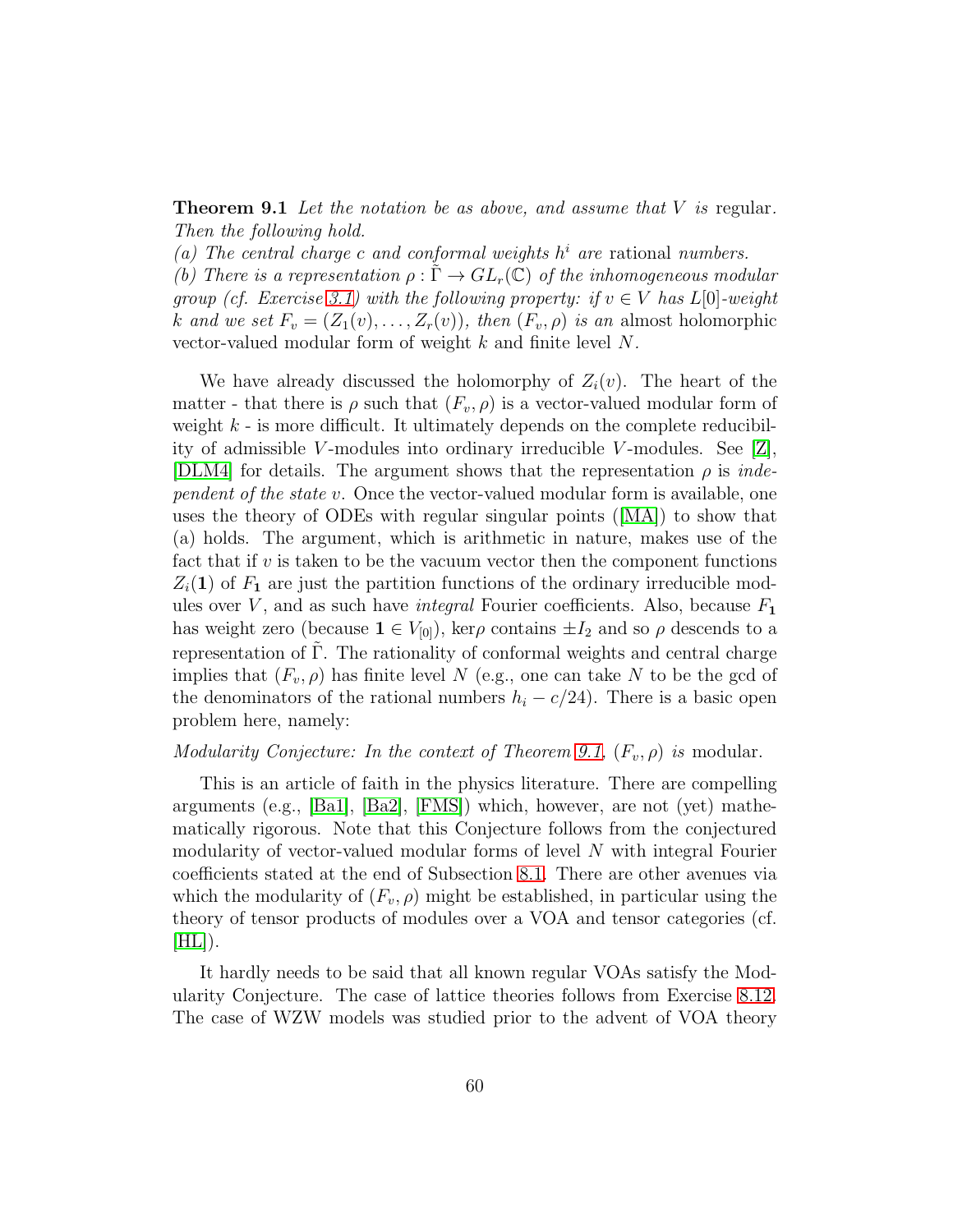**Theorem 9.1** *Let the notation be as above, and assume that $V$ is* regular. *Then the following hold.*
*(a) The central charge $c$ and conformal weights $h^i$ are* rational *numbers.*
*(b) There is a representation $\rho : \tilde{\Gamma} \to GL_r(\mathbb{C})$ of the inhomogeneous modular group (cf. Exercise 3.1) with the following property: if $v \in V$ has $L[0]$-weight $k$ and we set $F_v = (Z_1(v), \ldots, Z_r(v))$, then $(F_v, \rho)$ is an* almost holomorphic vector-valued modular form of weight $k$ and finite level $N$.

We have already discussed the holomorphy of $Z_i(v)$. The heart of the matter - that there is $\rho$ such that $(F_v, \rho)$ is a vector-valued modular form of weight $k$ - is more difficult. It ultimately depends on the complete reducibility of admissible $V$-modules into ordinary irreducible $V$-modules. See [Z], [DLM4] for details. The argument shows that the representation $\rho$ is *independent of the state* $v$. Once the vector-valued modular form is available, one uses the theory of ODEs with regular singular points ([MA]) to show that (a) holds. The argument, which is arithmetic in nature, makes use of the fact that if $v$ is taken to be the vacuum vector then the component functions $Z_i(\mathbf{1})$ of $F_{\mathbf{1}}$ are just the partition functions of the ordinary irreducible modules over $V$, and as such have *integral* Fourier coefficients. Also, because $F_{\mathbf{1}}$ has weight zero (because $\mathbf{1} \in V_{[0]}$), ker$\rho$ contains $\pm I_2$ and so $\rho$ descends to a representation of $\tilde{\Gamma}$. The rationality of conformal weights and central charge implies that $(F_v, \rho)$ has finite level $N$ (e.g., one can take $N$ to be the gcd of the denominators of the rational numbers $h_i - c/24$). There is a basic open problem here, namely:

*Modularity Conjecture: In the context of Theorem 9.1, $(F_v, \rho)$ is* modular.

This is an article of faith in the physics literature. There are compelling arguments (e.g., [Ba1], [Ba2], [FMS]) which, however, are not (yet) mathematically rigorous. Note that this Conjecture follows from the conjectured modularity of vector-valued modular forms of level $N$ with integral Fourier coefficients stated at the end of Subsection 8.1. There are other avenues via which the modularity of $(F_v, \rho)$ might be established, in particular using the theory of tensor products of modules over a VOA and tensor categories (cf. [HL]).

It hardly needs to be said that all known regular VOAs satisfy the Modularity Conjecture. The case of lattice theories follows from Exercise 8.12. The case of WZW models was studied prior to the advent of VOA theory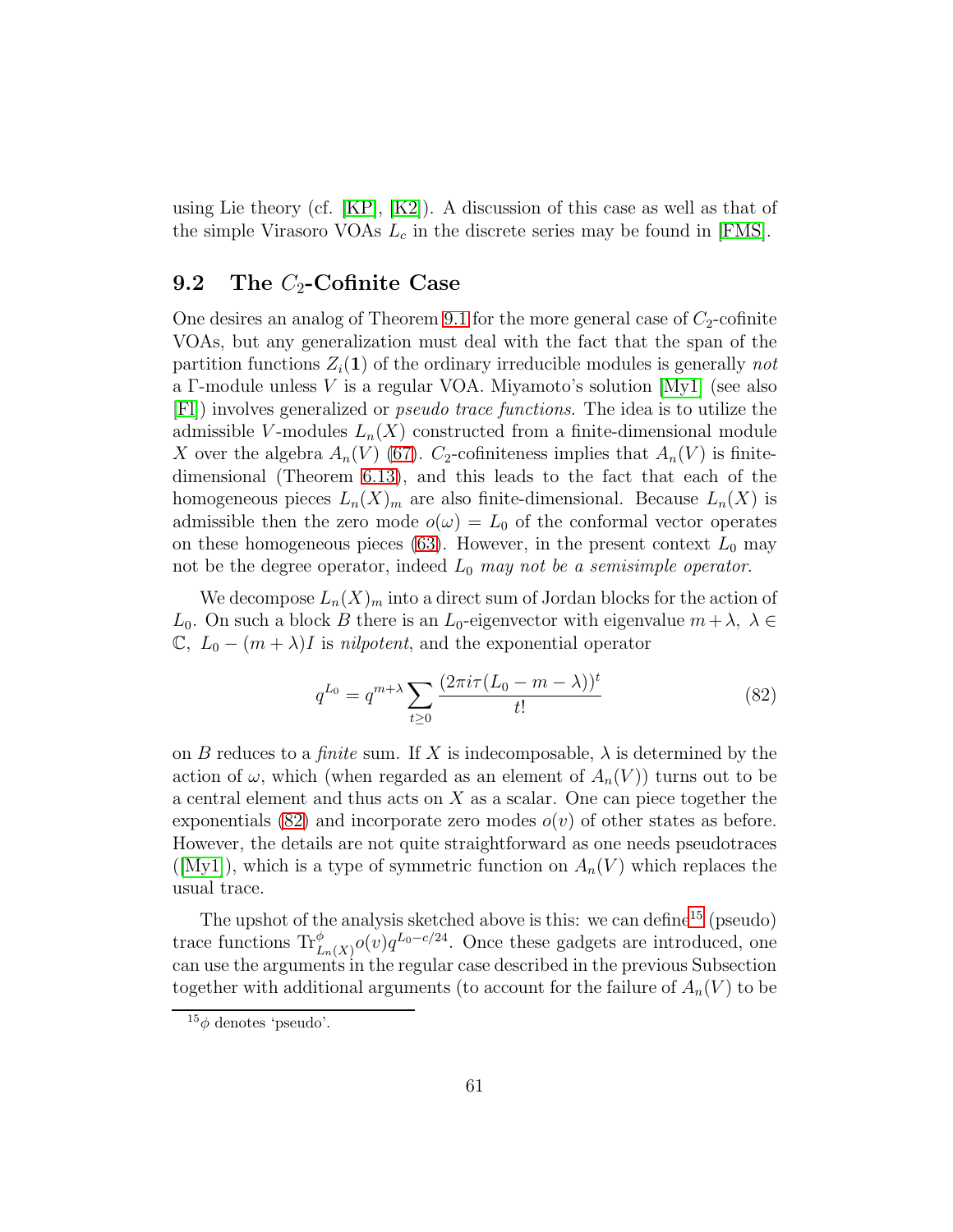using Lie theory (cf. [KP], [K2]). A discussion of this case as well as that of the simple Virasoro VOAs $L_c$ in the discrete series may be found in [FMS].

### 9.2 The $C_2$-Cofinite Case

One desires an analog of Theorem 9.1 for the more general case of $C_2$-cofinite VOAs, but any generalization must deal with the fact that the span of the partition functions $Z_i(\mathbf{1})$ of the ordinary irreducible modules is generally *not* a $\Gamma$-module unless $V$ is a regular VOA. Miyamoto's solution [My1] (see also [Fl]) involves generalized or *pseudo trace functions*. The idea is to utilize the admissible $V$-modules $L_n(X)$ constructed from a finite-dimensional module $X$ over the algebra $A_n(V)$ (67). $C_2$-cofiniteness implies that $A_n(V)$ is finite-dimensional (Theorem 6.13), and this leads to the fact that each of the homogeneous pieces $L_n(X)_m$ are also finite-dimensional. Because $L_n(X)$ is admissible then the zero mode $o(\omega) = L_0$ of the conformal vector operates on these homogeneous pieces (63). However, in the present context $L_0$ may not be the degree operator, indeed $L_0$ *may not be a semisimple operator*.

We decompose $L_n(X)_m$ into a direct sum of Jordan blocks for the action of $L_0$. On such a block $B$ there is an $L_0$-eigenvector with eigenvalue $m+\lambda,\ \lambda \in \mathbb{C},\ L_0 - (m+\lambda)I$ is *nilpotent*, and the exponential operator

$$q^{L_0} = q^{m+\lambda} \sum_{t \geq 0} \frac{(2\pi i \tau (L_0 - m - \lambda))^t}{t!} \tag{82}$$

on $B$ reduces to a *finite* sum. If $X$ is indecomposable, $\lambda$ is determined by the action of $\omega$, which (when regarded as an element of $A_n(V)$) turns out to be a central element and thus acts on $X$ as a scalar. One can piece together the exponentials (82) and incorporate zero modes $o(v)$ of other states as before. However, the details are not quite straightforward as one needs pseudotraces ([My1]), which is a type of symmetric function on $A_n(V)$ which replaces the usual trace.

The upshot of the analysis sketched above is this: we can define[15] (pseudo) trace functions $\mathrm{Tr}^{\phi}_{L_n(X)} o(v) q^{L_0 - c/24}$. Once these gadgets are introduced, one can use the arguments in the regular case described in the previous Subsection together with additional arguments (to account for the failure of $A_n(V)$ to be

[15] $\phi$ denotes 'pseudo'.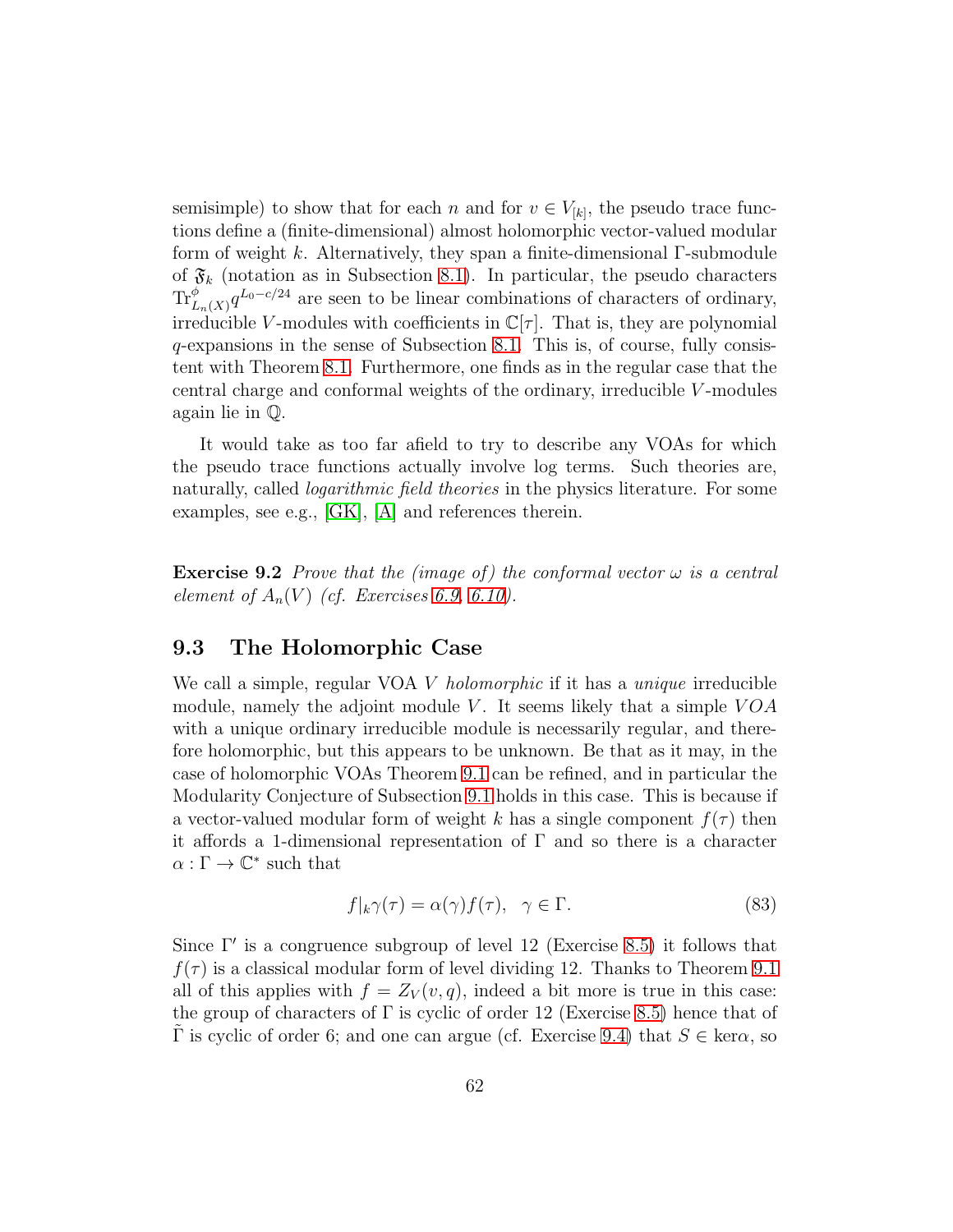semisimple) to show that for each $n$ and for $v \in V_{[k]}$, the pseudo trace functions define a (finite-dimensional) almost holomorphic vector-valued modular form of weight $k$. Alternatively, they span a finite-dimensional $\Gamma$-submodule of $\mathfrak{F}_k$ (notation as in Subsection 8.1). In particular, the pseudo characters $\mathrm{Tr}^{\phi}_{L_n(X)} q^{L_0 - c/24}$ are seen to be linear combinations of characters of ordinary, irreducible $V$-modules with coefficients in $\mathbb{C}[\tau]$. That is, they are polynomial $q$-expansions in the sense of Subsection 8.1. This is, of course, fully consistent with Theorem 8.1. Furthermore, one finds as in the regular case that the central charge and conformal weights of the ordinary, irreducible $V$-modules again lie in $\mathbb{Q}$.

It would take as too far afield to try to describe any VOAs for which the pseudo trace functions actually involve log terms. Such theories are, naturally, called *logarithmic field theories* in the physics literature. For some examples, see e.g., [GK], [A] and references therein.

**Exercise 9.2** *Prove that the (image of) the conformal vector $\omega$ is a central element of $A_n(V)$ (cf. Exercises 6.9, 6.10).*

## 9.3 The Holomorphic Case

We call a simple, regular VOA $V$ *holomorphic* if it has a *unique* irreducible module, namely the adjoint module $V$. It seems likely that a simple $VOA$ with a unique ordinary irreducible module is necessarily regular, and therefore holomorphic, but this appears to be unknown. Be that as it may, in the case of holomorphic VOAs Theorem 9.1 can be refined, and in particular the Modularity Conjecture of Subsection 9.1 holds in this case. This is because if a vector-valued modular form of weight $k$ has a single component $f(\tau)$ then it affords a 1-dimensional representation of $\Gamma$ and so there is a character $\alpha : \Gamma \to \mathbb{C}^*$ such that

$$f|_k\gamma(\tau) = \alpha(\gamma)f(\tau), \quad \gamma \in \Gamma. \tag{83}$$

Since $\Gamma'$ is a congruence subgroup of level 12 (Exercise 8.5) it follows that $f(\tau)$ is a classical modular form of level dividing 12. Thanks to Theorem 9.1 all of this applies with $f = Z_V(v, q)$, indeed a bit more is true in this case: the group of characters of $\Gamma$ is cyclic of order 12 (Exercise 8.5) hence that of $\tilde{\Gamma}$ is cyclic of order 6; and one can argue (cf. Exercise 9.4) that $S \in \ker\alpha$, so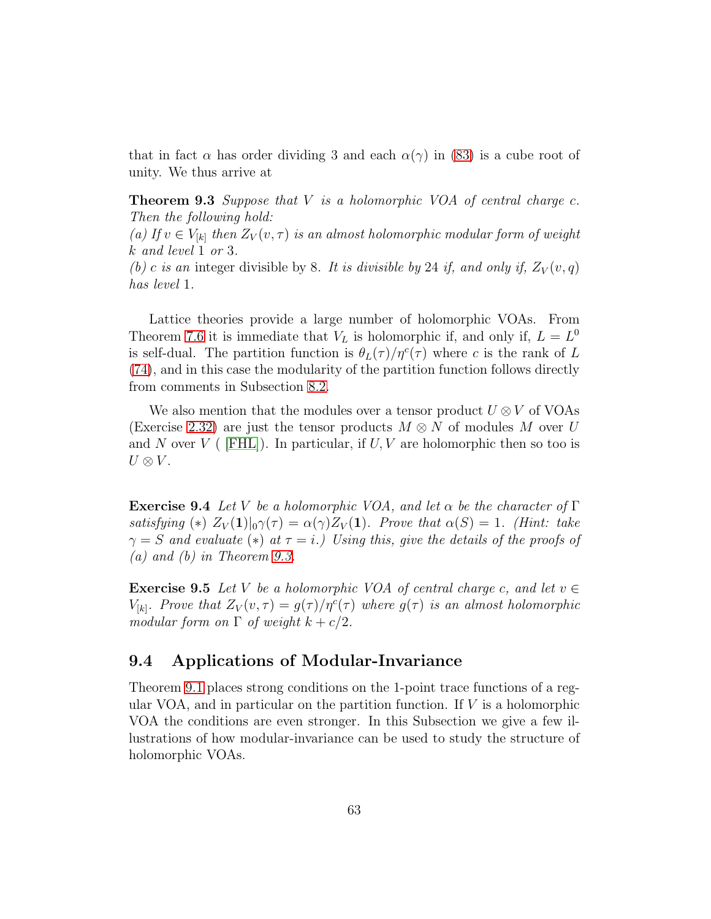that in fact $\alpha$ has order dividing 3 and each $\alpha(\gamma)$ in (83) is a cube root of unity. We thus arrive at

**Theorem 9.3** *Suppose that $V$ is a holomorphic VOA of central charge $c$. Then the following hold:*
*(a) If $v \in V_{[k]}$ then $Z_V(v, \tau)$ is an almost holomorphic modular form of weight $k$ and level 1 or 3.*
*(b) $c$ is an* integer divisible by 8. *It is divisible by 24 if, and only if, $Z_V(v, q)$ has level 1.*

Lattice theories provide a large number of holomorphic VOAs. From Theorem 7.6 it is immediate that $V_L$ is holomorphic if, and only if, $L = L^0$ is self-dual. The partition function is $\theta_L(\tau)/\eta^c(\tau)$ where $c$ is the rank of $L$ (74), and in this case the modularity of the partition function follows directly from comments in Subsection 8.2.

We also mention that the modules over a tensor product $U \otimes V$ of VOAs (Exercise 2.32) are just the tensor products $M \otimes N$ of modules $M$ over $U$ and $N$ over $V$ ( [FHL]). In particular, if $U, V$ are holomorphic then so too is $U \otimes V$.

**Exercise 9.4** *Let $V$ be a holomorphic VOA, and let $\alpha$ be the character of $\Gamma$ satisfying $(*)$ $Z_V(\mathbf{1})|_0\gamma(\tau) = \alpha(\gamma)Z_V(\mathbf{1})$. Prove that $\alpha(S) = 1$. (Hint: take $\gamma = S$ and evaluate $(*)$ at $\tau = i$.) Using this, give the details of the proofs of (a) and (b) in Theorem 9.3.*

**Exercise 9.5** *Let $V$ be a holomorphic VOA of central charge $c$, and let $v \in V_{[k]}$. Prove that $Z_V(v, \tau) = g(\tau)/\eta^c(\tau)$ where $g(\tau)$ is an almost holomorphic modular form on $\Gamma$ of weight $k + c/2$.*

## 9.4 Applications of Modular-Invariance

Theorem 9.1 places strong conditions on the 1-point trace functions of a regular VOA, and in particular on the partition function. If $V$ is a holomorphic VOA the conditions are even stronger. In this Subsection we give a few illustrations of how modular-invariance can be used to study the structure of holomorphic VOAs.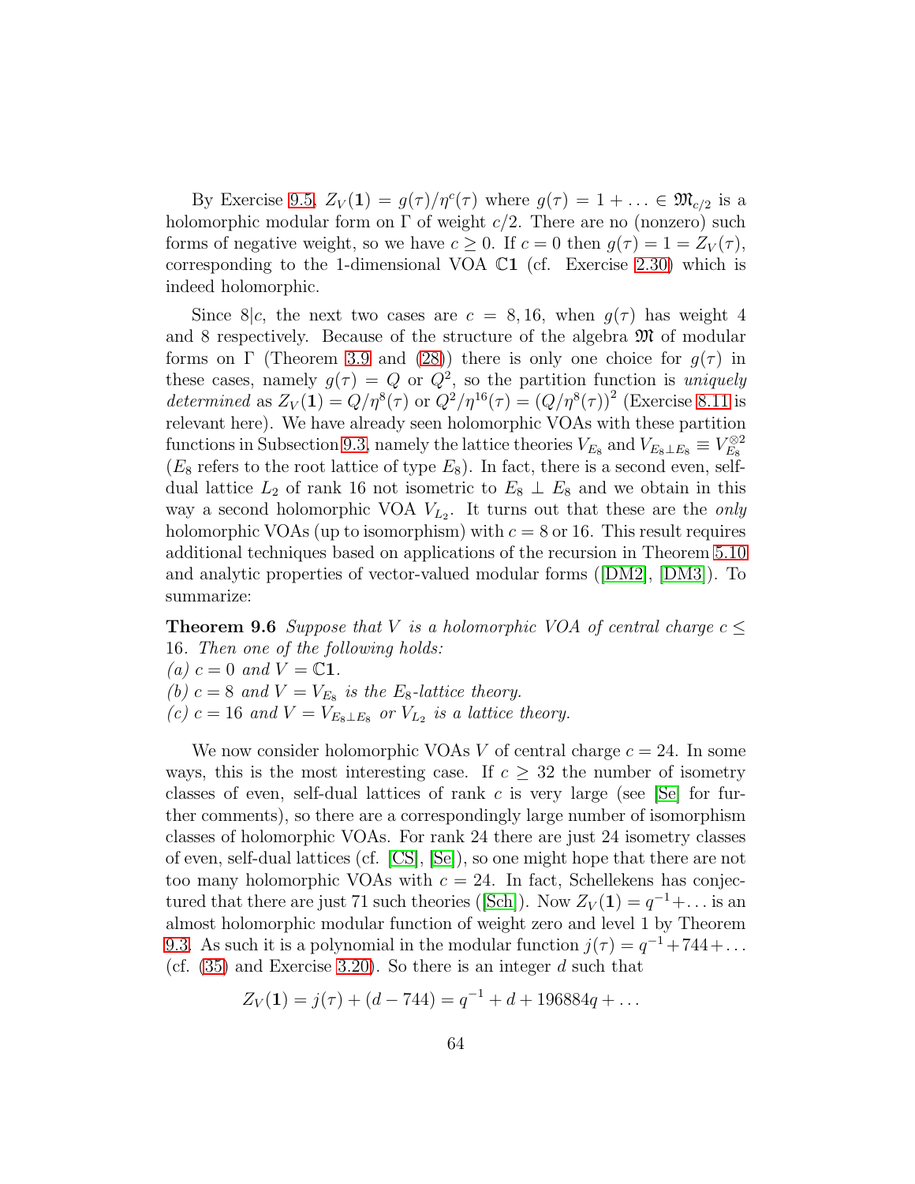By Exercise 9.5, $Z_V(\mathbf{1}) = g(\tau)/\eta^c(\tau)$ where $g(\tau) = 1 + \ldots \in \mathfrak{M}_{c/2}$ is a holomorphic modular form on $\Gamma$ of weight $c/2$. There are no (nonzero) such forms of negative weight, so we have $c \geq 0$. If $c = 0$ then $g(\tau) = 1 = Z_V(\tau)$, corresponding to the 1-dimensional VOA $\mathbb{C}\mathbf{1}$ (cf. Exercise 2.30) which is indeed holomorphic.

Since $8|c$, the next two cases are $c = 8, 16$, when $g(\tau)$ has weight 4 and 8 respectively. Because of the structure of the algebra $\mathfrak{M}$ of modular forms on $\Gamma$ (Theorem 3.9 and (28)) there is only one choice for $g(\tau)$ in these cases, namely $g(\tau) = Q$ or $Q^2$, so the partition function is *uniquely determined* as $Z_V(\mathbf{1}) = Q/\eta^8(\tau)$ or $Q^2/\eta^{16}(\tau) = (Q/\eta^8(\tau))^2$ (Exercise 8.11 is relevant here). We have already seen holomorphic VOAs with these partition functions in Subsection 9.3, namely the lattice theories $V_{E_8}$ and $V_{E_8 \perp E_8} \equiv V_{E_8}^{\otimes 2}$ ($E_8$ refers to the root lattice of type $E_8$). In fact, there is a second even, self-dual lattice $L_2$ of rank 16 not isometric to $E_8 \perp E_8$ and we obtain in this way a second holomorphic VOA $V_{L_2}$. It turns out that these are the *only* holomorphic VOAs (up to isomorphism) with $c = 8$ or 16. This result requires additional techniques based on applications of the recursion in Theorem 5.10 and analytic properties of vector-valued modular forms ([DM2], [DM3]). To summarize:

**Theorem 9.6** *Suppose that $V$ is a holomorphic VOA of central charge $c \leq 16$. Then one of the following holds:*
*(a) $c = 0$ and $V = \mathbb{C}\mathbf{1}$.*
*(b) $c = 8$ and $V = V_{E_8}$ is the $E_8$-lattice theory.*
*(c) $c = 16$ and $V = V_{E_8 \perp E_8}$ or $V_{L_2}$ is a lattice theory.*

We now consider holomorphic VOAs $V$ of central charge $c = 24$. In some ways, this is the most interesting case. If $c \geq 32$ the number of isometry classes of even, self-dual lattices of rank $c$ is very large (see [Se] for further comments), so there are a correspondingly large number of isomorphism classes of holomorphic VOAs. For rank 24 there are just 24 isometry classes of even, self-dual lattices (cf. [CS], [Se]), so one might hope that there are not too many holomorphic VOAs with $c = 24$. In fact, Schellekens has conjectured that there are just 71 such theories ([Sch]). Now $Z_V(\mathbf{1}) = q^{-1} + \ldots$ is an almost holomorphic modular function of weight zero and level 1 by Theorem 9.3. As such it is a polynomial in the modular function $j(\tau) = q^{-1} + 744 + \ldots$ (cf. (35) and Exercise 3.20). So there is an integer $d$ such that

$$Z_V(\mathbf{1}) = j(\tau) + (d - 744) = q^{-1} + d + 196884q + \ldots$$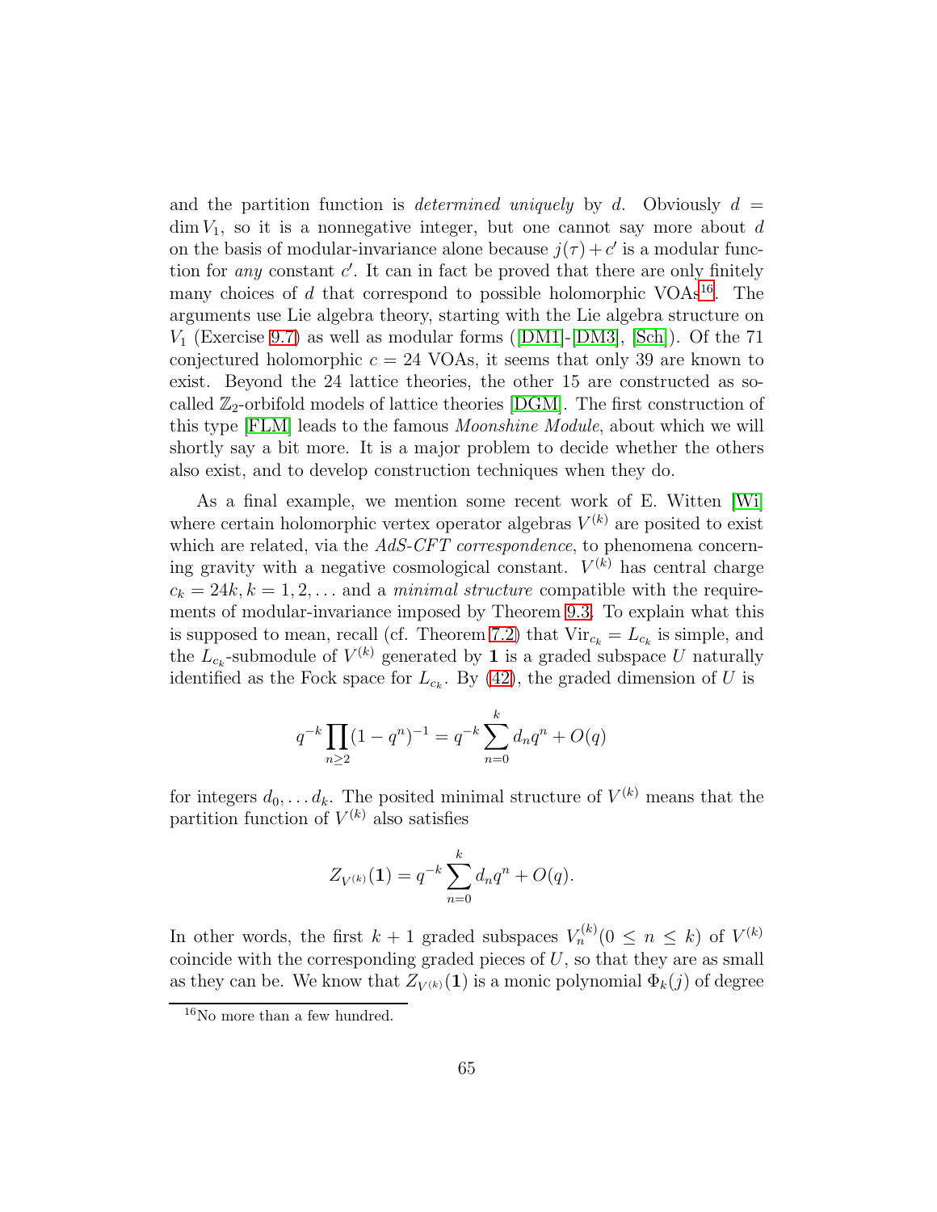and the partition function is *determined uniquely* by $d$. Obviously $d = \dim V_1$, so it is a nonnegative integer, but one cannot say more about $d$ on the basis of modular-invariance alone because $j(\tau) + c'$ is a modular function for *any* constant $c'$. It can in fact be proved that there are only finitely many choices of $d$ that correspond to possible holomorphic VOAs[16]. The arguments use Lie algebra theory, starting with the Lie algebra structure on $V_1$ (Exercise 9.7) as well as modular forms ([DM1]-[DM3], [Sch]). Of the 71 conjectured holomorphic $c = 24$ VOAs, it seems that only 39 are known to exist. Beyond the 24 lattice theories, the other 15 are constructed as so-called $\mathbb{Z}_2$-orbifold models of lattice theories [DGM]. The first construction of this type [FLM] leads to the famous *Moonshine Module*, about which we will shortly say a bit more. It is a major problem to decide whether the others also exist, and to develop construction techniques when they do.

As a final example, we mention some recent work of E. Witten [Wi] where certain holomorphic vertex operator algebras $V^{(k)}$ are posited to exist which are related, via the *AdS-CFT correspondence*, to phenomena concerning gravity with a negative cosmological constant. $V^{(k)}$ has central charge $c_k = 24k, k = 1, 2, \ldots$ and a *minimal structure* compatible with the requirements of modular-invariance imposed by Theorem 9.3. To explain what this is supposed to mean, recall (cf. Theorem 7.2) that $\mathrm{Vir}_{c_k} = L_{c_k}$ is simple, and the $L_{c_k}$-submodule of $V^{(k)}$ generated by $\mathbf{1}$ is a graded subspace $U$ naturally identified as the Fock space for $L_{c_k}$. By (42), the graded dimension of $U$ is

$$q^{-k}\prod_{n\geq 2}(1-q^n)^{-1} = q^{-k}\sum_{n=0}^{k} d_n q^n + O(q)$$

for integers $d_0, \ldots d_k$. The posited minimal structure of $V^{(k)}$ means that the partition function of $V^{(k)}$ also satisfies

$$Z_{V^{(k)}}(\mathbf{1}) = q^{-k}\sum_{n=0}^{k} d_n q^n + O(q).$$

In other words, the first $k+1$ graded subspaces $V_n^{(k)} (0 \leq n \leq k)$ of $V^{(k)}$ coincide with the corresponding graded pieces of $U$, so that they are as small as they can be. We know that $Z_{V^{(k)}}(\mathbf{1})$ is a monic polynomial $\Phi_k(j)$ of degree

[16] No more than a few hundred.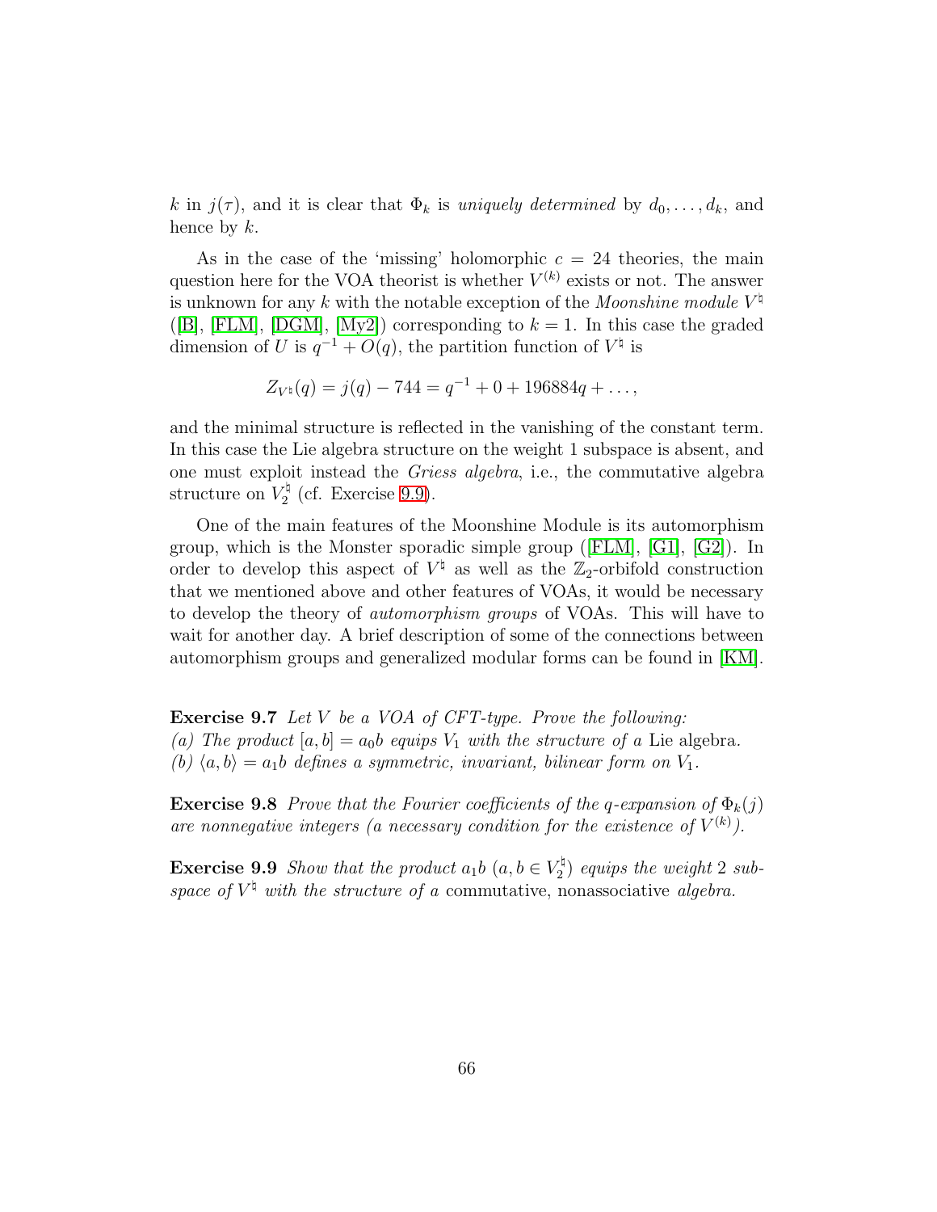$k$ in $j(\tau)$, and it is clear that $\Phi_k$ is *uniquely determined* by $d_0, \ldots, d_k$, and hence by $k$.

As in the case of the 'missing' holomorphic $c = 24$ theories, the main question here for the VOA theorist is whether $V^{(k)}$ exists or not. The answer is unknown for any $k$ with the notable exception of the *Moonshine module* $V^\natural$ ([B], [FLM], [DGM], [My2]) corresponding to $k = 1$. In this case the graded dimension of $U$ is $q^{-1} + O(q)$, the partition function of $V^\natural$ is

$$Z_{V^\natural}(q) = j(q) - 744 = q^{-1} + 0 + 196884q + \ldots,$$

and the minimal structure is reflected in the vanishing of the constant term. In this case the Lie algebra structure on the weight 1 subspace is absent, and one must exploit instead the *Griess algebra*, i.e., the commutative algebra structure on $V_2^\natural$ (cf. Exercise 9.9).

One of the main features of the Moonshine Module is its automorphism group, which is the Monster sporadic simple group ([FLM], [G1], [G2]). In order to develop this aspect of $V^\natural$ as well as the $\mathbb{Z}_2$-orbifold construction that we mentioned above and other features of VOAs, it would be necessary to develop the theory of *automorphism groups* of VOAs. This will have to wait for another day. A brief description of some of the connections between automorphism groups and generalized modular forms can be found in [KM].

**Exercise 9.7** *Let $V$ be a VOA of CFT-type. Prove the following:*
*(a) The product $[a, b] = a_0 b$ equips $V_1$ with the structure of a* Lie algebra.
*(b) $\langle a, b \rangle = a_1 b$ defines a symmetric, invariant, bilinear form on $V_1$.*

**Exercise 9.8** *Prove that the Fourier coefficients of the $q$-expansion of $\Phi_k(j)$ are nonnegative integers (a necessary condition for the existence of $V^{(k)}$).*

**Exercise 9.9** *Show that the product $a_1 b$ ($a, b \in V_2^\natural$) equips the weight 2 subspace of $V^\natural$ with the structure of a* commutative, nonassociative *algebra.*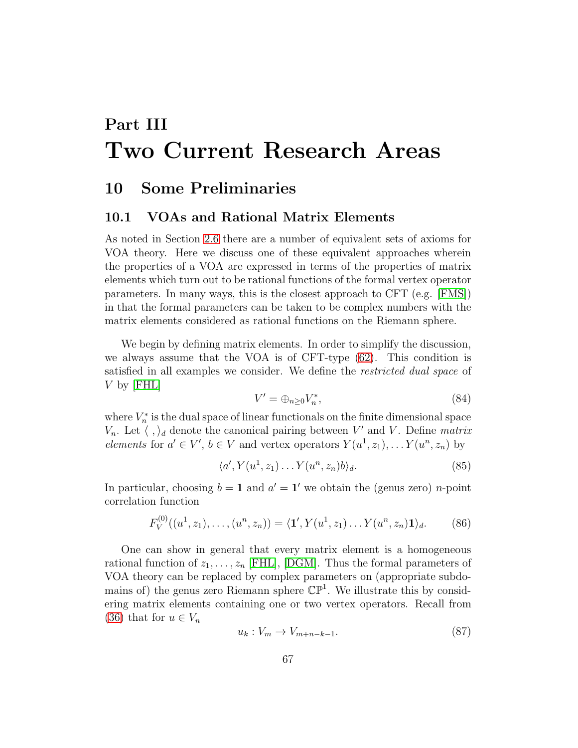# Part III
# Two Current Research Areas

## 10 Some Preliminaries

### 10.1 VOAs and Rational Matrix Elements

As noted in Section 2.6 there are a number of equivalent sets of axioms for VOA theory. Here we discuss one of these equivalent approaches wherein the properties of a VOA are expressed in terms of the properties of matrix elements which turn out to be rational functions of the formal vertex operator parameters. In many ways, this is the closest approach to CFT (e.g. [FMS]) in that the formal parameters can be taken to be complex numbers with the matrix elements considered as rational functions on the Riemann sphere.

We begin by defining matrix elements. In order to simplify the discussion, we always assume that the VOA is of CFT-type (62). This condition is satisfied in all examples we consider. We define the *restricted dual space* of $V$ by [FHL]

$$V' = \oplus_{n\geq 0} V_n^*, \tag{84}$$

where $V_n^*$ is the dual space of linear functionals on the finite dimensional space $V_n$. Let $\langle\ ,\rangle_d$ denote the canonical pairing between $V'$ and $V$. Define *matrix elements* for $a' \in V'$, $b \in V$ and vertex operators $Y(u^1, z_1), \ldots Y(u^n, z_n)$ by

$$\langle a', Y(u^1, z_1) \ldots Y(u^n, z_n) b\rangle_d. \tag{85}$$

In particular, choosing $b = \mathbf{1}$ and $a' = \mathbf{1}'$ we obtain the (genus zero) $n$-point correlation function

$$F_V^{(0)}((u^1, z_1), \ldots, (u^n, z_n)) = \langle \mathbf{1}', Y(u^1, z_1) \ldots Y(u^n, z_n)\mathbf{1}\rangle_d. \tag{86}$$

One can show in general that every matrix element is a homogeneous rational function of $z_1, \ldots, z_n$ [FHL], [DGM]. Thus the formal parameters of VOA theory can be replaced by complex parameters on (appropriate subdomains of) the genus zero Riemann sphere $\mathbb{CP}^1$. We illustrate this by considering matrix elements containing one or two vertex operators. Recall from (36) that for $u \in V_n$

$$u_k : V_m \to V_{m+n-k-1}. \tag{87}$$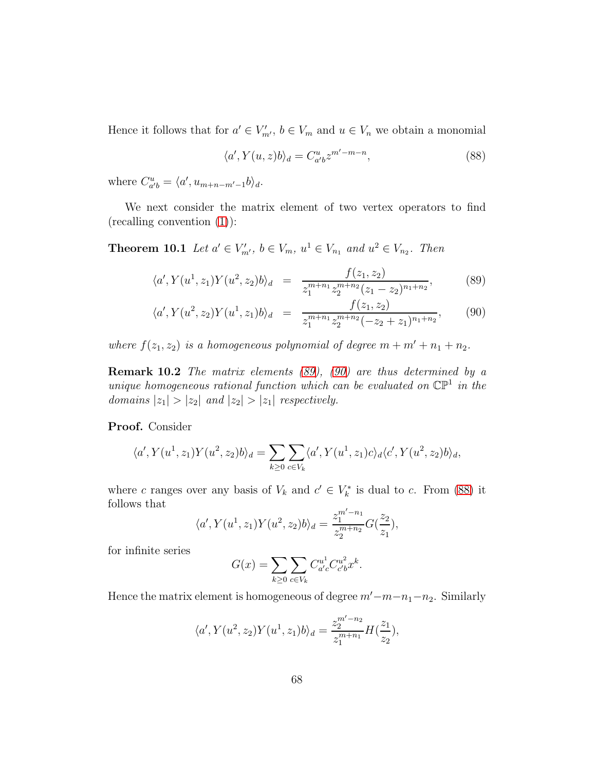Hence it follows that for $a' \in V'_{m'}$, $b \in V_m$ and $u \in V_n$ we obtain a monomial

$$\langle a', Y(u,z)b\rangle_d = C^u_{a'b} z^{m'-m-n}, \tag{88}$$

where $C^u_{a'b} = \langle a', u_{m+n-m'-1}b\rangle_d$.

We next consider the matrix element of two vertex operators to find (recalling convention (1)):

**Theorem 10.1** *Let $a' \in V'_{m'}$, $b \in V_m$, $u^1 \in V_{n_1}$ and $u^2 \in V_{n_2}$. Then*

$$\langle a', Y(u^1,z_1)Y(u^2,z_2)b\rangle_d = \frac{f(z_1,z_2)}{z_1^{m+n_1} z_2^{m+n_2}(z_1-z_2)^{n_1+n_2}}, \tag{89}$$

$$\langle a', Y(u^2,z_2)Y(u^1,z_1)b\rangle_d = \frac{f(z_1,z_2)}{z_1^{m+n_1} z_2^{m+n_2}(-z_2+z_1)^{n_1+n_2}}, \tag{90}$$

*where $f(z_1,z_2)$ is a homogeneous polynomial of degree $m+m'+n_1+n_2$.*

**Remark 10.2** *The matrix elements (89), (90) are thus determined by a unique homogeneous rational function which can be evaluated on $\mathbb{CP}^1$ in the domains $|z_1| > |z_2|$ and $|z_2| > |z_1|$ respectively.*

**Proof.** Consider

$$\langle a', Y(u^1,z_1)Y(u^2,z_2)b\rangle_d = \sum_{k\geq 0}\sum_{c\in V_k} \langle a', Y(u^1,z_1)c\rangle_d \langle c', Y(u^2,z_2)b\rangle_d,$$

where $c$ ranges over any basis of $V_k$ and $c' \in V_k^*$ is dual to $c$. From (88) it follows that

$$\langle a', Y(u^1,z_1)Y(u^2,z_2)b\rangle_d = \frac{z_1^{m'-n_1}}{z_2^{m+n_2}} G(\frac{z_2}{z_1}),$$

for infinite series

$$G(x) = \sum_{k\geq 0}\sum_{c\in V_k} C^{u^1}_{a'c} C^{u^2}_{c'b} x^k.$$

Hence the matrix element is homogeneous of degree $m'-m-n_1-n_2$. Similarly

$$\langle a', Y(u^2,z_2)Y(u^1,z_1)b\rangle_d = \frac{z_2^{m'-n_2}}{z_1^{m+n_1}} H(\frac{z_1}{z_2}),$$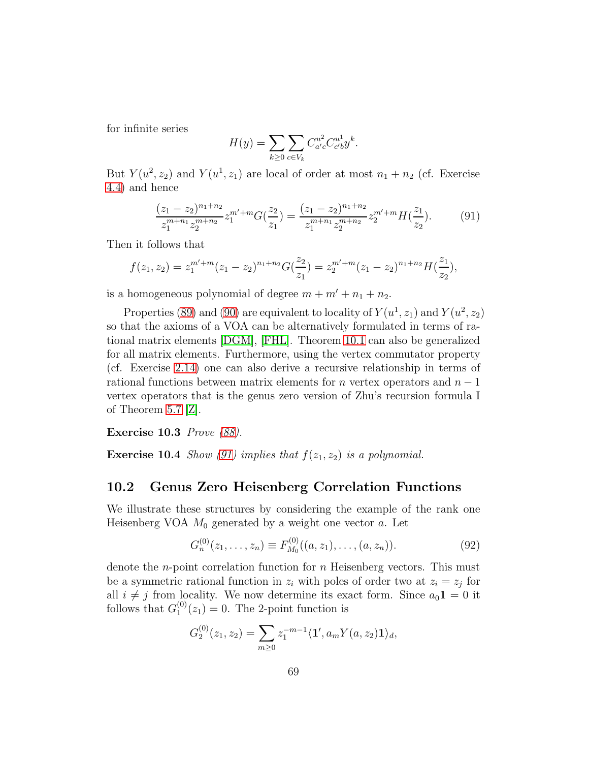for infinite series

$$H(y) = \sum_{k \geq 0} \sum_{c \in V_k} C^{u^2}_{a'c} C^{u^1}_{c'b} y^k.$$

But $Y(u^2, z_2)$ and $Y(u^1, z_1)$ are local of order at most $n_1 + n_2$ (cf. Exercise 4.4) and hence

$$\frac{(z_1 - z_2)^{n_1+n_2}}{z_1^{m+n_1} z_2^{m+n_2}} z_1^{m'+m} G(\frac{z_2}{z_1}) = \frac{(z_1 - z_2)^{n_1+n_2}}{z_1^{m+n_1} z_2^{m+n_2}} z_2^{m'+m} H(\frac{z_1}{z_2}). \tag{91}$$

Then it follows that

$$f(z_1, z_2) = z_1^{m'+m}(z_1 - z_2)^{n_1+n_2} G(\frac{z_2}{z_1}) = z_2^{m'+m}(z_1 - z_2)^{n_1+n_2} H(\frac{z_1}{z_2}),$$

is a homogeneous polynomial of degree $m + m' + n_1 + n_2$.

Properties (89) and (90) are equivalent to locality of $Y(u^1, z_1)$ and $Y(u^2, z_2)$ so that the axioms of a VOA can be alternatively formulated in terms of rational matrix elements [DGM], [FHL]. Theorem 10.1 can also be generalized for all matrix elements. Furthermore, using the vertex commutator property (cf. Exercise 2.14) one can also derive a recursive relationship in terms of rational functions between matrix elements for $n$ vertex operators and $n-1$ vertex operators that is the genus zero version of Zhu's recursion formula I of Theorem 5.7 [Z].

**Exercise 10.3** *Prove (88).*

**Exercise 10.4** *Show (91) implies that $f(z_1, z_2)$ is a polynomial.*

## 10.2 Genus Zero Heisenberg Correlation Functions

We illustrate these structures by considering the example of the rank one Heisenberg VOA $M_0$ generated by a weight one vector $a$. Let

$$G^{(0)}_n(z_1, \ldots, z_n) \equiv F^{(0)}_{M_0}((a, z_1), \ldots, (a, z_n)). \tag{92}$$

denote the $n$-point correlation function for $n$ Heisenberg vectors. This must be a symmetric rational function in $z_i$ with poles of order two at $z_i = z_j$ for all $i \neq j$ from locality. We now determine its exact form. Since $a_0 \mathbf{1} = 0$ it follows that $G^{(0)}_1(z_1) = 0$. The 2-point function is

$$G^{(0)}_2(z_1, z_2) = \sum_{m \geq 0} z_1^{-m-1} \langle \mathbf{1}', a_m Y(a, z_2) \mathbf{1} \rangle_d,$$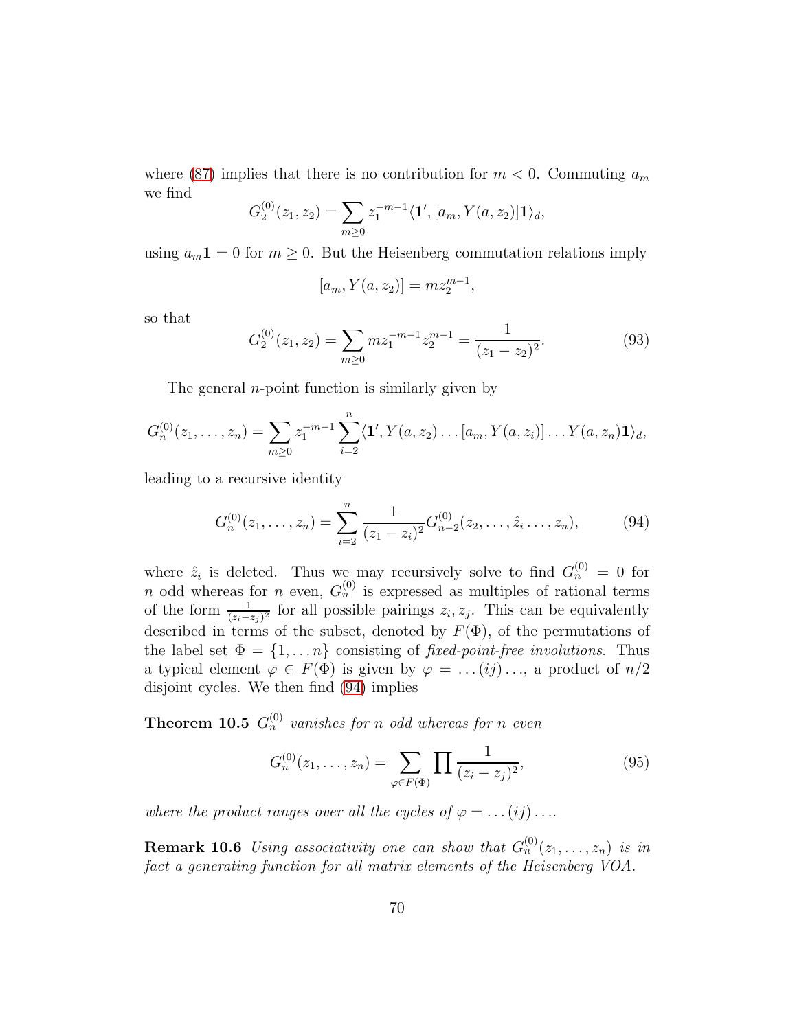where (87) implies that there is no contribution for $m < 0$. Commuting $a_m$ we find

$$G_2^{(0)}(z_1, z_2) = \sum_{m \geq 0} z_1^{-m-1} \langle \mathbf{1}', [a_m, Y(a, z_2)]\mathbf{1}\rangle_d,$$

using $a_m \mathbf{1} = 0$ for $m \geq 0$. But the Heisenberg commutation relations imply

$$[a_m, Y(a, z_2)] = m z_2^{m-1},$$

so that

$$G_2^{(0)}(z_1, z_2) = \sum_{m \geq 0} m z_1^{-m-1} z_2^{m-1} = \frac{1}{(z_1 - z_2)^2}. \tag{93}$$

The general $n$-point function is similarly given by

$$G_n^{(0)}(z_1, \ldots, z_n) = \sum_{m \geq 0} z_1^{-m-1} \sum_{i=2}^{n} \langle \mathbf{1}', Y(a, z_2) \ldots [a_m, Y(a, z_i)] \ldots Y(a, z_n)\mathbf{1}\rangle_d,$$

leading to a recursive identity

$$G_n^{(0)}(z_1, \ldots, z_n) = \sum_{i=2}^{n} \frac{1}{(z_1 - z_i)^2} G_{n-2}^{(0)}(z_2, \ldots, \hat{z}_i \ldots, z_n), \tag{94}$$

where $\hat{z}_i$ is deleted. Thus we may recursively solve to find $G_n^{(0)} = 0$ for $n$ odd whereas for $n$ even, $G_n^{(0)}$ is expressed as multiples of rational terms of the form $\frac{1}{(z_i - z_j)^2}$ for all possible pairings $z_i, z_j$. This can be equivalently described in terms of the subset, denoted by $F(\Phi)$, of the permutations of the label set $\Phi = \{1, \ldots n\}$ consisting of *fixed-point-free involutions*. Thus a typical element $\varphi \in F(\Phi)$ is given by $\varphi = \ldots (ij) \ldots$, a product of $n/2$ disjoint cycles. We then find (94) implies

**Theorem 10.5** *$G_n^{(0)}$ vanishes for $n$ odd whereas for $n$ even*

$$G_n^{(0)}(z_1, \ldots, z_n) = \sum_{\varphi \in F(\Phi)} \prod \frac{1}{(z_i - z_j)^2}, \tag{95}$$

*where the product ranges over all the cycles of $\varphi = \ldots (ij) \ldots$.*

**Remark 10.6** *Using associativity one can show that $G_n^{(0)}(z_1, \ldots, z_n)$ is in fact a generating function for all matrix elements of the Heisenberg VOA.*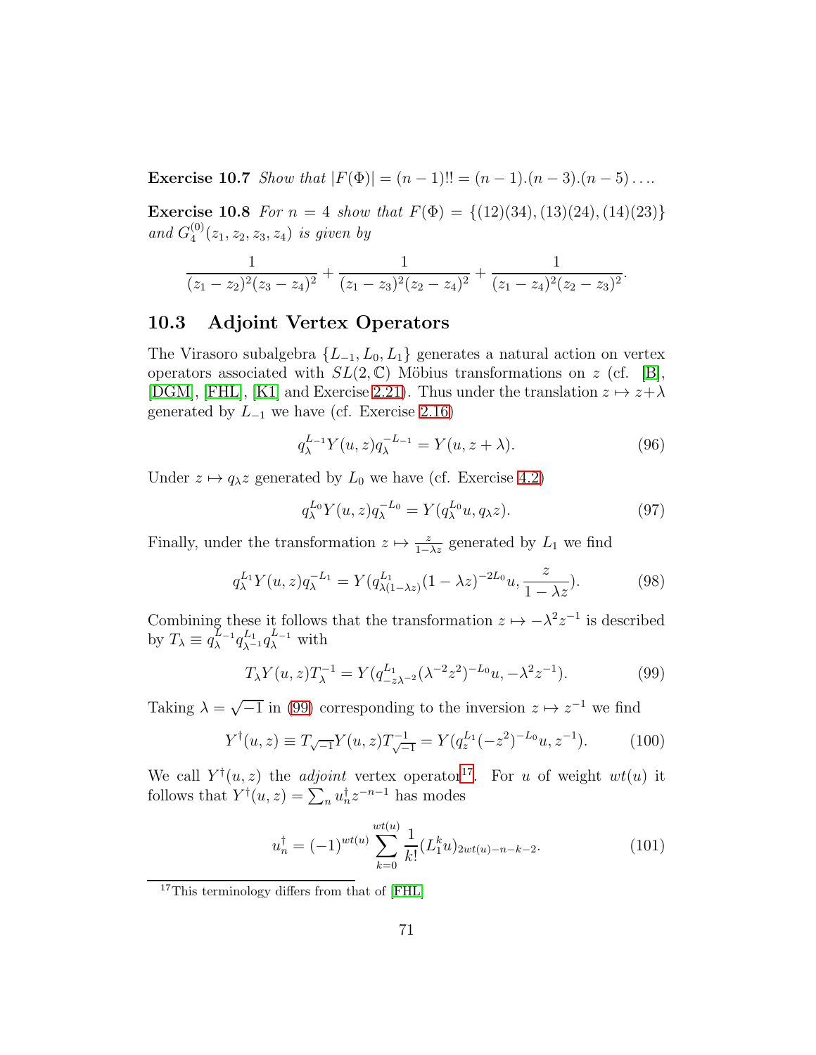**Exercise 10.7** *Show that* $|F(\Phi)| = (n-1)!! = (n-1).(n-3).(n-5)\ldots$

**Exercise 10.8** *For* $n = 4$ *show that* $F(\Phi) = \{(12)(34), (13)(24), (14)(23)\}$ *and* $G_4^{(0)}(z_1, z_2, z_3, z_4)$ *is given by*

$$\frac{1}{(z_1-z_2)^2(z_3-z_4)^2} + \frac{1}{(z_1-z_3)^2(z_2-z_4)^2} + \frac{1}{(z_1-z_4)^2(z_2-z_3)^2}.$$

## 10.3 Adjoint Vertex Operators

The Virasoro subalgebra $\{L_{-1}, L_0, L_1\}$ generates a natural action on vertex operators associated with $SL(2,\mathbb{C})$ Möbius transformations on $z$ (cf. [B], [DGM], [FHL], [K1] and Exercise 2.21). Thus under the translation $z \mapsto z+\lambda$ generated by $L_{-1}$ we have (cf. Exercise 2.16)

$$q_\lambda^{L_{-1}} Y(u,z) q_\lambda^{-L_{-1}} = Y(u, z+\lambda). \tag{96}$$

Under $z \mapsto q_\lambda z$ generated by $L_0$ we have (cf. Exercise 4.2)

$$q_\lambda^{L_0} Y(u,z) q_\lambda^{-L_0} = Y(q_\lambda^{L_0} u, q_\lambda z). \tag{97}$$

Finally, under the transformation $z \mapsto \frac{z}{1-\lambda z}$ generated by $L_1$ we find

$$q_\lambda^{L_1} Y(u,z) q_\lambda^{-L_1} = Y(q_{\lambda(1-\lambda z)}^{L_1} (1-\lambda z)^{-2L_0} u, \frac{z}{1-\lambda z}). \tag{98}$$

Combining these it follows that the transformation $z \mapsto -\lambda^2 z^{-1}$ is described by $T_\lambda \equiv q_\lambda^{L_{-1}} q_{\lambda^{-1}}^{L_1} q_\lambda^{L_{-1}}$ with

$$T_\lambda Y(u,z) T_\lambda^{-1} = Y(q_{-z\lambda^{-2}}^{L_1} (\lambda^{-2} z^2)^{-L_0} u, -\lambda^2 z^{-1}). \tag{99}$$

Taking $\lambda = \sqrt{-1}$ in (99) corresponding to the inversion $z \mapsto z^{-1}$ we find

$$Y^\dagger(u,z) \equiv T_{\sqrt{-1}} Y(u,z) T_{\sqrt{-1}}^{-1} = Y(q_z^{L_1} (-z^2)^{-L_0} u, z^{-1}). \tag{100}$$

We call $Y^\dagger(u,z)$ the *adjoint* vertex operator[17]. For $u$ of weight $wt(u)$ it follows that $Y^\dagger(u,z) = \sum_n u_n^\dagger z^{-n-1}$ has modes

$$u_n^\dagger = (-1)^{wt(u)} \sum_{k=0}^{wt(u)} \frac{1}{k!} (L_1^k u)_{2wt(u)-n-k-2}. \tag{101}$$

[17] This terminology differs from that of [FHL]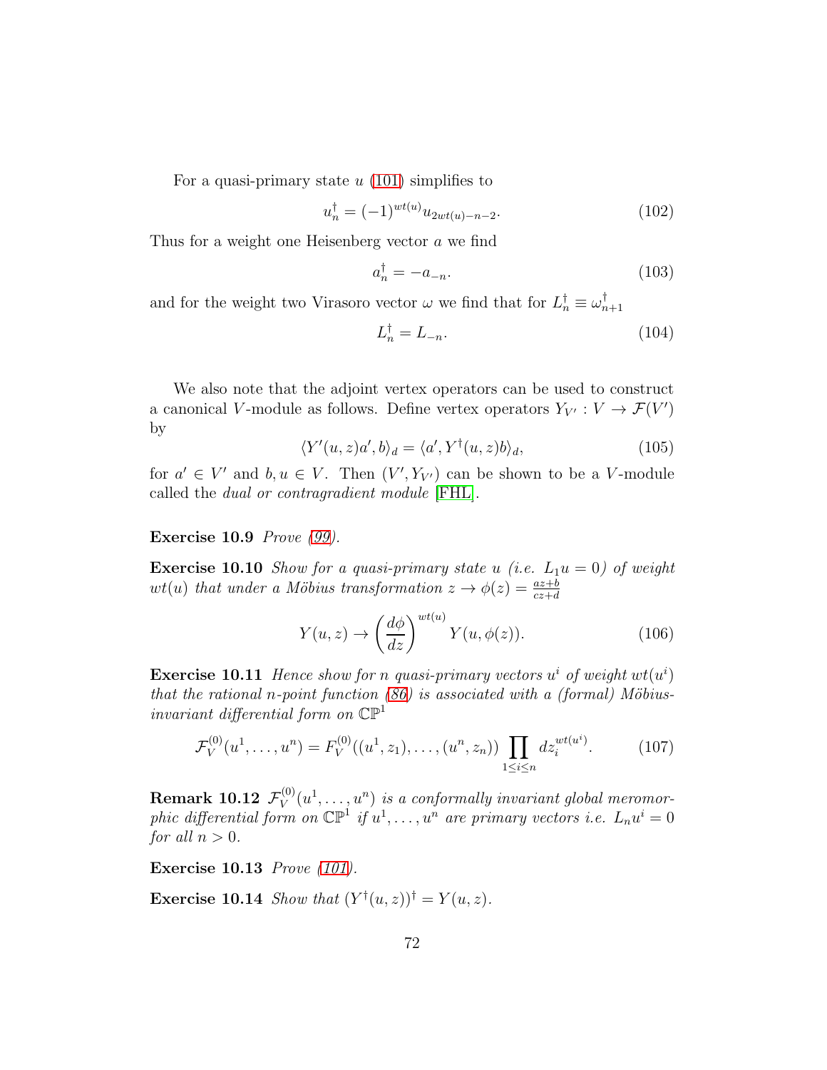For a quasi-primary state $u$ (101) simplifies to

$$u_n^\dagger = (-1)^{wt(u)} u_{2wt(u)-n-2}. \tag{102}$$

Thus for a weight one Heisenberg vector $a$ we find

$$a_n^\dagger = -a_{-n}. \tag{103}$$

and for the weight two Virasoro vector $\omega$ we find that for $L_n^\dagger \equiv \omega_{n+1}^\dagger$

$$L_n^\dagger = L_{-n}. \tag{104}$$

We also note that the adjoint vertex operators can be used to construct a canonical $V$-module as follows. Define vertex operators $Y_{V'} : V \to \mathcal{F}(V')$ by

$$\langle Y'(u,z)a', b\rangle_d = \langle a', Y^\dagger(u,z)b\rangle_d, \tag{105}$$

for $a' \in V'$ and $b, u \in V$. Then $(V', Y_{V'})$ can be shown to be a $V$-module called the *dual or contragradient module* [FHL].

**Exercise 10.9** *Prove (99).*

**Exercise 10.10** *Show for a quasi-primary state $u$ (i.e. $L_1 u = 0$) of weight $wt(u)$ that under a Möbius transformation $z \to \phi(z) = \frac{az+b}{cz+d}$*

$$Y(u,z) \to \left(\frac{d\phi}{dz}\right)^{wt(u)} Y(u, \phi(z)). \tag{106}$$

**Exercise 10.11** *Hence show for $n$ quasi-primary vectors $u^i$ of weight $wt(u^i)$ that the rational $n$-point function (86) is associated with a (formal) Möbius-invariant differential form on $\mathbb{CP}^1$*

$$\mathcal{F}_V^{(0)}(u^1, \ldots, u^n) = F_V^{(0)}((u^1, z_1), \ldots, (u^n, z_n)) \prod_{1\le i\le n} dz_i^{wt(u^i)}. \tag{107}$$

**Remark 10.12** *$\mathcal{F}_V^{(0)}(u^1, \ldots, u^n)$ is a conformally invariant global meromorphic differential form on $\mathbb{CP}^1$ if $u^1, \ldots, u^n$ are primary vectors i.e. $L_n u^i = 0$ for all $n > 0$.*

**Exercise 10.13** *Prove (101).*

**Exercise 10.14** *Show that $(Y^\dagger(u,z))^\dagger = Y(u,z)$.*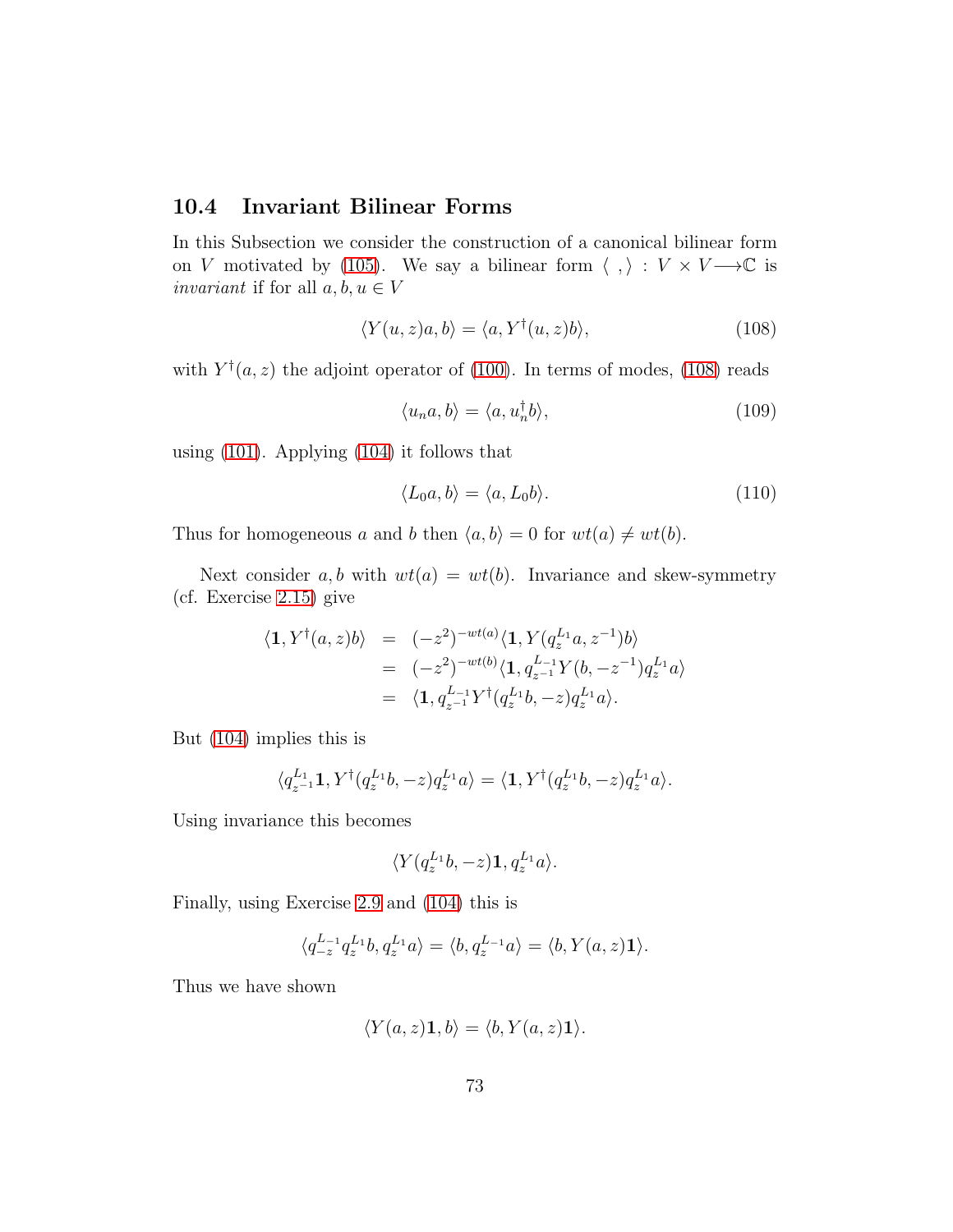### 10.4 Invariant Bilinear Forms

In this Subsection we consider the construction of a canonical bilinear form on $V$ motivated by (105). We say a bilinear form $\langle\ ,\rangle : V \times V \longrightarrow \mathbb{C}$ is *invariant* if for all $a, b, u \in V$

$$\langle Y(u,z)a, b\rangle = \langle a, Y^{\dagger}(u,z)b\rangle, \tag{108}$$

with $Y^{\dagger}(a,z)$ the adjoint operator of (100). In terms of modes, (108) reads

$$\langle u_n a, b\rangle = \langle a, u_n^{\dagger} b\rangle, \tag{109}$$

using (101). Applying (104) it follows that

$$\langle L_0 a, b\rangle = \langle a, L_0 b\rangle. \tag{110}$$

Thus for homogeneous $a$ and $b$ then $\langle a, b\rangle = 0$ for $wt(a) \neq wt(b)$.

Next consider $a, b$ with $wt(a) = wt(b)$. Invariance and skew-symmetry (cf. Exercise 2.15) give

$$\begin{aligned}
\langle \mathbf{1}, Y^{\dagger}(a,z)b\rangle &= (-z^2)^{-wt(a)}\langle \mathbf{1}, Y(q_z^{L_1}a, z^{-1})b\rangle \\
&= (-z^2)^{-wt(b)}\langle \mathbf{1}, q_{z^{-1}}^{L_{-1}} Y(b, -z^{-1}) q_z^{L_1} a\rangle \\
&= \langle \mathbf{1}, q_{z^{-1}}^{L_{-1}} Y^{\dagger}(q_z^{L_1} b, -z) q_z^{L_1} a\rangle.
\end{aligned}$$

But (104) implies this is

$$\langle q_{z^{-1}}^{L_1}\mathbf{1}, Y^{\dagger}(q_z^{L_1} b, -z) q_z^{L_1} a\rangle = \langle \mathbf{1}, Y^{\dagger}(q_z^{L_1} b, -z) q_z^{L_1} a\rangle.$$

Using invariance this becomes

$$\langle Y(q_z^{L_1} b, -z)\mathbf{1}, q_z^{L_1} a\rangle.$$

Finally, using Exercise 2.9 and (104) this is

$$\langle q_{-z}^{L_{-1}} q_z^{L_1} b, q_z^{L_1} a\rangle = \langle b, q_z^{L_{-1}} a\rangle = \langle b, Y(a,z)\mathbf{1}\rangle.$$

Thus we have shown

$$\langle Y(a,z)\mathbf{1}, b\rangle = \langle b, Y(a,z)\mathbf{1}\rangle.$$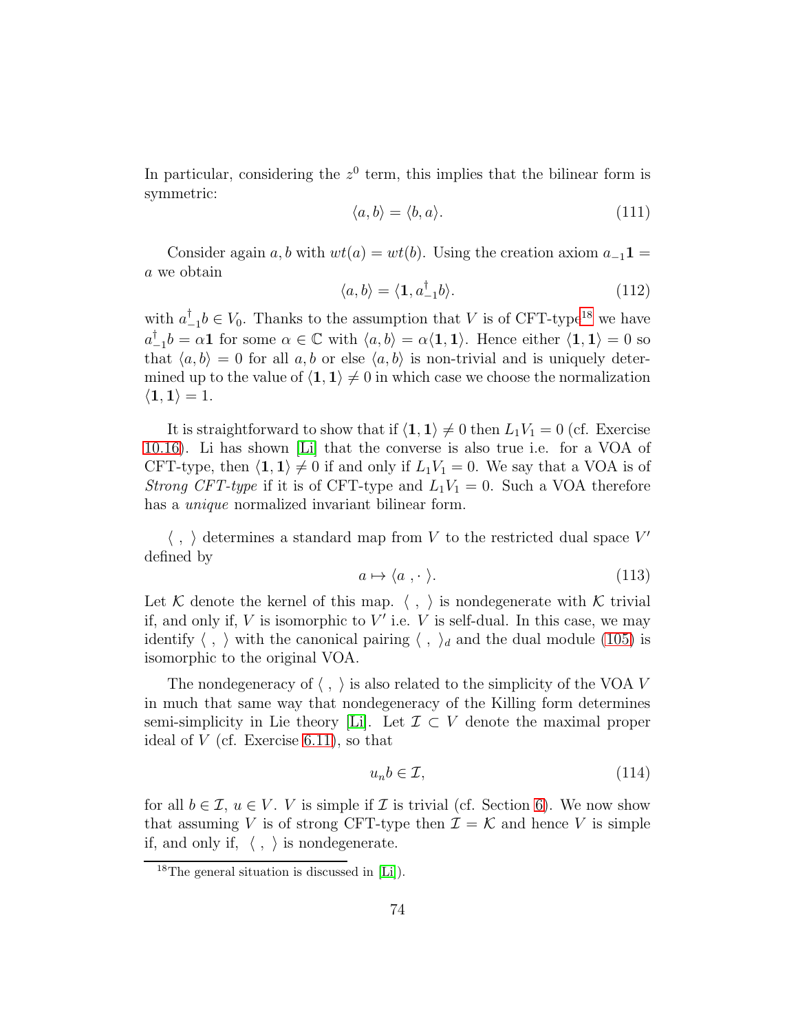In particular, considering the $z^0$ term, this implies that the bilinear form is symmetric:

$$\langle a, b\rangle = \langle b, a\rangle. \tag{111}$$

Consider again $a, b$ with $wt(a) = wt(b)$. Using the creation axiom $a_{-1}\mathbf{1} = a$ we obtain

$$\langle a, b\rangle = \langle \mathbf{1}, a_{-1}^{\dagger} b\rangle. \tag{112}$$

with $a_{-1}^{\dagger} b \in V_0$. Thanks to the assumption that $V$ is of CFT-type[18] we have $a_{-1}^{\dagger} b = \alpha\mathbf{1}$ for some $\alpha \in \mathbb{C}$ with $\langle a, b\rangle = \alpha\langle \mathbf{1}, \mathbf{1}\rangle$. Hence either $\langle \mathbf{1}, \mathbf{1}\rangle = 0$ so that $\langle a, b\rangle = 0$ for all $a, b$ or else $\langle a, b\rangle$ is non-trivial and is uniquely determined up to the value of $\langle \mathbf{1}, \mathbf{1}\rangle \neq 0$ in which case we choose the normalization $\langle \mathbf{1}, \mathbf{1}\rangle = 1$.

It is straightforward to show that if $\langle \mathbf{1}, \mathbf{1}\rangle \neq 0$ then $L_1 V_1 = 0$ (cf. Exercise 10.16). Li has shown [Li] that the converse is also true i.e. for a VOA of CFT-type, then $\langle \mathbf{1}, \mathbf{1}\rangle \neq 0$ if and only if $L_1 V_1 = 0$. We say that a VOA is of *Strong CFT-type* if it is of CFT-type and $L_1 V_1 = 0$. Such a VOA therefore has a *unique* normalized invariant bilinear form.

$\langle\ ,\ \rangle$ determines a standard map from $V$ to the restricted dual space $V'$ defined by

$$a \mapsto \langle a\ , \cdot\ \rangle. \tag{113}$$

Let $\mathcal{K}$ denote the kernel of this map. $\langle\ ,\ \rangle$ is nondegenerate with $\mathcal{K}$ trivial if, and only if, $V$ is isomorphic to $V'$ i.e. $V$ is self-dual. In this case, we may identify $\langle\ ,\ \rangle$ with the canonical pairing $\langle\ ,\ \rangle_d$ and the dual module (105) is isomorphic to the original VOA.

The nondegeneracy of $\langle\ ,\ \rangle$ is also related to the simplicity of the VOA $V$ in much that same way that nondegeneracy of the Killing form determines semi-simplicity in Lie theory [Li]. Let $\mathcal{I} \subset V$ denote the maximal proper ideal of $V$ (cf. Exercise 6.11), so that

$$u_n b \in \mathcal{I}, \tag{114}$$

for all $b \in \mathcal{I}$, $u \in V$. $V$ is simple if $\mathcal{I}$ is trivial (cf. Section 6). We now show that assuming $V$ is of strong CFT-type then $\mathcal{I} = \mathcal{K}$ and hence $V$ is simple if, and only if, $\langle\ ,\ \rangle$ is nondegenerate.

[18] The general situation is discussed in [Li]).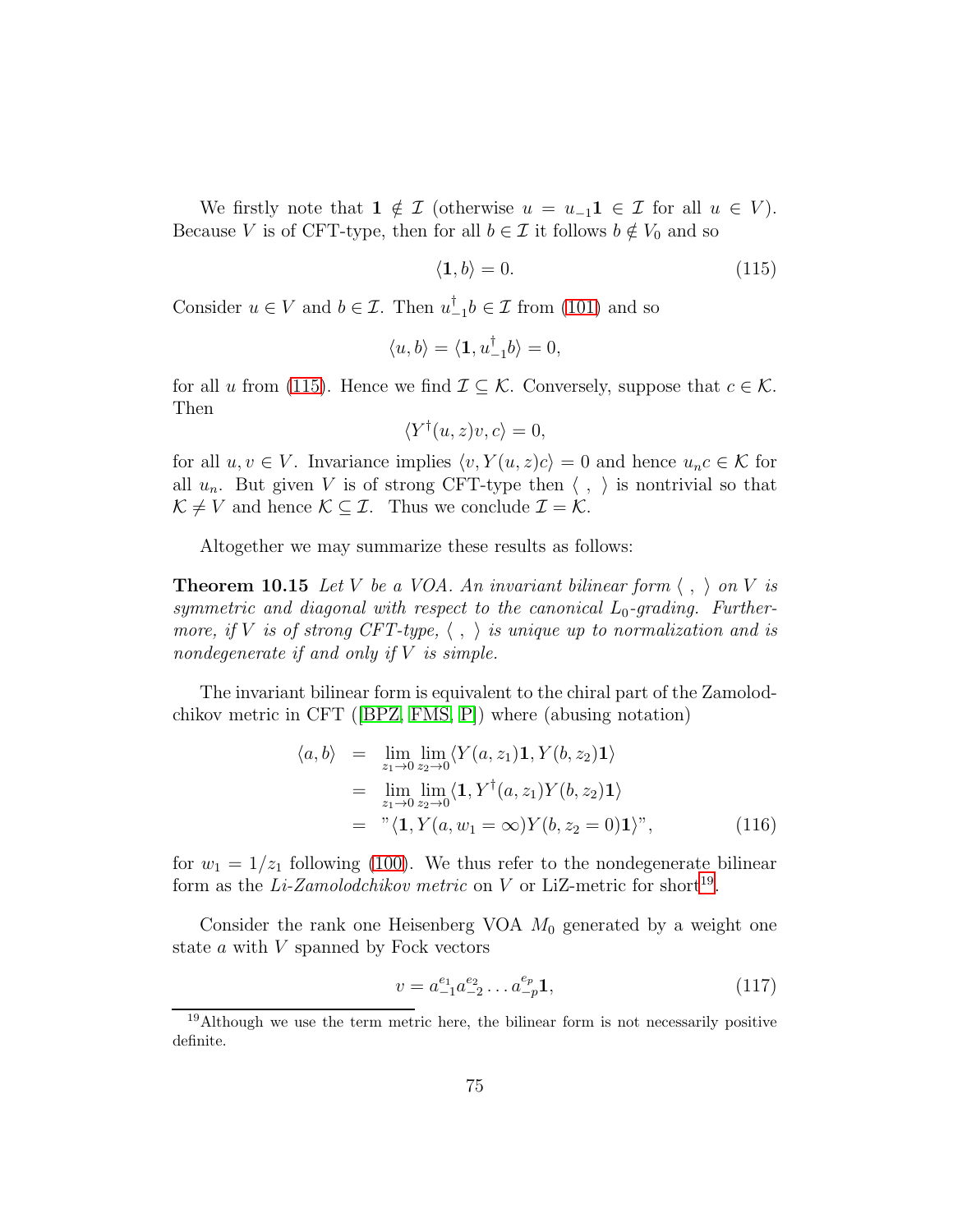We firstly note that $\mathbf{1} \notin \mathcal{I}$ (otherwise $u = u_{-1}\mathbf{1} \in \mathcal{I}$ for all $u \in V$). Because $V$ is of CFT-type, then for all $b \in \mathcal{I}$ it follows $b \notin V_0$ and so

$$\langle \mathbf{1}, b \rangle = 0. \tag{115}$$

Consider $u \in V$ and $b \in \mathcal{I}$. Then $u^{\dagger}_{-1} b \in \mathcal{I}$ from (101) and so

$$\langle u, b \rangle = \langle \mathbf{1}, u^{\dagger}_{-1} b \rangle = 0,$$

for all $u$ from (115). Hence we find $\mathcal{I} \subseteq \mathcal{K}$. Conversely, suppose that $c \in \mathcal{K}$. Then

$$\langle Y^{\dagger}(u, z)v, c \rangle = 0,$$

for all $u, v \in V$. Invariance implies $\langle v, Y(u, z)c \rangle = 0$ and hence $u_n c \in \mathcal{K}$ for all $u_n$. But given $V$ is of strong CFT-type then $\langle \; , \; \rangle$ is nontrivial so that $\mathcal{K} \neq V$ and hence $\mathcal{K} \subseteq \mathcal{I}$. Thus we conclude $\mathcal{I} = \mathcal{K}$.

Altogether we may summarize these results as follows:

**Theorem 10.15** *Let $V$ be a VOA. An invariant bilinear form $\langle \; , \; \rangle$ on $V$ is symmetric and diagonal with respect to the canonical $L_0$-grading. Furthermore, if $V$ is of strong CFT-type, $\langle \; , \; \rangle$ is unique up to normalization and is nondegenerate if and only if $V$ is simple.*

The invariant bilinear form is equivalent to the chiral part of the Zamolodchikov metric in CFT ([BPZ, FMS, P]) where (abusing notation)

$$\begin{aligned}
\langle a, b \rangle &= \lim_{z_1 \to 0} \lim_{z_2 \to 0} \langle Y(a, z_1)\mathbf{1}, Y(b, z_2)\mathbf{1} \rangle \\
&= \lim_{z_1 \to 0} \lim_{z_2 \to 0} \langle \mathbf{1}, Y^{\dagger}(a, z_1) Y(b, z_2)\mathbf{1} \rangle \\
&= \text{"}\langle \mathbf{1}, Y(a, w_1 = \infty) Y(b, z_2 = 0)\mathbf{1} \rangle\text{"},
\end{aligned} \tag{116}$$

for $w_1 = 1/z_1$ following (100). We thus refer to the nondegenerate bilinear form as the *Li-Zamolodchikov metric* on $V$ or LiZ-metric for short[19].

Consider the rank one Heisenberg VOA $M_0$ generated by a weight one state $a$ with $V$ spanned by Fock vectors

$$v = a_{-1}^{e_1} a_{-2}^{e_2} \ldots a_{-p}^{e_p} \mathbf{1}, \tag{117}$$

[19] Although we use the term metric here, the bilinear form is not necessarily positive definite.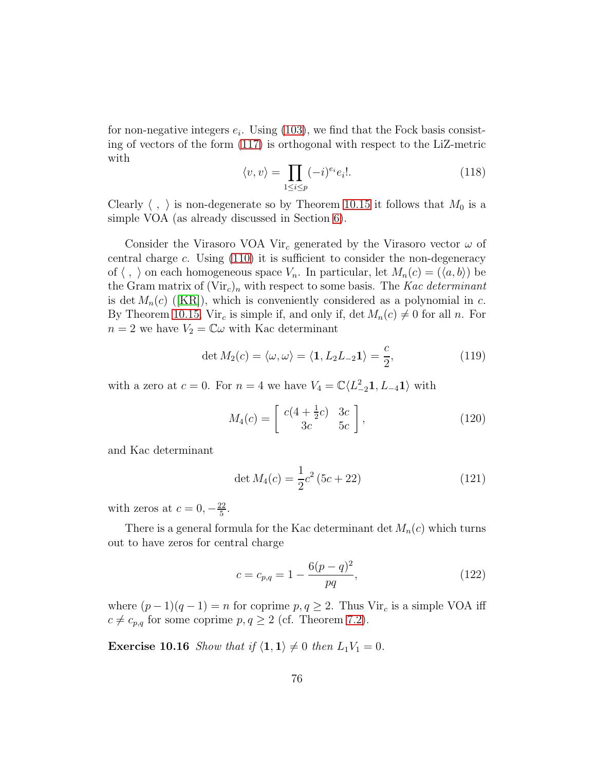for non-negative integers $e_i$. Using (103), we find that the Fock basis consisting of vectors of the form (117) is orthogonal with respect to the LiZ-metric with

$$\langle v, v\rangle = \prod_{1\leq i\leq p} (-i)^{e_i} e_i!. \tag{118}$$

Clearly $\langle\ ,\ \rangle$ is non-degenerate so by Theorem 10.15 it follows that $M_0$ is a simple VOA (as already discussed in Section 6).

Consider the Virasoro VOA $\mathrm{Vir}_c$ generated by the Virasoro vector $\omega$ of central charge $c$. Using (110) it is sufficient to consider the non-degeneracy of $\langle\ ,\ \rangle$ on each homogeneous space $V_n$. In particular, let $M_n(c) = (\langle a, b\rangle)$ be the Gram matrix of $(\mathrm{Vir}_c)_n$ with respect to some basis. The *Kac determinant* is $\det M_n(c)$ ([KR]), which is conveniently considered as a polynomial in $c$. By Theorem 10.15 $\mathrm{Vir}_c$ is simple if, and only if, $\det M_n(c) \neq 0$ for all $n$. For $n = 2$ we have $V_2 = \mathbb{C}\omega$ with Kac determinant

$$\det M_2(c) = \langle \omega, \omega\rangle = \langle \mathbf{1}, L_2 L_{-2}\mathbf{1}\rangle = \frac{c}{2}, \tag{119}$$

with a zero at $c = 0$. For $n = 4$ we have $V_4 = \mathbb{C}\langle L_{-2}^2\mathbf{1}, L_{-4}\mathbf{1}\rangle$ with

$$M_4(c) = \begin{bmatrix} c(4+\frac{1}{2}c) & 3c \\ 3c & 5c \end{bmatrix}, \tag{120}$$

and Kac determinant

$$\det M_4(c) = \frac{1}{2}c^2\,(5c + 22) \tag{121}$$

with zeros at $c = 0, -\frac{22}{5}$.

There is a general formula for the Kac determinant $\det M_n(c)$ which turns out to have zeros for central charge

$$c = c_{p,q} = 1 - \frac{6(p-q)^2}{pq}, \tag{122}$$

where $(p-1)(q-1) = n$ for coprime $p, q \geq 2$. Thus $\mathrm{Vir}_c$ is a simple VOA iff $c \neq c_{p,q}$ for some coprime $p, q \geq 2$ (cf. Theorem 7.2).

**Exercise 10.16** *Show that if $\langle \mathbf{1}, \mathbf{1}\rangle \neq 0$ then $L_1 V_1 = 0$.*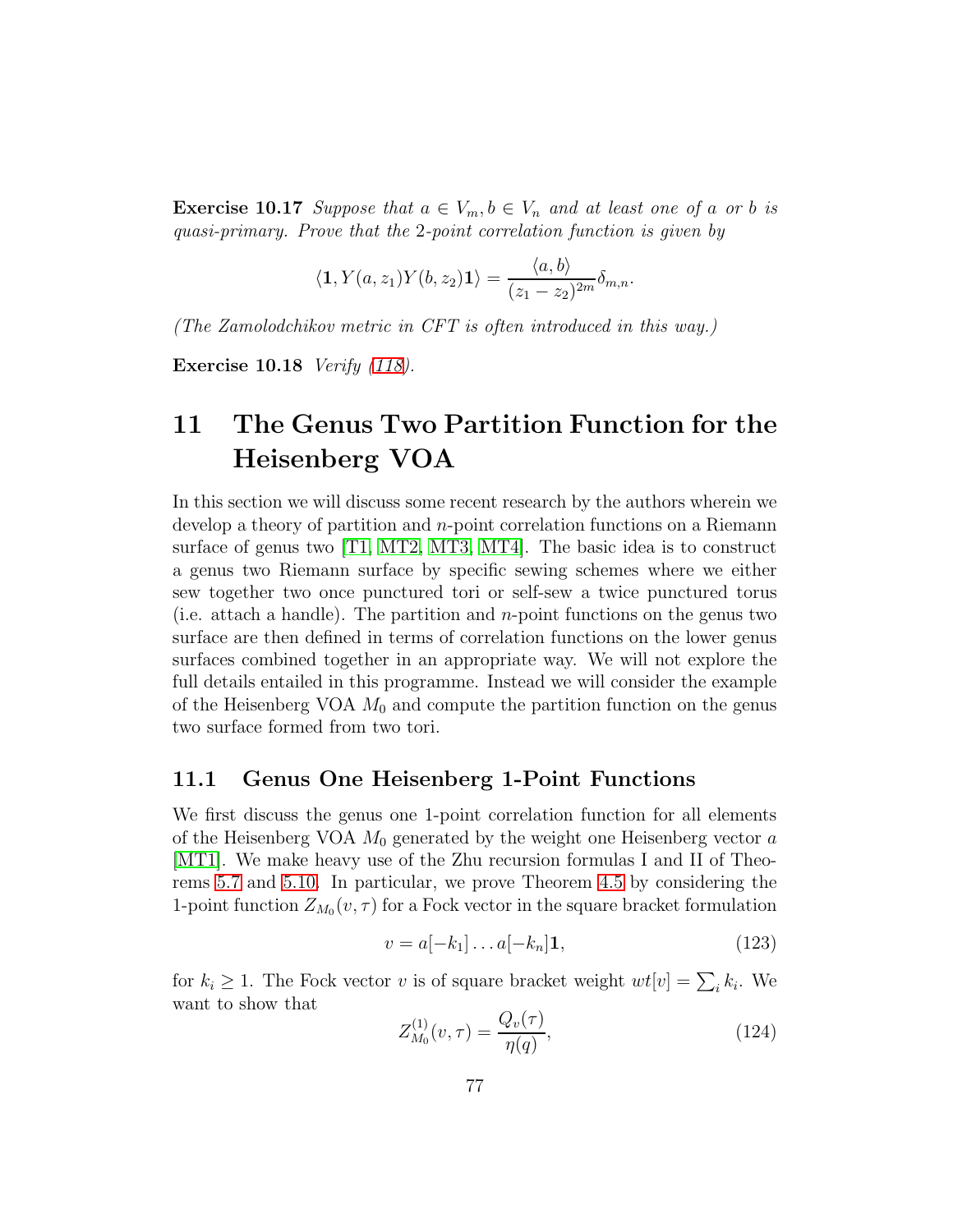**Exercise 10.17** *Suppose that $a \in V_m, b \in V_n$ and at least one of $a$ or $b$ is quasi-primary. Prove that the 2-point correlation function is given by*

$$\langle \mathbf{1}, Y(a, z_1)Y(b, z_2)\mathbf{1}\rangle = \frac{\langle a, b\rangle}{(z_1 - z_2)^{2m}}\delta_{m,n}.$$

*(The Zamolodchikov metric in CFT is often introduced in this way.)*

**Exercise 10.18** *Verify (118).*

# 11 The Genus Two Partition Function for the Heisenberg VOA

In this section we will discuss some recent research by the authors wherein we develop a theory of partition and $n$-point correlation functions on a Riemann surface of genus two [T1, MT2, MT3, MT4]. The basic idea is to construct a genus two Riemann surface by specific sewing schemes where we either sew together two once punctured tori or self-sew a twice punctured torus (i.e. attach a handle). The partition and $n$-point functions on the genus two surface are then defined in terms of correlation functions on the lower genus surfaces combined together in an appropriate way. We will not explore the full details entailed in this programme. Instead we will consider the example of the Heisenberg VOA $M_0$ and compute the partition function on the genus two surface formed from two tori.

## 11.1 Genus One Heisenberg 1-Point Functions

We first discuss the genus one 1-point correlation function for all elements of the Heisenberg VOA $M_0$ generated by the weight one Heisenberg vector $a$ [MT1]. We make heavy use of the Zhu recursion formulas I and II of Theorems 5.7 and 5.10. In particular, we prove Theorem 4.5 by considering the 1-point function $Z_{M_0}(v, \tau)$ for a Fock vector in the square bracket formulation

$$v = a[-k_1] \ldots a[-k_n]\mathbf{1}, \tag{123}$$

for $k_i \geq 1$. The Fock vector $v$ is of square bracket weight $wt[v] = \sum_i k_i$. We want to show that

$$Z^{(1)}_{M_0}(v, \tau) = \frac{Q_v(\tau)}{\eta(q)}, \tag{124}$$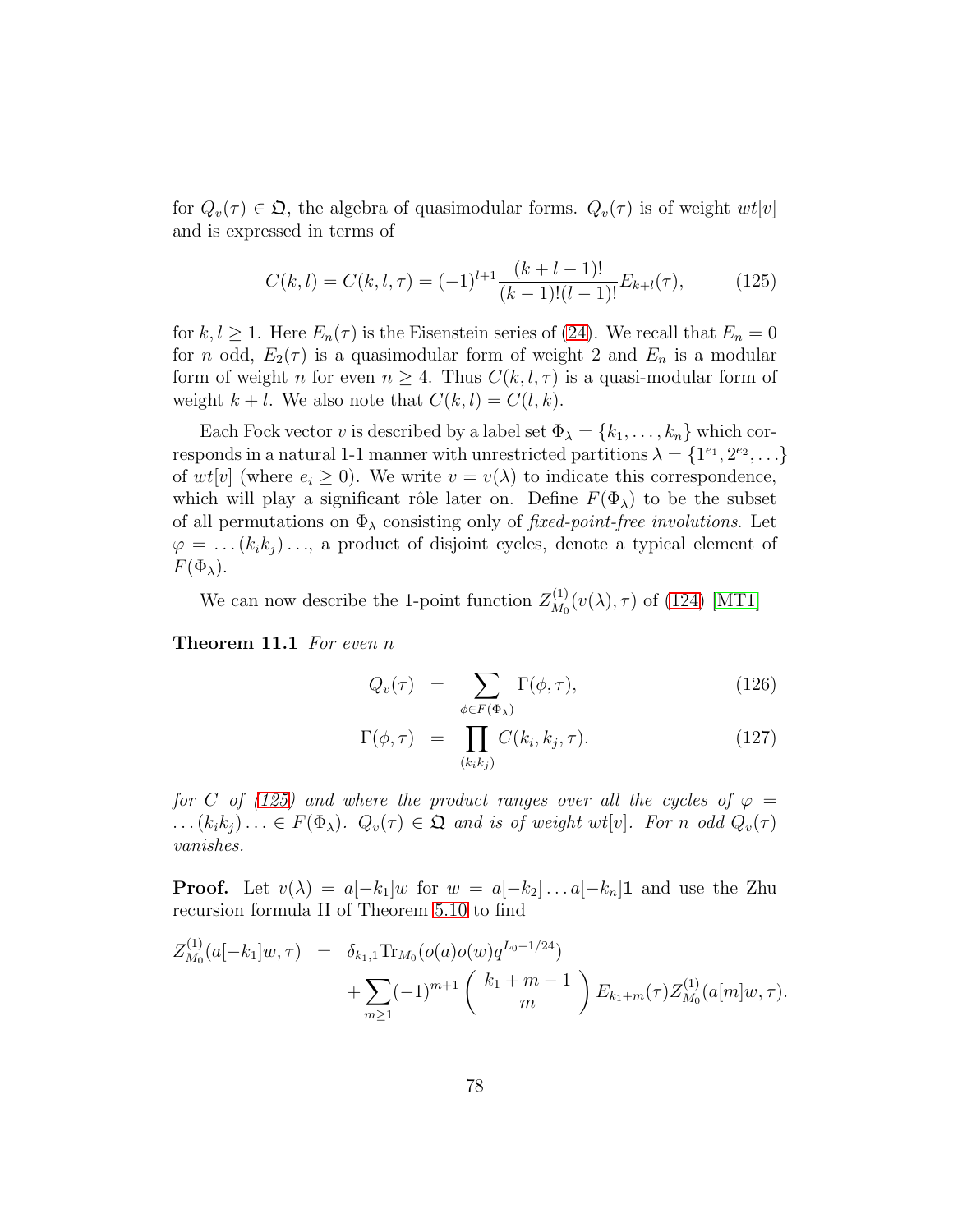for $Q_v(\tau) \in \mathfrak{Q}$, the algebra of quasimodular forms. $Q_v(\tau)$ is of weight $wt[v]$ and is expressed in terms of

$$C(k,l) = C(k,l,\tau) = (-1)^{l+1}\frac{(k+l-1)!}{(k-1)!(l-1)!}E_{k+l}(\tau), \tag{125}$$

for $k, l \geq 1$. Here $E_n(\tau)$ is the Eisenstein series of (24). We recall that $E_n = 0$ for $n$ odd, $E_2(\tau)$ is a quasimodular form of weight 2 and $E_n$ is a modular form of weight $n$ for even $n \geq 4$. Thus $C(k,l,\tau)$ is a quasi-modular form of weight $k+l$. We also note that $C(k,l) = C(l,k)$.

Each Fock vector $v$ is described by a label set $\Phi_\lambda = \{k_1, \ldots, k_n\}$ which corresponds in a natural 1-1 manner with unrestricted partitions $\lambda = \{1^{e_1}, 2^{e_2}, \ldots\}$ of $wt[v]$ (where $e_i \geq 0$). We write $v = v(\lambda)$ to indicate this correspondence, which will play a significant rôle later on. Define $F(\Phi_\lambda)$ to be the subset of all permutations on $\Phi_\lambda$ consisting only of *fixed-point-free involutions*. Let $\varphi = \ldots(k_i k_j)\ldots$, a product of disjoint cycles, denote a typical element of $F(\Phi_\lambda)$.

We can now describe the 1-point function $Z^{(1)}_{M_0}(v(\lambda),\tau)$ of (124) [MT1]

**Theorem 11.1** *For even $n$*

$$Q_v(\tau) = \sum_{\phi \in F(\Phi_\lambda)} \Gamma(\phi,\tau), \tag{126}$$

$$\Gamma(\phi,\tau) = \prod_{(k_i k_j)} C(k_i,k_j,\tau). \tag{127}$$

*for $C$ of (125) and where the product ranges over all the cycles of $\varphi = \ldots(k_i k_j)\ldots \in F(\Phi_\lambda)$. $Q_v(\tau) \in \mathfrak{Q}$ and is of weight $wt[v]$. For $n$ odd $Q_v(\tau)$ vanishes.*

**Proof.** Let $v(\lambda) = a[-k_1]w$ for $w = a[-k_2]\ldots a[-k_n]\mathbf{1}$ and use the Zhu recursion formula II of Theorem 5.10 to find

$$\begin{aligned} Z^{(1)}_{M_0}(a[-k_1]w,\tau) &= \delta_{k_1,1}\mathrm{Tr}_{M_0}(o(a)o(w)q^{L_0-1/24}) \\ &\quad + \sum_{m\geq 1}(-1)^{m+1}\binom{k_1+m-1}{m}E_{k_1+m}(\tau)Z^{(1)}_{M_0}(a[m]w,\tau). \end{aligned}$$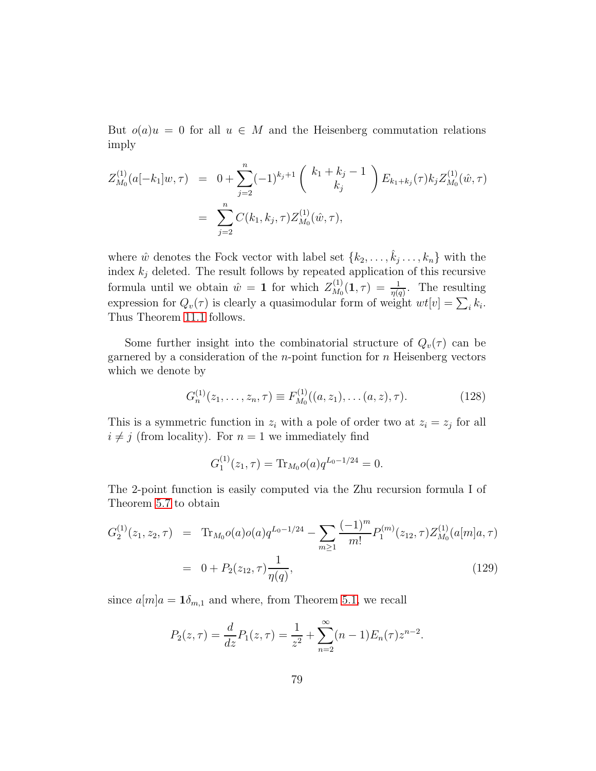But $o(a)u = 0$ for all $u \in M$ and the Heisenberg commutation relations imply

$$
\begin{aligned}
Z^{(1)}_{M_0}(a[-k_1]w, \tau) &= 0 + \sum_{j=2}^{n} (-1)^{k_j+1} \left( \begin{array}{c} k_1 + k_j - 1 \\ k_j \end{array} \right) E_{k_1+k_j}(\tau) k_j Z^{(1)}_{M_0}(\hat{w}, \tau) \\
&= \sum_{j=2}^{n} C(k_1, k_j, \tau) Z^{(1)}_{M_0}(\hat{w}, \tau),
\end{aligned}
$$

where $\hat{w}$ denotes the Fock vector with label set $\{k_2, \ldots, \hat{k}_j \ldots, k_n\}$ with the index $k_j$ deleted. The result follows by repeated application of this recursive formula until we obtain $\hat{w} = \mathbf{1}$ for which $Z^{(1)}_{M_0}(\mathbf{1}, \tau) = \frac{1}{\eta(q)}$. The resulting expression for $Q_v(\tau)$ is clearly a quasimodular form of weight $wt[v] = \sum_i k_i$. Thus Theorem 11.1 follows.

Some further insight into the combinatorial structure of $Q_v(\tau)$ can be garnered by a consideration of the $n$-point function for $n$ Heisenberg vectors which we denote by

$$
G^{(1)}_n(z_1, \ldots, z_n, \tau) \equiv F^{(1)}_{M_0}((a, z_1), \ldots (a, z), \tau). \tag{128}
$$

This is a symmetric function in $z_i$ with a pole of order two at $z_i = z_j$ for all $i \neq j$ (from locality). For $n = 1$ we immediately find

$$
G^{(1)}_1(z_1, \tau) = \mathrm{Tr}_{M_0} o(a) q^{L_0 - 1/24} = 0.
$$

The 2-point function is easily computed via the Zhu recursion formula I of Theorem 5.7 to obtain

$$
\begin{aligned}
G^{(1)}_2(z_1, z_2, \tau) &= \mathrm{Tr}_{M_0} o(a) o(a) q^{L_0 - 1/24} - \sum_{m \geq 1} \frac{(-1)^m}{m!} P^{(m)}_1(z_{12}, \tau) Z^{(1)}_{M_0}(a[m]a, \tau) \\
&= 0 + P_2(z_{12}, \tau) \frac{1}{\eta(q)},
\end{aligned} \tag{129}
$$

since $a[m]a = \mathbf{1}\delta_{m,1}$ and where, from Theorem 5.1, we recall

$$
P_2(z, \tau) = \frac{d}{dz} P_1(z, \tau) = \frac{1}{z^2} + \sum_{n=2}^{\infty} (n-1) E_n(\tau) z^{n-2}.
$$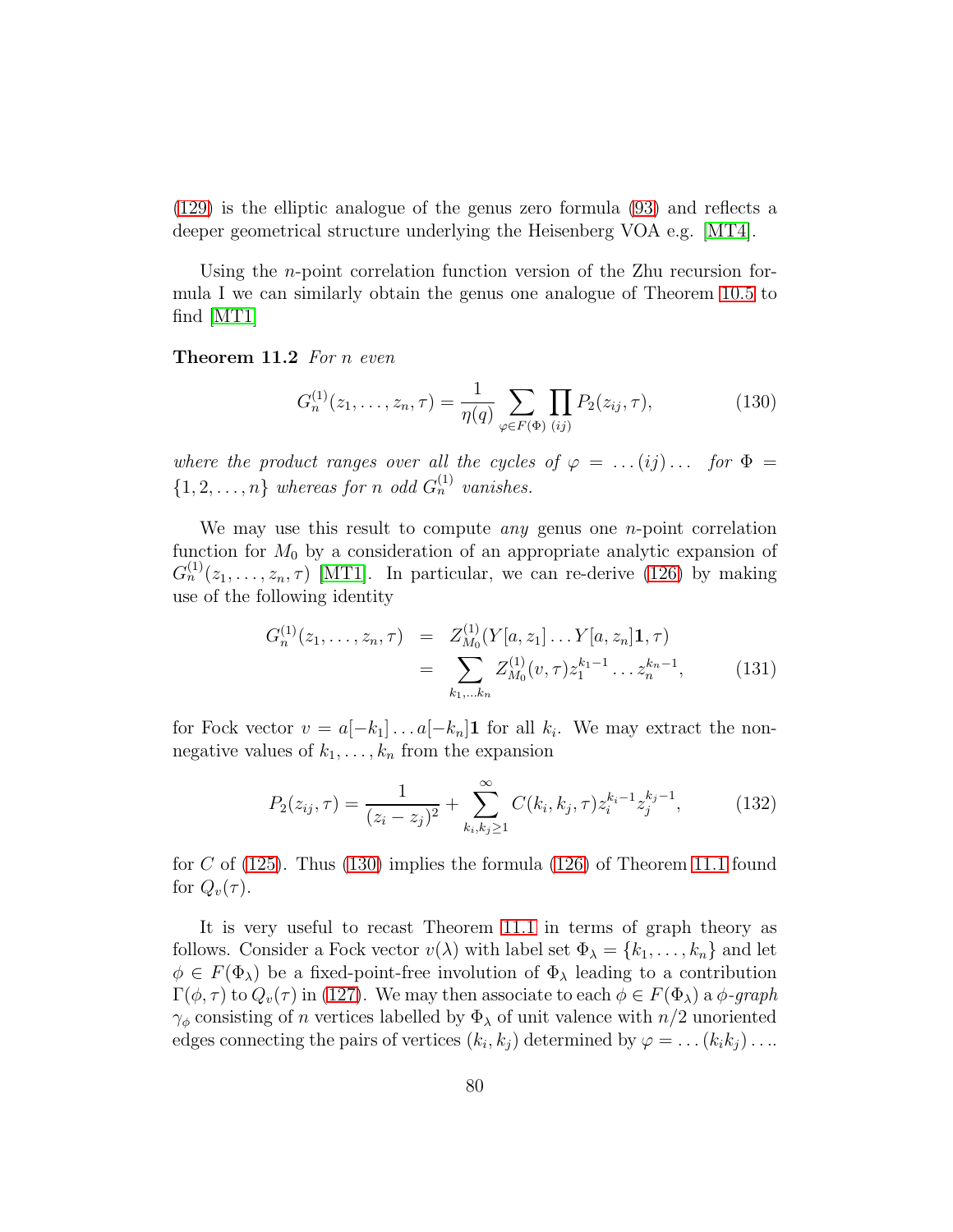(129) is the elliptic analogue of the genus zero formula (93) and reflects a deeper geometrical structure underlying the Heisenberg VOA e.g. [MT4].

Using the $n$-point correlation function version of the Zhu recursion formula I we can similarly obtain the genus one analogue of Theorem 10.5 to find [MT1]

**Theorem 11.2** *For $n$ even*

$$G_n^{(1)}(z_1,\ldots,z_n,\tau)=\frac{1}{\eta(q)}\sum_{\varphi\in F(\Phi)}\prod_{(ij)}P_2(z_{ij},\tau), \tag{130}$$

*where the product ranges over all the cycles of $\varphi=\ldots(ij)\ldots$ for $\Phi=\{1,2,\ldots,n\}$ whereas for $n$ odd $G_n^{(1)}$ vanishes.*

We may use this result to compute *any* genus one $n$-point correlation function for $M_0$ by a consideration of an appropriate analytic expansion of $G_n^{(1)}(z_1,\ldots,z_n,\tau)$ [MT1]. In particular, we can re-derive (126) by making use of the following identity

$$\begin{aligned}G_n^{(1)}(z_1,\ldots,z_n,\tau) &= Z_{M_0}^{(1)}(Y[a,z_1]\ldots Y[a,z_n]\mathbf{1},\tau)\\ &= \sum_{k_1,\ldots k_n}Z_{M_0}^{(1)}(v,\tau)z_1^{k_1-1}\ldots z_n^{k_n-1},\end{aligned} \tag{131}$$

for Fock vector $v=a[-k_1]\ldots a[-k_n]\mathbf{1}$ for all $k_i$. We may extract the non-negative values of $k_1,\ldots,k_n$ from the expansion

$$P_2(z_{ij},\tau)=\frac{1}{(z_i-z_j)^2}+\sum_{k_i,k_j\geq 1}^{\infty}C(k_i,k_j,\tau)z_i^{k_i-1}z_j^{k_j-1}, \tag{132}$$

for $C$ of (125). Thus (130) implies the formula (126) of Theorem 11.1 found for $Q_v(\tau)$.

It is very useful to recast Theorem 11.1 in terms of graph theory as follows. Consider a Fock vector $v(\lambda)$ with label set $\Phi_\lambda=\{k_1,\ldots,k_n\}$ and let $\phi\in F(\Phi_\lambda)$ be a fixed-point-free involution of $\Phi_\lambda$ leading to a contribution $\Gamma(\phi,\tau)$ to $Q_v(\tau)$ in (127). We may then associate to each $\phi\in F(\Phi_\lambda)$ a *$\phi$-graph* $\gamma_\phi$ consisting of $n$ vertices labelled by $\Phi_\lambda$ of unit valence with $n/2$ unoriented edges connecting the pairs of vertices $(k_i,k_j)$ determined by $\varphi=\ldots(k_ik_j)\ldots$.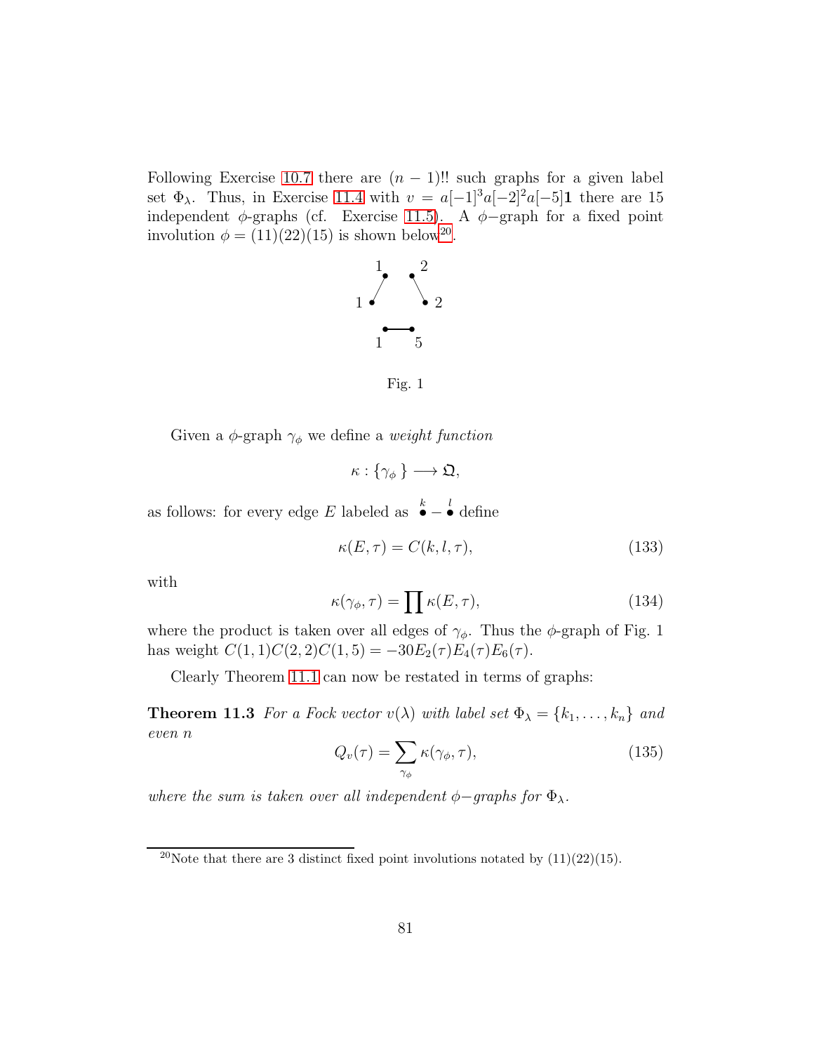Following Exercise 10.7 there are $(n-1)!!$ such graphs for a given label set $\Phi_\lambda$. Thus, in Exercise 11.4 with $v = a[-1]^3 a[-2]^2 a[-5]\mathbf{1}$ there are 15 independent $\phi$-graphs (cf. Exercise 11.5). A $\phi-$graph for a fixed point involution $\phi = (11)(22)(15)$ is shown below[20].

Fig. 1

Given a $\phi$-graph $\gamma_\phi$ we define a *weight function*

$$\kappa : \{\gamma_\phi\} \longrightarrow \mathfrak{Q},$$

as follows: for every edge $E$ labeled as $\overset{k}{\bullet} - \overset{l}{\bullet}$ define

$$\kappa(E, \tau) = C(k, l, \tau), \tag{133}$$

with

$$\kappa(\gamma_\phi, \tau) = \prod \kappa(E, \tau), \tag{134}$$

where the product is taken over all edges of $\gamma_\phi$. Thus the $\phi$-graph of Fig. 1 has weight $C(1,1)C(2,2)C(1,5) = -30E_2(\tau)E_4(\tau)E_6(\tau)$.

Clearly Theorem 11.1 can now be restated in terms of graphs:

**Theorem 11.3** *For a Fock vector $v(\lambda)$ with label set $\Phi_\lambda = \{k_1, \ldots, k_n\}$ and even $n$*

$$Q_v(\tau) = \sum_{\gamma_\phi} \kappa(\gamma_\phi, \tau), \tag{135}$$

*where the sum is taken over all independent $\phi-$graphs for $\Phi_\lambda$.*

[20] Note that there are 3 distinct fixed point involutions notated by (11)(22)(15).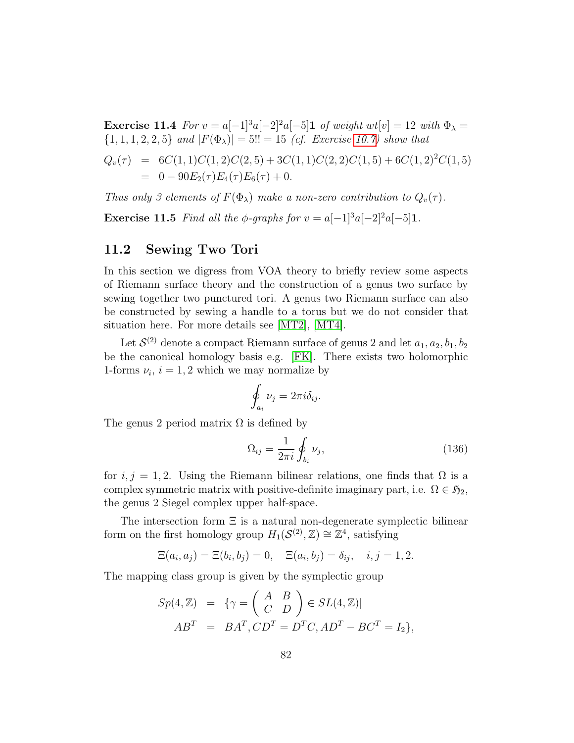**Exercise 11.4** *For* $v = a[-1]^3 a[-2]^2 a[-5]\mathbf{1}$ *of weight* $wt[v] = 12$ *with* $\Phi_\lambda = \{1, 1, 1, 2, 2, 5\}$ *and* $|F(\Phi_\lambda)| = 5!! = 15$ *(cf. Exercise 10.7) show that*

$$
\begin{aligned}
Q_v(\tau) &= 6C(1,1)C(1,2)C(2,5) + 3C(1,1)C(2,2)C(1,5) + 6C(1,2)^2 C(1,5) \\
&= 0 - 90E_2(\tau)E_4(\tau)E_6(\tau) + 0.
\end{aligned}
$$

*Thus only 3 elements of* $F(\Phi_\lambda)$ *make a non-zero contribution to* $Q_v(\tau)$.

**Exercise 11.5** *Find all the* $\phi$*-graphs for* $v = a[-1]^3 a[-2]^2 a[-5]\mathbf{1}$.

## 11.2 Sewing Two Tori

In this section we digress from VOA theory to briefly review some aspects of Riemann surface theory and the construction of a genus two surface by sewing together two punctured tori. A genus two Riemann surface can also be constructed by sewing a handle to a torus but we do not consider that situation here. For more details see [MT2], [MT4].

Let $\mathcal{S}^{(2)}$ denote a compact Riemann surface of genus 2 and let $a_1, a_2, b_1, b_2$ be the canonical homology basis e.g. [FK]. There exists two holomorphic 1-forms $\nu_i$, $i = 1, 2$ which we may normalize by

$$
\oint_{a_i} \nu_j = 2\pi i \delta_{ij}.
$$

The genus 2 period matrix $\Omega$ is defined by

$$
\Omega_{ij} = \frac{1}{2\pi i} \oint_{b_i} \nu_j, \tag{136}
$$

for $i, j = 1, 2$. Using the Riemann bilinear relations, one finds that $\Omega$ is a complex symmetric matrix with positive-definite imaginary part, i.e. $\Omega \in \mathfrak{H}_2$, the genus 2 Siegel complex upper half-space.

The intersection form $\Xi$ is a natural non-degenerate symplectic bilinear form on the first homology group $H_1(\mathcal{S}^{(2)}, \mathbb{Z}) \cong \mathbb{Z}^4$, satisfying

$$
\Xi(a_i, a_j) = \Xi(b_i, b_j) = 0, \quad \Xi(a_i, b_j) = \delta_{ij}, \quad i, j = 1, 2.
$$

The mapping class group is given by the symplectic group

$$
\begin{aligned}
Sp(4, \mathbb{Z}) &= \{\gamma = \begin{pmatrix} A & B \\ C & D \end{pmatrix} \in SL(4, \mathbb{Z}) | \\
AB^T &= BA^T, CD^T = D^T C, AD^T - BC^T = I_2\},
\end{aligned}
$$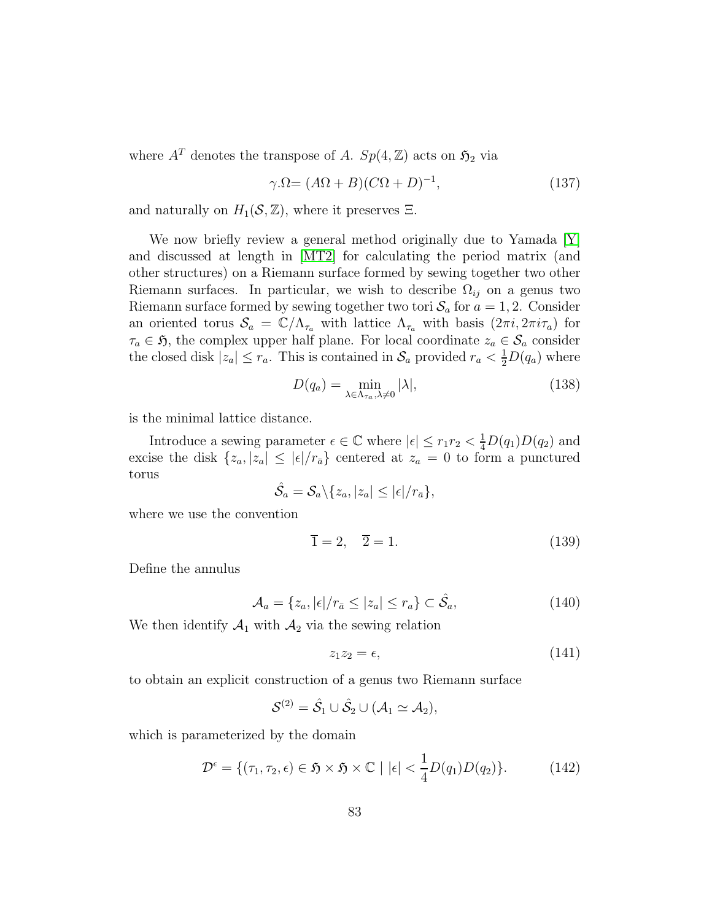where $A^T$ denotes the transpose of $A$. $Sp(4,\mathbb{Z})$ acts on $\mathfrak{H}_2$ via

$$\gamma.\Omega = (A\Omega + B)(C\Omega + D)^{-1}, \tag{137}$$

and naturally on $H_1(\mathcal{S},\mathbb{Z})$, where it preserves $\Xi$.

We now briefly review a general method originally due to Yamada [Y] and discussed at length in [MT2] for calculating the period matrix (and other structures) on a Riemann surface formed by sewing together two other Riemann surfaces. In particular, we wish to describe $\Omega_{ij}$ on a genus two Riemann surface formed by sewing together two tori $\mathcal{S}_a$ for $a = 1, 2$. Consider an oriented torus $\mathcal{S}_a = \mathbb{C}/\Lambda_{\tau_a}$ with lattice $\Lambda_{\tau_a}$ with basis $(2\pi i, 2\pi i\tau_a)$ for $\tau_a \in \mathfrak{H}$, the complex upper half plane. For local coordinate $z_a \in \mathcal{S}_a$ consider the closed disk $|z_a| \leq r_a$. This is contained in $\mathcal{S}_a$ provided $r_a < \frac{1}{2}D(q_a)$ where

$$D(q_a) = \min_{\lambda \in \Lambda_{\tau_a}, \lambda \neq 0} |\lambda|, \tag{138}$$

is the minimal lattice distance.

Introduce a sewing parameter $\epsilon \in \mathbb{C}$ where $|\epsilon| \leq r_1 r_2 < \frac{1}{4}D(q_1)D(q_2)$ and excise the disk $\{z_a, |z_a| \leq |\epsilon|/r_{\bar{a}}\}$ centered at $z_a = 0$ to form a punctured torus

$$\hat{\mathcal{S}}_a = \mathcal{S}_a \backslash \{z_a, |z_a| \leq |\epsilon|/r_{\bar{a}}\},$$

where we use the convention

$$\overline{1} = 2, \quad \overline{2} = 1. \tag{139}$$

Define the annulus

$$\mathcal{A}_a = \{z_a, |\epsilon|/r_{\bar{a}} \leq |z_a| \leq r_a\} \subset \hat{\mathcal{S}}_a, \tag{140}$$

We then identify $\mathcal{A}_1$ with $\mathcal{A}_2$ via the sewing relation

$$z_1 z_2 = \epsilon, \tag{141}$$

to obtain an explicit construction of a genus two Riemann surface

$$\mathcal{S}^{(2)} = \hat{\mathcal{S}}_1 \cup \hat{\mathcal{S}}_2 \cup (\mathcal{A}_1 \simeq \mathcal{A}_2),$$

which is parameterized by the domain

$$\mathcal{D}^{\epsilon} = \{(\tau_1, \tau_2, \epsilon) \in \mathfrak{H} \times \mathfrak{H} \times \mathbb{C} \mid |\epsilon| < \frac{1}{4}D(q_1)D(q_2)\}. \tag{142}$$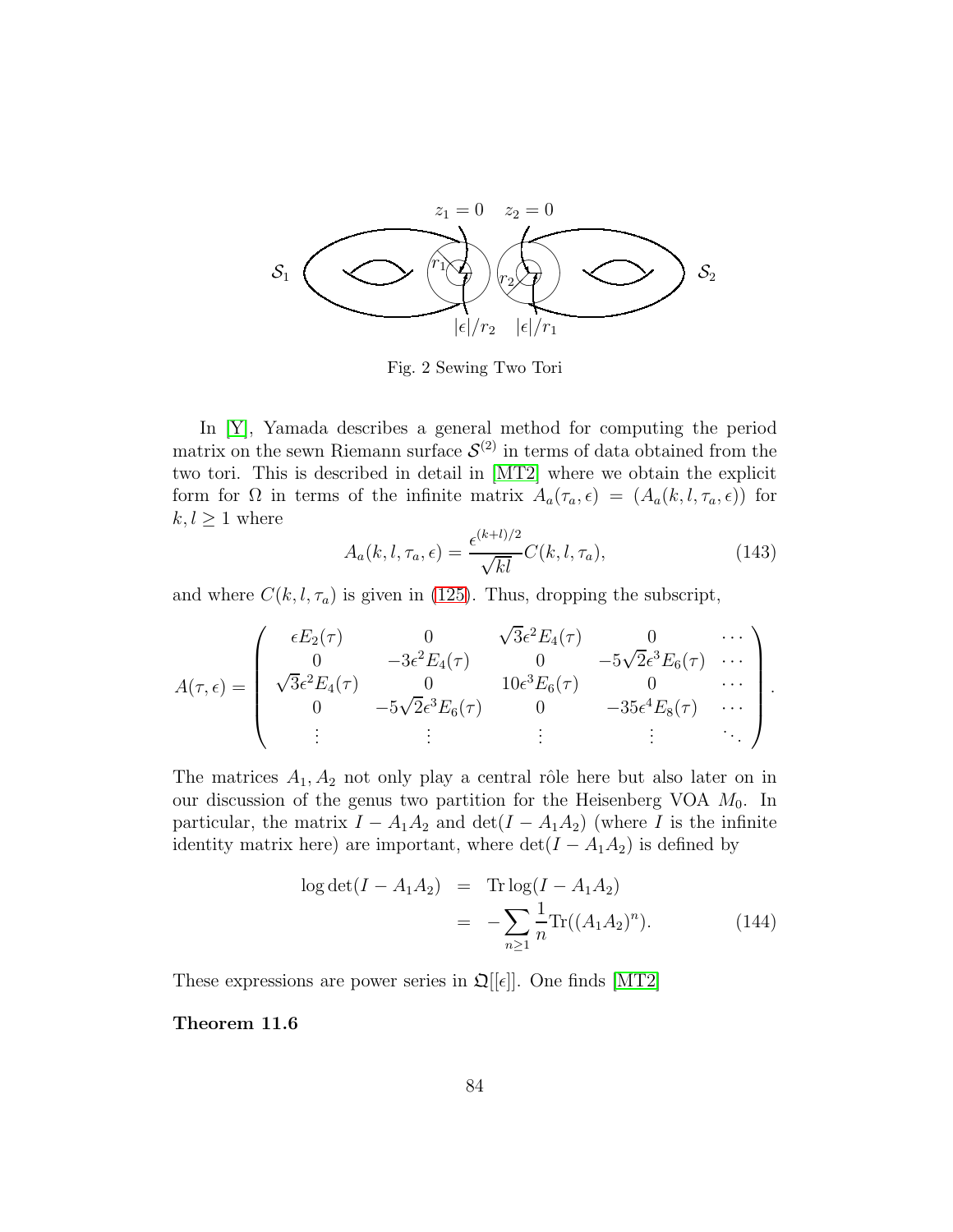Fig. 2 Sewing Two Tori

In [Y], Yamada describes a general method for computing the period matrix on the sewn Riemann surface $\mathcal{S}^{(2)}$ in terms of data obtained from the two tori. This is described in detail in [MT2] where we obtain the explicit form for $\Omega$ in terms of the infinite matrix $A_a(\tau_a, \epsilon) = (A_a(k, l, \tau_a, \epsilon))$ for $k, l \geq 1$ where

$$A_a(k, l, \tau_a, \epsilon) = \frac{\epsilon^{(k+l)/2}}{\sqrt{kl}} C(k, l, \tau_a), \tag{143}$$

and where $C(k, l, \tau_a)$ is given in (125). Thus, dropping the subscript,

$$A(\tau, \epsilon) = \begin{pmatrix} \epsilon E_2(\tau) & 0 & \sqrt{3}\epsilon^2 E_4(\tau) & 0 & \cdots \\ 0 & -3\epsilon^2 E_4(\tau) & 0 & -5\sqrt{2}\epsilon^3 E_6(\tau) & \cdots \\ \sqrt{3}\epsilon^2 E_4(\tau) & 0 & 10\epsilon^3 E_6(\tau) & 0 & \cdots \\ 0 & -5\sqrt{2}\epsilon^3 E_6(\tau) & 0 & -35\epsilon^4 E_8(\tau) & \cdots \\ \vdots & \vdots & \vdots & \vdots & \ddots \end{pmatrix}.$$

The matrices $A_1, A_2$ not only play a central rôle here but also later on in our discussion of the genus two partition for the Heisenberg VOA $M_0$. In particular, the matrix $I - A_1 A_2$ and $\det(I - A_1 A_2)$ (where $I$ is the infinite identity matrix here) are important, where $\det(I - A_1 A_2)$ is defined by

$$\begin{aligned} \log \det(I - A_1 A_2) &= \operatorname{Tr} \log(I - A_1 A_2) \\ &= -\sum_{n \geq 1} \frac{1}{n} \operatorname{Tr}((A_1 A_2)^n). \end{aligned} \tag{144}$$

These expressions are power series in $\mathfrak{Q}[[\epsilon]]$. One finds [MT2]

**Theorem 11.6**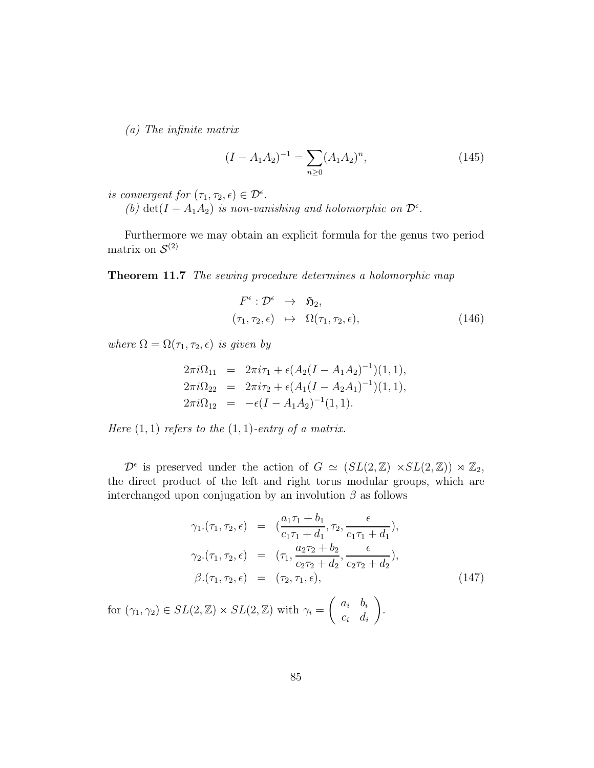*(a) The infinite matrix*

$$(I - A_1A_2)^{-1} = \sum_{n\geq 0}(A_1A_2)^n, \tag{145}$$

*is convergent for $(\tau_1, \tau_2, \epsilon) \in \mathcal{D}^\epsilon$.*

*(b) $\det(I - A_1A_2)$ is non-vanishing and holomorphic on $\mathcal{D}^\epsilon$.*

Furthermore we may obtain an explicit formula for the genus two period matrix on $\mathcal{S}^{(2)}$

**Theorem 11.7** *The sewing procedure determines a holomorphic map*

$$\begin{aligned} F^\epsilon : \mathcal{D}^\epsilon &\rightarrow \mathfrak{H}_2, \\ (\tau_1, \tau_2, \epsilon) &\mapsto \Omega(\tau_1, \tau_2, \epsilon), \end{aligned} \tag{146}$$

*where $\Omega = \Omega(\tau_1, \tau_2, \epsilon)$ is given by*

$$\begin{aligned} 2\pi i\Omega_{11} &= 2\pi i\tau_1 + \epsilon(A_2(I - A_1A_2)^{-1})(1,1), \\ 2\pi i\Omega_{22} &= 2\pi i\tau_2 + \epsilon(A_1(I - A_2A_1)^{-1})(1,1), \\ 2\pi i\Omega_{12} &= -\epsilon(I - A_1A_2)^{-1}(1,1). \end{aligned}$$

*Here $(1,1)$ refers to the $(1,1)$-entry of a matrix.*

$\mathcal{D}^\epsilon$ is preserved under the action of $G \simeq (SL(2,\mathbb{Z}) \times SL(2,\mathbb{Z})) \rtimes \mathbb{Z}_2$, the direct product of the left and right torus modular groups, which are interchanged upon conjugation by an involution $\beta$ as follows

$$\begin{aligned} \gamma_1.(\tau_1, \tau_2, \epsilon) &= \left(\frac{a_1\tau_1 + b_1}{c_1\tau_1 + d_1}, \tau_2, \frac{\epsilon}{c_1\tau_1 + d_1}\right), \\ \gamma_2.(\tau_1, \tau_2, \epsilon) &= \left(\tau_1, \frac{a_2\tau_2 + b_2}{c_2\tau_2 + d_2}, \frac{\epsilon}{c_2\tau_2 + d_2}\right), \\ \beta.(\tau_1, \tau_2, \epsilon) &= (\tau_2, \tau_1, \epsilon), \end{aligned} \tag{147}$$

for $(\gamma_1, \gamma_2) \in SL(2,\mathbb{Z}) \times SL(2,\mathbb{Z})$ with $\gamma_i = \begin{pmatrix} a_i & b_i \\ c_i & d_i \end{pmatrix}$.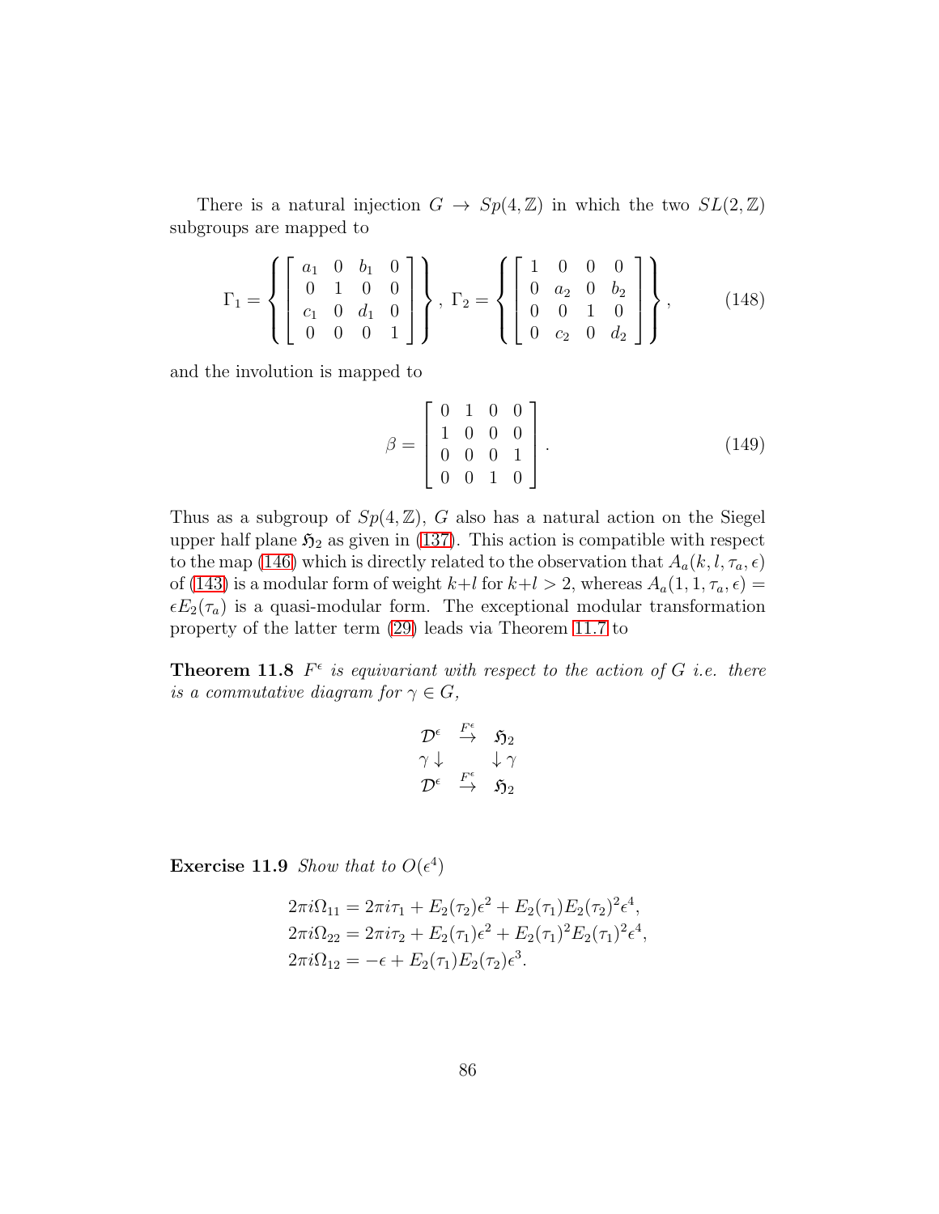There is a natural injection $G \to Sp(4,\mathbb{Z})$ in which the two $SL(2,\mathbb{Z})$ subgroups are mapped to

$$\Gamma_1 = \left\{ \begin{bmatrix} a_1 & 0 & b_1 & 0 \\ 0 & 1 & 0 & 0 \\ c_1 & 0 & d_1 & 0 \\ 0 & 0 & 0 & 1 \end{bmatrix} \right\},\ \Gamma_2 = \left\{ \begin{bmatrix} 1 & 0 & 0 & 0 \\ 0 & a_2 & 0 & b_2 \\ 0 & 0 & 1 & 0 \\ 0 & c_2 & 0 & d_2 \end{bmatrix} \right\}, \tag{148}$$

and the involution is mapped to

$$\beta = \begin{bmatrix} 0 & 1 & 0 & 0 \\ 1 & 0 & 0 & 0 \\ 0 & 0 & 0 & 1 \\ 0 & 0 & 1 & 0 \end{bmatrix}. \tag{149}$$

Thus as a subgroup of $Sp(4,\mathbb{Z})$, $G$ also has a natural action on the Siegel upper half plane $\mathfrak{H}_2$ as given in (137). This action is compatible with respect to the map (146) which is directly related to the observation that $A_a(k,l,\tau_a,\epsilon)$ of (143) is a modular form of weight $k+l$ for $k+l>2$, whereas $A_a(1,1,\tau_a,\epsilon) = \epsilon E_2(\tau_a)$ is a quasi-modular form. The exceptional modular transformation property of the latter term (29) leads via Theorem 11.7 to

**Theorem 11.8** *$F^\epsilon$ is equivariant with respect to the action of $G$ i.e. there is a commutative diagram for $\gamma \in G$,*

$$\begin{array}{ccc} \mathcal{D}^\epsilon & \stackrel{F^\epsilon}{\to} & \mathfrak{H}_2 \\ \gamma \downarrow & & \downarrow \gamma \\ \mathcal{D}^\epsilon & \stackrel{F^\epsilon}{\to} & \mathfrak{H}_2 \end{array}$$

**Exercise 11.9** *Show that to $O(\epsilon^4)$*

$$\begin{aligned} 2\pi i\Omega_{11} &= 2\pi i\tau_1 + E_2(\tau_2)\epsilon^2 + E_2(\tau_1)E_2(\tau_2)^2\epsilon^4, \\ 2\pi i\Omega_{22} &= 2\pi i\tau_2 + E_2(\tau_1)\epsilon^2 + E_2(\tau_1)^2 E_2(\tau_1)^2\epsilon^4, \\ 2\pi i\Omega_{12} &= -\epsilon + E_2(\tau_1)E_2(\tau_2)\epsilon^3. \end{aligned}$$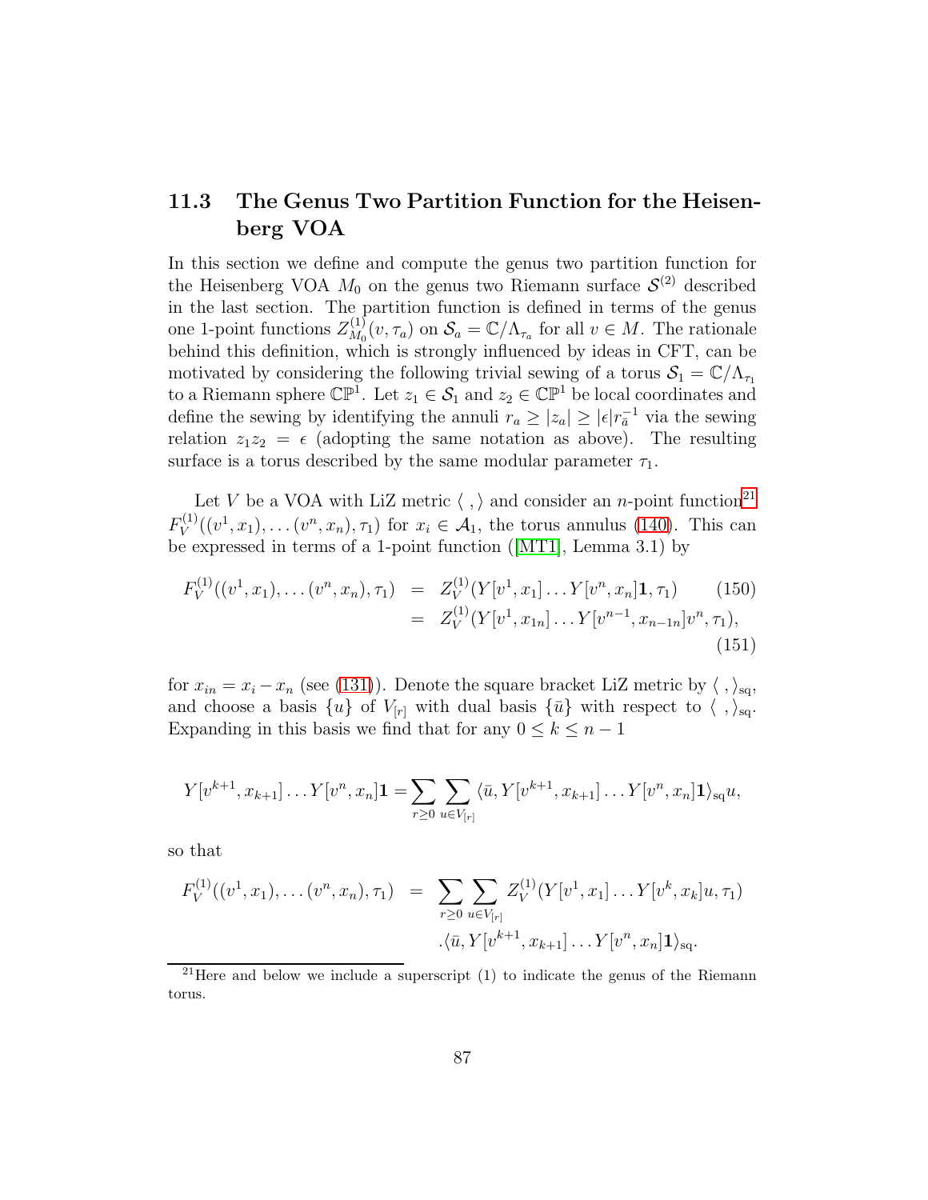### 11.3 The Genus Two Partition Function for the Heisenberg VOA

In this section we define and compute the genus two partition function for the Heisenberg VOA $M_0$ on the genus two Riemann surface $\mathcal{S}^{(2)}$ described in the last section. The partition function is defined in terms of the genus one 1-point functions $Z^{(1)}_{M_0}(v,\tau_a)$ on $\mathcal{S}_a = \mathbb{C}/\Lambda_{\tau_a}$ for all $v \in M$. The rationale behind this definition, which is strongly influenced by ideas in CFT, can be motivated by considering the following trivial sewing of a torus $\mathcal{S}_1 = \mathbb{C}/\Lambda_{\tau_1}$ to a Riemann sphere $\mathbb{CP}^1$. Let $z_1 \in \mathcal{S}_1$ and $z_2 \in \mathbb{CP}^1$ be local coordinates and define the sewing by identifying the annuli $r_a \geq |z_a| \geq |\epsilon| r_{\bar{a}}^{-1}$ via the sewing relation $z_1 z_2 = \epsilon$ (adopting the same notation as above). The resulting surface is a torus described by the same modular parameter $\tau_1$.

Let $V$ be a VOA with LiZ metric $\langle\, , \rangle$ and consider an $n$-point function[21] $F^{(1)}_V((v^1,x_1),\ldots(v^n,x_n),\tau_1)$ for $x_i \in \mathcal{A}_1$, the torus annulus (140). This can be expressed in terms of a 1-point function ([MT1], Lemma 3.1) by

$$
\begin{aligned}
F^{(1)}_V((v^1,x_1),\ldots(v^n,x_n),\tau_1) &= Z^{(1)}_V(Y[v^1,x_1]\ldots Y[v^n,x_n]\mathbf{1},\tau_1) \qquad (150)\\
&= Z^{(1)}_V(Y[v^1,x_{1n}]\ldots Y[v^{n-1},x_{n-1n}]v^n,\tau_1), \qquad (151)
\end{aligned}
$$

for $x_{in} = x_i - x_n$ (see (131)). Denote the square bracket LiZ metric by $\langle\, , \rangle_{\mathrm{sq}}$, and choose a basis $\{u\}$ of $V_{[r]}$ with dual basis $\{\bar{u}\}$ with respect to $\langle\, , \rangle_{\mathrm{sq}}$. Expanding in this basis we find that for any $0 \leq k \leq n-1$

$$
Y[v^{k+1},x_{k+1}]\ldots Y[v^n,x_n]\mathbf{1} = \sum_{r\geq 0}\sum_{u\in V_{[r]}} \langle \bar{u}, Y[v^{k+1},x_{k+1}]\ldots Y[v^n,x_n]\mathbf{1}\rangle_{\mathrm{sq}}\, u,
$$

so that

$$
\begin{aligned}
F^{(1)}_V((v^1,x_1),\ldots(v^n,x_n),\tau_1) &= \sum_{r\geq 0}\sum_{u\in V_{[r]}} Z^{(1)}_V(Y[v^1,x_1]\ldots Y[v^k,x_k]u,\tau_1)\\
&\quad .\langle \bar{u}, Y[v^{k+1},x_{k+1}]\ldots Y[v^n,x_n]\mathbf{1}\rangle_{\mathrm{sq}}.
\end{aligned}
$$

[21] Here and below we include a superscript (1) to indicate the genus of the Riemann torus.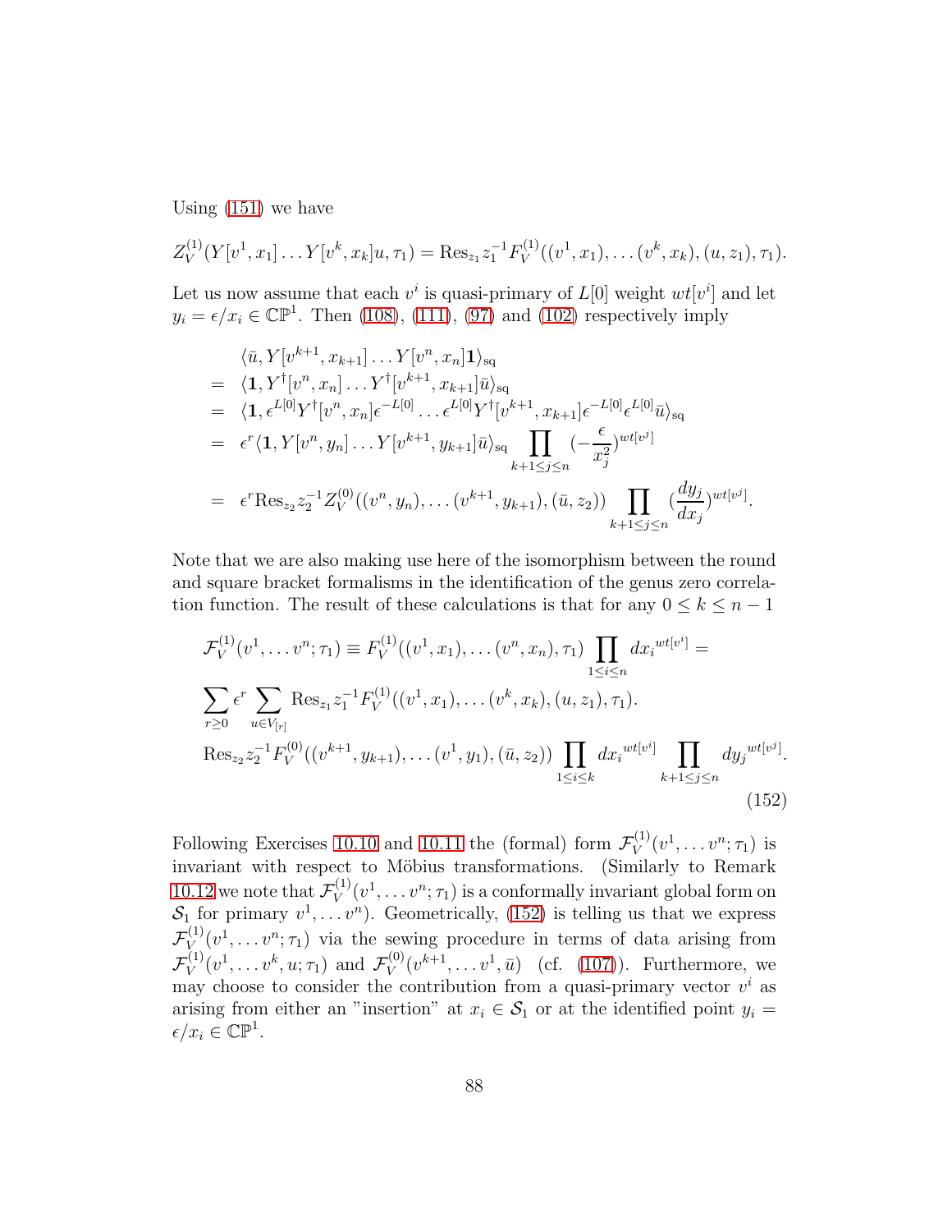Using (151) we have

$$Z_V^{(1)}(Y[v^1,x_1]\ldots Y[v^k,x_k]u,\tau_1) = \mathrm{Res}_{z_1} z_1^{-1} F_V^{(1)}((v^1,x_1),\ldots (v^k,x_k),(u,z_1),\tau_1).$$

Let us now assume that each $v^i$ is quasi-primary of $L[0]$ weight $wt[v^i]$ and let $y_i = \epsilon/x_i \in \mathbb{CP}^1$. Then (108), (111), (97) and (102) respectively imply

$$\begin{aligned}
& \langle \bar{u}, Y[v^{k+1},x_{k+1}]\ldots Y[v^n,x_n]\mathbf{1}\rangle_{\mathrm{sq}} \\
= & \ \langle \mathbf{1}, Y^{\dagger}[v^n,x_n]\ldots Y^{\dagger}[v^{k+1},x_{k+1}]\bar{u}\rangle_{\mathrm{sq}} \\
= & \ \langle \mathbf{1}, \epsilon^{L[0]}Y^{\dagger}[v^n,x_n]\epsilon^{-L[0]}\ldots \epsilon^{L[0]}Y^{\dagger}[v^{k+1},x_{k+1}]\epsilon^{-L[0]}\epsilon^{L[0]}\bar{u}\rangle_{\mathrm{sq}} \\
= & \ \epsilon^r \langle \mathbf{1}, Y[v^n,y_n]\ldots Y[v^{k+1},y_{k+1}]\bar{u}\rangle_{\mathrm{sq}} \prod_{k+1\le j\le n}(-\frac{\epsilon}{x_j^2})^{wt[v^j]} \\
= & \ \epsilon^r \mathrm{Res}_{z_2} z_2^{-1} Z_V^{(0)}((v^n,y_n),\ldots (v^{k+1},y_{k+1}),(\bar{u},z_2)) \prod_{k+1\le j\le n}(\frac{dy_j}{dx_j})^{wt[v^j]}.
\end{aligned}$$

Note that we are also making use here of the isomorphism between the round and square bracket formalisms in the identification of the genus zero correlation function. The result of these calculations is that for any $0 \le k \le n-1$

$$\begin{aligned}
&\mathcal{F}_V^{(1)}(v^1,\ldots v^n;\tau_1) \equiv F_V^{(1)}((v^1,x_1),\ldots (v^n,x_n),\tau_1) \prod_{1\le i\le n} dx_i^{\,wt[v^i]} = \\
&\sum_{r\ge 0}\epsilon^r \sum_{u\in V_{[r]}} \mathrm{Res}_{z_1} z_1^{-1} F_V^{(1)}((v^1,x_1),\ldots (v^k,x_k),(u,z_1),\tau_1). \\
&\mathrm{Res}_{z_2} z_2^{-1} F_V^{(0)}((v^{k+1},y_{k+1}),\ldots (v^1,y_1),(\bar{u},z_2)) \prod_{1\le i\le k} dx_i^{\,wt[v^i]} \prod_{k+1\le j\le n} dy_j^{\,wt[v^j]}.
\end{aligned} \tag{152}$$

Following Exercises 10.10 and 10.11 the (formal) form $\mathcal{F}_V^{(1)}(v^1,\ldots v^n;\tau_1)$ is invariant with respect to Möbius transformations. (Similarly to Remark 10.12 we note that $\mathcal{F}_V^{(1)}(v^1,\ldots v^n;\tau_1)$ is a conformally invariant global form on $\mathcal{S}_1$ for primary $v^1,\ldots v^n$). Geometrically, (152) is telling us that we express $\mathcal{F}_V^{(1)}(v^1,\ldots v^n;\tau_1)$ via the sewing procedure in terms of data arising from $\mathcal{F}_V^{(1)}(v^1,\ldots v^k,u;\tau_1)$ and $\mathcal{F}_V^{(0)}(v^{k+1},\ldots v^1,\bar{u})$ (cf. (107)). Furthermore, we may choose to consider the contribution from a quasi-primary vector $v^i$ as arising from either an "insertion" at $x_i \in \mathcal{S}_1$ or at the identified point $y_i = \epsilon/x_i \in \mathbb{CP}^1$.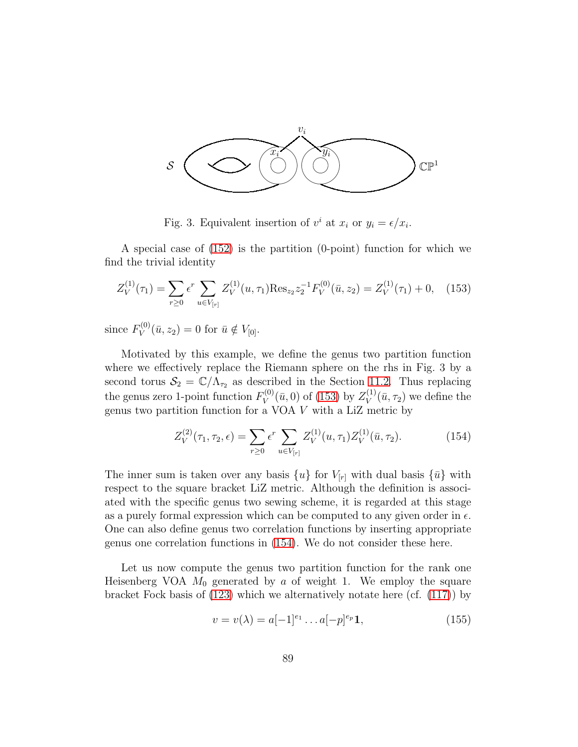Fig. 3. Equivalent insertion of $v^i$ at $x_i$ or $y_i = \epsilon/x_i$.

A special case of (152) is the partition (0-point) function for which we find the trivial identity

$$Z_V^{(1)}(\tau_1) = \sum_{r\geq 0} \epsilon^r \sum_{u\in V_{[r]}} Z_V^{(1)}(u,\tau_1)\mathrm{Res}_{z_2} z_2^{-1} F_V^{(0)}(\bar{u}, z_2) = Z_V^{(1)}(\tau_1) + 0, \quad (153)$$

since $F_V^{(0)}(\bar{u}, z_2) = 0$ for $\bar{u} \notin V_{[0]}$.

Motivated by this example, we define the genus two partition function where we effectively replace the Riemann sphere on the rhs in Fig. 3 by a second torus $\mathcal{S}_2 = \mathbb{C}/\Lambda_{\tau_2}$ as described in the Section 11.2. Thus replacing the genus zero 1-point function $F_V^{(0)}(\bar{u}, 0)$ of (153) by $Z_V^{(1)}(\bar{u}, \tau_2)$ we define the genus two partition function for a VOA $V$ with a LiZ metric by

$$Z_V^{(2)}(\tau_1, \tau_2, \epsilon) = \sum_{r\geq 0} \epsilon^r \sum_{u\in V_{[r]}} Z_V^{(1)}(u,\tau_1) Z_V^{(1)}(\bar{u}, \tau_2). \quad (154)$$

The inner sum is taken over any basis $\{u\}$ for $V_{[r]}$ with dual basis $\{\bar{u}\}$ with respect to the square bracket LiZ metric. Although the definition is associated with the specific genus two sewing scheme, it is regarded at this stage as a purely formal expression which can be computed to any given order in $\epsilon$. One can also define genus two correlation functions by inserting appropriate genus one correlation functions in (154). We do not consider these here.

Let us now compute the genus two partition function for the rank one Heisenberg VOA $M_0$ generated by $a$ of weight 1. We employ the square bracket Fock basis of (123) which we alternatively notate here (cf. (117)) by

$$v = v(\lambda) = a[-1]^{e_1} \ldots a[-p]^{e_p}\mathbf{1}, \quad (155)$$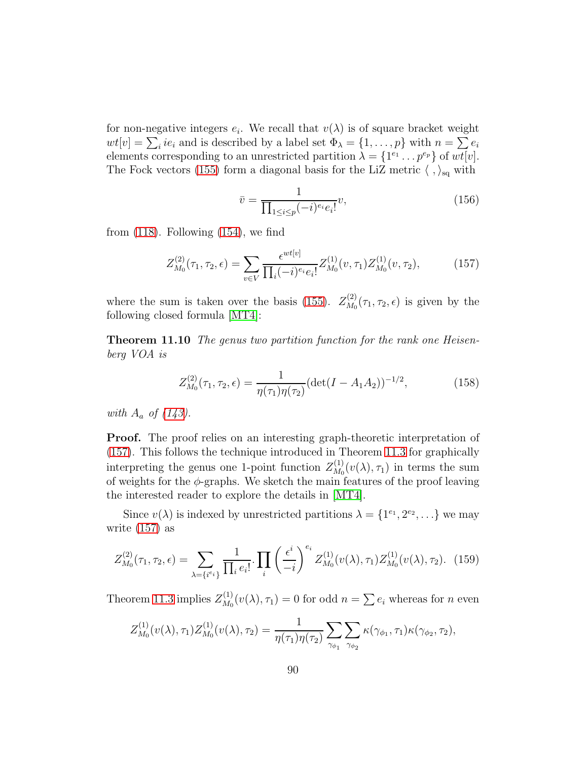for non-negative integers $e_i$. We recall that $v(\lambda)$ is of square bracket weight $wt[v] = \sum_i ie_i$ and is described by a label set $\Phi_\lambda = \{1, \ldots, p\}$ with $n = \sum e_i$ elements corresponding to an unrestricted partition $\lambda = \{1^{e_1} \ldots p^{e_p}\}$ of $wt[v]$. The Fock vectors (155) form a diagonal basis for the LiZ metric $\langle\ ,\rangle_{\mathrm{sq}}$ with

$$\bar{v} = \frac{1}{\prod_{1\leq i\leq p}(-i)^{e_i}e_i!}v, \tag{156}$$

from (118). Following (154), we find

$$Z^{(2)}_{M_0}(\tau_1, \tau_2, \epsilon) = \sum_{v\in V} \frac{\epsilon^{wt[v]}}{\prod_i(-i)^{e_i}e_i!} Z^{(1)}_{M_0}(v, \tau_1) Z^{(1)}_{M_0}(v, \tau_2), \tag{157}$$

where the sum is taken over the basis (155). $Z^{(2)}_{M_0}(\tau_1, \tau_2, \epsilon)$ is given by the following closed formula [MT4]:

**Theorem 11.10** *The genus two partition function for the rank one Heisenberg VOA is*

$$Z^{(2)}_{M_0}(\tau_1, \tau_2, \epsilon) = \frac{1}{\eta(\tau_1)\eta(\tau_2)}(\det(I - A_1A_2))^{-1/2}, \tag{158}$$

*with $A_a$ of (143).*

**Proof.** The proof relies on an interesting graph-theoretic interpretation of (157). This follows the technique introduced in Theorem 11.3 for graphically interpreting the genus one 1-point function $Z^{(1)}_{M_0}(v(\lambda), \tau_1)$ in terms the sum of weights for the $\phi$-graphs. We sketch the main features of the proof leaving the interested reader to explore the details in [MT4].

Since $v(\lambda)$ is indexed by unrestricted partitions $\lambda = \{1^{e_1}, 2^{e_2}, \ldots\}$ we may write (157) as

$$Z^{(2)}_{M_0}(\tau_1, \tau_2, \epsilon) = \sum_{\lambda=\{i^{e_i}\}} \frac{1}{\prod_i e_i!}.\prod_i \left(\frac{\epsilon^i}{-i}\right)^{e_i} Z^{(1)}_{M_0}(v(\lambda), \tau_1) Z^{(1)}_{M_0}(v(\lambda), \tau_2). \tag{159}$$

Theorem 11.3 implies $Z^{(1)}_{M_0}(v(\lambda), \tau_1) = 0$ for odd $n = \sum e_i$ whereas for $n$ even

$$Z^{(1)}_{M_0}(v(\lambda), \tau_1) Z^{(1)}_{M_0}(v(\lambda), \tau_2) = \frac{1}{\eta(\tau_1)\eta(\tau_2)} \sum_{\gamma_{\phi_1}} \sum_{\gamma_{\phi_2}} \kappa(\gamma_{\phi_1}, \tau_1)\kappa(\gamma_{\phi_2}, \tau_2),$$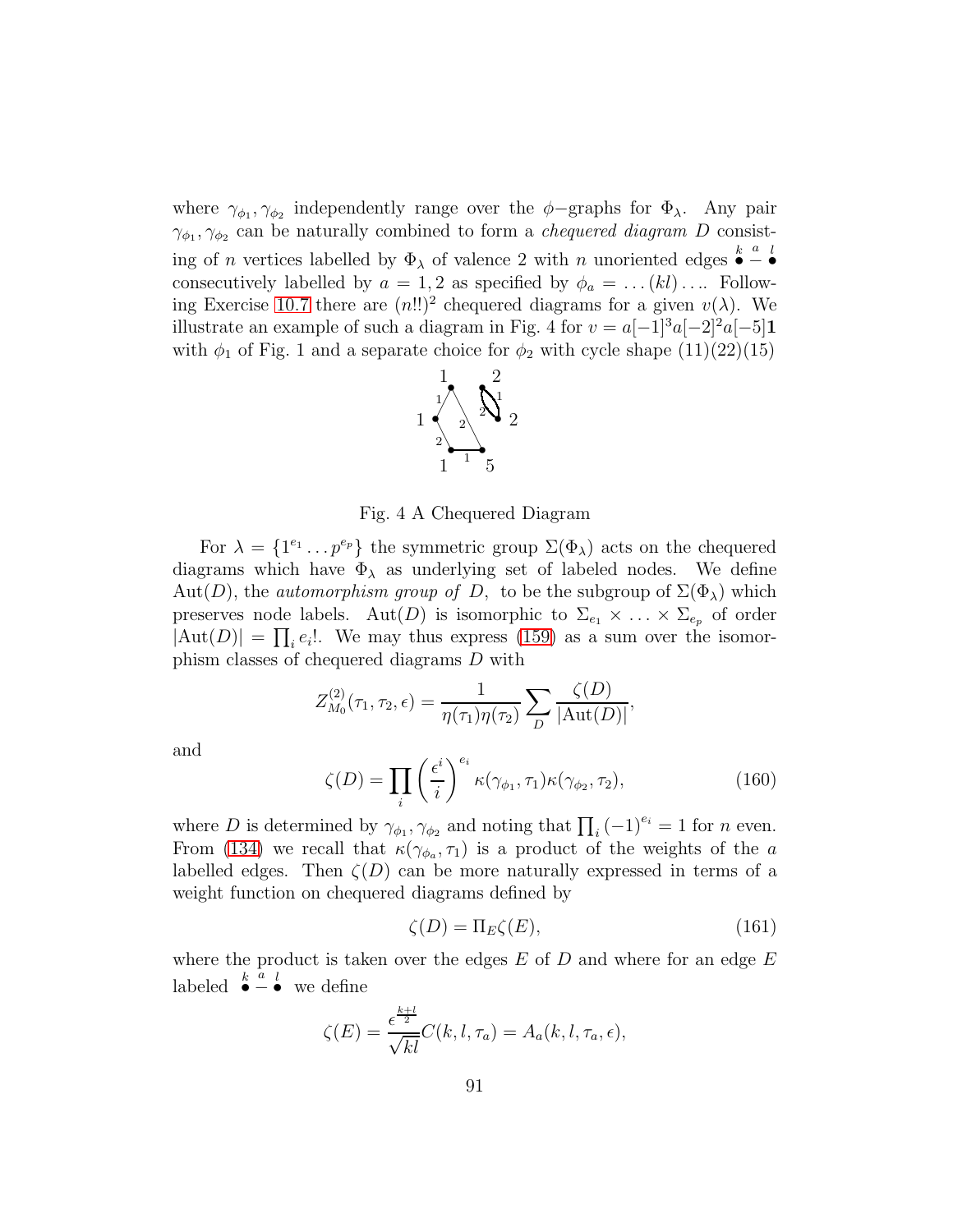where $\gamma_{\phi_1}, \gamma_{\phi_2}$ independently range over the $\phi-$graphs for $\Phi_\lambda$. Any pair $\gamma_{\phi_1}, \gamma_{\phi_2}$ can be naturally combined to form a *chequered diagram* $D$ consisting of $n$ vertices labelled by $\Phi_\lambda$ of valence 2 with $n$ unoriented edges $\overset{k}{\bullet} \overset{a}{-} \overset{l}{\bullet}$ consecutively labelled by $a = 1, 2$ as specified by $\phi_a = \ldots (kl) \ldots$. Following Exercise 10.7 there are $(n!!)^2$ chequered diagrams for a given $v(\lambda)$. We illustrate an example of such a diagram in Fig. 4 for $v = a[-1]^3 a[-2]^2 a[-5]\mathbf{1}$ with $\phi_1$ of Fig. 1 and a separate choice for $\phi_2$ with cycle shape $(11)(22)(15)$

Fig. 4 A Chequered Diagram

For $\lambda = \{1^{e_1} \ldots p^{e_p}\}$ the symmetric group $\Sigma(\Phi_\lambda)$ acts on the chequered diagrams which have $\Phi_\lambda$ as underlying set of labeled nodes. We define $\mathrm{Aut}(D)$, the *automorphism group of* $D$, to be the subgroup of $\Sigma(\Phi_\lambda)$ which preserves node labels. $\mathrm{Aut}(D)$ is isomorphic to $\Sigma_{e_1} \times \ldots \times \Sigma_{e_p}$ of order $|\mathrm{Aut}(D)| = \prod_i e_i!$. We may thus express (159) as a sum over the isomorphism classes of chequered diagrams $D$ with

$$Z^{(2)}_{M_0}(\tau_1, \tau_2, \epsilon) = \frac{1}{\eta(\tau_1)\eta(\tau_2)} \sum_D \frac{\zeta(D)}{|\mathrm{Aut}(D)|},$$

and

$$\zeta(D) = \prod_i \left(\frac{\epsilon^i}{i}\right)^{e_i} \kappa(\gamma_{\phi_1}, \tau_1)\kappa(\gamma_{\phi_2}, \tau_2), \tag{160}$$

where $D$ is determined by $\gamma_{\phi_1}, \gamma_{\phi_2}$ and noting that $\prod_i (-1)^{e_i} = 1$ for $n$ even. From (134) we recall that $\kappa(\gamma_{\phi_a}, \tau_1)$ is a product of the weights of the $a$ labelled edges. Then $\zeta(D)$ can be more naturally expressed in terms of a weight function on chequered diagrams defined by

$$\zeta(D) = \Pi_E \zeta(E), \tag{161}$$

where the product is taken over the edges $E$ of $D$ and where for an edge $E$ labeled $\overset{k}{\bullet} \overset{a}{-} \overset{l}{\bullet}$ we define

$$\zeta(E) = \frac{\epsilon^{\frac{k+l}{2}}}{\sqrt{kl}} C(k, l, \tau_a) = A_a(k, l, \tau_a, \epsilon),$$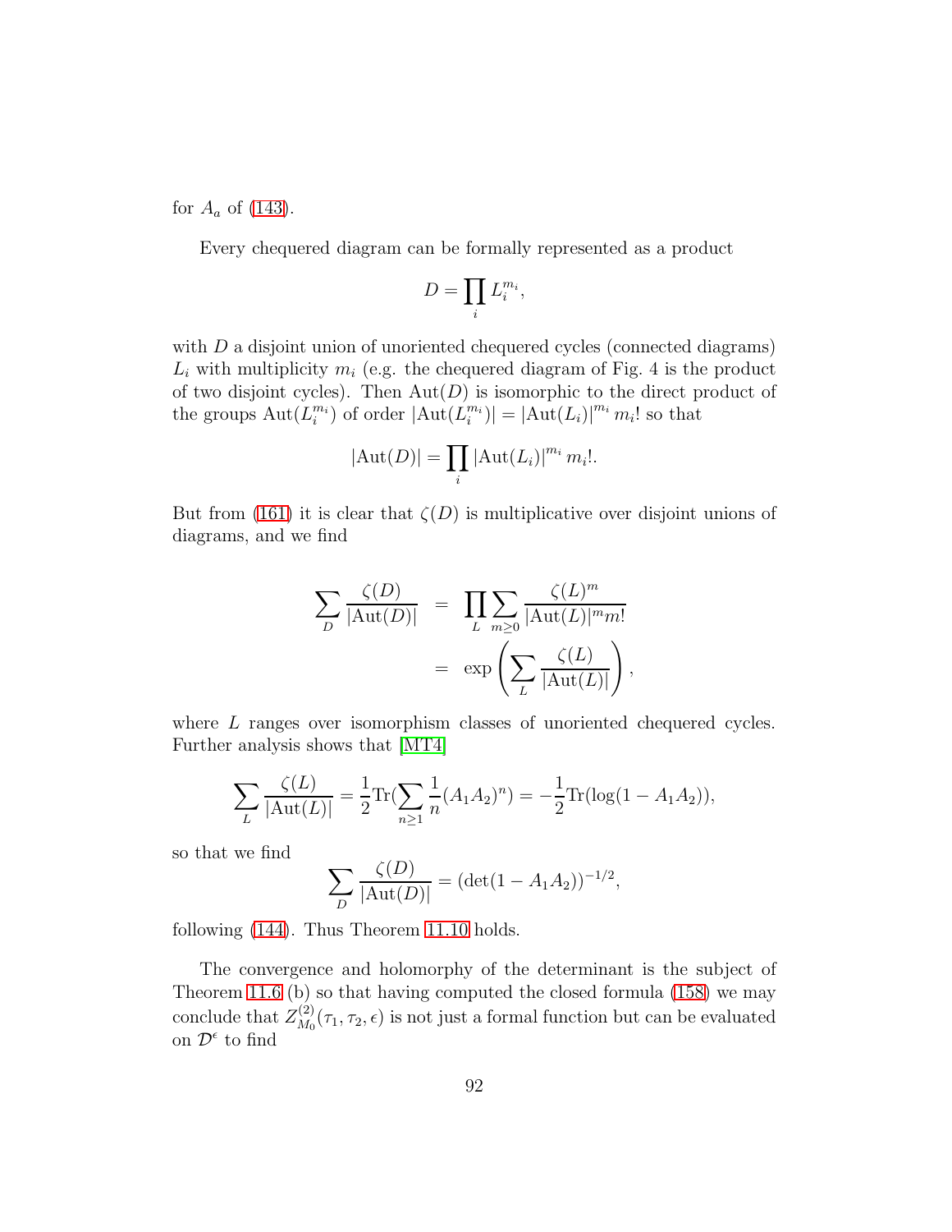for $A_a$ of (143).

Every chequered diagram can be formally represented as a product

$$D = \prod_i L_i^{m_i},$$

with $D$ a disjoint union of unoriented chequered cycles (connected diagrams) $L_i$ with multiplicity $m_i$ (e.g. the chequered diagram of Fig. 4 is the product of two disjoint cycles). Then $\mathrm{Aut}(D)$ is isomorphic to the direct product of the groups $\mathrm{Aut}(L_i^{m_i})$ of order $|\mathrm{Aut}(L_i^{m_i})| = |\mathrm{Aut}(L_i)|^{m_i}\, m_i!$ so that

$$|\mathrm{Aut}(D)| = \prod_i |\mathrm{Aut}(L_i)|^{m_i}\, m_i!.$$

But from (161) it is clear that $\zeta(D)$ is multiplicative over disjoint unions of diagrams, and we find

$$\begin{aligned}
\sum_D \frac{\zeta(D)}{|\mathrm{Aut}(D)|} &= \prod_L \sum_{m\geq 0} \frac{\zeta(L)^m}{|\mathrm{Aut}(L)|^m m!} \\
&= \exp\left(\sum_L \frac{\zeta(L)}{|\mathrm{Aut}(L)|}\right),
\end{aligned}$$

where $L$ ranges over isomorphism classes of unoriented chequered cycles. Further analysis shows that [MT4]

$$\sum_L \frac{\zeta(L)}{|\mathrm{Aut}(L)|} = \frac{1}{2}\mathrm{Tr}(\sum_{n\geq 1} \frac{1}{n}(A_1A_2)^n) = -\frac{1}{2}\mathrm{Tr}(\log(1 - A_1A_2)),$$

so that we find

$$\sum_D \frac{\zeta(D)}{|\mathrm{Aut}(D)|} = (\det(1 - A_1A_2))^{-1/2},$$

following (144). Thus Theorem 11.10 holds.

The convergence and holomorphy of the determinant is the subject of Theorem 11.6 (b) so that having computed the closed formula (158) we may conclude that $Z^{(2)}_{M_0}(\tau_1, \tau_2, \epsilon)$ is not just a formal function but can be evaluated on $\mathcal{D}^\epsilon$ to find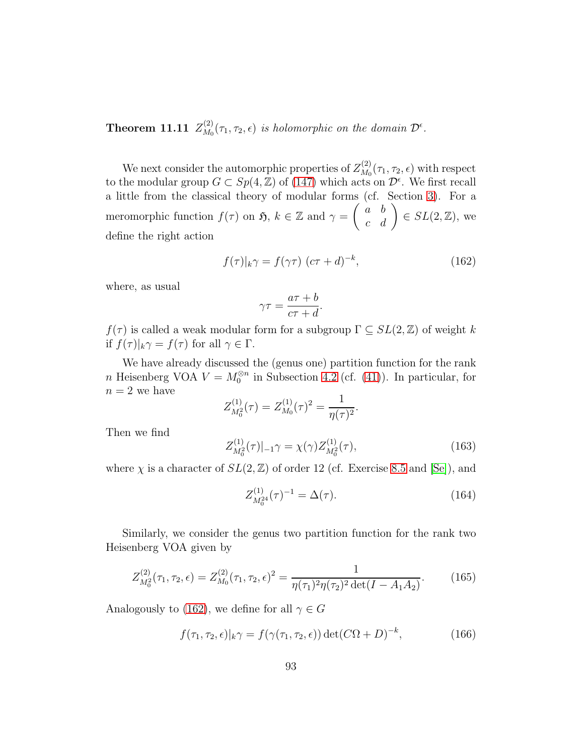**Theorem 11.11** *$Z^{(2)}_{M_0}(\tau_1, \tau_2, \epsilon)$ is holomorphic on the domain $\mathcal{D}^\epsilon$.*

We next consider the automorphic properties of $Z^{(2)}_{M_0}(\tau_1, \tau_2, \epsilon)$ with respect to the modular group $G \subset Sp(4, \mathbb{Z})$ of (147) which acts on $\mathcal{D}^\epsilon$. We first recall a little from the classical theory of modular forms (cf. Section 3). For a meromorphic function $f(\tau)$ on $\mathfrak{H}$, $k \in \mathbb{Z}$ and $\gamma = \begin{pmatrix} a & b \\ c & d \end{pmatrix} \in SL(2, \mathbb{Z})$, we define the right action

$$f(\tau)|_k\gamma = f(\gamma\tau)\ (c\tau + d)^{-k}, \tag{162}$$

where, as usual

$$\gamma\tau = \frac{a\tau + b}{c\tau + d}.$$

$f(\tau)$ is called a weak modular form for a subgroup $\Gamma \subseteq SL(2, \mathbb{Z})$ of weight $k$ if $f(\tau)|_k\gamma = f(\tau)$ for all $\gamma \in \Gamma$.

We have already discussed the (genus one) partition function for the rank $n$ Heisenberg VOA $V = M_0^{\otimes n}$ in Subsection 4.2 (cf. (41)). In particular, for $n = 2$ we have

$$Z^{(1)}_{M_0^2}(\tau) = Z^{(1)}_{M_0}(\tau)^2 = \frac{1}{\eta(\tau)^2}.$$

Then we find

$$Z^{(1)}_{M_0^2}(\tau)|_{-1}\gamma = \chi(\gamma) Z^{(1)}_{M_0^2}(\tau), \tag{163}$$

where $\chi$ is a character of $SL(2, \mathbb{Z})$ of order 12 (cf. Exercise 8.5 and [Se]), and

$$Z^{(1)}_{M_0^{24}}(\tau)^{-1} = \Delta(\tau). \tag{164}$$

Similarly, we consider the genus two partition function for the rank two Heisenberg VOA given by

$$Z^{(2)}_{M_0^2}(\tau_1, \tau_2, \epsilon) = Z^{(2)}_{M_0}(\tau_1, \tau_2, \epsilon)^2 = \frac{1}{\eta(\tau_1)^2 \eta(\tau_2)^2 \det(I - A_1 A_2)}. \tag{165}$$

Analogously to (162), we define for all $\gamma \in G$

$$f(\tau_1, \tau_2, \epsilon)|_k\gamma = f(\gamma(\tau_1, \tau_2, \epsilon)) \det(C\Omega + D)^{-k}, \tag{166}$$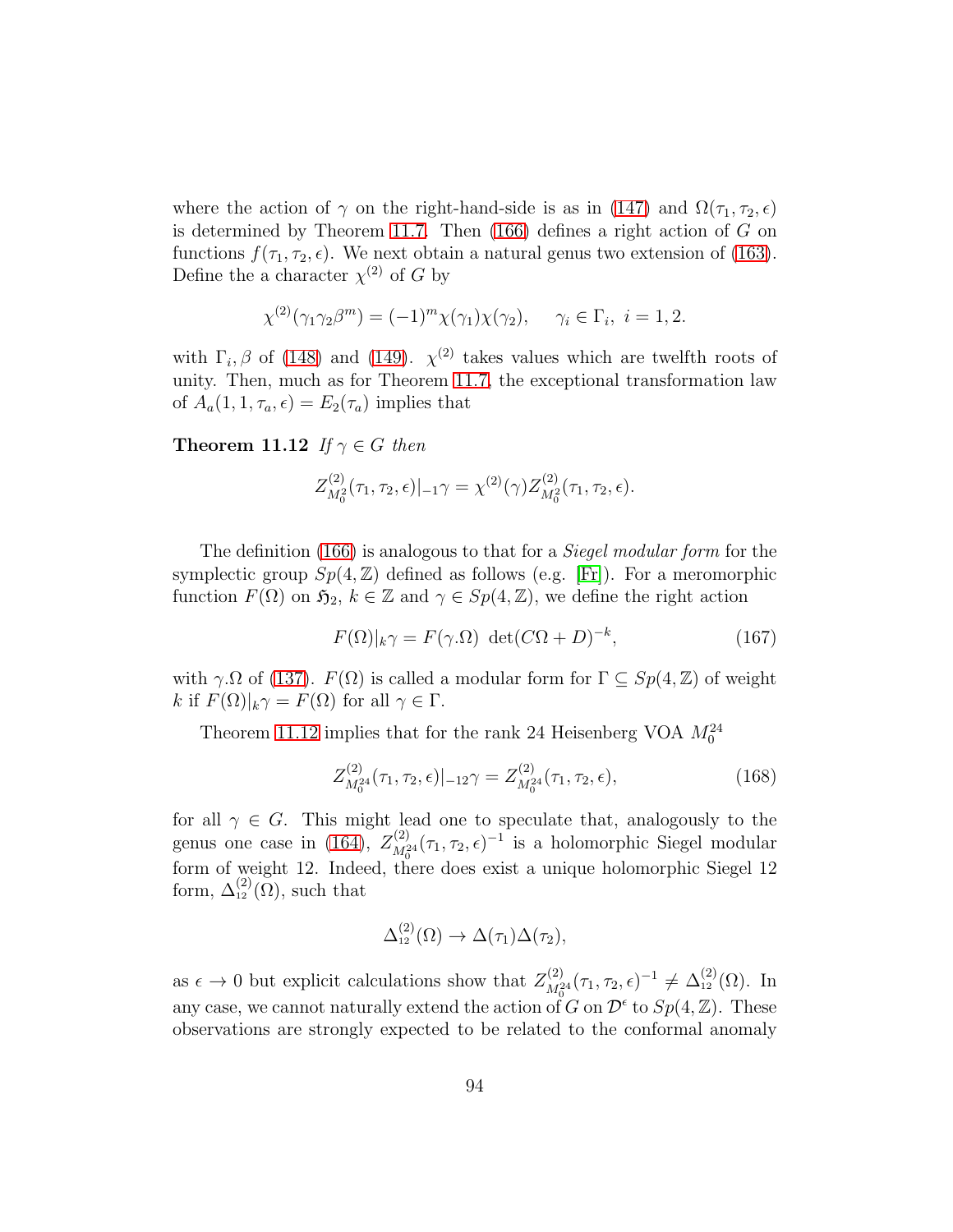where the action of $\gamma$ on the right-hand-side is as in (147) and $\Omega(\tau_1, \tau_2, \epsilon)$ is determined by Theorem 11.7. Then (166) defines a right action of $G$ on functions $f(\tau_1, \tau_2, \epsilon)$. We next obtain a natural genus two extension of (163). Define the a character $\chi^{(2)}$ of $G$ by

$$\chi^{(2)}(\gamma_1\gamma_2\beta^m) = (-1)^m \chi(\gamma_1)\chi(\gamma_2), \quad \gamma_i \in \Gamma_i,\ i = 1, 2.$$

with $\Gamma_i, \beta$ of (148) and (149). $\chi^{(2)}$ takes values which are twelfth roots of unity. Then, much as for Theorem 11.7, the exceptional transformation law of $A_a(1, 1, \tau_a, \epsilon) = E_2(\tau_a)$ implies that

**Theorem 11.12** *If* $\gamma \in G$ *then*

$$Z^{(2)}_{M_0^2}(\tau_1, \tau_2, \epsilon)|_{-1}\gamma = \chi^{(2)}(\gamma) Z^{(2)}_{M_0^2}(\tau_1, \tau_2, \epsilon).$$

The definition (166) is analogous to that for a *Siegel modular form* for the symplectic group $Sp(4, \mathbb{Z})$ defined as follows (e.g. [Fr]). For a meromorphic function $F(\Omega)$ on $\mathfrak{H}_2$, $k \in \mathbb{Z}$ and $\gamma \in Sp(4, \mathbb{Z})$, we define the right action

$$F(\Omega)|_k\gamma = F(\gamma.\Omega)\ \det(C\Omega + D)^{-k}, \tag{167}$$

with $\gamma.\Omega$ of (137). $F(\Omega)$ is called a modular form for $\Gamma \subseteq Sp(4, \mathbb{Z})$ of weight $k$ if $F(\Omega)|_k\gamma = F(\Omega)$ for all $\gamma \in \Gamma$.

Theorem 11.12 implies that for the rank 24 Heisenberg VOA $M_0^{24}$

$$Z^{(2)}_{M_0^{24}}(\tau_1, \tau_2, \epsilon)|_{-12}\gamma = Z^{(2)}_{M_0^{24}}(\tau_1, \tau_2, \epsilon), \tag{168}$$

for all $\gamma \in G$. This might lead one to speculate that, analogously to the genus one case in (164), $Z^{(2)}_{M_0^{24}}(\tau_1, \tau_2, \epsilon)^{-1}$ is a holomorphic Siegel modular form of weight 12. Indeed, there does exist a unique holomorphic Siegel 12 form, $\Delta^{(2)}_{12}(\Omega)$, such that

$$\Delta^{(2)}_{12}(\Omega) \to \Delta(\tau_1)\Delta(\tau_2),$$

as $\epsilon \to 0$ but explicit calculations show that $Z^{(2)}_{M_0^{24}}(\tau_1, \tau_2, \epsilon)^{-1} \neq \Delta^{(2)}_{12}(\Omega)$. In any case, we cannot naturally extend the action of $G$ on $\mathcal{D}^\epsilon$ to $Sp(4, \mathbb{Z})$. These observations are strongly expected to be related to the conformal anomaly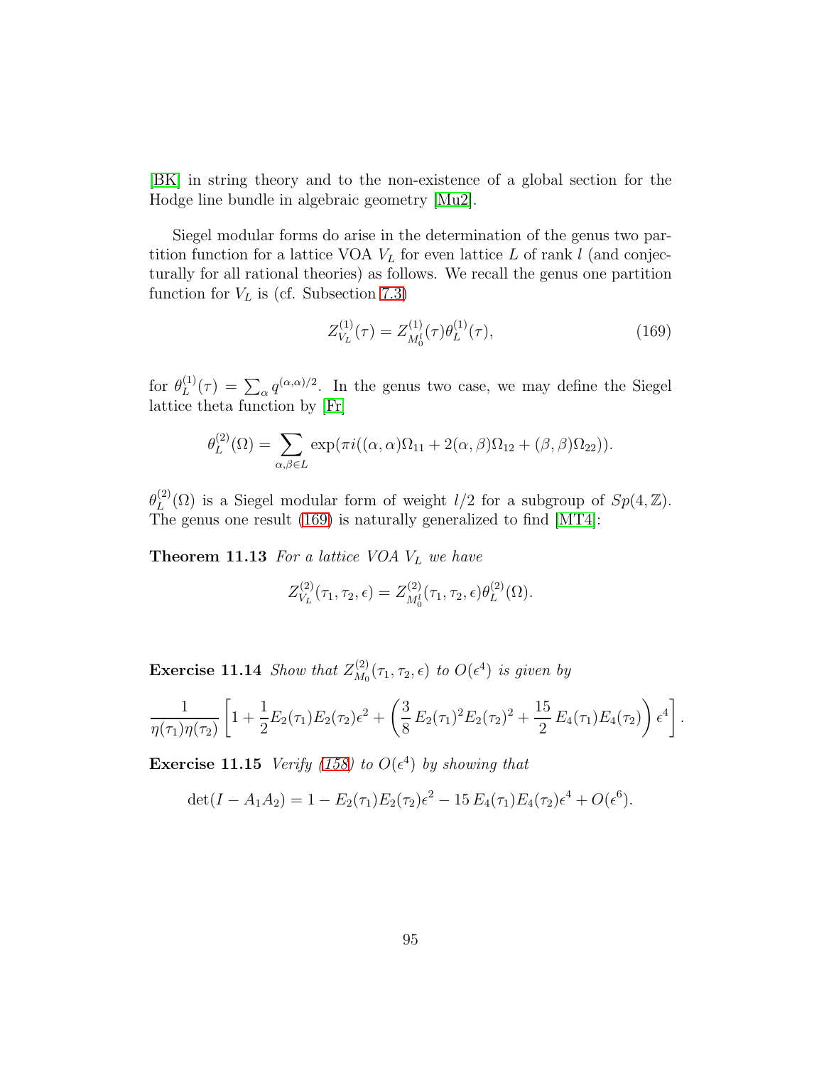[BK] in string theory and to the non-existence of a global section for the Hodge line bundle in algebraic geometry [Mu2].

Siegel modular forms do arise in the determination of the genus two partition function for a lattice VOA $V_L$ for even lattice $L$ of rank $l$ (and conjecturally for all rational theories) as follows. We recall the genus one partition function for $V_L$ is (cf. Subsection 7.3)

$$Z^{(1)}_{V_L}(\tau) = Z^{(1)}_{M_0^l}(\tau)\theta^{(1)}_L(\tau), \tag{169}$$

for $\theta^{(1)}_L(\tau) = \sum_\alpha q^{(\alpha,\alpha)/2}$. In the genus two case, we may define the Siegel lattice theta function by [Fr]

$$\theta^{(2)}_L(\Omega) = \sum_{\alpha,\beta\in L} \exp(\pi i((\alpha,\alpha)\Omega_{11} + 2(\alpha,\beta)\Omega_{12} + (\beta,\beta)\Omega_{22})).$$

$\theta^{(2)}_L(\Omega)$ is a Siegel modular form of weight $l/2$ for a subgroup of $Sp(4,\mathbb{Z})$. The genus one result (169) is naturally generalized to find [MT4]:

**Theorem 11.13** *For a lattice VOA $V_L$ we have*

$$Z^{(2)}_{V_L}(\tau_1,\tau_2,\epsilon) = Z^{(2)}_{M_0^l}(\tau_1,\tau_2,\epsilon)\theta^{(2)}_L(\Omega).$$

**Exercise 11.14** *Show that $Z^{(2)}_{M_0}(\tau_1,\tau_2,\epsilon)$ to $O(\epsilon^4)$ is given by*

$$\frac{1}{\eta(\tau_1)\eta(\tau_2)}\left[1 + \frac{1}{2}E_2(\tau_1)E_2(\tau_2)\epsilon^2 + \left(\frac{3}{8}\,E_2(\tau_1)^2E_2(\tau_2)^2 + \frac{15}{2}\,E_4(\tau_1)E_4(\tau_2)\right)\epsilon^4\right].$$

**Exercise 11.15** *Verify (158) to $O(\epsilon^4)$ by showing that*

$$\det(I - A_1A_2) = 1 - E_2(\tau_1)E_2(\tau_2)\epsilon^2 - 15\,E_4(\tau_1)E_4(\tau_2)\epsilon^4 + O(\epsilon^6).$$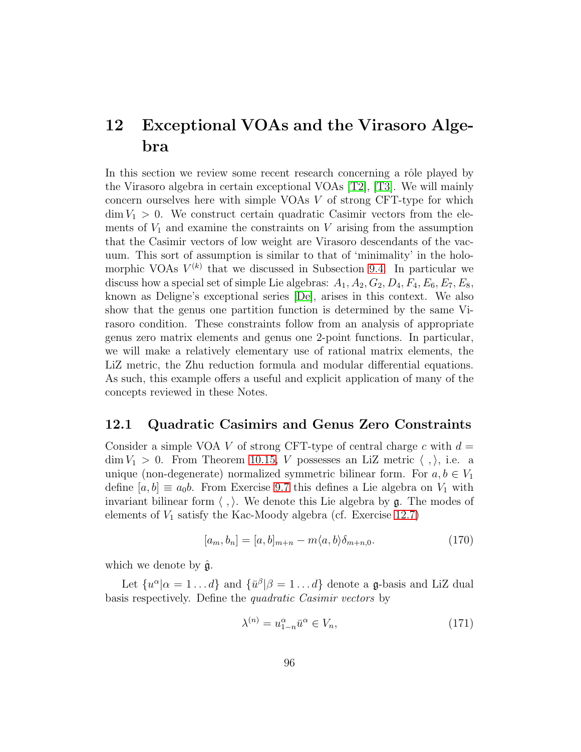# 12 Exceptional VOAs and the Virasoro Algebra

In this section we review some recent research concerning a rôle played by the Virasoro algebra in certain exceptional VOAs [T2], [T3]. We will mainly concern ourselves here with simple VOAs $V$ of strong CFT-type for which $\dim V_1 > 0$. We construct certain quadratic Casimir vectors from the elements of $V_1$ and examine the constraints on $V$ arising from the assumption that the Casimir vectors of low weight are Virasoro descendants of the vacuum. This sort of assumption is similar to that of 'minimality' in the holomorphic VOAs $V^{(k)}$ that we discussed in Subsection 9.4. In particular we discuss how a special set of simple Lie algebras: $A_1, A_2, G_2, D_4, F_4, E_6, E_7, E_8$, known as Deligne's exceptional series [De], arises in this context. We also show that the genus one partition function is determined by the same Virasoro condition. These constraints follow from an analysis of appropriate genus zero matrix elements and genus one 2-point functions. In particular, we will make a relatively elementary use of rational matrix elements, the LiZ metric, the Zhu reduction formula and modular differential equations. As such, this example offers a useful and explicit application of many of the concepts reviewed in these Notes.

## 12.1 Quadratic Casimirs and Genus Zero Constraints

Consider a simple VOA $V$ of strong CFT-type of central charge $c$ with $d = \dim V_1 > 0$. From Theorem 10.15, $V$ possesses an LiZ metric $\langle\ ,\rangle$, i.e. a unique (non-degenerate) normalized symmetric bilinear form. For $a, b \in V_1$ define $[a, b] \equiv a_0 b$. From Exercise 9.7 this defines a Lie algebra on $V_1$ with invariant bilinear form $\langle\ ,\rangle$. We denote this Lie algebra by $\mathfrak{g}$. The modes of elements of $V_1$ satisfy the Kac-Moody algebra (cf. Exercise 12.7)

$$[a_m, b_n] = [a, b]_{m+n} - m\langle a, b\rangle\delta_{m+n,0}. \tag{170}$$

which we denote by $\hat{\mathfrak{g}}$.

Let $\{u^\alpha|\alpha = 1 \ldots d\}$ and $\{\bar{u}^\beta|\beta = 1 \ldots d\}$ denote a $\mathfrak{g}$-basis and LiZ dual basis respectively. Define the *quadratic Casimir vectors* by

$$\lambda^{(n)} = u^\alpha_{1-n}\bar{u}^\alpha \in V_n, \tag{171}$$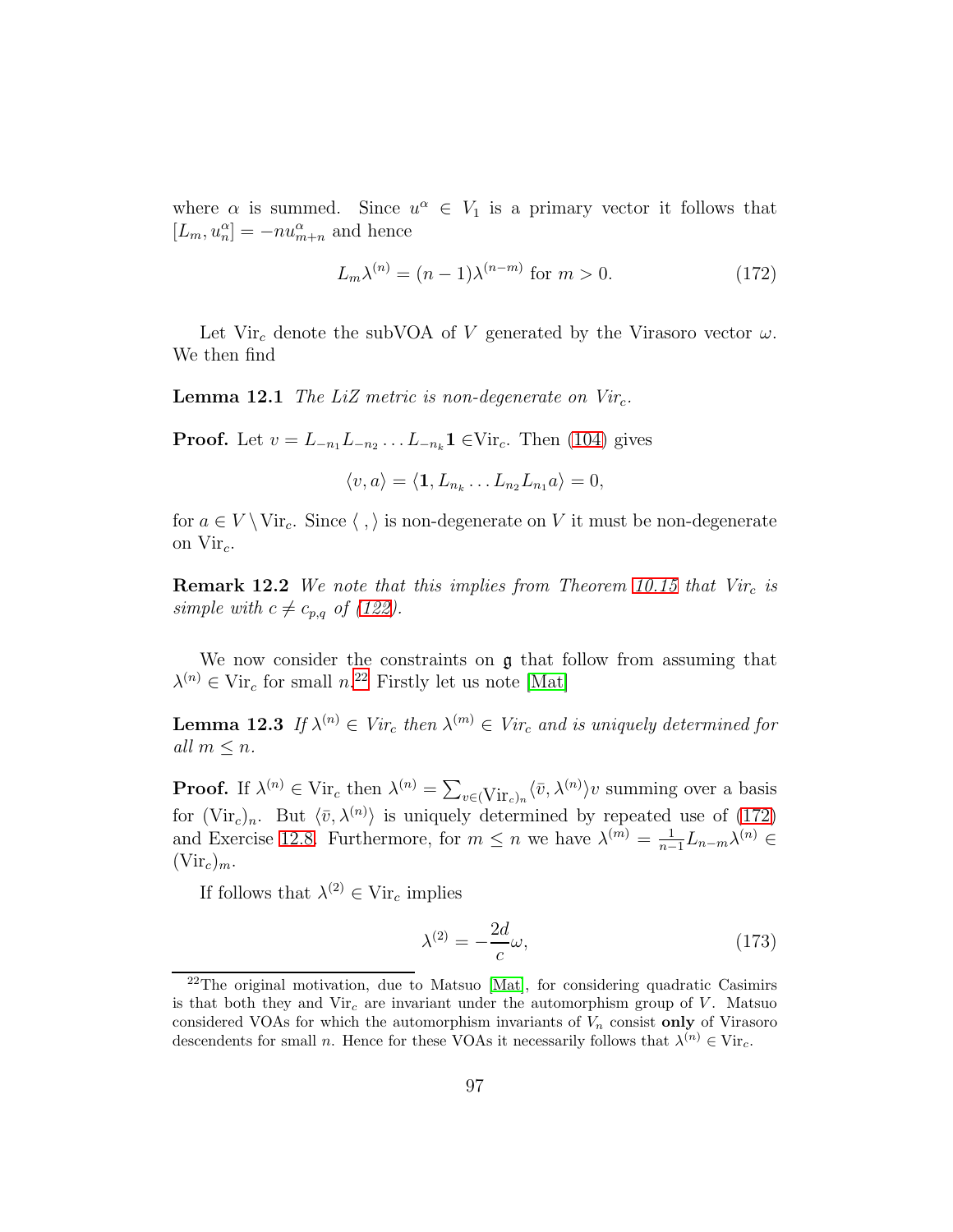where $\alpha$ is summed. Since $u^\alpha \in V_1$ is a primary vector it follows that $[L_m, u^\alpha_n] = -nu^\alpha_{m+n}$ and hence

$$L_m \lambda^{(n)} = (n-1)\lambda^{(n-m)} \text{ for } m > 0. \tag{172}$$

Let $\mathrm{Vir}_c$ denote the subVOA of $V$ generated by the Virasoro vector $\omega$. We then find

**Lemma 12.1** *The LiZ metric is non-degenerate on $Vir_c$.*

**Proof.** Let $v = L_{-n_1}L_{-n_2}\ldots L_{-n_k}\mathbf{1} \in \mathrm{Vir}_c$. Then (104) gives

$$\langle v, a\rangle = \langle \mathbf{1}, L_{n_k}\ldots L_{n_2}L_{n_1}a\rangle = 0,$$

for $a \in V \setminus \mathrm{Vir}_c$. Since $\langle\,,\rangle$ is non-degenerate on $V$ it must be non-degenerate on $\mathrm{Vir}_c$.

**Remark 12.2** *We note that this implies from Theorem 10.15 that $Vir_c$ is simple with $c \neq c_{p,q}$ of (122).*

We now consider the constraints on $\mathfrak{g}$ that follow from assuming that $\lambda^{(n)} \in \mathrm{Vir}_c$ for small $n$.[22] Firstly let us note [Mat]

**Lemma 12.3** *If $\lambda^{(n)} \in Vir_c$ then $\lambda^{(m)} \in Vir_c$ and is uniquely determined for all $m \leq n$.*

**Proof.** If $\lambda^{(n)} \in \mathrm{Vir}_c$ then $\lambda^{(n)} = \sum_{v\in(\mathrm{Vir}_c)_n}\langle \bar{v}, \lambda^{(n)}\rangle v$ summing over a basis for $(\mathrm{Vir}_c)_n$. But $\langle \bar{v}, \lambda^{(n)}\rangle$ is uniquely determined by repeated use of (172) and Exercise 12.8. Furthermore, for $m \leq n$ we have $\lambda^{(m)} = \frac{1}{n-1}L_{n-m}\lambda^{(n)} \in (\mathrm{Vir}_c)_m$.

If follows that $\lambda^{(2)} \in \mathrm{Vir}_c$ implies

$$\lambda^{(2)} = -\frac{2d}{c}\omega, \tag{173}$$

[22] The original motivation, due to Matsuo [Mat], for considering quadratic Casimirs is that both they and $\mathrm{Vir}_c$ are invariant under the automorphism group of $V$. Matsuo considered VOAs for which the automorphism invariants of $V_n$ consist **only** of Virasoro descendents for small $n$. Hence for these VOAs it necessarily follows that $\lambda^{(n)} \in \mathrm{Vir}_c$.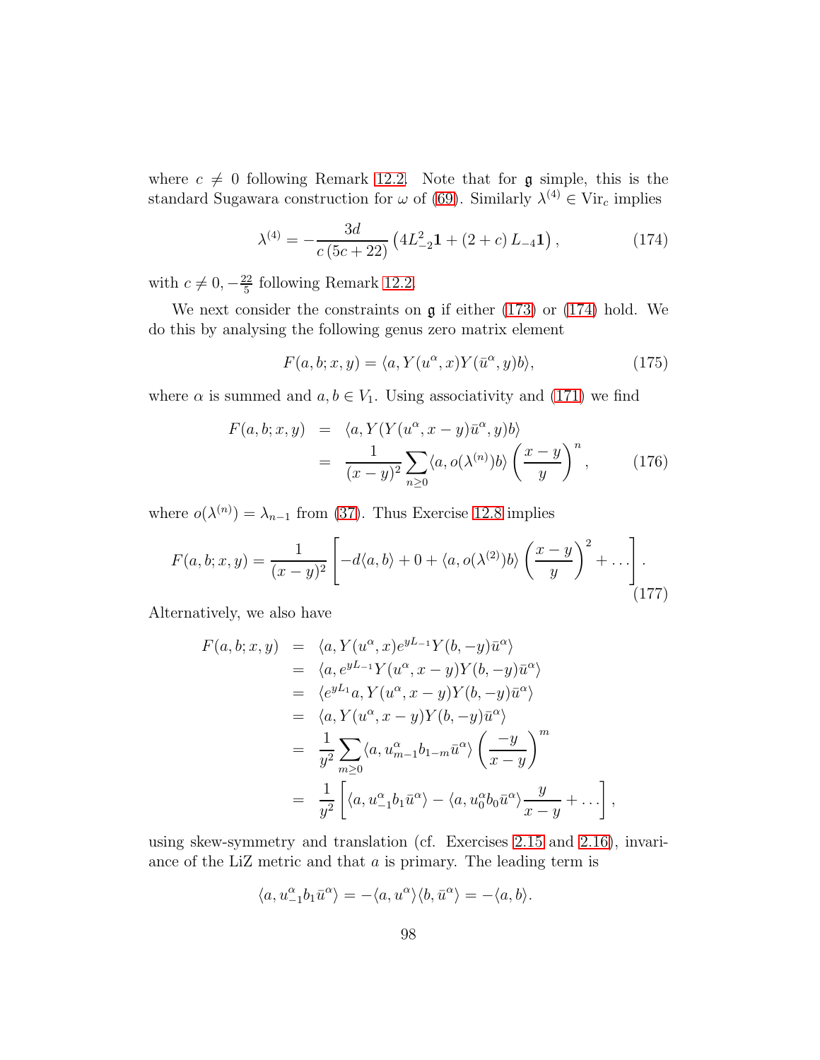where $c \neq 0$ following Remark 12.2. Note that for $\mathfrak{g}$ simple, this is the standard Sugawara construction for $\omega$ of (69). Similarly $\lambda^{(4)} \in \mathrm{Vir}_c$ implies

$$\lambda^{(4)} = -\frac{3d}{c\,(5c+22)} \left(4L_{-2}^2\mathbf{1} + (2+c)\, L_{-4}\mathbf{1}\right), \tag{174}$$

with $c \neq 0, -\frac{22}{5}$ following Remark 12.2.

We next consider the constraints on $\mathfrak{g}$ if either (173) or (174) hold. We do this by analysing the following genus zero matrix element

$$F(a,b;x,y) = \langle a, Y(u^\alpha, x)Y(\bar{u}^\alpha, y)b\rangle, \tag{175}$$

where $\alpha$ is summed and $a, b \in V_1$. Using associativity and (171) we find

$$\begin{aligned} F(a,b;x,y) &= \langle a, Y(Y(u^\alpha, x-y)\bar{u}^\alpha, y)b\rangle \\ &= \frac{1}{(x-y)^2} \sum_{n\geq 0} \langle a, o(\lambda^{(n)})b\rangle \left(\frac{x-y}{y}\right)^n, \end{aligned} \tag{176}$$

where $o(\lambda^{(n)}) = \lambda_{n-1}$ from (37). Thus Exercise 12.8 implies

$$F(a,b;x,y) = \frac{1}{(x-y)^2}\left[-d\langle a,b\rangle + 0 + \langle a, o(\lambda^{(2)})b\rangle \left(\frac{x-y}{y}\right)^2 + \ldots\right]. \tag{177}$$

Alternatively, we also have

$$\begin{aligned} F(a,b;x,y) &= \langle a, Y(u^\alpha, x)e^{yL_{-1}}Y(b,-y)\bar{u}^\alpha\rangle \\ &= \langle a, e^{yL_{-1}}Y(u^\alpha, x-y)Y(b,-y)\bar{u}^\alpha\rangle \\ &= \langle e^{yL_1}a, Y(u^\alpha, x-y)Y(b,-y)\bar{u}^\alpha\rangle \\ &= \langle a, Y(u^\alpha, x-y)Y(b,-y)\bar{u}^\alpha\rangle \\ &= \frac{1}{y^2}\sum_{m\geq 0} \langle a, u^\alpha_{m-1}b_{1-m}\bar{u}^\alpha\rangle \left(\frac{-y}{x-y}\right)^m \\ &= \frac{1}{y^2}\left[\langle a, u^\alpha_{-1}b_1\bar{u}^\alpha\rangle - \langle a, u^\alpha_0 b_0 \bar{u}^\alpha\rangle \frac{y}{x-y} + \ldots\right], \end{aligned}$$

using skew-symmetry and translation (cf. Exercises 2.15 and 2.16), invariance of the LiZ metric and that $a$ is primary. The leading term is

$$\langle a, u^\alpha_{-1}b_1\bar{u}^\alpha\rangle = -\langle a, u^\alpha\rangle\langle b, \bar{u}^\alpha\rangle = -\langle a, b\rangle.$$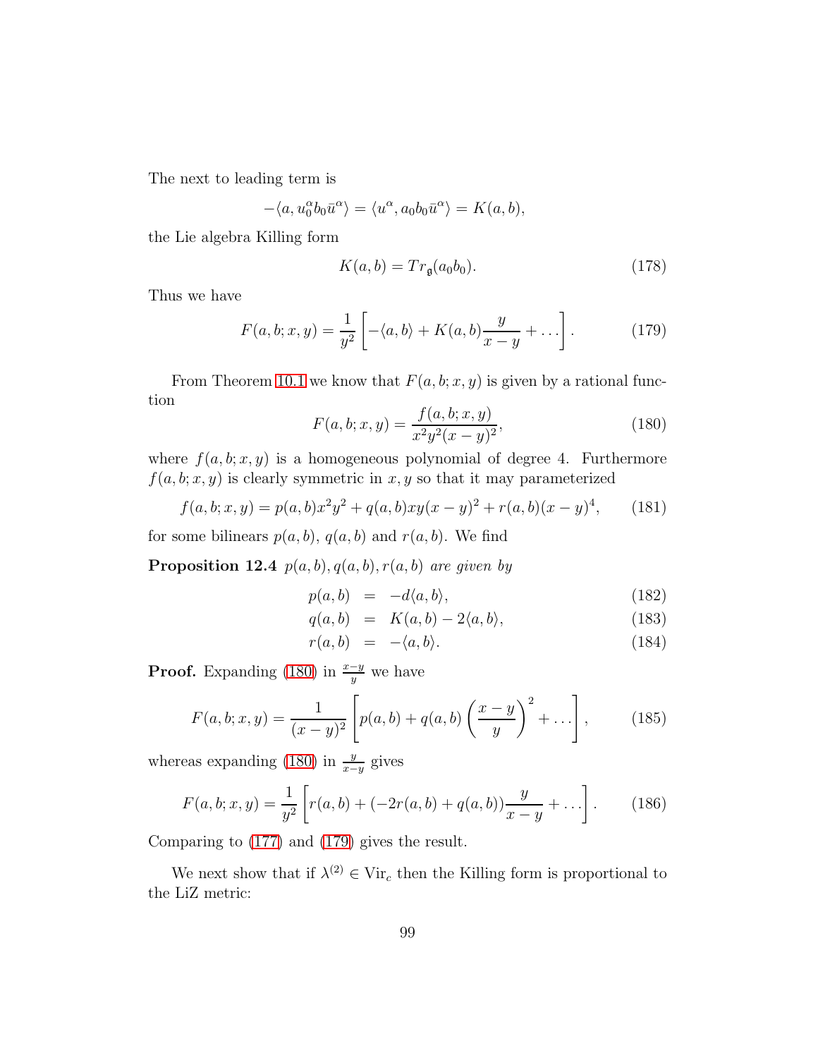The next to leading term is

$$-\langle a, u_0^\alpha b_0 \bar{u}^\alpha \rangle = \langle u^\alpha, a_0 b_0 \bar{u}^\alpha \rangle = K(a, b),$$

the Lie algebra Killing form

$$K(a, b) = Tr_{\mathfrak{g}}(a_0 b_0). \tag{178}$$

Thus we have

$$F(a, b; x, y) = \frac{1}{y^2}\left[-\langle a, b\rangle + K(a, b)\frac{y}{x-y} + \ldots\right]. \tag{179}$$

From Theorem 10.1 we know that $F(a, b; x, y)$ is given by a rational function

$$F(a, b; x, y) = \frac{f(a, b; x, y)}{x^2 y^2 (x-y)^2}, \tag{180}$$

where $f(a, b; x, y)$ is a homogeneous polynomial of degree 4. Furthermore $f(a, b; x, y)$ is clearly symmetric in $x, y$ so that it may parameterized

$$f(a, b; x, y) = p(a, b)x^2y^2 + q(a, b)xy(x-y)^2 + r(a, b)(x-y)^4, \tag{181}$$

for some bilinears $p(a, b)$, $q(a, b)$ and $r(a, b)$. We find

**Proposition 12.4** *$p(a, b), q(a, b), r(a, b)$ are given by*

$$p(a, b) = -d\langle a, b\rangle, \tag{182}$$

$$q(a, b) = K(a, b) - 2\langle a, b\rangle, \tag{183}$$

$$r(a, b) = -\langle a, b\rangle. \tag{184}$$

**Proof.** Expanding (180) in $\frac{x-y}{y}$ we have

$$F(a, b; x, y) = \frac{1}{(x-y)^2}\left[p(a, b) + q(a, b)\left(\frac{x-y}{y}\right)^2 + \ldots\right], \tag{185}$$

whereas expanding (180) in $\frac{y}{x-y}$ gives

$$F(a, b; x, y) = \frac{1}{y^2}\left[r(a, b) + (-2r(a, b) + q(a, b))\frac{y}{x-y} + \ldots\right]. \tag{186}$$

Comparing to (177) and (179) gives the result.

We next show that if $\lambda^{(2)} \in \mathrm{Vir}_c$ then the Killing form is proportional to the LiZ metric: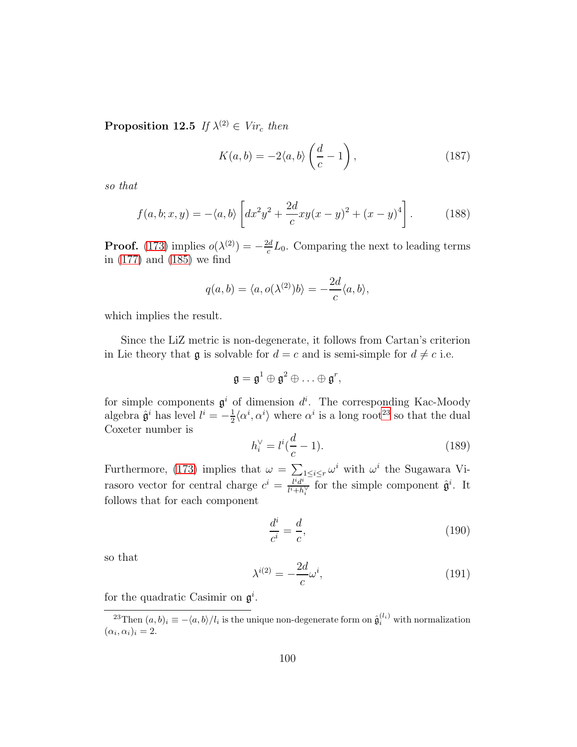**Proposition 12.5** *If $\lambda^{(2)} \in Vir_c$ then*

$$K(a,b) = -2\langle a, b\rangle \left(\frac{d}{c} - 1\right), \tag{187}$$

*so that*

$$f(a,b;x,y) = -\langle a, b\rangle \left[dx^2y^2 + \frac{2d}{c}xy(x-y)^2 + (x-y)^4\right]. \tag{188}$$

**Proof.** (173) implies $o(\lambda^{(2)}) = -\frac{2d}{c}L_0$. Comparing the next to leading terms in (177) and (185) we find

$$q(a,b) = \langle a, o(\lambda^{(2)})b\rangle = -\frac{2d}{c}\langle a, b\rangle,$$

which implies the result.

Since the LiZ metric is non-degenerate, it follows from Cartan's criterion in Lie theory that $\mathfrak{g}$ is solvable for $d = c$ and is semi-simple for $d \neq c$ i.e.

$$\mathfrak{g} = \mathfrak{g}^1 \oplus \mathfrak{g}^2 \oplus \ldots \oplus \mathfrak{g}^r,$$

for simple components $\mathfrak{g}^i$ of dimension $d^i$. The corresponding Kac-Moody algebra $\hat{\mathfrak{g}}^i$ has level $l^i = -\frac{1}{2}\langle \alpha^i, \alpha^i\rangle$ where $\alpha^i$ is a long root[23] so that the dual Coxeter number is

$$h_i^\vee = l^i(\frac{d}{c} - 1). \tag{189}$$

Furthermore, (173) implies that $\omega = \sum_{1\leq i \leq r} \omega^i$ with $\omega^i$ the Sugawara Virasoro vector for central charge $c^i = \frac{l^i d^i}{l^i + h_i^\vee}$ for the simple component $\hat{\mathfrak{g}}^i$. It follows that for each component

$$\frac{d^i}{c^i} = \frac{d}{c}, \tag{190}$$

so that

$$\lambda^{i(2)} = -\frac{2d}{c}\omega^i, \tag{191}$$

for the quadratic Casimir on $\mathfrak{g}^i$.

[23] Then $(a,b)_i \equiv -\langle a, b\rangle / l_i$ is the unique non-degenerate form on $\hat{\mathfrak{g}}_i^{(l_i)}$ with normalization $(\alpha_i, \alpha_i)_i = 2$.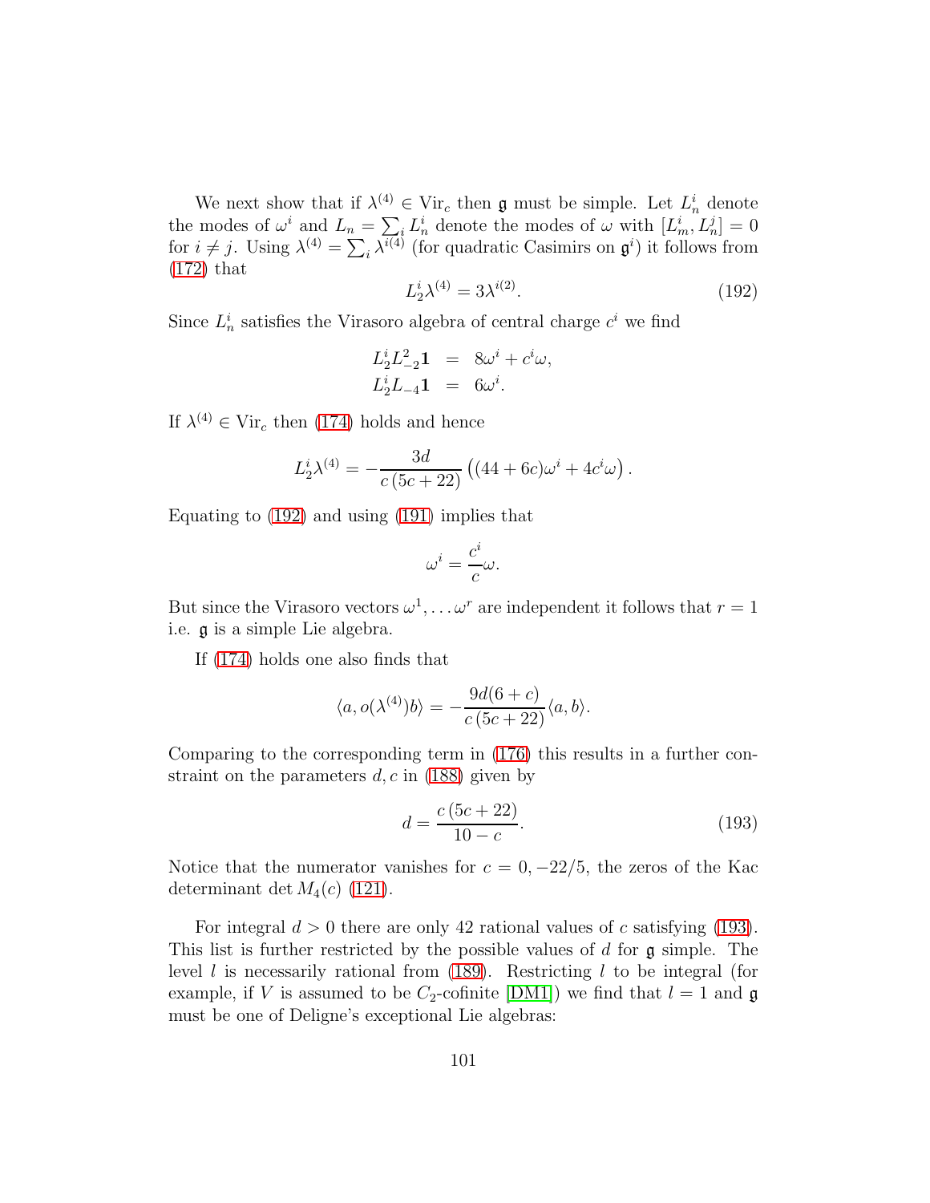We next show that if $\lambda^{(4)} \in \mathrm{Vir}_c$ then $\mathfrak{g}$ must be simple. Let $L_n^i$ denote the modes of $\omega^i$ and $L_n = \sum_i L_n^i$ denote the modes of $\omega$ with $[L_m^i, L_n^j] = 0$ for $i \neq j$. Using $\lambda^{(4)} = \sum_i \lambda^{i(4)}$ (for quadratic Casimirs on $\mathfrak{g}^i$) it follows from (172) that

$$L_2^i \lambda^{(4)} = 3\lambda^{i(2)}. \tag{192}$$

Since $L_n^i$ satisfies the Virasoro algebra of central charge $c^i$ we find

$$\begin{aligned} L_2^i L_{-2}^2 \mathbf{1} &= 8\omega^i + c^i \omega, \\ L_2^i L_{-4} \mathbf{1} &= 6\omega^i. \end{aligned}$$

If $\lambda^{(4)} \in \mathrm{Vir}_c$ then (174) holds and hence

$$L_2^i \lambda^{(4)} = -\frac{3d}{c\,(5c+22)} \left( (44 + 6c)\omega^i + 4c^i \omega \right).$$

Equating to (192) and using (191) implies that

$$\omega^i = \frac{c^i}{c}\omega.$$

But since the Virasoro vectors $\omega^1, \ldots \omega^r$ are independent it follows that $r = 1$ i.e. $\mathfrak{g}$ is a simple Lie algebra.

If (174) holds one also finds that

$$\langle a, o(\lambda^{(4)})b \rangle = -\frac{9d(6+c)}{c\,(5c+22)} \langle a, b \rangle.$$

Comparing to the corresponding term in (176) this results in a further constraint on the parameters $d, c$ in (188) given by

$$d = \frac{c\,(5c+22)}{10-c}. \tag{193}$$

Notice that the numerator vanishes for $c = 0, -22/5$, the zeros of the Kac determinant $\det M_4(c)$ (121).

For integral $d > 0$ there are only 42 rational values of $c$ satisfying (193). This list is further restricted by the possible values of $d$ for $\mathfrak{g}$ simple. The level $l$ is necessarily rational from (189). Restricting $l$ to be integral (for example, if $V$ is assumed to be $C_2$-cofinite [DM1]) we find that $l = 1$ and $\mathfrak{g}$ must be one of Deligne's exceptional Lie algebras: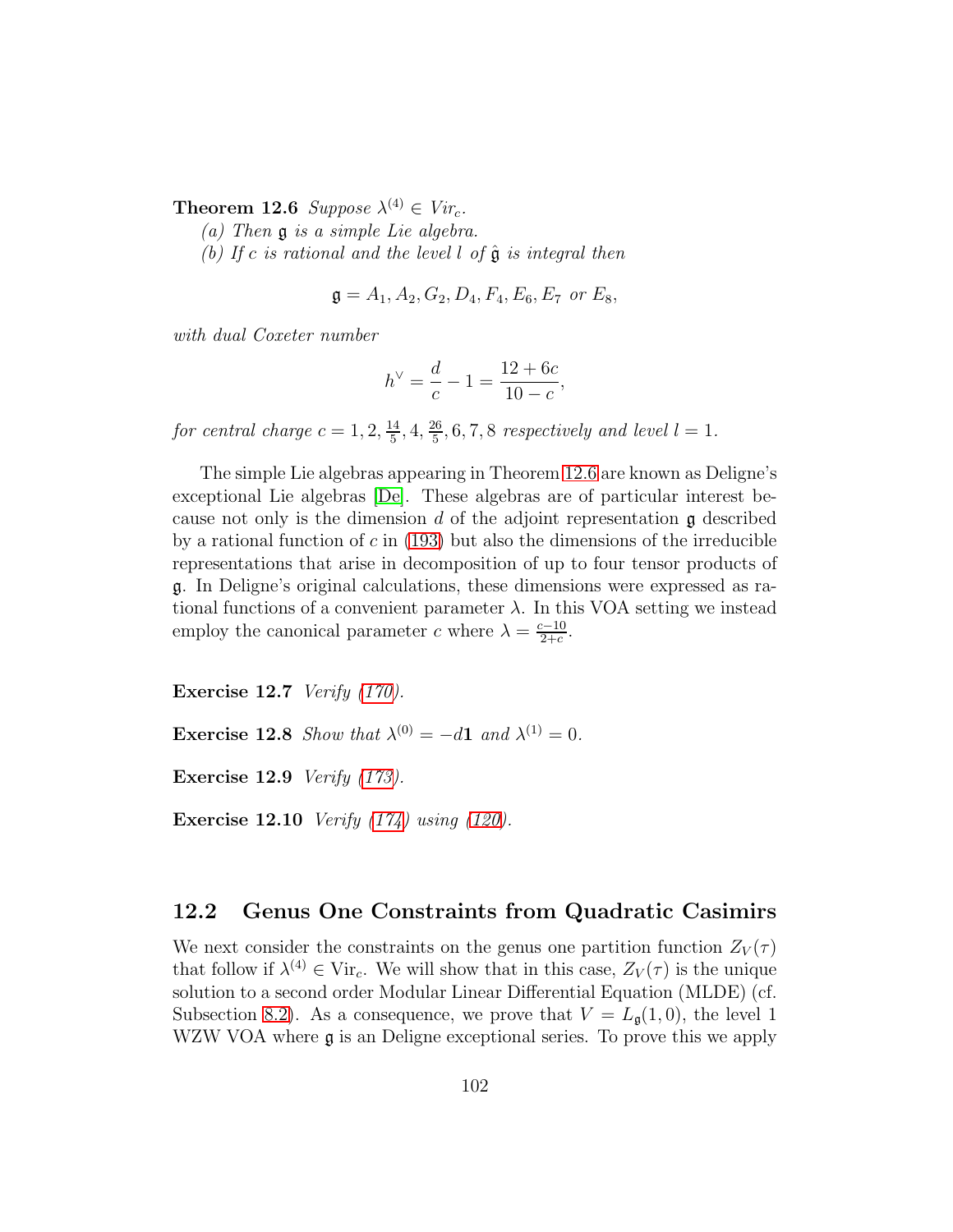**Theorem 12.6** *Suppose $\lambda^{(4)} \in Vir_c$.*

*(a) Then $\mathfrak{g}$ is a simple Lie algebra.*

*(b) If $c$ is rational and the level $l$ of $\hat{\mathfrak{g}}$ is integral then*

$$\mathfrak{g} = A_1, A_2, G_2, D_4, F_4, E_6, E_7 \text{ or } E_8,$$

*with dual Coxeter number*

$$h^\vee = \frac{d}{c} - 1 = \frac{12+6c}{10-c},$$

*for central charge $c = 1, 2, \frac{14}{5}, 4, \frac{26}{5}, 6, 7, 8$ respectively and level $l = 1$.*

The simple Lie algebras appearing in Theorem 12.6 are known as Deligne's exceptional Lie algebras [De]. These algebras are of particular interest because not only is the dimension $d$ of the adjoint representation $\mathfrak{g}$ described by a rational function of $c$ in (193) but also the dimensions of the irreducible representations that arise in decomposition of up to four tensor products of $\mathfrak{g}$. In Deligne's original calculations, these dimensions were expressed as rational functions of a convenient parameter $\lambda$. In this VOA setting we instead employ the canonical parameter $c$ where $\lambda = \frac{c-10}{2+c}$.

**Exercise 12.7** *Verify (170).*

**Exercise 12.8** *Show that $\lambda^{(0)} = -d\mathbf{1}$ and $\lambda^{(1)} = 0$.*

**Exercise 12.9** *Verify (173).*

**Exercise 12.10** *Verify (174) using (120).*

## 12.2 Genus One Constraints from Quadratic Casimirs

We next consider the constraints on the genus one partition function $Z_V(\tau)$ that follow if $\lambda^{(4)} \in \mathrm{Vir}_c$. We will show that in this case, $Z_V(\tau)$ is the unique solution to a second order Modular Linear Differential Equation (MLDE) (cf. Subsection 8.2). As a consequence, we prove that $V = L_{\mathfrak{g}}(1, 0)$, the level 1 WZW VOA where $\mathfrak{g}$ is an Deligne exceptional series. To prove this we apply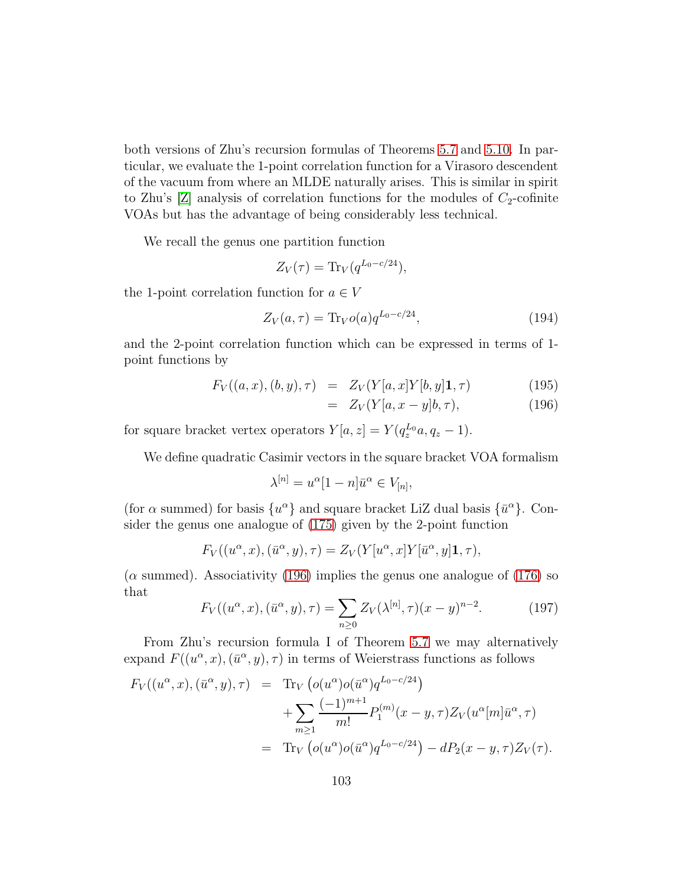both versions of Zhu's recursion formulas of Theorems 5.7 and 5.10. In particular, we evaluate the 1-point correlation function for a Virasoro descendent of the vacuum from where an MLDE naturally arises. This is similar in spirit to Zhu's [Z] analysis of correlation functions for the modules of $C_2$-cofinite VOAs but has the advantage of being considerably less technical.

We recall the genus one partition function

$$Z_V(\tau) = \mathrm{Tr}_V(q^{L_0-c/24}),$$

the 1-point correlation function for $a \in V$

$$Z_V(a,\tau) = \mathrm{Tr}_V o(a) q^{L_0-c/24}, \tag{194}$$

and the 2-point correlation function which can be expressed in terms of 1-point functions by

$$\begin{aligned} F_V((a,x),(b,y),\tau) &= Z_V(Y[a,x]Y[b,y]\mathbf{1},\tau) & (195)\\ &= Z_V(Y[a,x-y]b,\tau), & (196)\end{aligned}$$

for square bracket vertex operators $Y[a,z] = Y(q_z^{L_0}a, q_z - 1)$.

We define quadratic Casimir vectors in the square bracket VOA formalism

$$\lambda^{[n]} = u^\alpha[1-n]\bar{u}^\alpha \in V_{[n]},$$

(for $\alpha$ summed) for basis $\{u^\alpha\}$ and square bracket LiZ dual basis $\{\bar{u}^\alpha\}$. Consider the genus one analogue of (175) given by the 2-point function

$$F_V((u^\alpha,x),(\bar{u}^\alpha,y),\tau) = Z_V(Y[u^\alpha,x]Y[\bar{u}^\alpha,y]\mathbf{1},\tau),$$

($\alpha$ summed). Associativity (196) implies the genus one analogue of (176) so that

$$F_V((u^\alpha,x),(\bar{u}^\alpha,y),\tau) = \sum_{n\geq 0} Z_V(\lambda^{[n]},\tau)(x-y)^{n-2}. \tag{197}$$

From Zhu's recursion formula I of Theorem 5.7 we may alternatively expand $F((u^\alpha,x),(\bar{u}^\alpha,y),\tau)$ in terms of Weierstrass functions as follows

$$\begin{aligned} F_V((u^\alpha,x),(\bar{u}^\alpha,y),\tau) &= \mathrm{Tr}_V\left(o(u^\alpha)o(\bar{u}^\alpha)q^{L_0-c/24}\right)\\ &\quad + \sum_{m\geq 1}\frac{(-1)^{m+1}}{m!}P_1^{(m)}(x-y,\tau)Z_V(u^\alpha[m]\bar{u}^\alpha,\tau)\\ &= \mathrm{Tr}_V\left(o(u^\alpha)o(\bar{u}^\alpha)q^{L_0-c/24}\right) - dP_2(x-y,\tau)Z_V(\tau).\end{aligned}$$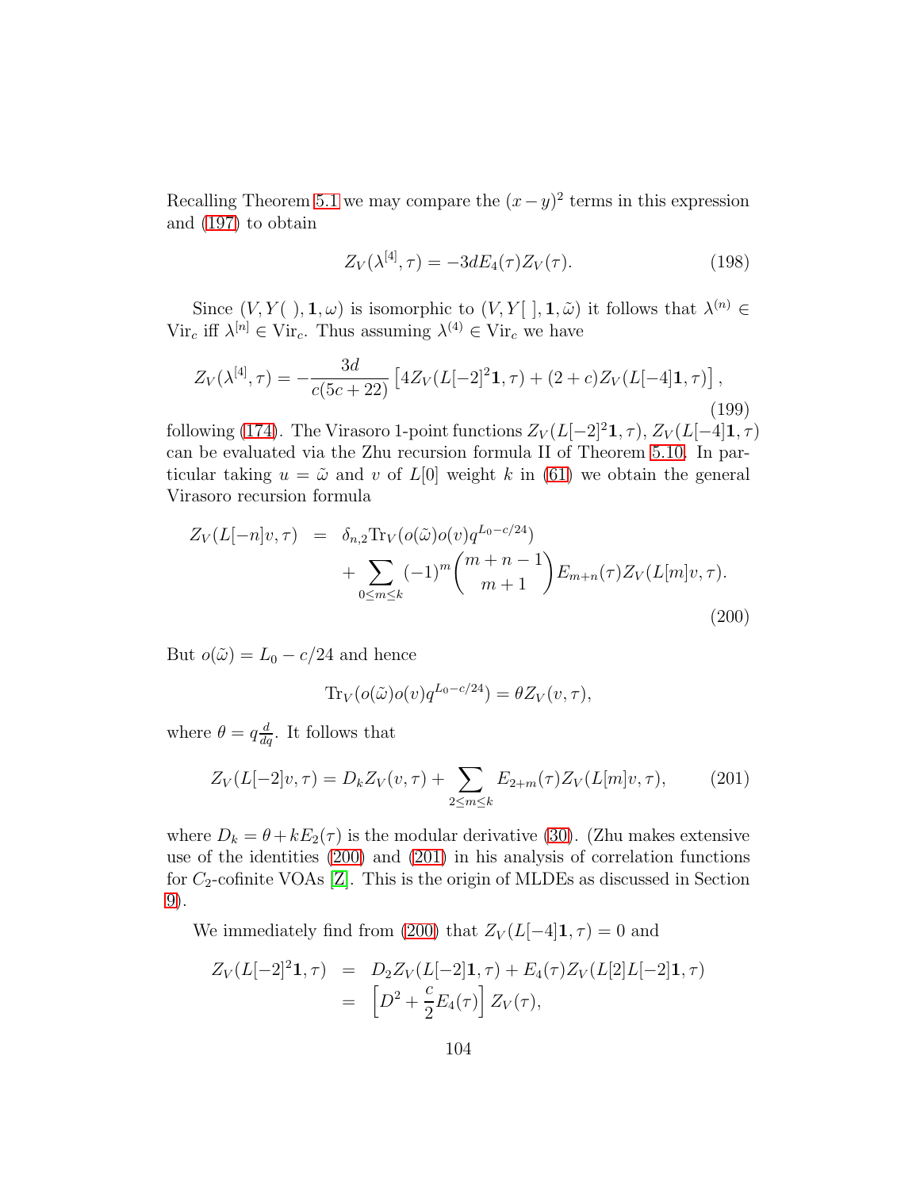Recalling Theorem 5.1 we may compare the $(x-y)^2$ terms in this expression and (197) to obtain

$$Z_V(\lambda^{[4]},\tau) = -3dE_4(\tau)Z_V(\tau). \tag{198}$$

Since $(V, Y(\ ), \mathbf{1}, \omega)$ is isomorphic to $(V, Y[\ ], \mathbf{1}, \tilde{\omega})$ it follows that $\lambda^{(n)} \in \mathrm{Vir}_c$ iff $\lambda^{[n]} \in \mathrm{Vir}_c$. Thus assuming $\lambda^{(4)} \in \mathrm{Vir}_c$ we have

$$Z_V(\lambda^{[4]},\tau) = -\frac{3d}{c(5c+22)}\left[4Z_V(L[-2]^2\mathbf{1},\tau) + (2+c)Z_V(L[-4]\mathbf{1},\tau)\right], \tag{199}$$

following (174). The Virasoro 1-point functions $Z_V(L[-2]^2\mathbf{1},\tau)$, $Z_V(L[-4]\mathbf{1},\tau)$ can be evaluated via the Zhu recursion formula II of Theorem 5.10. In particular taking $u = \tilde{\omega}$ and $v$ of $L[0]$ weight $k$ in (61) we obtain the general Virasoro recursion formula

$$\begin{aligned} Z_V(L[-n]v,\tau) &= \delta_{n,2}\mathrm{Tr}_V(o(\tilde{\omega})o(v)q^{L_0-c/24}) \\ &\quad + \sum_{0\leq m\leq k}(-1)^m\binom{m+n-1}{m+1}E_{m+n}(\tau)Z_V(L[m]v,\tau). \end{aligned} \tag{200}$$

But $o(\tilde{\omega}) = L_0 - c/24$ and hence

$$\mathrm{Tr}_V(o(\tilde{\omega})o(v)q^{L_0-c/24}) = \theta Z_V(v,\tau),$$

where $\theta = q\frac{d}{dq}$. It follows that

$$Z_V(L[-2]v,\tau) = D_k Z_V(v,\tau) + \sum_{2\leq m\leq k} E_{2+m}(\tau)Z_V(L[m]v,\tau), \tag{201}$$

where $D_k = \theta + kE_2(\tau)$ is the modular derivative (30). (Zhu makes extensive use of the identities (200) and (201) in his analysis of correlation functions for $C_2$-cofinite VOAs [Z]. This is the origin of MLDEs as discussed in Section 9).

We immediately find from (200) that $Z_V(L[-4]\mathbf{1},\tau) = 0$ and

$$\begin{aligned} Z_V(L[-2]^2\mathbf{1},\tau) &= D_2 Z_V(L[-2]\mathbf{1},\tau) + E_4(\tau)Z_V(L[2]L[-2]\mathbf{1},\tau) \\ &= \left[D^2 + \frac{c}{2}E_4(\tau)\right]Z_V(\tau), \end{aligned}$$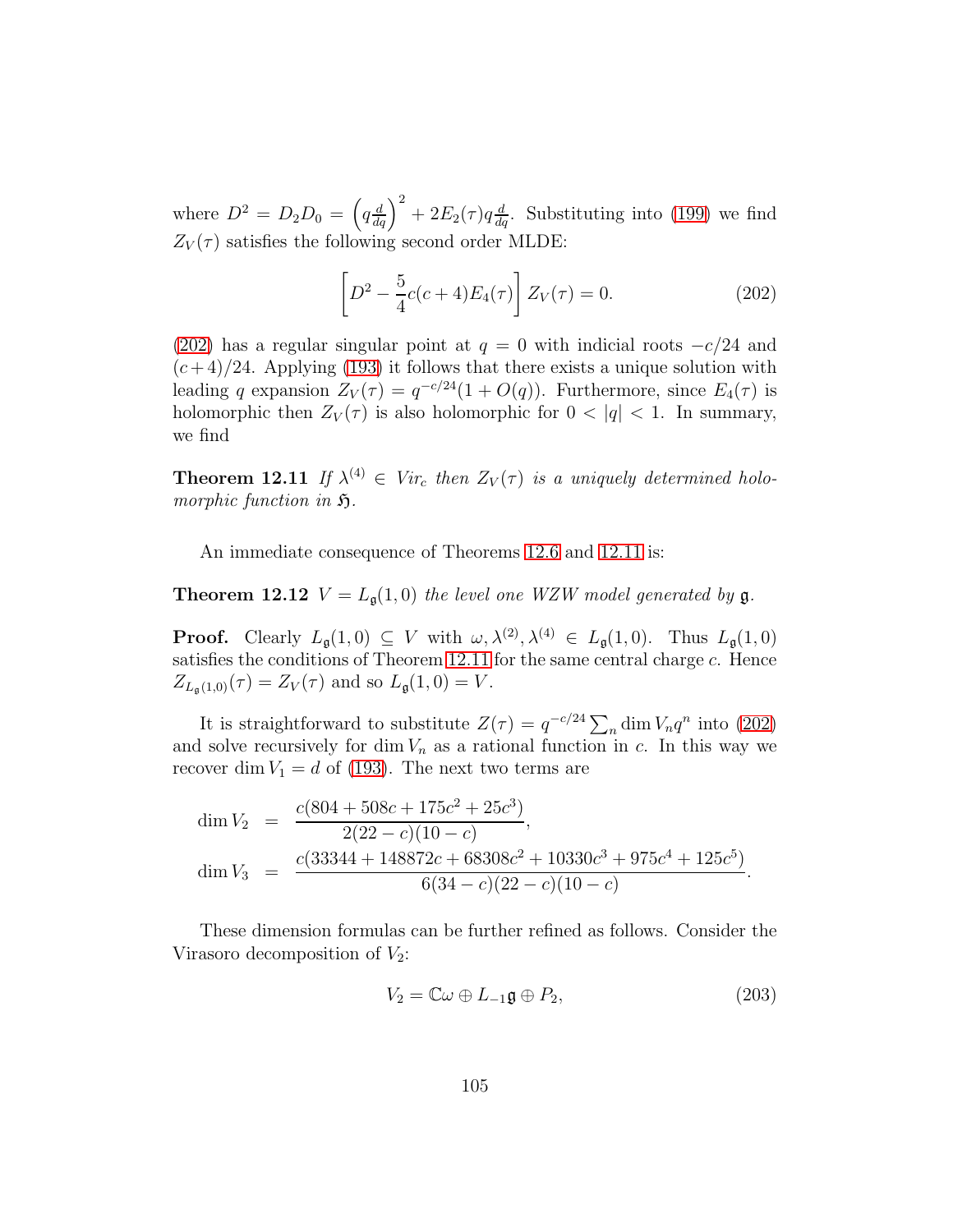where $D^2 = D_2 D_0 = \left(q\frac{d}{dq}\right)^2 + 2E_2(\tau)q\frac{d}{dq}$. Substituting into (199) we find $Z_V(\tau)$ satisfies the following second order MLDE:

$$\left[D^2 - \frac{5}{4}c(c+4)E_4(\tau)\right] Z_V(\tau) = 0. \tag{202}$$

(202) has a regular singular point at $q = 0$ with indicial roots $-c/24$ and $(c+4)/24$. Applying (193) it follows that there exists a unique solution with leading $q$ expansion $Z_V(\tau) = q^{-c/24}(1 + O(q))$. Furthermore, since $E_4(\tau)$ is holomorphic then $Z_V(\tau)$ is also holomorphic for $0 < |q| < 1$. In summary, we find

**Theorem 12.11** *If $\lambda^{(4)} \in Vir_c$ then $Z_V(\tau)$ is a uniquely determined holomorphic function in $\mathfrak{H}$.*

An immediate consequence of Theorems 12.6 and 12.11 is:

**Theorem 12.12** *$V = L_{\mathfrak{g}}(1,0)$ the level one WZW model generated by $\mathfrak{g}$.*

**Proof.** Clearly $L_{\mathfrak{g}}(1,0) \subseteq V$ with $\omega, \lambda^{(2)}, \lambda^{(4)} \in L_{\mathfrak{g}}(1,0)$. Thus $L_{\mathfrak{g}}(1,0)$ satisfies the conditions of Theorem 12.11 for the same central charge $c$. Hence $Z_{L_{\mathfrak{g}}(1,0)}(\tau) = Z_V(\tau)$ and so $L_{\mathfrak{g}}(1,0) = V$.

It is straightforward to substitute $Z(\tau) = q^{-c/24}\sum_n \dim V_n q^n$ into (202) and solve recursively for $\dim V_n$ as a rational function in $c$. In this way we recover $\dim V_1 = d$ of (193). The next two terms are

$$\begin{aligned}
\dim V_2 &= \frac{c(804 + 508c + 175c^2 + 25c^3)}{2(22-c)(10-c)}, \\
\dim V_3 &= \frac{c(33344 + 148872c + 68308c^2 + 10330c^3 + 975c^4 + 125c^5)}{6(34-c)(22-c)(10-c)}.
\end{aligned}$$

These dimension formulas can be further refined as follows. Consider the Virasoro decomposition of $V_2$:

$$V_2 = \mathbb{C}\omega \oplus L_{-1}\mathfrak{g} \oplus P_2, \tag{203}$$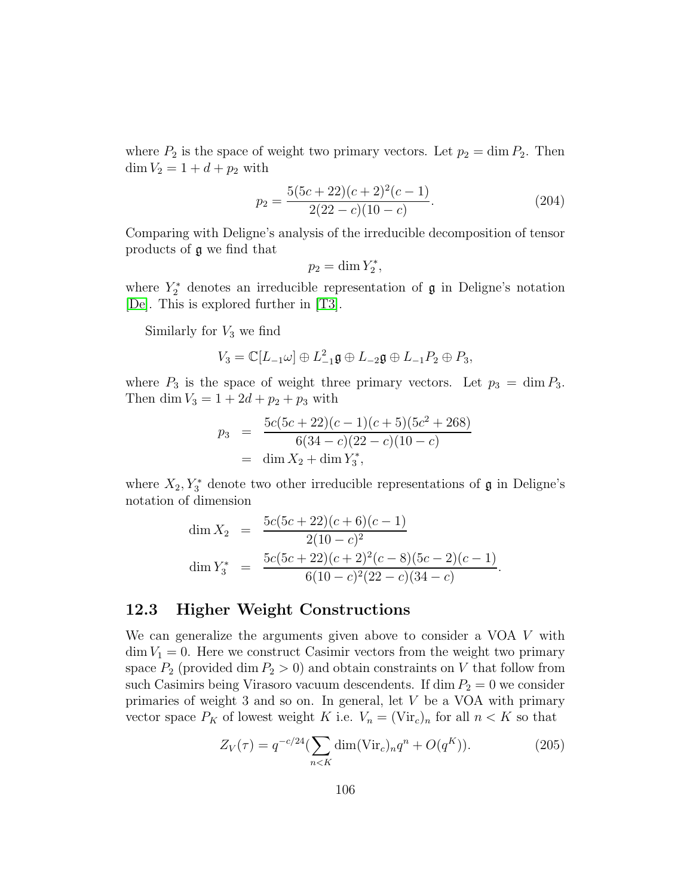where $P_2$ is the space of weight two primary vectors. Let $p_2 = \dim P_2$. Then $\dim V_2 = 1 + d + p_2$ with

$$p_2 = \frac{5(5c+22)(c+2)^2(c-1)}{2(22-c)(10-c)}. \tag{204}$$

Comparing with Deligne's analysis of the irreducible decomposition of tensor products of $\mathfrak{g}$ we find that

$$p_2 = \dim Y_2^*,$$

where $Y_2^*$ denotes an irreducible representation of $\mathfrak{g}$ in Deligne's notation [De]. This is explored further in [T3].

Similarly for $V_3$ we find

$$V_3 = \mathbb{C}[L_{-1}\omega] \oplus L_{-1}^2\mathfrak{g} \oplus L_{-2}\mathfrak{g} \oplus L_{-1}P_2 \oplus P_3,$$

where $P_3$ is the space of weight three primary vectors. Let $p_3 = \dim P_3$. Then $\dim V_3 = 1 + 2d + p_2 + p_3$ with

$$\begin{aligned} p_3 &= \frac{5c(5c+22)(c-1)(c+5)(5c^2+268)}{6(34-c)(22-c)(10-c)} \\ &= \dim X_2 + \dim Y_3^*, \end{aligned}$$

where $X_2, Y_3^*$ denote two other irreducible representations of $\mathfrak{g}$ in Deligne's notation of dimension

$$\begin{aligned} \dim X_2 &= \frac{5c(5c+22)(c+6)(c-1)}{2(10-c)^2} \\ \dim Y_3^* &= \frac{5c(5c+22)(c+2)^2(c-8)(5c-2)(c-1)}{6(10-c)^2(22-c)(34-c)}. \end{aligned}$$

## 12.3 Higher Weight Constructions

We can generalize the arguments given above to consider a VOA $V$ with $\dim V_1 = 0$. Here we construct Casimir vectors from the weight two primary space $P_2$ (provided $\dim P_2 > 0$) and obtain constraints on $V$ that follow from such Casimirs being Virasoro vacuum descendents. If $\dim P_2 = 0$ we consider primaries of weight 3 and so on. In general, let $V$ be a VOA with primary vector space $P_K$ of lowest weight $K$ i.e. $V_n = (\mathrm{Vir}_c)_n$ for all $n < K$ so that

$$Z_V(\tau) = q^{-c/24}\left(\sum_{n<K} \dim(\mathrm{Vir}_c)_n q^n + O(q^K)\right). \tag{205}$$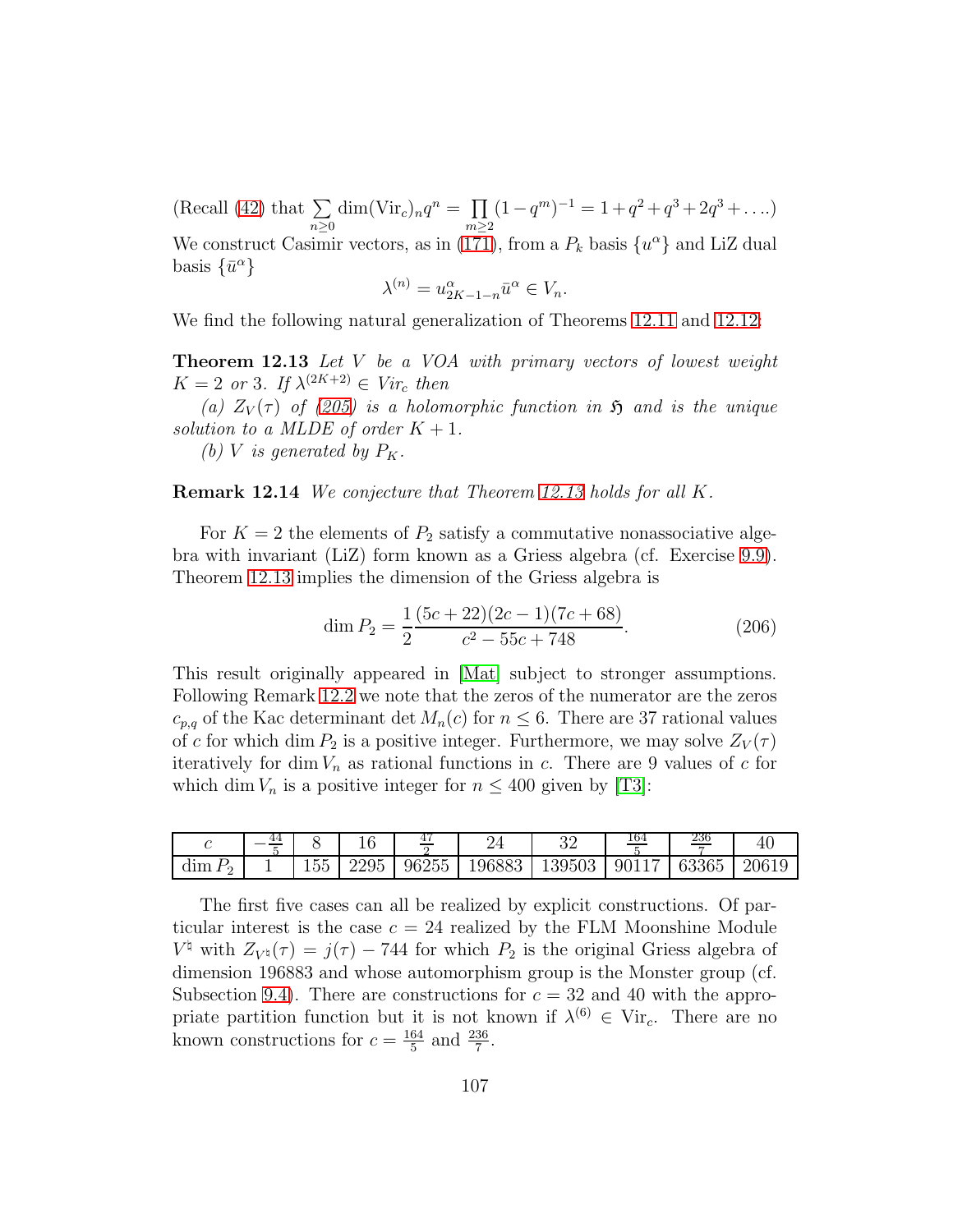(Recall (42) that $\sum_{n\geq 0} \dim(\mathrm{Vir}_c)_n q^n = \prod_{m\geq 2}(1-q^m)^{-1} = 1+q^2+q^3+2q^3+\ldots$.)

We construct Casimir vectors, as in (171), from a $P_k$ basis $\{u^\alpha\}$ and LiZ dual basis $\{\bar{u}^\alpha\}$

$$\lambda^{(n)} = u^\alpha_{2K-1-n}\bar{u}^\alpha \in V_n.$$

We find the following natural generalization of Theorems 12.11 and 12.12:

**Theorem 12.13** *Let $V$ be a VOA with primary vectors of lowest weight $K = 2$ or $3$. If $\lambda^{(2K+2)} \in Vir_c$ then*

*(a) $Z_V(\tau)$ of (205) is a holomorphic function in $\mathfrak{H}$ and is the unique solution to a MLDE of order $K+1$.*

*(b) $V$ is generated by $P_K$.*

**Remark 12.14** *We conjecture that Theorem 12.13 holds for all $K$.*

For $K=2$ the elements of $P_2$ satisfy a commutative nonassociative algebra with invariant (LiZ) form known as a Griess algebra (cf. Exercise 9.9). Theorem 12.13 implies the dimension of the Griess algebra is

$$\dim P_2 = \frac{1}{2}\frac{(5c+22)(2c-1)(7c+68)}{c^2-55c+748}. \tag{206}$$

This result originally appeared in [Mat] subject to stronger assumptions. Following Remark 12.2 we note that the zeros of the numerator are the zeros $c_{p,q}$ of the Kac determinant $\det M_n(c)$ for $n \leq 6$. There are 37 rational values of $c$ for which $\dim P_2$ is a positive integer. Furthermore, we may solve $Z_V(\tau)$ iteratively for $\dim V_n$ as rational functions in $c$. There are 9 values of $c$ for which $\dim V_n$ is a positive integer for $n \leq 400$ given by [T3]:

| $c$ | $-\frac{44}{5}$ | $8$ | $16$ | $\frac{47}{2}$ | $24$ | $32$ | $\frac{164}{5}$ | $\frac{236}{7}$ | $40$ |
|---|---|---|---|---|---|---|---|---|---|
| $\dim P_2$ | 1 | 155 | 2295 | 96255 | 196883 | 139503 | 90117 | 63365 | 20619 |

The first five cases can all be realized by explicit constructions. Of particular interest is the case $c = 24$ realized by the FLM Moonshine Module $V^\natural$ with $Z_{V^\natural}(\tau) = j(\tau) - 744$ for which $P_2$ is the original Griess algebra of dimension 196883 and whose automorphism group is the Monster group (cf. Subsection 9.4). There are constructions for $c = 32$ and 40 with the appropriate partition function but it is not known if $\lambda^{(6)} \in \mathrm{Vir}_c$. There are no known constructions for $c = \frac{164}{5}$ and $\frac{236}{7}$.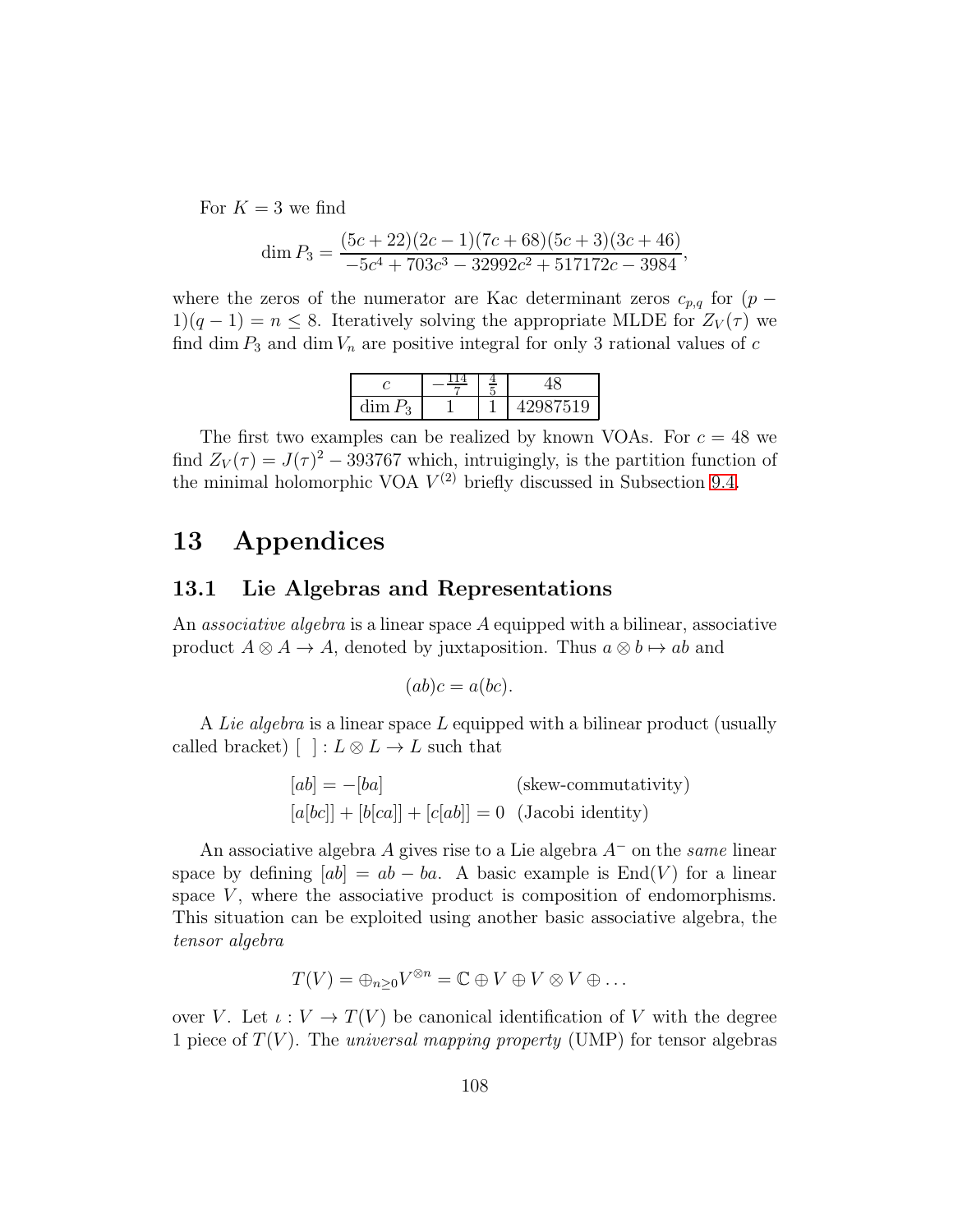For $K = 3$ we find

$$\dim P_3 = \frac{(5c+22)(2c-1)(7c+68)(5c+3)(3c+46)}{-5c^4 + 703c^3 - 32992c^2 + 517172c - 3984},$$

where the zeros of the numerator are Kac determinant zeros $c_{p,q}$ for $(p-1)(q-1) = n \leq 8$. Iteratively solving the appropriate MLDE for $Z_V(\tau)$ we find $\dim P_3$ and $\dim V_n$ are positive integral for only 3 rational values of $c$

| $c$ | $-\frac{114}{7}$ | $\frac{4}{5}$ | 48 |
|---|---|---|---|
| $\dim P_3$ | 1 | 1 | 42987519 |

The first two examples can be realized by known VOAs. For $c = 48$ we find $Z_V(\tau) = J(\tau)^2 - 393767$ which, intruigingly, is the partition function of the minimal holomorphic VOA $V^{(2)}$ briefly discussed in Subsection 9.4.

# 13 Appendices

## 13.1 Lie Algebras and Representations

An *associative algebra* is a linear space $A$ equipped with a bilinear, associative product $A \otimes A \to A$, denoted by juxtaposition. Thus $a \otimes b \mapsto ab$ and

$$(ab)c = a(bc).$$

A *Lie algebra* is a linear space $L$ equipped with a bilinear product (usually called bracket) $[\ \ ] : L \otimes L \to L$ such that

$$[ab] = -[ba] \qquad \text{(skew-commutativity)}$$
$$[a[bc]] + [b[ca]] + [c[ab]] = 0 \quad \text{(Jacobi identity)}$$

An associative algebra $A$ gives rise to a Lie algebra $A^-$ on the *same* linear space by defining $[ab] = ab - ba$. A basic example is $\mathrm{End}(V)$ for a linear space $V$, where the associative product is composition of endomorphisms. This situation can be exploited using another basic associative algebra, the *tensor algebra*

$$T(V) = \oplus_{n \geq 0} V^{\otimes n} = \mathbb{C} \oplus V \oplus V \otimes V \oplus \ldots$$

over $V$. Let $\iota : V \to T(V)$ be canonical identification of $V$ with the degree 1 piece of $T(V)$. The *universal mapping property* (UMP) for tensor algebras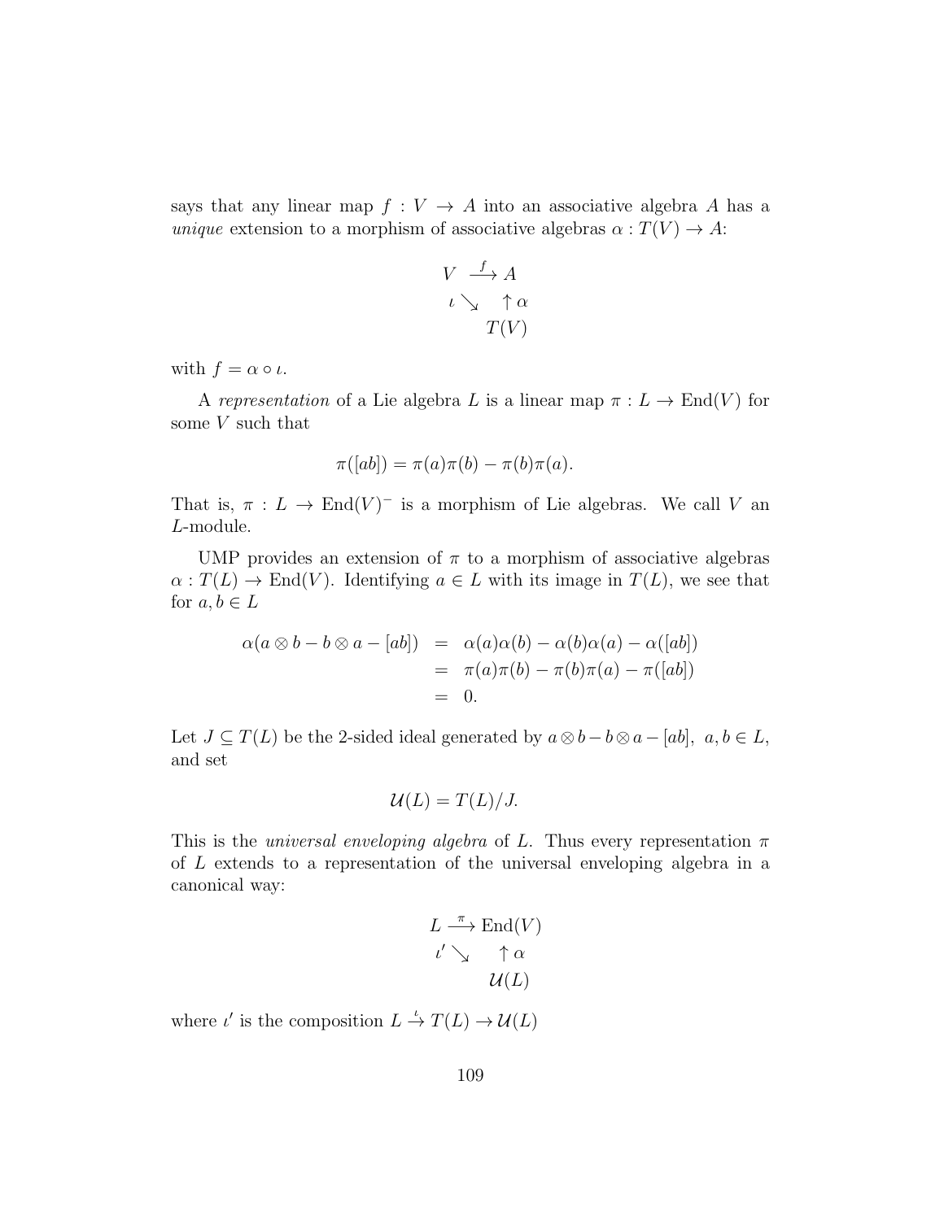says that any linear map $f : V \to A$ into an associative algebra $A$ has a *unique* extension to a morphism of associative algebras $\alpha : T(V) \to A$:

$$\begin{array}{ccc} V & \xrightarrow{f} & A \\ & \iota \searrow & \uparrow \alpha \\ & & T(V) \end{array}$$

with $f = \alpha \circ \iota$.

A *representation* of a Lie algebra $L$ is a linear map $\pi : L \to \mathrm{End}(V)$ for some $V$ such that

$$\pi([ab]) = \pi(a)\pi(b) - \pi(b)\pi(a).$$

That is, $\pi : L \to \mathrm{End}(V)^-$ is a morphism of Lie algebras. We call $V$ an $L$-module.

UMP provides an extension of $\pi$ to a morphism of associative algebras $\alpha : T(L) \to \mathrm{End}(V)$. Identifying $a \in L$ with its image in $T(L)$, we see that for $a, b \in L$

$$\begin{aligned} \alpha(a \otimes b - b \otimes a - [ab]) &= \alpha(a)\alpha(b) - \alpha(b)\alpha(a) - \alpha([ab]) \\ &= \pi(a)\pi(b) - \pi(b)\pi(a) - \pi([ab]) \\ &= 0. \end{aligned}$$

Let $J \subseteq T(L)$ be the 2-sided ideal generated by $a \otimes b - b \otimes a - [ab]$, $a, b \in L$, and set

$$\mathcal{U}(L) = T(L)/J.$$

This is the *universal enveloping algebra* of $L$. Thus every representation $\pi$ of $L$ extends to a representation of the universal enveloping algebra in a canonical way:

$$\begin{array}{ccc} L & \xrightarrow{\pi} & \mathrm{End}(V) \\ & \iota' \searrow & \uparrow \alpha \\ & & \mathcal{U}(L) \end{array}$$

where $\iota'$ is the composition $L \xrightarrow{\iota} T(L) \to \mathcal{U}(L)$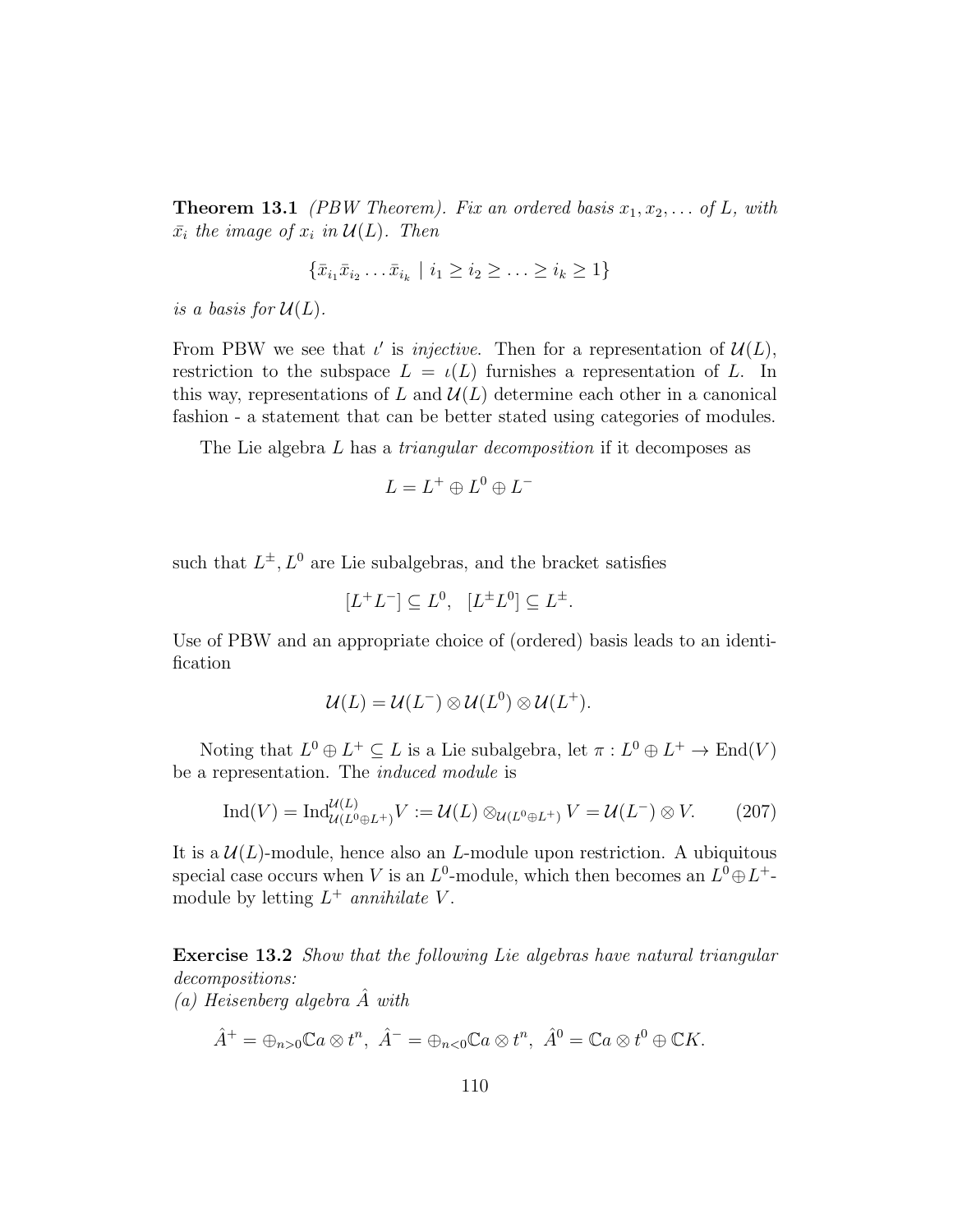**Theorem 13.1** *(PBW Theorem). Fix an ordered basis $x_1, x_2, \dots$ of $L$, with $\bar{x}_i$ the image of $x_i$ in $\mathcal{U}(L)$. Then*

$$\{\bar{x}_{i_1}\bar{x}_{i_2}\dots\bar{x}_{i_k} \mid i_1 \geq i_2 \geq \dots \geq i_k \geq 1\}$$

*is a basis for $\mathcal{U}(L)$.*

From PBW we see that $\iota'$ is *injective*. Then for a representation of $\mathcal{U}(L)$, restriction to the subspace $L = \iota(L)$ furnishes a representation of $L$. In this way, representations of $L$ and $\mathcal{U}(L)$ determine each other in a canonical fashion - a statement that can be better stated using categories of modules.

The Lie algebra $L$ has a *triangular decomposition* if it decomposes as

$$L = L^+ \oplus L^0 \oplus L^-$$

such that $L^\pm, L^0$ are Lie subalgebras, and the bracket satisfies

$$[L^+L^-] \subseteq L^0, \quad [L^\pm L^0] \subseteq L^\pm.$$

Use of PBW and an appropriate choice of (ordered) basis leads to an identification

$$\mathcal{U}(L) = \mathcal{U}(L^-) \otimes \mathcal{U}(L^0) \otimes \mathcal{U}(L^+).$$

Noting that $L^0 \oplus L^+ \subseteq L$ is a Lie subalgebra, let $\pi : L^0 \oplus L^+ \to \mathrm{End}(V)$ be a representation. The *induced module* is

$$\mathrm{Ind}(V) = \mathrm{Ind}_{\mathcal{U}(L^0 \oplus L^+)}^{\mathcal{U}(L)} V := \mathcal{U}(L) \otimes_{\mathcal{U}(L^0 \oplus L^+)} V = \mathcal{U}(L^-) \otimes V. \qquad (207)$$

It is a $\mathcal{U}(L)$-module, hence also an $L$-module upon restriction. A ubiquitous special case occurs when $V$ is an $L^0$-module, which then becomes an $L^0 \oplus L^+$-module by letting $L^+$ *annihilate* $V$.

**Exercise 13.2** *Show that the following Lie algebras have natural triangular decompositions:*
*(a) Heisenberg algebra $\hat{A}$ with*

$$\hat{A}^+ = \oplus_{n>0}\mathbb{C}a \otimes t^n, \ \hat{A}^- = \oplus_{n<0}\mathbb{C}a \otimes t^n, \ \hat{A}^0 = \mathbb{C}a \otimes t^0 \oplus \mathbb{C}K.$$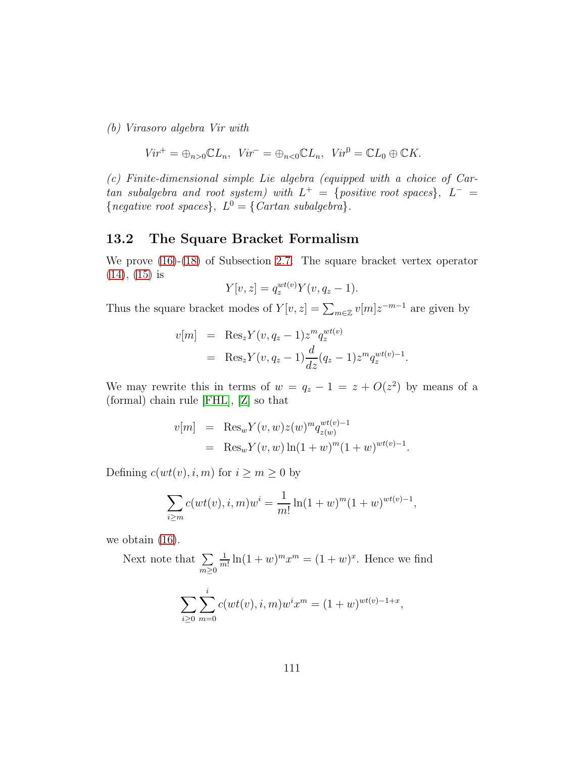*(b) Virasoro algebra Vir with*

$$Vir^{+} = \oplus_{n>0}\mathbb{C}L_n,\ \ Vir^{-} = \oplus_{n<0}\mathbb{C}L_n,\ \ Vir^{0} = \mathbb{C}L_0 \oplus \mathbb{C}K.$$

*(c) Finite-dimensional simple Lie algebra (equipped with a choice of Cartan subalgebra and root system) with $L^{+} = \{$positive root spaces$\}$, $L^{-} = \{$negative root spaces$\}$, $L^{0} = \{$Cartan subalgebra$\}$.*

## 13.2 The Square Bracket Formalism

We prove (16)-(18) of Subsection 2.7. The square bracket vertex operator (14), (15) is

$$Y[v,z] = q_z^{wt(v)} Y(v, q_z - 1).$$

Thus the square bracket modes of $Y[v,z] = \sum_{m\in\mathbb{Z}} v[m] z^{-m-1}$ are given by

$$\begin{aligned} v[m] &= \mathrm{Res}_z Y(v, q_z - 1) z^m q_z^{wt(v)} \\ &= \mathrm{Res}_z Y(v, q_z - 1) \frac{d}{dz}(q_z - 1) z^m q_z^{wt(v)-1}. \end{aligned}$$

We may rewrite this in terms of $w = q_z - 1 = z + O(z^2)$ by means of a (formal) chain rule [FHL], [Z] so that

$$\begin{aligned} v[m] &= \mathrm{Res}_w Y(v,w) z(w)^m q_{z(w)}^{wt(v)-1} \\ &= \mathrm{Res}_w Y(v,w) \ln(1+w)^m (1+w)^{wt(v)-1}. \end{aligned}$$

Defining $c(wt(v), i, m)$ for $i \geq m \geq 0$ by

$$\sum_{i\geq m} c(wt(v), i, m) w^i = \frac{1}{m!} \ln(1+w)^m (1+w)^{wt(v)-1},$$

we obtain (16).

Next note that $\sum_{m\geq 0} \frac{1}{m!}\ln(1+w)^m x^m = (1+w)^x$. Hence we find

$$\sum_{i\geq 0}\sum_{m=0}^{i} c(wt(v), i, m) w^i x^m = (1+w)^{wt(v)-1+x},$$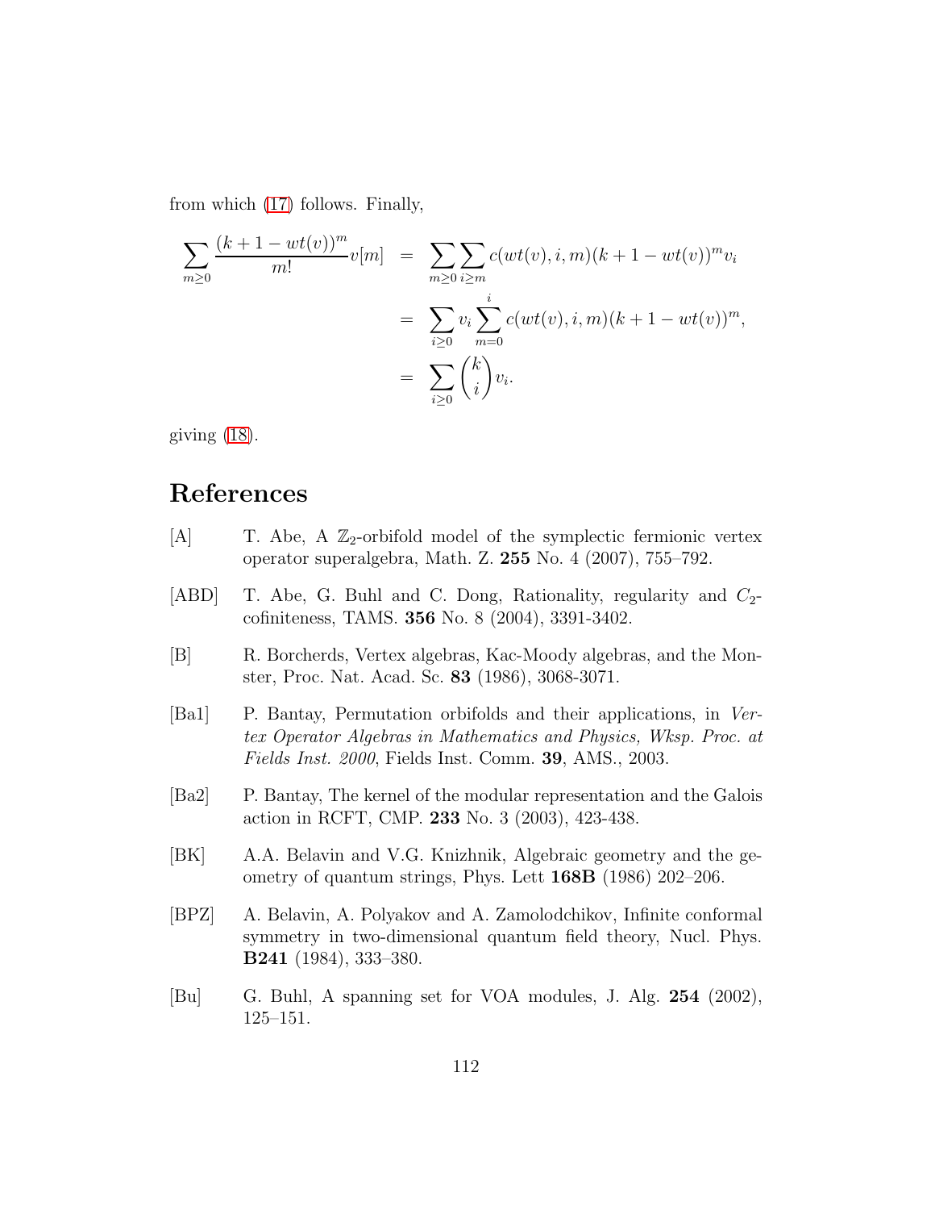from which (17) follows. Finally,

$$
\begin{aligned}
\sum_{m\geq 0}\frac{(k+1-wt(v))^m}{m!}v[m] &= \sum_{m\geq 0}\sum_{i\geq m}c(wt(v),i,m)(k+1-wt(v))^m v_i \\
&= \sum_{i\geq 0}v_i\sum_{m=0}^{i}c(wt(v),i,m)(k+1-wt(v))^m, \\
&= \sum_{i\geq 0}\binom{k}{i}v_i.
\end{aligned}
$$

giving (18).

# References

[A] T. Abe, A $\mathbb{Z}_2$-orbifold model of the symplectic fermionic vertex operator superalgebra, Math. Z. **255** No. 4 (2007), 755–792.

[ABD] T. Abe, G. Buhl and C. Dong, Rationality, regularity and $C_2$-cofiniteness, TAMS. **356** No. 8 (2004), 3391-3402.

[B] R. Borcherds, Vertex algebras, Kac-Moody algebras, and the Monster, Proc. Nat. Acad. Sc. **83** (1986), 3068-3071.

[Ba1] P. Bantay, Permutation orbifolds and their applications, in *Vertex Operator Algebras in Mathematics and Physics, Wksp. Proc. at Fields Inst. 2000*, Fields Inst. Comm. **39**, AMS., 2003.

[Ba2] P. Bantay, The kernel of the modular representation and the Galois action in RCFT, CMP. **233** No. 3 (2003), 423-438.

[BK] A.A. Belavin and V.G. Knizhnik, Algebraic geometry and the geometry of quantum strings, Phys. Lett **168B** (1986) 202–206.

[BPZ] A. Belavin, A. Polyakov and A. Zamolodchikov, Infinite conformal symmetry in two-dimensional quantum field theory, Nucl. Phys. **B241** (1984), 333–380.

[Bu] G. Buhl, A spanning set for VOA modules, J. Alg. **254** (2002), 125–151.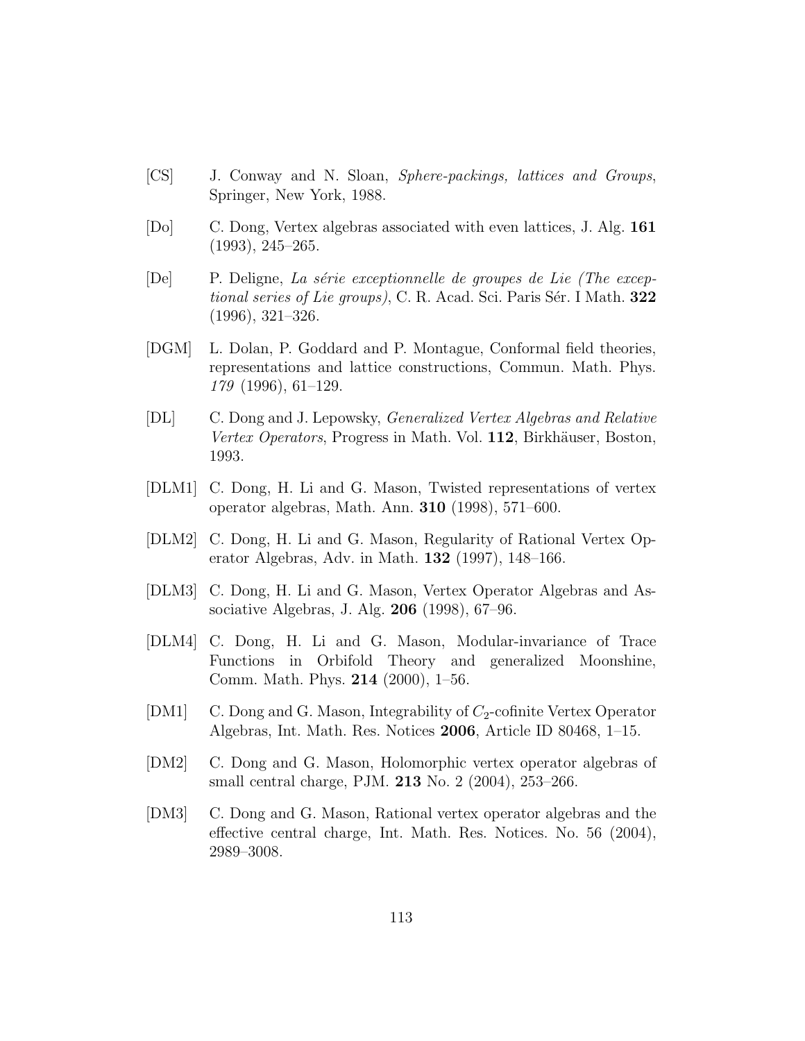[CS] J. Conway and N. Sloan, *Sphere-packings, lattices and Groups*, Springer, New York, 1988.

[Do] C. Dong, Vertex algebras associated with even lattices, J. Alg. **161** (1993), 245–265.

[De] P. Deligne, *La série exceptionnelle de groupes de Lie (The exceptional series of Lie groups)*, C. R. Acad. Sci. Paris Sér. I Math. **322** (1996), 321–326.

[DGM] L. Dolan, P. Goddard and P. Montague, Conformal field theories, representations and lattice constructions, Commun. Math. Phys. *179* (1996), 61–129.

[DL] C. Dong and J. Lepowsky, *Generalized Vertex Algebras and Relative Vertex Operators*, Progress in Math. Vol. **112**, Birkhäuser, Boston, 1993.

[DLM1] C. Dong, H. Li and G. Mason, Twisted representations of vertex operator algebras, Math. Ann. **310** (1998), 571–600.

[DLM2] C. Dong, H. Li and G. Mason, Regularity of Rational Vertex Operator Algebras, Adv. in Math. **132** (1997), 148–166.

[DLM3] C. Dong, H. Li and G. Mason, Vertex Operator Algebras and Associative Algebras, J. Alg. **206** (1998), 67–96.

[DLM4] C. Dong, H. Li and G. Mason, Modular-invariance of Trace Functions in Orbifold Theory and generalized Moonshine, Comm. Math. Phys. **214** (2000), 1–56.

[DM1] C. Dong and G. Mason, Integrability of $C_2$-cofinite Vertex Operator Algebras, Int. Math. Res. Notices **2006**, Article ID 80468, 1–15.

[DM2] C. Dong and G. Mason, Holomorphic vertex operator algebras of small central charge, PJM. **213** No. 2 (2004), 253–266.

[DM3] C. Dong and G. Mason, Rational vertex operator algebras and the effective central charge, Int. Math. Res. Notices. No. 56 (2004), 2989–3008.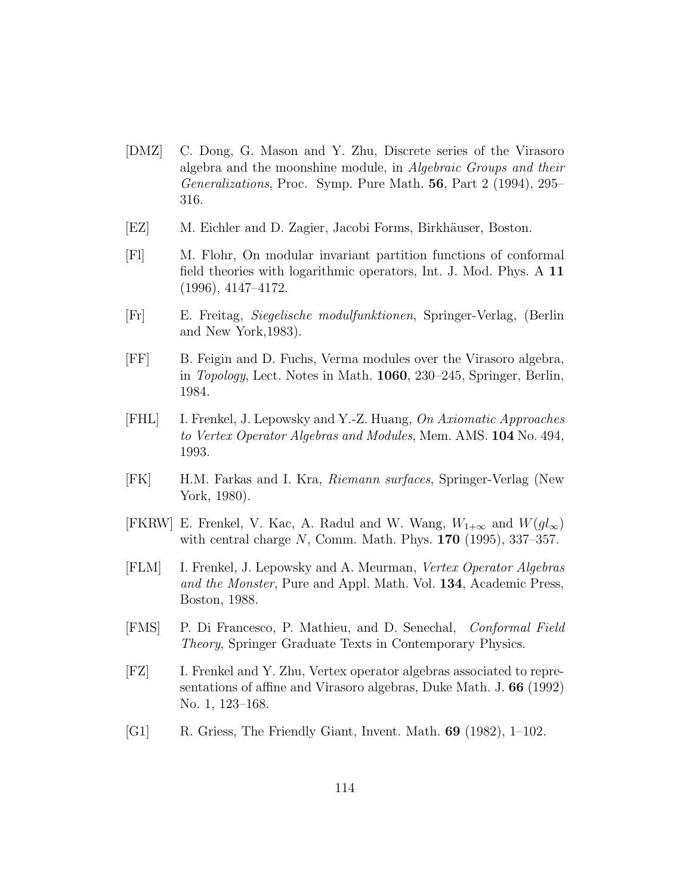[DMZ] C. Dong, G. Mason and Y. Zhu, Discrete series of the Virasoro algebra and the moonshine module, in *Algebraic Groups and their Generalizations*, Proc. Symp. Pure Math. **56**, Part 2 (1994), 295–316.

[EZ] M. Eichler and D. Zagier, Jacobi Forms, Birkhäuser, Boston.

[Fl] M. Flohr, On modular invariant partition functions of conformal field theories with logarithmic operators, Int. J. Mod. Phys. A **11** (1996), 4147–4172.

[Fr] E. Freitag, *Siegelische modulfunktionen*, Springer-Verlag, (Berlin and New York,1983).

[FF] B. Feigin and D. Fuchs, Verma modules over the Virasoro algebra, in *Topology*, Lect. Notes in Math. **1060**, 230–245, Springer, Berlin, 1984.

[FHL] I. Frenkel, J. Lepowsky and Y.-Z. Huang, *On Axiomatic Approaches to Vertex Operator Algebras and Modules*, Mem. AMS. **104** No. 494, 1993.

[FK] H.M. Farkas and I. Kra, *Riemann surfaces*, Springer-Verlag (New York, 1980).

[FKRW] E. Frenkel, V. Kac, A. Radul and W. Wang, $W_{1+\infty}$ and $W(gl_\infty)$ with central charge $N$, Comm. Math. Phys. **170** (1995), 337–357.

[FLM] I. Frenkel, J. Lepowsky and A. Meurman, *Vertex Operator Algebras and the Monster*, Pure and Appl. Math. Vol. **134**, Academic Press, Boston, 1988.

[FMS] P. Di Francesco, P. Mathieu, and D. Senechal, *Conformal Field Theory*, Springer Graduate Texts in Contemporary Physics.

[FZ] I. Frenkel and Y. Zhu, Vertex operator algebras associated to representations of affine and Virasoro algebras, Duke Math. J. **66** (1992) No. 1, 123–168.

[G1] R. Griess, The Friendly Giant, Invent. Math. **69** (1982), 1–102.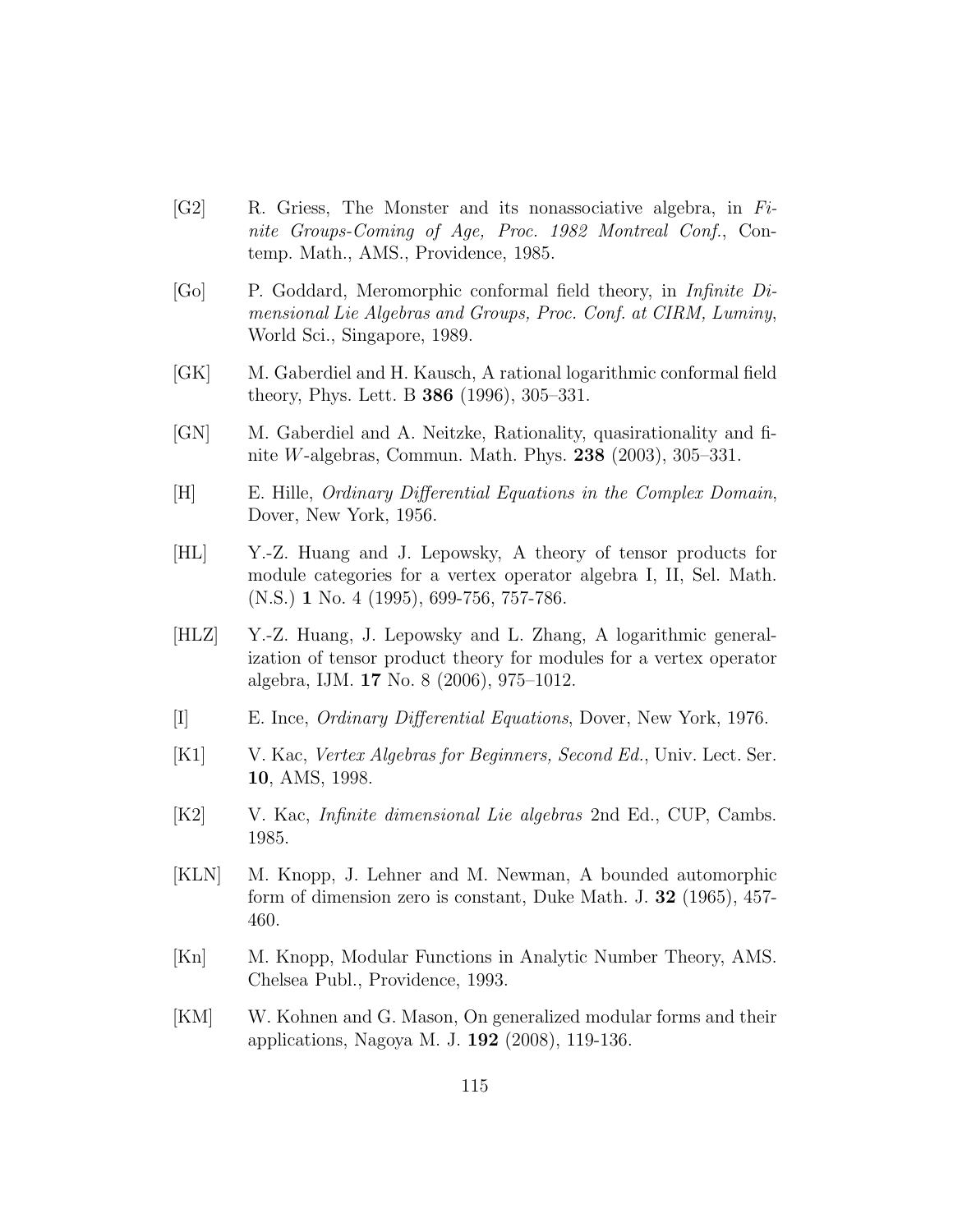[G2] R. Griess, The Monster and its nonassociative algebra, in *Finite Groups-Coming of Age, Proc. 1982 Montreal Conf.*, Contemp. Math., AMS., Providence, 1985.

[Go] P. Goddard, Meromorphic conformal field theory, in *Infinite Dimensional Lie Algebras and Groups, Proc. Conf. at CIRM, Luminy*, World Sci., Singapore, 1989.

[GK] M. Gaberdiel and H. Kausch, A rational logarithmic conformal field theory, Phys. Lett. B **386** (1996), 305–331.

[GN] M. Gaberdiel and A. Neitzke, Rationality, quasirationality and finite $W$-algebras, Commun. Math. Phys. **238** (2003), 305–331.

[H] E. Hille, *Ordinary Differential Equations in the Complex Domain*, Dover, New York, 1956.

[HL] Y.-Z. Huang and J. Lepowsky, A theory of tensor products for module categories for a vertex operator algebra I, II, Sel. Math. (N.S.) **1** No. 4 (1995), 699-756, 757-786.

[HLZ] Y.-Z. Huang, J. Lepowsky and L. Zhang, A logarithmic generalization of tensor product theory for modules for a vertex operator algebra, IJM. **17** No. 8 (2006), 975–1012.

[I] E. Ince, *Ordinary Differential Equations*, Dover, New York, 1976.

[K1] V. Kac, *Vertex Algebras for Beginners, Second Ed.*, Univ. Lect. Ser. **10**, AMS, 1998.

[K2] V. Kac, *Infinite dimensional Lie algebras* 2nd Ed., CUP, Cambs. 1985.

[KLN] M. Knopp, J. Lehner and M. Newman, A bounded automorphic form of dimension zero is constant, Duke Math. J. **32** (1965), 457-460.

[Kn] M. Knopp, Modular Functions in Analytic Number Theory, AMS. Chelsea Publ., Providence, 1993.

[KM] W. Kohnen and G. Mason, On generalized modular forms and their applications, Nagoya M. J. **192** (2008), 119-136.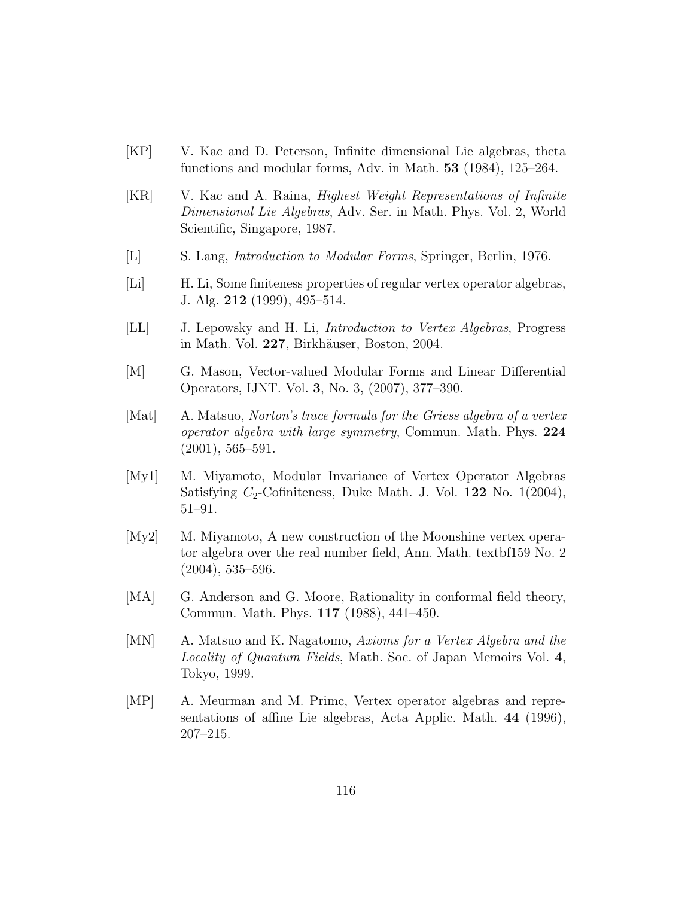[KP] V. Kac and D. Peterson, Infinite dimensional Lie algebras, theta functions and modular forms, Adv. in Math. **53** (1984), 125–264.

[KR] V. Kac and A. Raina, *Highest Weight Representations of Infinite Dimensional Lie Algebras*, Adv. Ser. in Math. Phys. Vol. 2, World Scientific, Singapore, 1987.

[L] S. Lang, *Introduction to Modular Forms*, Springer, Berlin, 1976.

[Li] H. Li, Some finiteness properties of regular vertex operator algebras, J. Alg. **212** (1999), 495–514.

[LL] J. Lepowsky and H. Li, *Introduction to Vertex Algebras*, Progress in Math. Vol. **227**, Birkhäuser, Boston, 2004.

[M] G. Mason, Vector-valued Modular Forms and Linear Differential Operators, IJNT. Vol. **3**, No. 3, (2007), 377–390.

[Mat] A. Matsuo, *Norton's trace formula for the Griess algebra of a vertex operator algebra with large symmetry*, Commun. Math. Phys. **224** (2001), 565–591.

[My1] M. Miyamoto, Modular Invariance of Vertex Operator Algebras Satisfying $C_2$-Cofiniteness, Duke Math. J. Vol. **122** No. 1(2004), 51–91.

[My2] M. Miyamoto, A new construction of the Moonshine vertex operator algebra over the real number field, Ann. Math. textbf159 No. 2 (2004), 535–596.

[MA] G. Anderson and G. Moore, Rationality in conformal field theory, Commun. Math. Phys. **117** (1988), 441–450.

[MN] A. Matsuo and K. Nagatomo, *Axioms for a Vertex Algebra and the Locality of Quantum Fields*, Math. Soc. of Japan Memoirs Vol. **4**, Tokyo, 1999.

[MP] A. Meurman and M. Primc, Vertex operator algebras and representations of affine Lie algebras, Acta Applic. Math. **44** (1996), 207–215.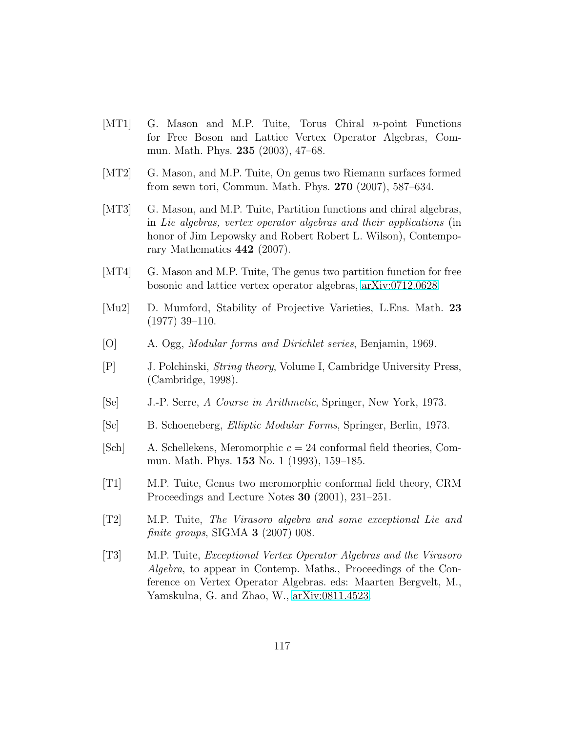[MT1] G. Mason and M.P. Tuite, Torus Chiral $n$-point Functions for Free Boson and Lattice Vertex Operator Algebras, Commun. Math. Phys. **235** (2003), 47–68.

[MT2] G. Mason, and M.P. Tuite, On genus two Riemann surfaces formed from sewn tori, Commun. Math. Phys. **270** (2007), 587–634.

[MT3] G. Mason, and M.P. Tuite, Partition functions and chiral algebras, in *Lie algebras, vertex operator algebras and their applications* (in honor of Jim Lepowsky and Robert Robert L. Wilson), Contemporary Mathematics **442** (2007).

[MT4] G. Mason and M.P. Tuite, The genus two partition function for free bosonic and lattice vertex operator algebras, arXiv:0712.0628.

[Mu2] D. Mumford, Stability of Projective Varieties, L.Ens. Math. **23** (1977) 39–110.

[O] A. Ogg, *Modular forms and Dirichlet series*, Benjamin, 1969.

[P] J. Polchinski, *String theory*, Volume I, Cambridge University Press, (Cambridge, 1998).

[Se] J.-P. Serre, *A Course in Arithmetic*, Springer, New York, 1973.

[Sc] B. Schoeneberg, *Elliptic Modular Forms*, Springer, Berlin, 1973.

[Sch] A. Schellekens, Meromorphic $c = 24$ conformal field theories, Commun. Math. Phys. **153** No. 1 (1993), 159–185.

[T1] M.P. Tuite, Genus two meromorphic conformal field theory, CRM Proceedings and Lecture Notes **30** (2001), 231–251.

[T2] M.P. Tuite, *The Virasoro algebra and some exceptional Lie and finite groups*, SIGMA **3** (2007) 008.

[T3] M.P. Tuite, *Exceptional Vertex Operator Algebras and the Virasoro Algebra*, to appear in Contemp. Maths., Proceedings of the Conference on Vertex Operator Algebras. eds: Maarten Bergvelt, M., Yamskulna, G. and Zhao, W., arXiv:0811.4523.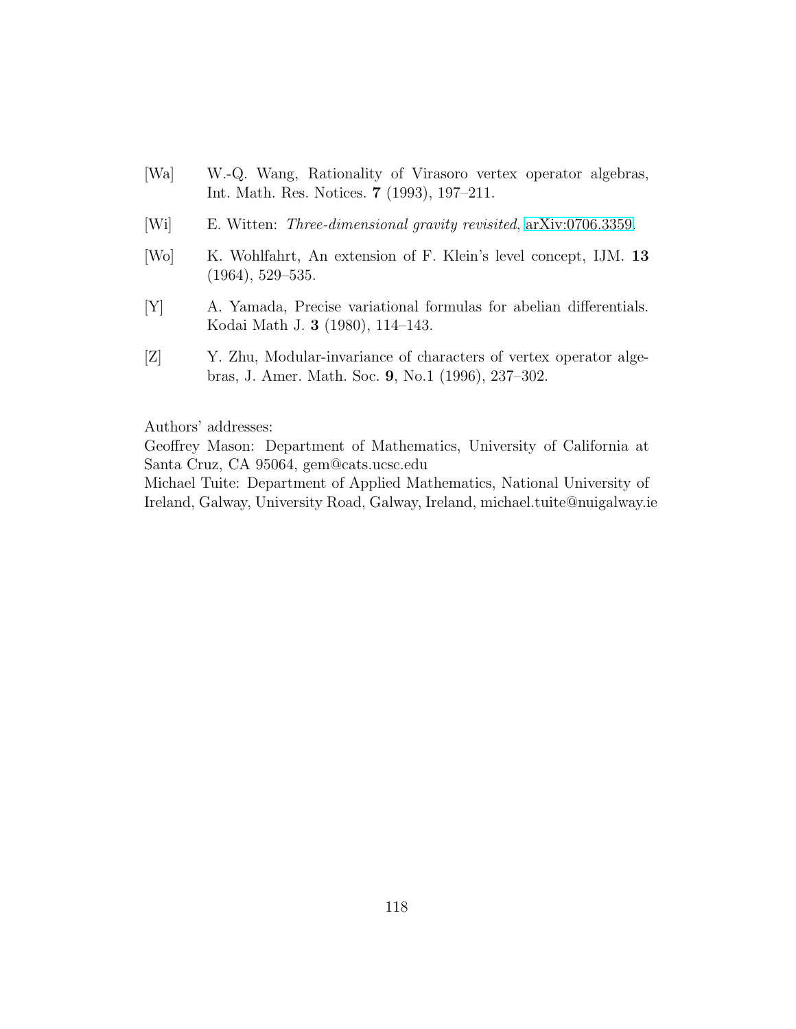[Wa] W.-Q. Wang, Rationality of Virasoro vertex operator algebras, Int. Math. Res. Notices. **7** (1993), 197–211.

[Wi] E. Witten: *Three-dimensional gravity revisited*, arXiv:0706.3359.

[Wo] K. Wohlfahrt, An extension of F. Klein's level concept, IJM. **13** (1964), 529–535.

[Y] A. Yamada, Precise variational formulas for abelian differentials. Kodai Math J. **3** (1980), 114–143.

[Z] Y. Zhu, Modular-invariance of characters of vertex operator algebras, J. Amer. Math. Soc. **9**, No.1 (1996), 237–302.

Authors' addresses:
Geoffrey Mason: Department of Mathematics, University of California at Santa Cruz, CA 95064, gem@cats.ucsc.edu
Michael Tuite: Department of Applied Mathematics, National University of Ireland, Galway, University Road, Galway, Ireland, michael.tuite@nuigalway.ie